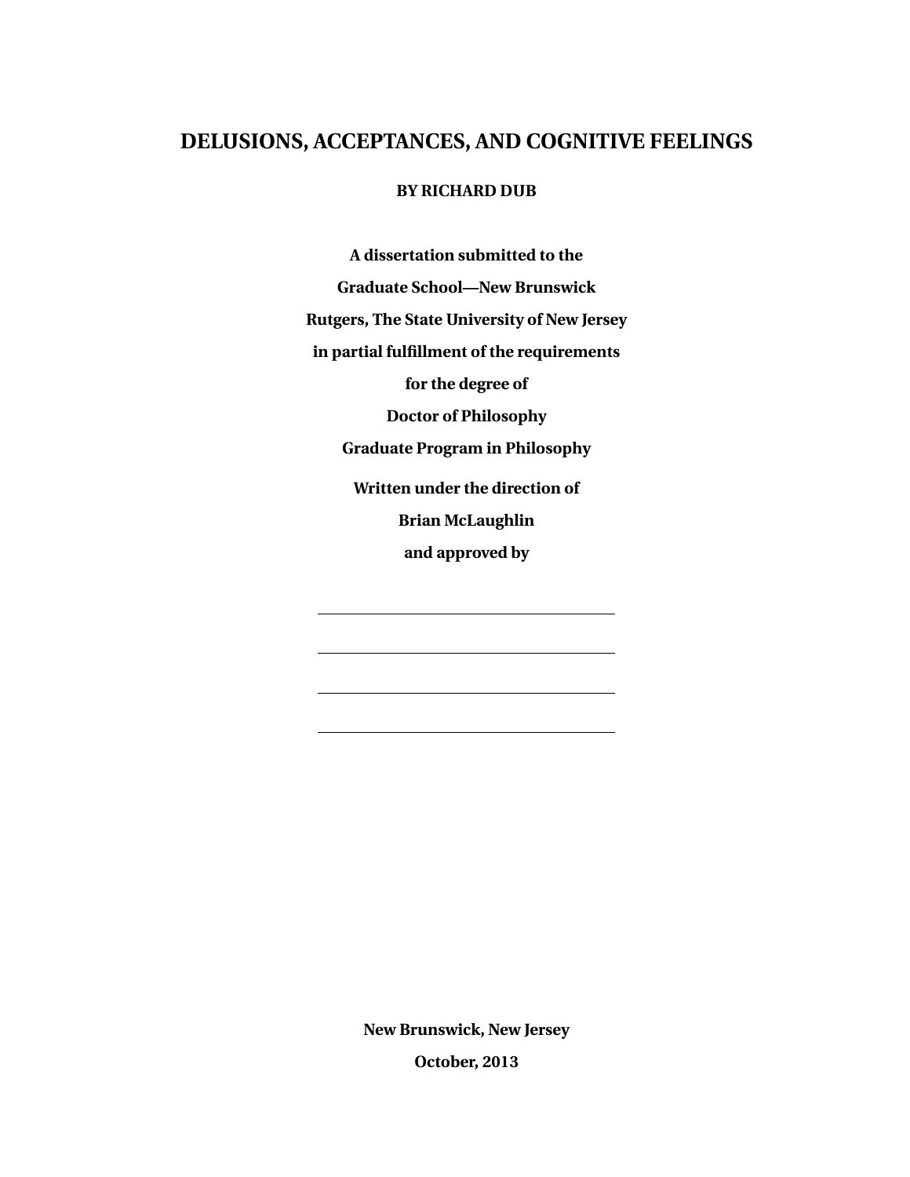# DELUSIONS, ACCEPTANCES, AND COGNITIVE FEELINGS

**BY RICHARD DUB**

**A dissertation submitted to the**

**Graduate School—New Brunswick**

**Rutgers, The State University of New Jersey**

**in partial fulfillment of the requirements**

**for the degree of**

**Doctor of Philosophy**

**Graduate Program in Philosophy**

**Written under the direction of**

**Brian McLaughlin**

**and approved by**

\_\_\_\_\_\_\_\_\_\_\_\_\_\_\_\_\_\_\_\_\_\_\_\_\_\_\_\_\_\_

\_\_\_\_\_\_\_\_\_\_\_\_\_\_\_\_\_\_\_\_\_\_\_\_\_\_\_\_\_\_

\_\_\_\_\_\_\_\_\_\_\_\_\_\_\_\_\_\_\_\_\_\_\_\_\_\_\_\_\_\_

\_\_\_\_\_\_\_\_\_\_\_\_\_\_\_\_\_\_\_\_\_\_\_\_\_\_\_\_\_\_

**New Brunswick, New Jersey**

**October, 2013**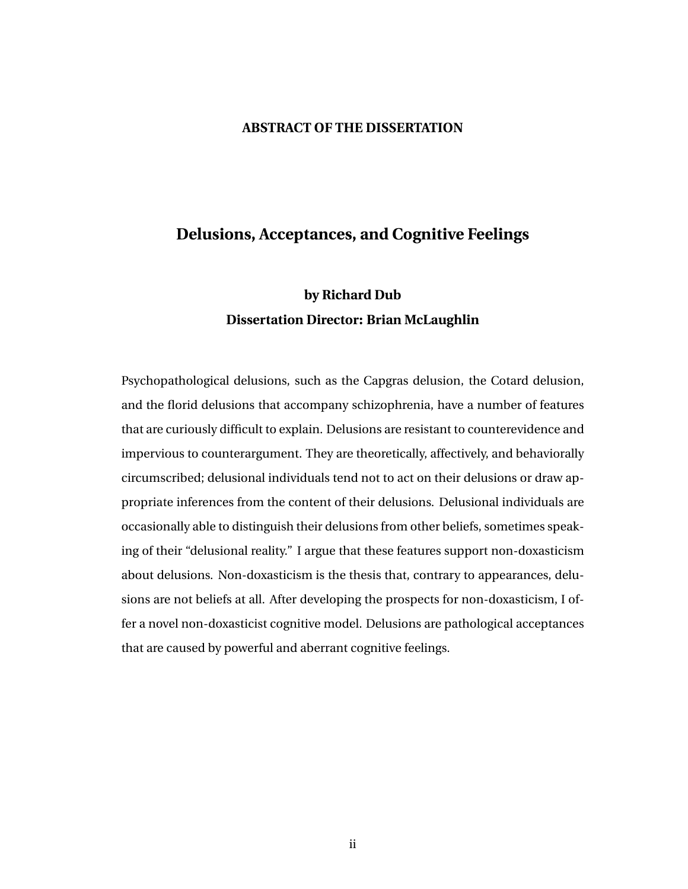## ABSTRACT OF THE DISSERTATION

# Delusions, Acceptances, and Cognitive Feelings

**by Richard Dub**

**Dissertation Director: Brian McLaughlin**

Psychopathological delusions, such as the Capgras delusion, the Cotard delusion, and the florid delusions that accompany schizophrenia, have a number of features that are curiously difficult to explain. Delusions are resistant to counterevidence and impervious to counterargument. They are theoretically, affectively, and behaviorally circumscribed; delusional individuals tend not to act on their delusions or draw appropriate inferences from the content of their delusions. Delusional individuals are occasionally able to distinguish their delusions from other beliefs, sometimes speaking of their "delusional reality." I argue that these features support non-doxasticism about delusions. Non-doxasticism is the thesis that, contrary to appearances, delusions are not beliefs at all. After developing the prospects for non-doxasticism, I offer a novel non-doxasticist cognitive model. Delusions are pathological acceptances that are caused by powerful and aberrant cognitive feelings.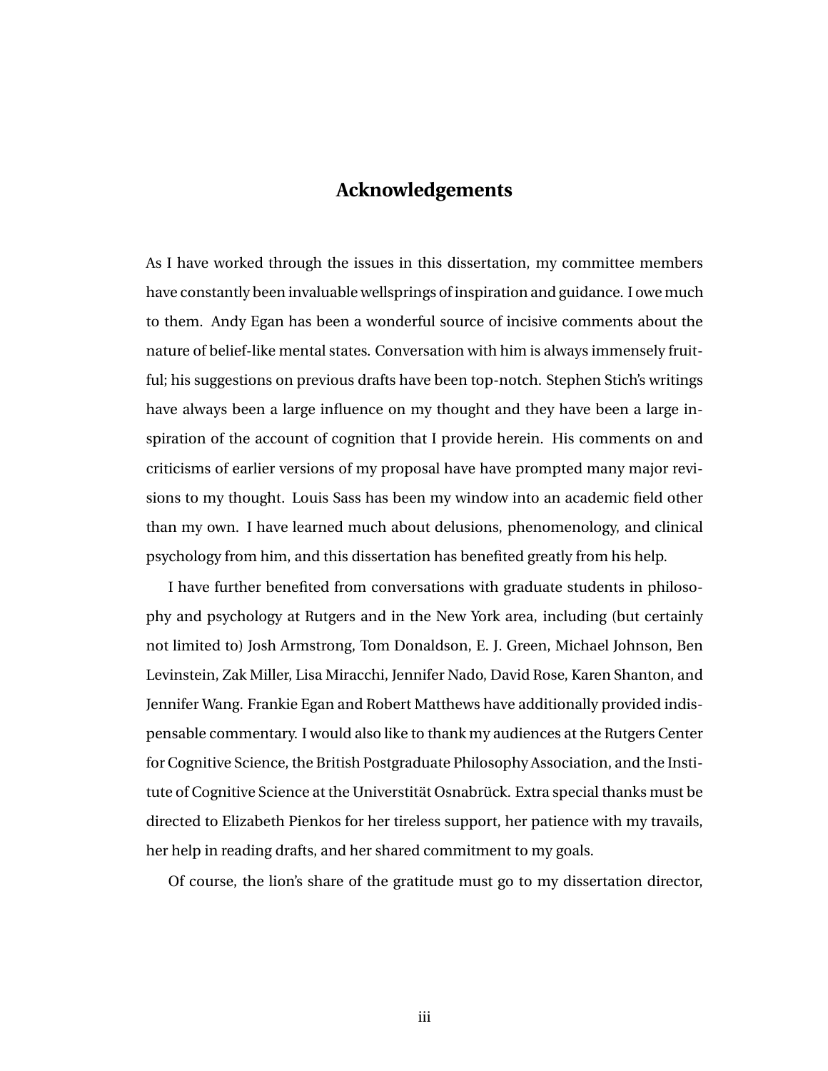# Acknowledgements

As I have worked through the issues in this dissertation, my committee members have constantly been invaluable wellsprings of inspiration and guidance. I owe much to them. Andy Egan has been a wonderful source of incisive comments about the nature of belief-like mental states. Conversation with him is always immensely fruitful; his suggestions on previous drafts have been top-notch. Stephen Stich's writings have always been a large influence on my thought and they have been a large inspiration of the account of cognition that I provide herein. His comments on and criticisms of earlier versions of my proposal have have prompted many major revisions to my thought. Louis Sass has been my window into an academic field other than my own. I have learned much about delusions, phenomenology, and clinical psychology from him, and this dissertation has benefited greatly from his help.

I have further benefited from conversations with graduate students in philosophy and psychology at Rutgers and in the New York area, including (but certainly not limited to) Josh Armstrong, Tom Donaldson, E. J. Green, Michael Johnson, Ben Levinstein, Zak Miller, Lisa Miracchi, Jennifer Nado, David Rose, Karen Shanton, and Jennifer Wang. Frankie Egan and Robert Matthews have additionally provided indispensable commentary. I would also like to thank my audiences at the Rutgers Center for Cognitive Science, the British Postgraduate Philosophy Association, and the Institute of Cognitive Science at the Universtität Osnabrück. Extra special thanks must be directed to Elizabeth Pienkos for her tireless support, her patience with my travails, her help in reading drafts, and her shared commitment to my goals.

Of course, the lion's share of the gratitude must go to my dissertation director,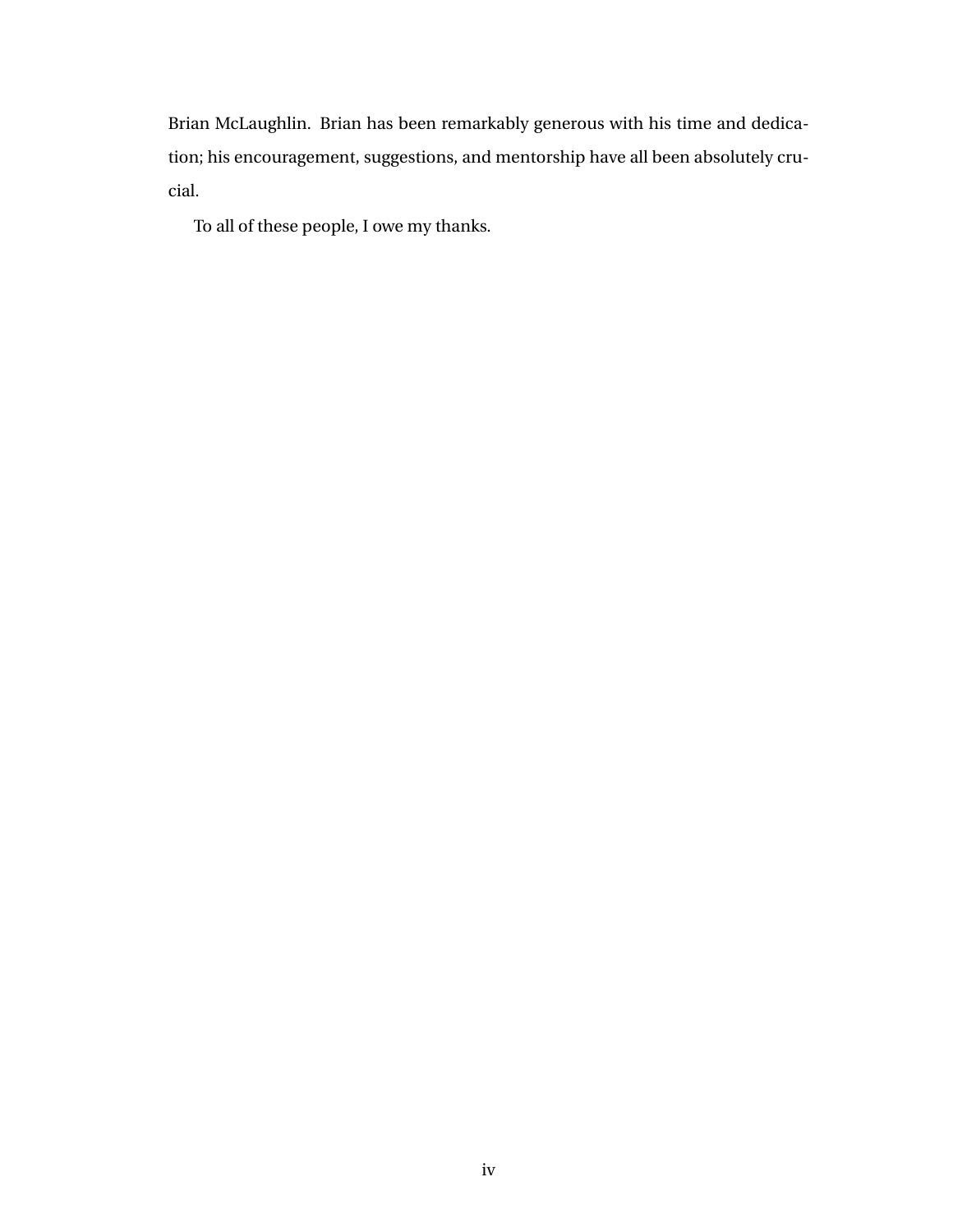Brian McLaughlin. Brian has been remarkably generous with his time and dedication; his encouragement, suggestions, and mentorship have all been absolutely crucial.

To all of these people, I owe my thanks.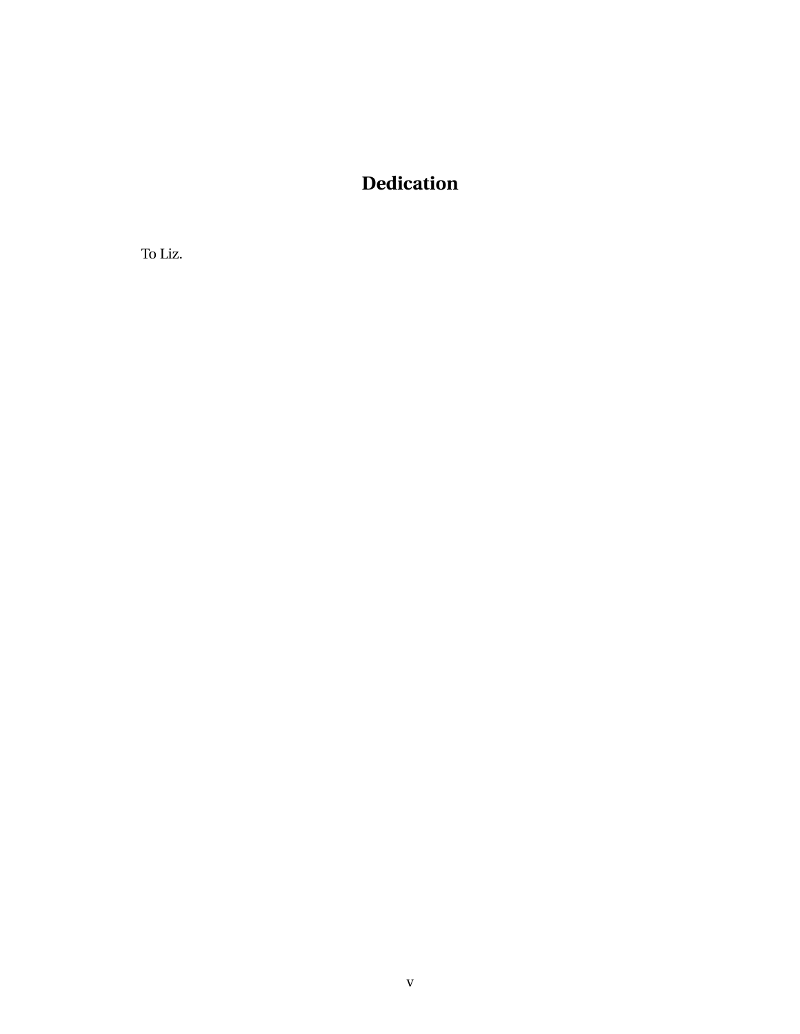# Dedication

To Liz.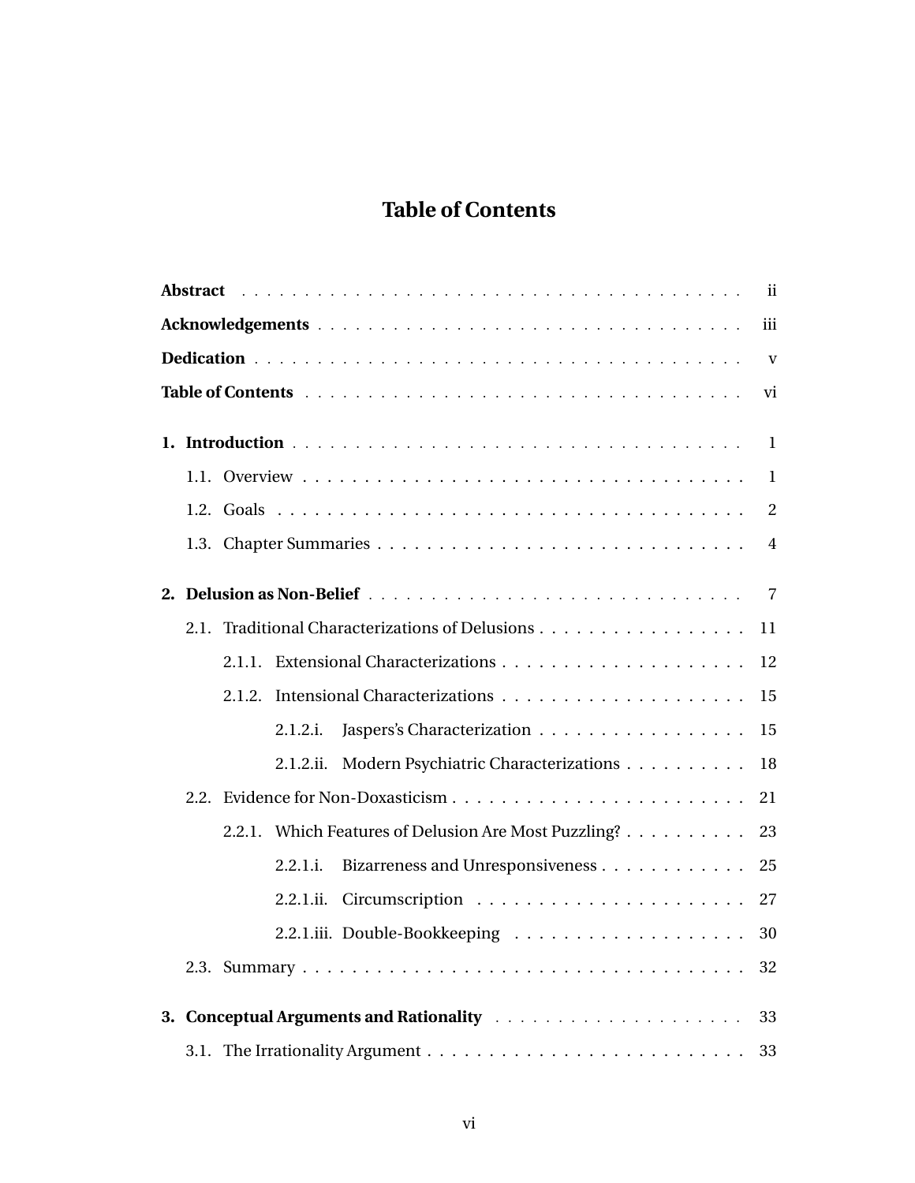# Table of Contents

**Abstract** . . . . . . . . . . . . . . . . . . . . . . . . . . . . . . . . . . . . . . . ii

**Acknowledgements** . . . . . . . . . . . . . . . . . . . . . . . . . . . . . . . . . . iii

**Dedication** . . . . . . . . . . . . . . . . . . . . . . . . . . . . . . . . . . . . . . . v

**Table of Contents** . . . . . . . . . . . . . . . . . . . . . . . . . . . . . . . . . . vi

**1. Introduction** . . . . . . . . . . . . . . . . . . . . . . . . . . . . . . . . . . . . 1

- 1.1. Overview . . . . . . . . . . . . . . . . . . . . . . . . . . . . . . . . . . . . 1
- 1.2. Goals . . . . . . . . . . . . . . . . . . . . . . . . . . . . . . . . . . . . . . 2
- 1.3. Chapter Summaries . . . . . . . . . . . . . . . . . . . . . . . . . . . . . . 4

**2. Delusion as Non-Belief** . . . . . . . . . . . . . . . . . . . . . . . . . . . . . . 7

- 2.1. Traditional Characterizations of Delusions . . . . . . . . . . . . . . . . . 11
  - 2.1.1. Extensional Characterizations . . . . . . . . . . . . . . . . . . . . 12
  - 2.1.2. Intensional Characterizations . . . . . . . . . . . . . . . . . . . . 15
    - 2.1.2.i. Jaspers's Characterization . . . . . . . . . . . . . . . . . 15
    - 2.1.2.ii. Modern Psychiatric Characterizations . . . . . . . . . . 18
- 2.2. Evidence for Non-Doxasticism . . . . . . . . . . . . . . . . . . . . . . . . 21
  - 2.2.1. Which Features of Delusion Are Most Puzzling? . . . . . . . . . . 23
    - 2.2.1.i. Bizarreness and Unresponsiveness . . . . . . . . . . . . 25
    - 2.2.1.ii. Circumscription . . . . . . . . . . . . . . . . . . . . . . 27
    - 2.2.1.iii. Double-Bookkeeping . . . . . . . . . . . . . . . . . . . 30
- 2.3. Summary . . . . . . . . . . . . . . . . . . . . . . . . . . . . . . . . . . . 32

**3. Conceptual Arguments and Rationality** . . . . . . . . . . . . . . . . . . . . 33

- 3.1. The Irrationality Argument . . . . . . . . . . . . . . . . . . . . . . . . . 33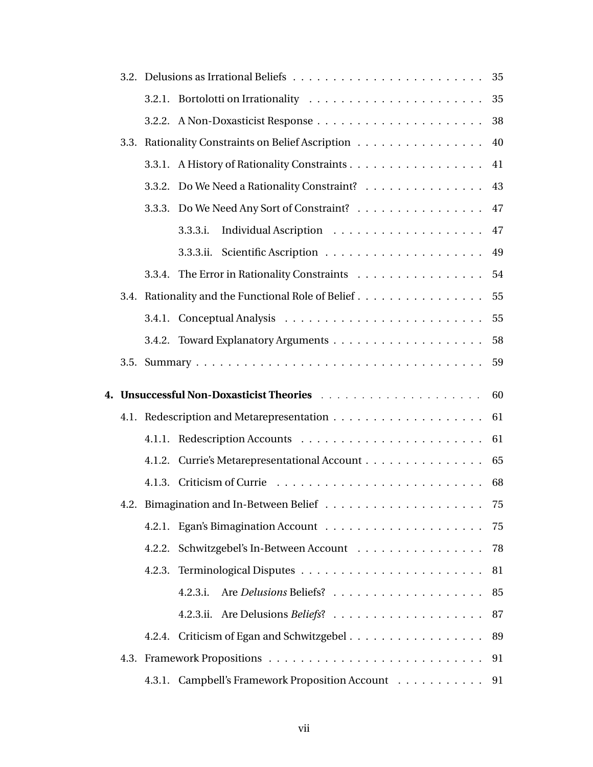3.2. Delusions as Irrational Beliefs . . . . . . . . . . . . . . . . . . . . . . . 35

3.2.1. Bortolotti on Irrationality . . . . . . . . . . . . . . . . . . . . . . 35

3.2.2. A Non-Doxasticist Response . . . . . . . . . . . . . . . . . . . . . 38

3.3. Rationality Constraints on Belief Ascription . . . . . . . . . . . . . . . . 40

3.3.1. A History of Rationality Constraints . . . . . . . . . . . . . . . . . 41

3.3.2. Do We Need a Rationality Constraint? . . . . . . . . . . . . . . . 43

3.3.3. Do We Need Any Sort of Constraint? . . . . . . . . . . . . . . . . 47

3.3.3.i. Individual Ascription . . . . . . . . . . . . . . . . . . . 47

3.3.3.ii. Scientific Ascription . . . . . . . . . . . . . . . . . . . . 49

3.3.4. The Error in Rationality Constraints . . . . . . . . . . . . . . . . 54

3.4. Rationality and the Functional Role of Belief . . . . . . . . . . . . . . . . 55

3.4.1. Conceptual Analysis . . . . . . . . . . . . . . . . . . . . . . . . . 55

3.4.2. Toward Explanatory Arguments . . . . . . . . . . . . . . . . . . . 58

3.5. Summary . . . . . . . . . . . . . . . . . . . . . . . . . . . . . . . . . . . 59

**4. Unsuccessful Non-Doxasticist Theories** . . . . . . . . . . . . . . . . . . . . 60

4.1. Redescription and Metarepresentation . . . . . . . . . . . . . . . . . . 61

4.1.1. Redescription Accounts . . . . . . . . . . . . . . . . . . . . . . . 61

4.1.2. Currie's Metarepresentational Account . . . . . . . . . . . . . . . 65

4.1.3. Criticism of Currie . . . . . . . . . . . . . . . . . . . . . . . . . . 68

4.2. Bimagination and In-Between Belief . . . . . . . . . . . . . . . . . . . . 75

4.2.1. Egan's Bimagination Account . . . . . . . . . . . . . . . . . . . . 75

4.2.2. Schwitzgebel's In-Between Account . . . . . . . . . . . . . . . . 78

4.2.3. Terminological Disputes . . . . . . . . . . . . . . . . . . . . . . . 81

4.2.3.i. Are *Delusions* Beliefs? . . . . . . . . . . . . . . . . . . . 85

4.2.3.ii. Are Delusions *Beliefs*? . . . . . . . . . . . . . . . . . . . 87

4.2.4. Criticism of Egan and Schwitzgebel . . . . . . . . . . . . . . . . . 89

4.3. Framework Propositions . . . . . . . . . . . . . . . . . . . . . . . . . . . 91

4.3.1. Campbell's Framework Proposition Account . . . . . . . . . . . 91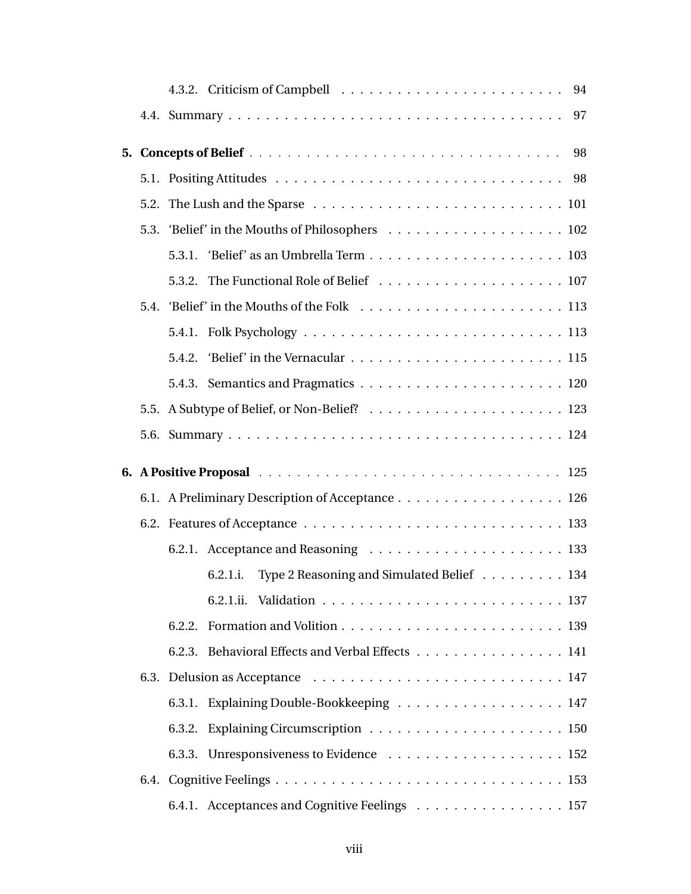- 4.3.2. Criticism of Campbell . . . . . . . . . . . . . . . . . . . . . . . 94
- 4.4. Summary . . . . . . . . . . . . . . . . . . . . . . . . . . . . . . . . . . . 97

**5. Concepts of Belief** . . . . . . . . . . . . . . . . . . . . . . . . . . . . . . . . 98

- 5.1. Positing Attitudes . . . . . . . . . . . . . . . . . . . . . . . . . . . . . . 98
- 5.2. The Lush and the Sparse . . . . . . . . . . . . . . . . . . . . . . . . . . 101
- 5.3. ‘Belief’ in the Mouths of Philosophers . . . . . . . . . . . . . . . . . . . 102
  - 5.3.1. ‘Belief’ as an Umbrella Term . . . . . . . . . . . . . . . . . . . . . 103
  - 5.3.2. The Functional Role of Belief . . . . . . . . . . . . . . . . . . . . 107
- 5.4. ‘Belief’ in the Mouths of the Folk . . . . . . . . . . . . . . . . . . . . . 113
  - 5.4.1. Folk Psychology . . . . . . . . . . . . . . . . . . . . . . . . . . . . 113
  - 5.4.2. ‘Belief’ in the Vernacular . . . . . . . . . . . . . . . . . . . . . . . 115
  - 5.4.3. Semantics and Pragmatics . . . . . . . . . . . . . . . . . . . . . . 120
- 5.5. A Subtype of Belief, or Non-Belief? . . . . . . . . . . . . . . . . . . . . 123
- 5.6. Summary . . . . . . . . . . . . . . . . . . . . . . . . . . . . . . . . . . . 124

**6. A Positive Proposal** . . . . . . . . . . . . . . . . . . . . . . . . . . . . . . . 125

- 6.1. A Preliminary Description of Acceptance . . . . . . . . . . . . . . . . . . 126
- 6.2. Features of Acceptance . . . . . . . . . . . . . . . . . . . . . . . . . . . 133
  - 6.2.1. Acceptance and Reasoning . . . . . . . . . . . . . . . . . . . . . . 133
    - 6.2.1.i. Type 2 Reasoning and Simulated Belief . . . . . . . . . 134
    - 6.2.1.ii. Validation . . . . . . . . . . . . . . . . . . . . . . . . . . 137
  - 6.2.2. Formation and Volition . . . . . . . . . . . . . . . . . . . . . . . . 139
  - 6.2.3. Behavioral Effects and Verbal Effects . . . . . . . . . . . . . . . . 141
- 6.3. Delusion as Acceptance . . . . . . . . . . . . . . . . . . . . . . . . . . . 147
  - 6.3.1. Explaining Double-Bookkeeping . . . . . . . . . . . . . . . . . . . 147
  - 6.3.2. Explaining Circumscription . . . . . . . . . . . . . . . . . . . . . 150
  - 6.3.3. Unresponsiveness to Evidence . . . . . . . . . . . . . . . . . . . . 152
- 6.4. Cognitive Feelings . . . . . . . . . . . . . . . . . . . . . . . . . . . . . . 153
  - 6.4.1. Acceptances and Cognitive Feelings . . . . . . . . . . . . . . . . . 157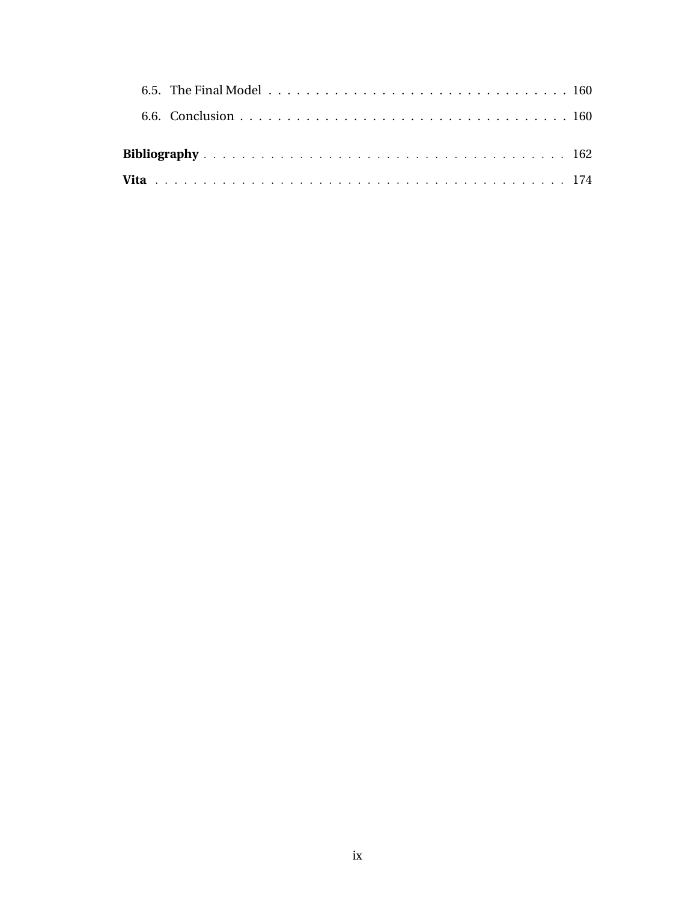6.5. The Final Model . . . . . . . . . . . . . . . . . . . . . . . . . . . . . . . . 160

6.6. Conclusion . . . . . . . . . . . . . . . . . . . . . . . . . . . . . . . . . . . 160

**Bibliography** . . . . . . . . . . . . . . . . . . . . . . . . . . . . . . . . . . . . . . 162

**Vita** . . . . . . . . . . . . . . . . . . . . . . . . . . . . . . . . . . . . . . . . . . . 174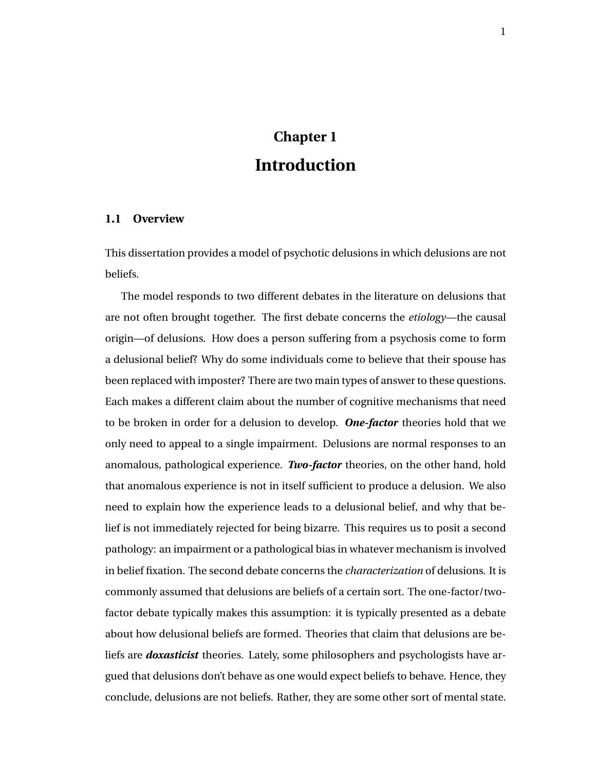# Chapter 1
# Introduction

## 1.1 Overview

This dissertation provides a model of psychotic delusions in which delusions are not beliefs.

The model responds to two different debates in the literature on delusions that are not often brought together. The first debate concerns the *etiology*—the causal origin—of delusions. How does a person suffering from a psychosis come to form a delusional belief? Why do some individuals come to believe that their spouse has been replaced with imposter? There are two main types of answer to these questions. Each makes a different claim about the number of cognitive mechanisms that need to be broken in order for a delusion to develop. ***One-factor*** theories hold that we only need to appeal to a single impairment. Delusions are normal responses to an anomalous, pathological experience. ***Two-factor*** theories, on the other hand, hold that anomalous experience is not in itself sufficient to produce a delusion. We also need to explain how the experience leads to a delusional belief, and why that belief is not immediately rejected for being bizarre. This requires us to posit a second pathology: an impairment or a pathological bias in whatever mechanism is involved in belief fixation. The second debate concerns the *characterization* of delusions. It is commonly assumed that delusions are beliefs of a certain sort. The one-factor/two-factor debate typically makes this assumption: it is typically presented as a debate about how delusional beliefs are formed. Theories that claim that delusions are beliefs are ***doxasticist*** theories. Lately, some philosophers and psychologists have argued that delusions don't behave as one would expect beliefs to behave. Hence, they conclude, delusions are not beliefs. Rather, they are some other sort of mental state.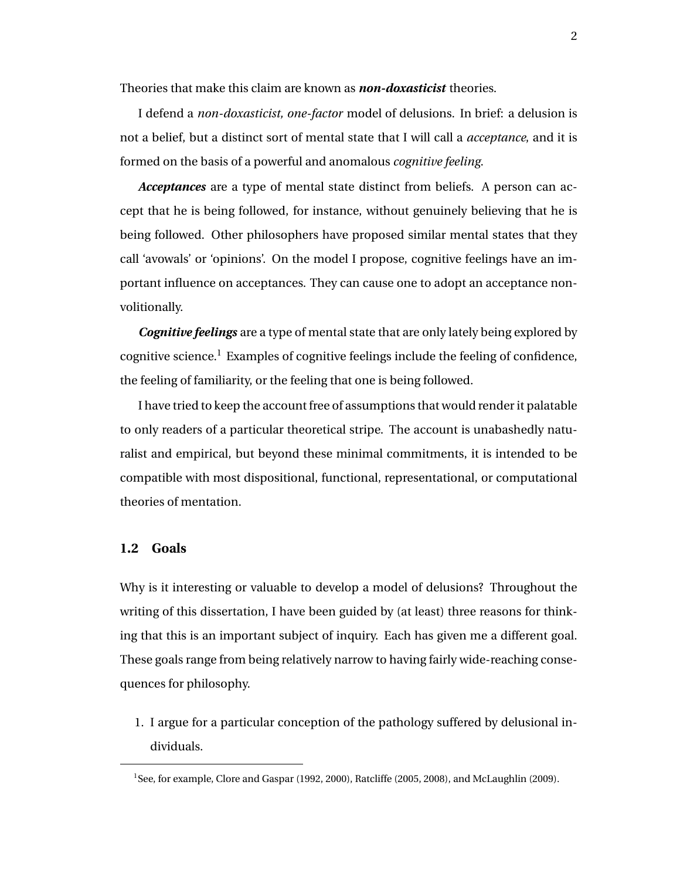Theories that make this claim are known as ***non-doxasticist*** theories.

I defend a *non-doxasticist, one-factor* model of delusions. In brief: a delusion is not a belief, but a distinct sort of mental state that I will call a *acceptance*, and it is formed on the basis of a powerful and anomalous *cognitive feeling*.

***Acceptances*** are a type of mental state distinct from beliefs. A person can accept that he is being followed, for instance, without genuinely believing that he is being followed. Other philosophers have proposed similar mental states that they call 'avowals' or 'opinions'. On the model I propose, cognitive feelings have an important influence on acceptances. They can cause one to adopt an acceptance non-volitionally.

***Cognitive feelings*** are a type of mental state that are only lately being explored by cognitive science.[1] Examples of cognitive feelings include the feeling of confidence, the feeling of familiarity, or the feeling that one is being followed.

I have tried to keep the account free of assumptions that would render it palatable to only readers of a particular theoretical stripe. The account is unabashedly naturalist and empirical, but beyond these minimal commitments, it is intended to be compatible with most dispositional, functional, representational, or computational theories of mentation.

## 1.2 Goals

Why is it interesting or valuable to develop a model of delusions? Throughout the writing of this dissertation, I have been guided by (at least) three reasons for thinking that this is an important subject of inquiry. Each has given me a different goal. These goals range from being relatively narrow to having fairly wide-reaching consequences for philosophy.

1. I argue for a particular conception of the pathology suffered by delusional individuals.

[1] See, for example, Clore and Gaspar (1992, 2000), Ratcliffe (2005, 2008), and McLaughlin (2009).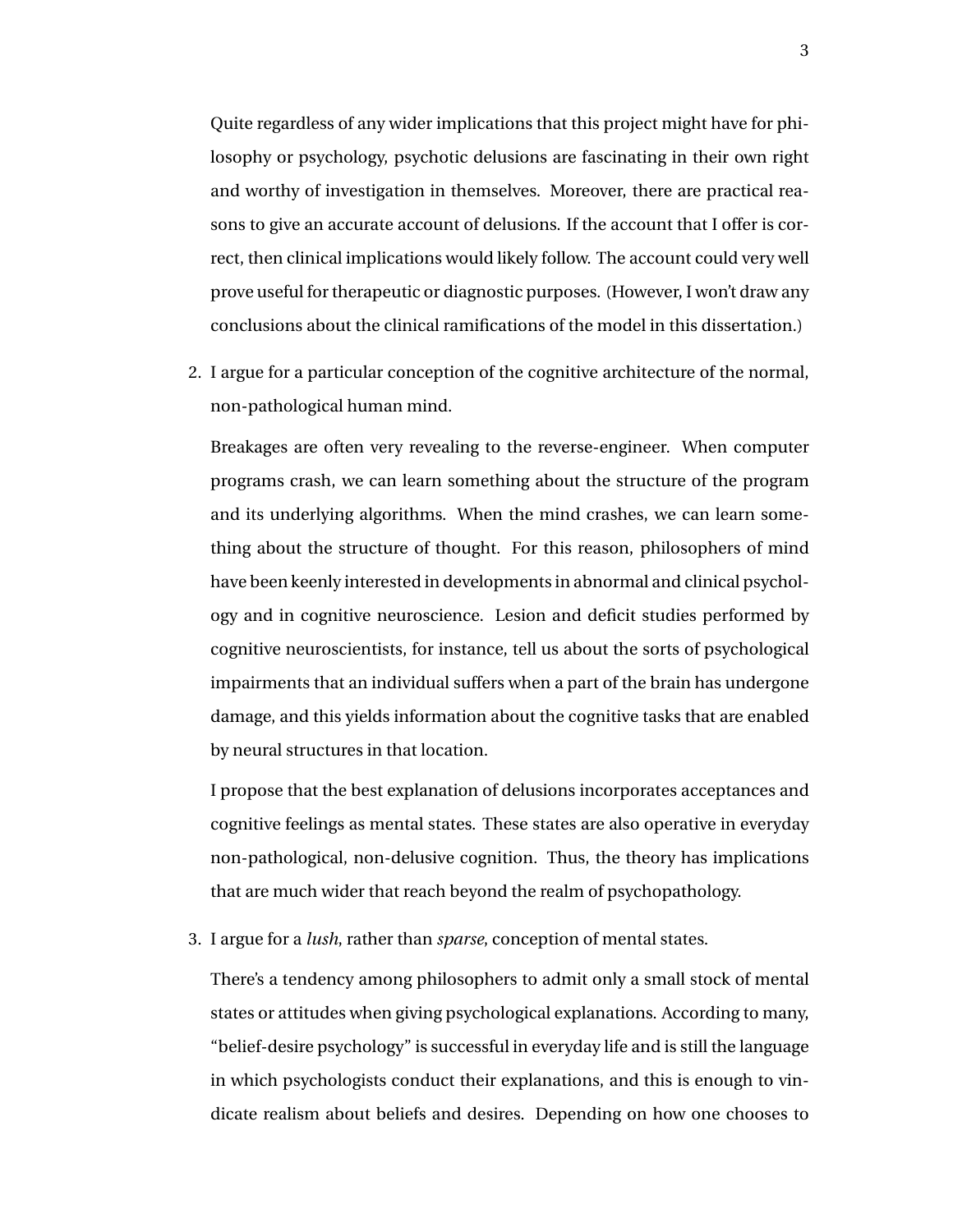Quite regardless of any wider implications that this project might have for philosophy or psychology, psychotic delusions are fascinating in their own right and worthy of investigation in themselves. Moreover, there are practical reasons to give an accurate account of delusions. If the account that I offer is correct, then clinical implications would likely follow. The account could very well prove useful for therapeutic or diagnostic purposes. (However, I won't draw any conclusions about the clinical ramifications of the model in this dissertation.)

2. I argue for a particular conception of the cognitive architecture of the normal, non-pathological human mind.

   Breakages are often very revealing to the reverse-engineer. When computer programs crash, we can learn something about the structure of the program and its underlying algorithms. When the mind crashes, we can learn something about the structure of thought. For this reason, philosophers of mind have been keenly interested in developments in abnormal and clinical psychology and in cognitive neuroscience. Lesion and deficit studies performed by cognitive neuroscientists, for instance, tell us about the sorts of psychological impairments that an individual suffers when a part of the brain has undergone damage, and this yields information about the cognitive tasks that are enabled by neural structures in that location.

   I propose that the best explanation of delusions incorporates acceptances and cognitive feelings as mental states. These states are also operative in everyday non-pathological, non-delusive cognition. Thus, the theory has implications that are much wider that reach beyond the realm of psychopathology.

3. I argue for a *lush*, rather than *sparse*, conception of mental states.

   There's a tendency among philosophers to admit only a small stock of mental states or attitudes when giving psychological explanations. According to many, "belief-desire psychology" is successful in everyday life and is still the language in which psychologists conduct their explanations, and this is enough to vindicate realism about beliefs and desires. Depending on how one chooses to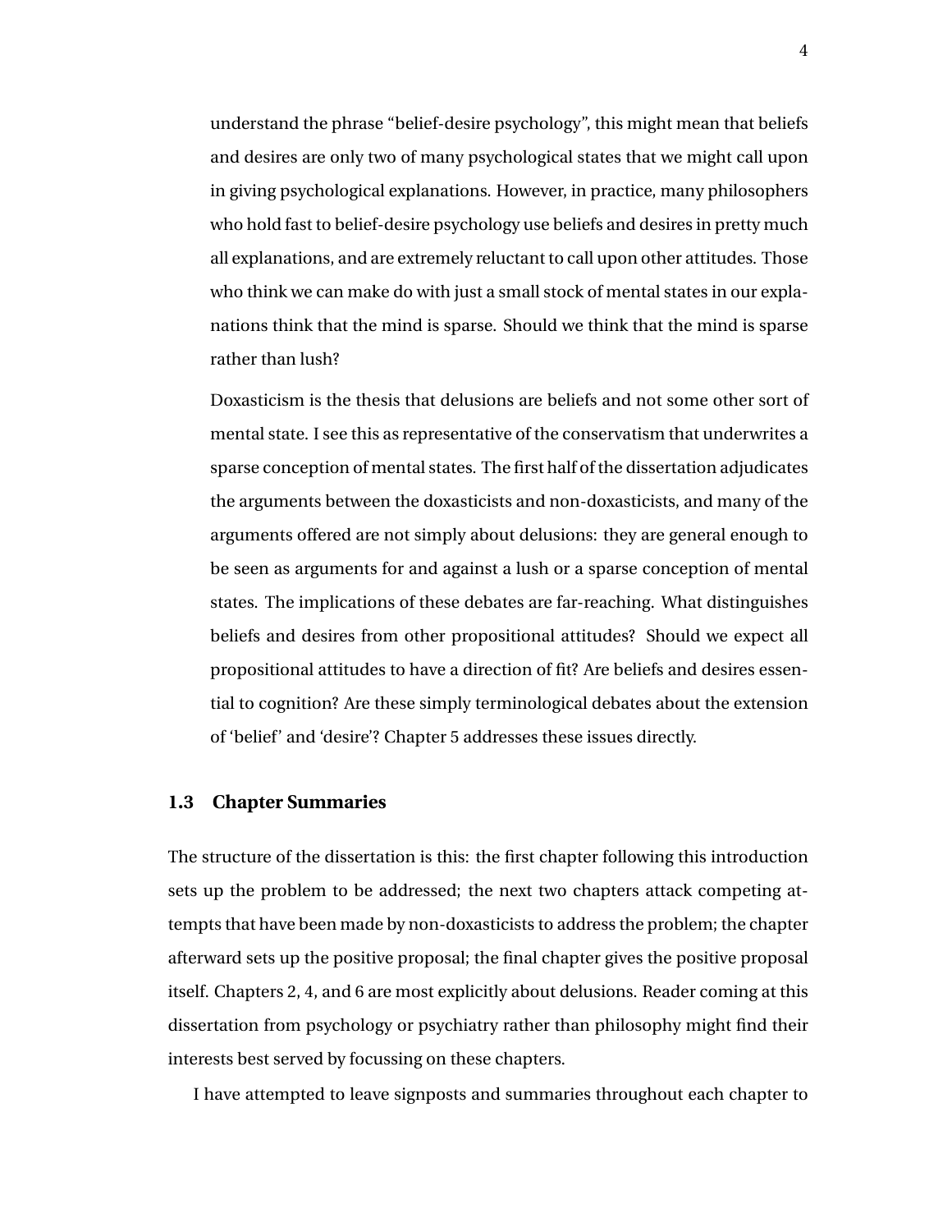understand the phrase "belief-desire psychology", this might mean that beliefs and desires are only two of many psychological states that we might call upon in giving psychological explanations. However, in practice, many philosophers who hold fast to belief-desire psychology use beliefs and desires in pretty much all explanations, and are extremely reluctant to call upon other attitudes. Those who think we can make do with just a small stock of mental states in our explanations think that the mind is sparse. Should we think that the mind is sparse rather than lush?

Doxasticism is the thesis that delusions are beliefs and not some other sort of mental state. I see this as representative of the conservatism that underwrites a sparse conception of mental states. The first half of the dissertation adjudicates the arguments between the doxasticists and non-doxasticists, and many of the arguments offered are not simply about delusions: they are general enough to be seen as arguments for and against a lush or a sparse conception of mental states. The implications of these debates are far-reaching. What distinguishes beliefs and desires from other propositional attitudes? Should we expect all propositional attitudes to have a direction of fit? Are beliefs and desires essential to cognition? Are these simply terminological debates about the extension of 'belief' and 'desire'? Chapter 5 addresses these issues directly.

### 1.3 Chapter Summaries

The structure of the dissertation is this: the first chapter following this introduction sets up the problem to be addressed; the next two chapters attack competing attempts that have been made by non-doxasticists to address the problem; the chapter afterward sets up the positive proposal; the final chapter gives the positive proposal itself. Chapters 2, 4, and 6 are most explicitly about delusions. Reader coming at this dissertation from psychology or psychiatry rather than philosophy might find their interests best served by focussing on these chapters.

I have attempted to leave signposts and summaries throughout each chapter to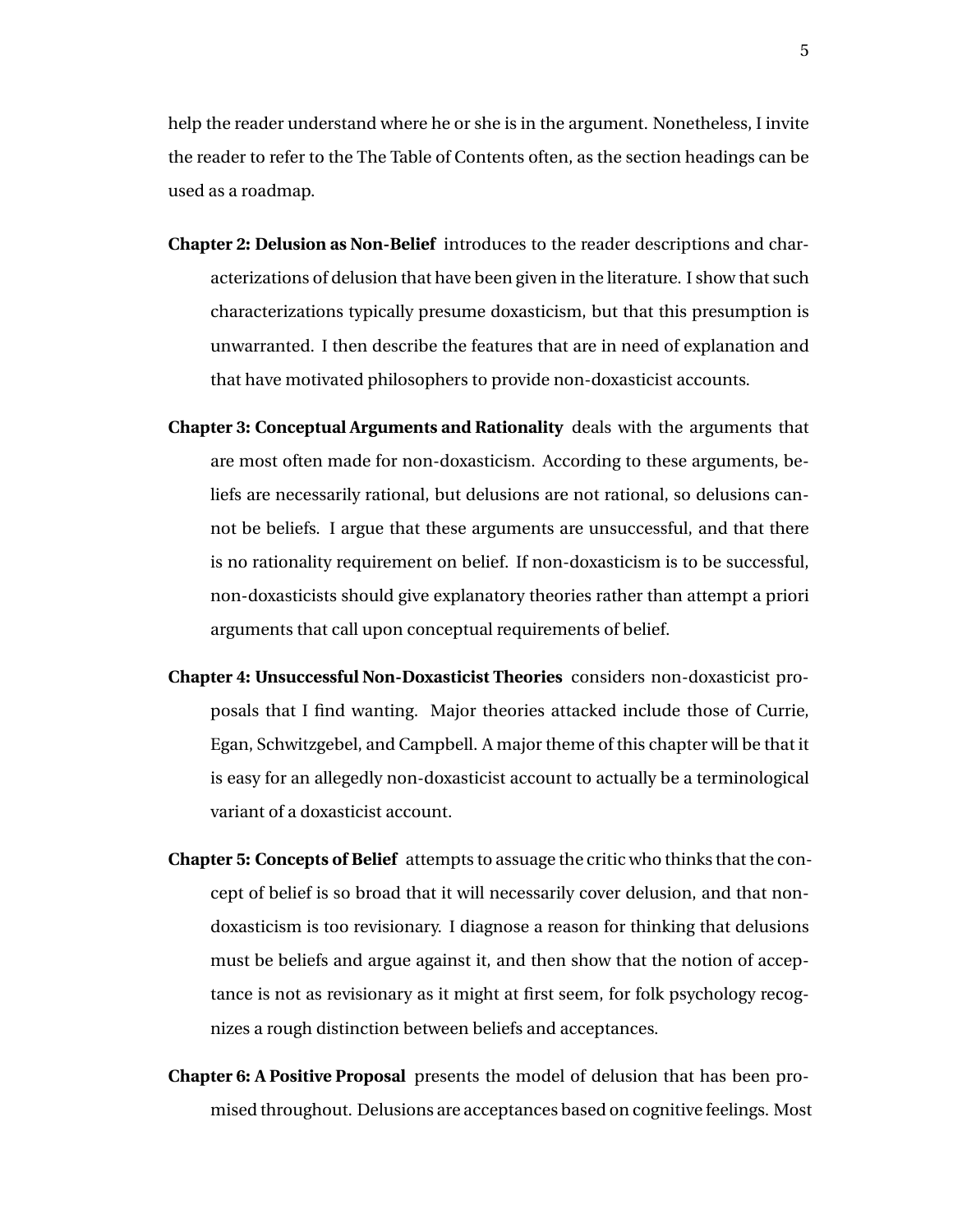help the reader understand where he or she is in the argument. Nonetheless, I invite the reader to refer to the The Table of Contents often, as the section headings can be used as a roadmap.

**Chapter 2: Delusion as Non-Belief** introduces to the reader descriptions and characterizations of delusion that have been given in the literature. I show that such characterizations typically presume doxasticism, but that this presumption is unwarranted. I then describe the features that are in need of explanation and that have motivated philosophers to provide non-doxasticist accounts.

**Chapter 3: Conceptual Arguments and Rationality** deals with the arguments that are most often made for non-doxasticism. According to these arguments, beliefs are necessarily rational, but delusions are not rational, so delusions cannot be beliefs. I argue that these arguments are unsuccessful, and that there is no rationality requirement on belief. If non-doxasticism is to be successful, non-doxasticists should give explanatory theories rather than attempt a priori arguments that call upon conceptual requirements of belief.

**Chapter 4: Unsuccessful Non-Doxasticist Theories** considers non-doxasticist proposals that I find wanting. Major theories attacked include those of Currie, Egan, Schwitzgebel, and Campbell. A major theme of this chapter will be that it is easy for an allegedly non-doxasticist account to actually be a terminological variant of a doxasticist account.

**Chapter 5: Concepts of Belief** attempts to assuage the critic who thinks that the concept of belief is so broad that it will necessarily cover delusion, and that non-doxasticism is too revisionary. I diagnose a reason for thinking that delusions must be beliefs and argue against it, and then show that the notion of acceptance is not as revisionary as it might at first seem, for folk psychology recognizes a rough distinction between beliefs and acceptances.

**Chapter 6: A Positive Proposal** presents the model of delusion that has been promised throughout. Delusions are acceptances based on cognitive feelings. Most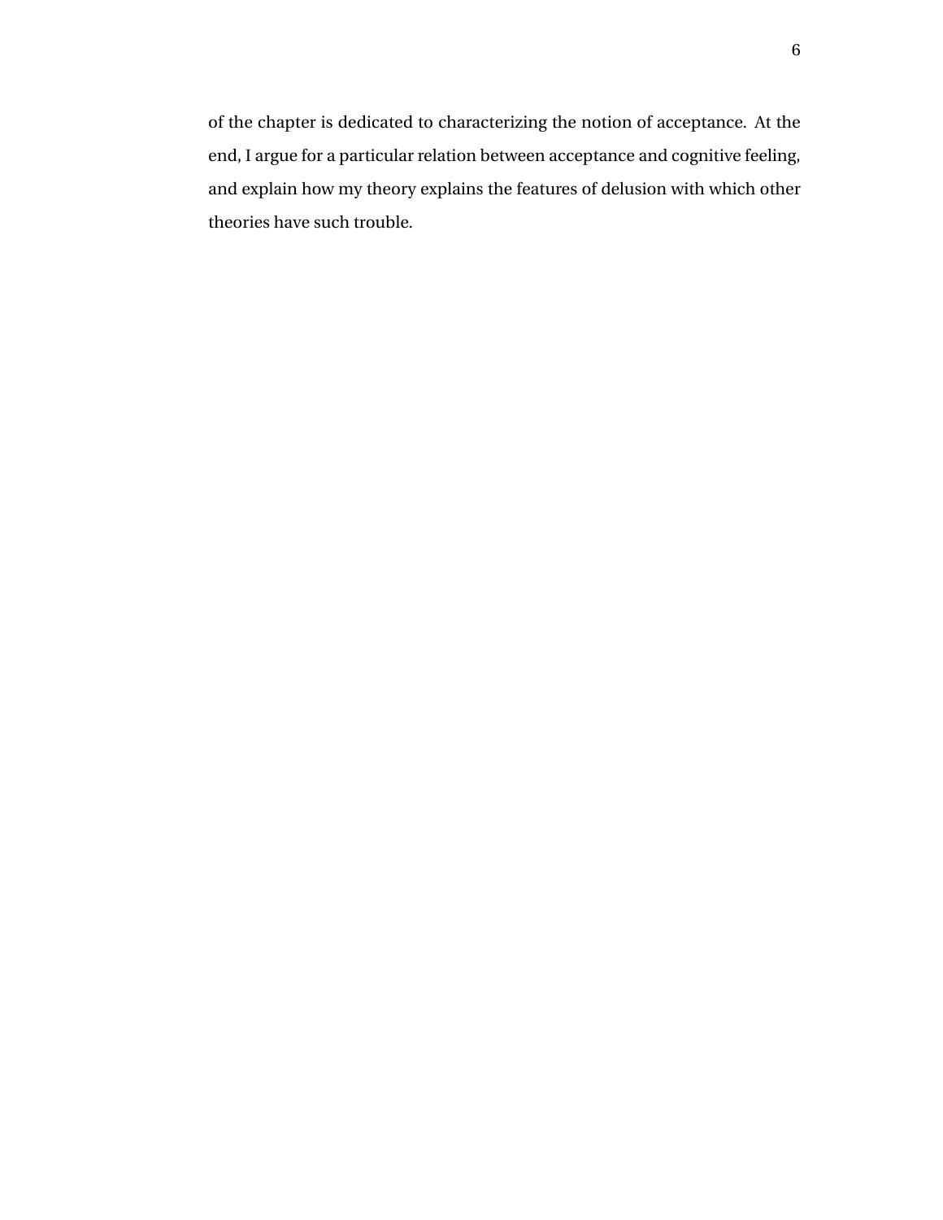of the chapter is dedicated to characterizing the notion of acceptance. At the end, I argue for a particular relation between acceptance and cognitive feeling, and explain how my theory explains the features of delusion with which other theories have such trouble.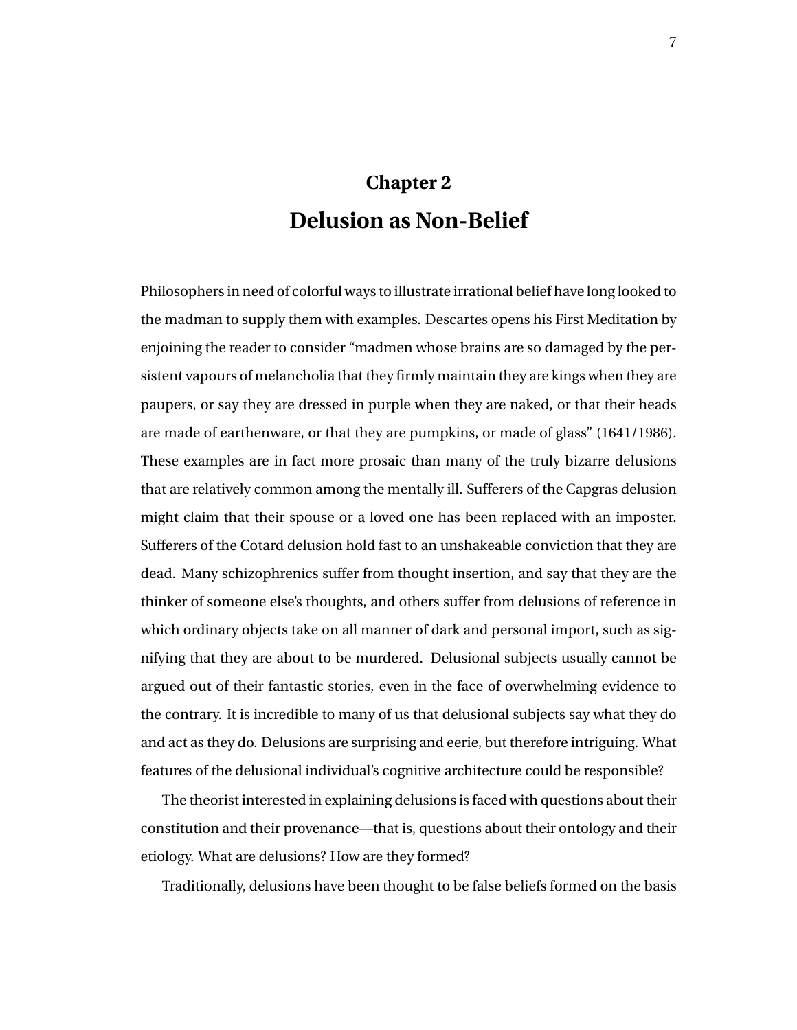# Chapter 2

# Delusion as Non-Belief

Philosophers in need of colorful ways to illustrate irrational belief have long looked to the madman to supply them with examples. Descartes opens his First Meditation by enjoining the reader to consider "madmen whose brains are so damaged by the persistent vapours of melancholia that they firmly maintain they are kings when they are paupers, or say they are dressed in purple when they are naked, or that their heads are made of earthenware, or that they are pumpkins, or made of glass" (1641/1986). These examples are in fact more prosaic than many of the truly bizarre delusions that are relatively common among the mentally ill. Sufferers of the Capgras delusion might claim that their spouse or a loved one has been replaced with an imposter. Sufferers of the Cotard delusion hold fast to an unshakeable conviction that they are dead. Many schizophrenics suffer from thought insertion, and say that they are the thinker of someone else's thoughts, and others suffer from delusions of reference in which ordinary objects take on all manner of dark and personal import, such as signifying that they are about to be murdered. Delusional subjects usually cannot be argued out of their fantastic stories, even in the face of overwhelming evidence to the contrary. It is incredible to many of us that delusional subjects say what they do and act as they do. Delusions are surprising and eerie, but therefore intriguing. What features of the delusional individual's cognitive architecture could be responsible?

The theorist interested in explaining delusions is faced with questions about their constitution and their provenance—that is, questions about their ontology and their etiology. What are delusions? How are they formed?

Traditionally, delusions have been thought to be false beliefs formed on the basis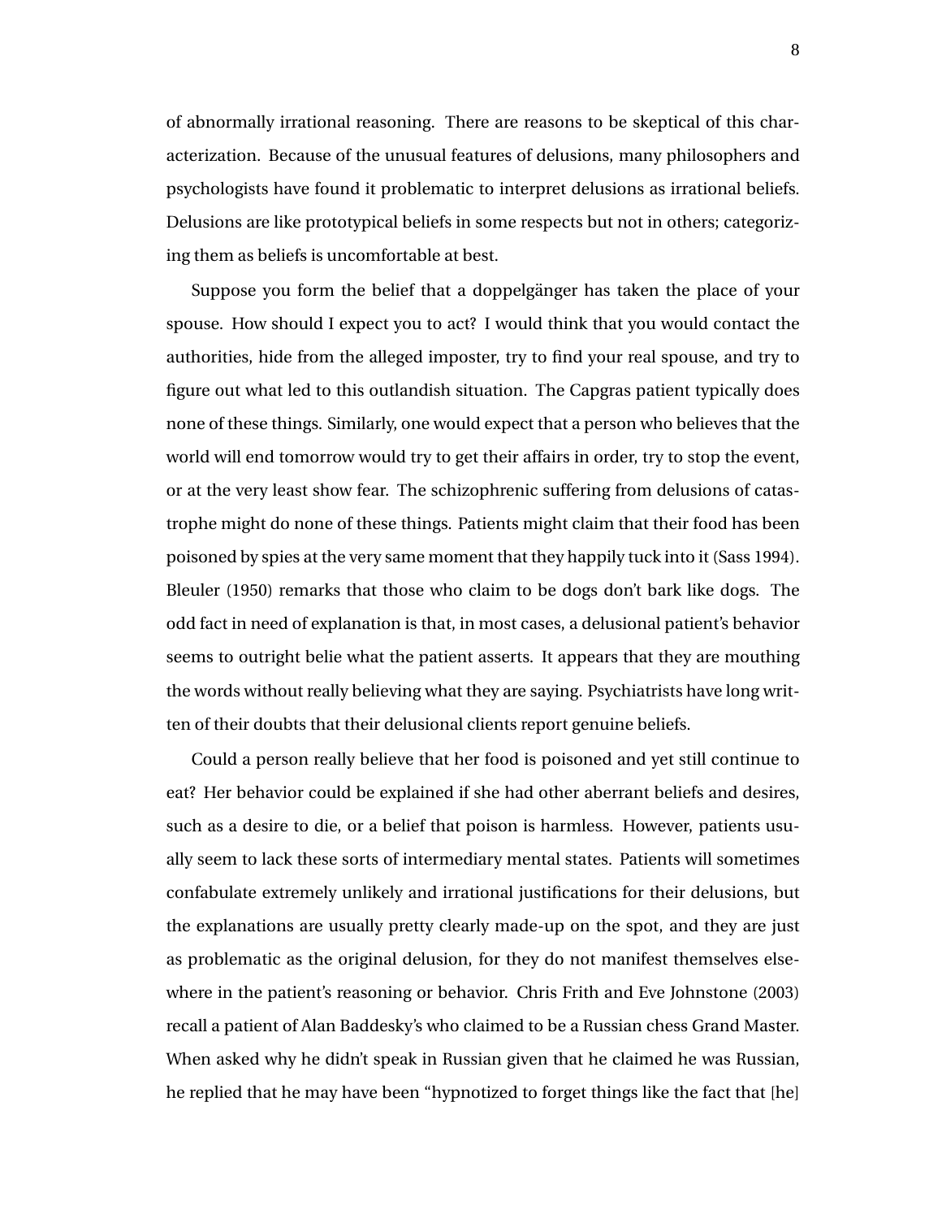of abnormally irrational reasoning. There are reasons to be skeptical of this characterization. Because of the unusual features of delusions, many philosophers and psychologists have found it problematic to interpret delusions as irrational beliefs. Delusions are like prototypical beliefs in some respects but not in others; categorizing them as beliefs is uncomfortable at best.

Suppose you form the belief that a doppelgänger has taken the place of your spouse. How should I expect you to act? I would think that you would contact the authorities, hide from the alleged imposter, try to find your real spouse, and try to figure out what led to this outlandish situation. The Capgras patient typically does none of these things. Similarly, one would expect that a person who believes that the world will end tomorrow would try to get their affairs in order, try to stop the event, or at the very least show fear. The schizophrenic suffering from delusions of catastrophe might do none of these things. Patients might claim that their food has been poisoned by spies at the very same moment that they happily tuck into it (Sass 1994). Bleuler (1950) remarks that those who claim to be dogs don't bark like dogs. The odd fact in need of explanation is that, in most cases, a delusional patient's behavior seems to outright belie what the patient asserts. It appears that they are mouthing the words without really believing what they are saying. Psychiatrists have long written of their doubts that their delusional clients report genuine beliefs.

Could a person really believe that her food is poisoned and yet still continue to eat? Her behavior could be explained if she had other aberrant beliefs and desires, such as a desire to die, or a belief that poison is harmless. However, patients usually seem to lack these sorts of intermediary mental states. Patients will sometimes confabulate extremely unlikely and irrational justifications for their delusions, but the explanations are usually pretty clearly made-up on the spot, and they are just as problematic as the original delusion, for they do not manifest themselves elsewhere in the patient's reasoning or behavior. Chris Frith and Eve Johnstone (2003) recall a patient of Alan Baddesky's who claimed to be a Russian chess Grand Master. When asked why he didn't speak in Russian given that he claimed he was Russian, he replied that he may have been "hypnotized to forget things like the fact that [he]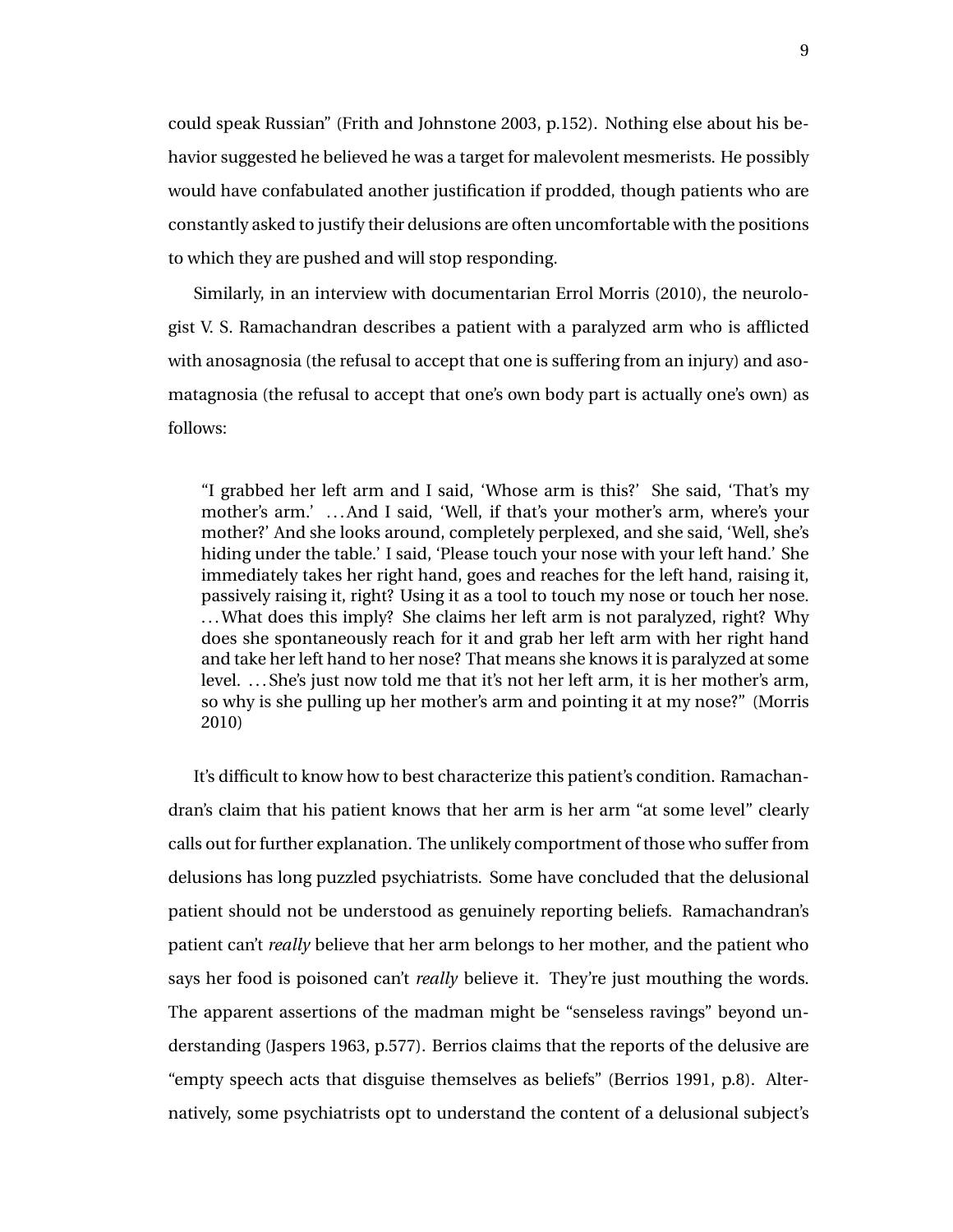could speak Russian" (Frith and Johnstone 2003, p.152). Nothing else about his behavior suggested he believed he was a target for malevolent mesmerists. He possibly would have confabulated another justification if prodded, though patients who are constantly asked to justify their delusions are often uncomfortable with the positions to which they are pushed and will stop responding.

Similarly, in an interview with documentarian Errol Morris (2010), the neurologist V. S. Ramachandran describes a patient with a paralyzed arm who is afflicted with anosagnosia (the refusal to accept that one is suffering from an injury) and asomatagnosia (the refusal to accept that one's own body part is actually one's own) as follows:

> "I grabbed her left arm and I said, 'Whose arm is this?' She said, 'That's my mother's arm.' . . . And I said, 'Well, if that's your mother's arm, where's your mother?' And she looks around, completely perplexed, and she said, 'Well, she's hiding under the table.' I said, 'Please touch your nose with your left hand.' She immediately takes her right hand, goes and reaches for the left hand, raising it, passively raising it, right? Using it as a tool to touch my nose or touch her nose. . . . What does this imply? She claims her left arm is not paralyzed, right? Why does she spontaneously reach for it and grab her left arm with her right hand and take her left hand to her nose? That means she knows it is paralyzed at some level. . . . She's just now told me that it's not her left arm, it is her mother's arm, so why is she pulling up her mother's arm and pointing it at my nose?" (Morris 2010)

It's difficult to know how to best characterize this patient's condition. Ramachandran's claim that his patient knows that her arm is her arm "at some level" clearly calls out for further explanation. The unlikely comportment of those who suffer from delusions has long puzzled psychiatrists. Some have concluded that the delusional patient should not be understood as genuinely reporting beliefs. Ramachandran's patient can't *really* believe that her arm belongs to her mother, and the patient who says her food is poisoned can't *really* believe it. They're just mouthing the words. The apparent assertions of the madman might be "senseless ravings" beyond understanding (Jaspers 1963, p.577). Berrios claims that the reports of the delusive are "empty speech acts that disguise themselves as beliefs" (Berrios 1991, p.8). Alternatively, some psychiatrists opt to understand the content of a delusional subject's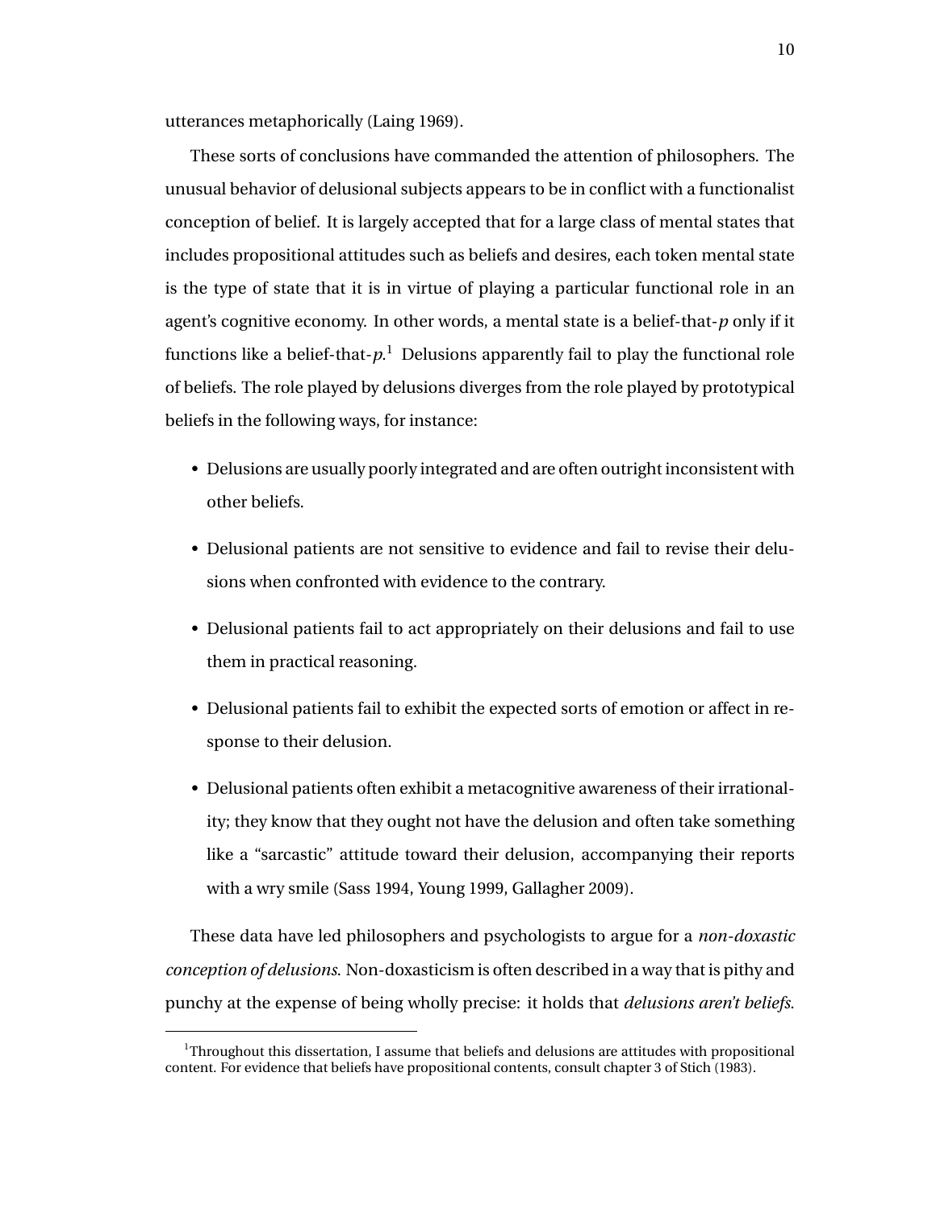utterances metaphorically (Laing 1969).

These sorts of conclusions have commanded the attention of philosophers. The unusual behavior of delusional subjects appears to be in conflict with a functionalist conception of belief. It is largely accepted that for a large class of mental states that includes propositional attitudes such as beliefs and desires, each token mental state is the type of state that it is in virtue of playing a particular functional role in an agent's cognitive economy. In other words, a mental state is a belief-that-*p* only if it functions like a belief-that-*p*.[1] Delusions apparently fail to play the functional role of beliefs. The role played by delusions diverges from the role played by prototypical beliefs in the following ways, for instance:

- Delusions are usually poorly integrated and are often outright inconsistent with other beliefs.
- Delusional patients are not sensitive to evidence and fail to revise their delusions when confronted with evidence to the contrary.
- Delusional patients fail to act appropriately on their delusions and fail to use them in practical reasoning.
- Delusional patients fail to exhibit the expected sorts of emotion or affect in response to their delusion.
- Delusional patients often exhibit a metacognitive awareness of their irrationality; they know that they ought not have the delusion and often take something like a "sarcastic" attitude toward their delusion, accompanying their reports with a wry smile (Sass 1994, Young 1999, Gallagher 2009).

These data have led philosophers and psychologists to argue for a *non-doxastic conception of delusions*. Non-doxasticism is often described in a way that is pithy and punchy at the expense of being wholly precise: it holds that *delusions aren't beliefs*.

[1] Throughout this dissertation, I assume that beliefs and delusions are attitudes with propositional content. For evidence that beliefs have propositional contents, consult chapter 3 of Stich (1983).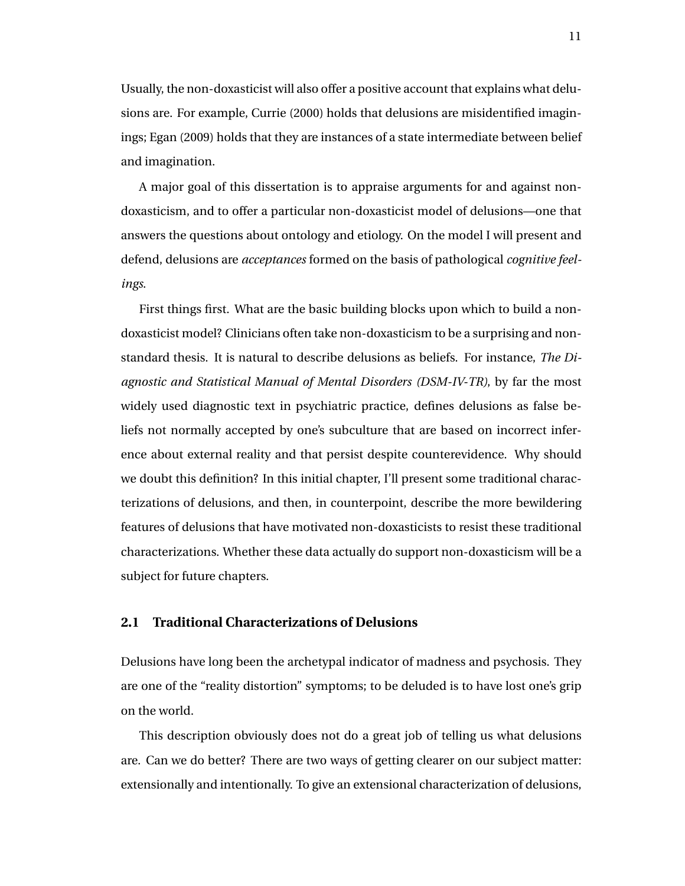Usually, the non-doxasticist will also offer a positive account that explains what delusions are. For example, Currie (2000) holds that delusions are misidentified imaginings; Egan (2009) holds that they are instances of a state intermediate between belief and imagination.

A major goal of this dissertation is to appraise arguments for and against non-doxasticism, and to offer a particular non-doxasticist model of delusions—one that answers the questions about ontology and etiology. On the model I will present and defend, delusions are *acceptances* formed on the basis of pathological *cognitive feelings*.

First things first. What are the basic building blocks upon which to build a non-doxasticist model? Clinicians often take non-doxasticism to be a surprising and non-standard thesis. It is natural to describe delusions as beliefs. For instance, *The Diagnostic and Statistical Manual of Mental Disorders (DSM-IV-TR)*, by far the most widely used diagnostic text in psychiatric practice, defines delusions as false beliefs not normally accepted by one's subculture that are based on incorrect inference about external reality and that persist despite counterevidence. Why should we doubt this definition? In this initial chapter, I'll present some traditional characterizations of delusions, and then, in counterpoint, describe the more bewildering features of delusions that have motivated non-doxasticists to resist these traditional characterizations. Whether these data actually do support non-doxasticism will be a subject for future chapters.

## 2.1 Traditional Characterizations of Delusions

Delusions have long been the archetypal indicator of madness and psychosis. They are one of the "reality distortion" symptoms; to be deluded is to have lost one's grip on the world.

This description obviously does not do a great job of telling us what delusions are. Can we do better? There are two ways of getting clearer on our subject matter: extensionally and intentionally. To give an extensional characterization of delusions,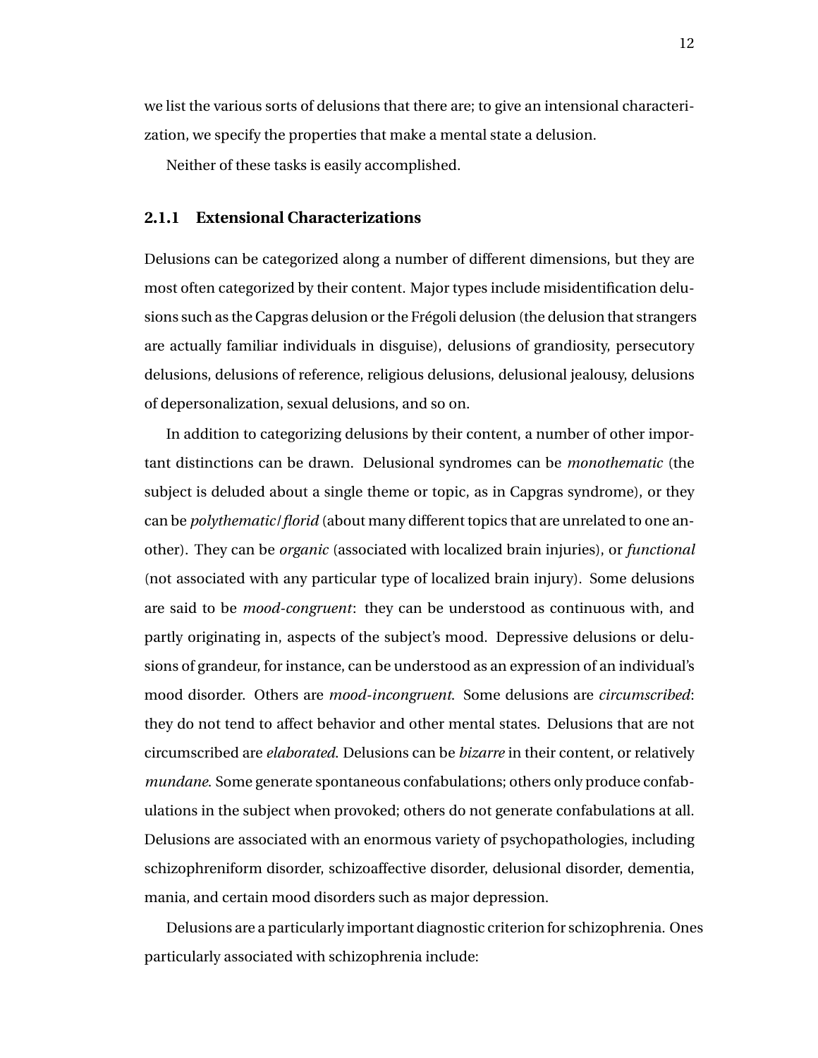we list the various sorts of delusions that there are; to give an intensional characterization, we specify the properties that make a mental state a delusion.

Neither of these tasks is easily accomplished.

### 2.1.1 Extensional Characterizations

Delusions can be categorized along a number of different dimensions, but they are most often categorized by their content. Major types include misidentification delusions such as the Capgras delusion or the Frégoli delusion (the delusion that strangers are actually familiar individuals in disguise), delusions of grandiosity, persecutory delusions, delusions of reference, religious delusions, delusional jealousy, delusions of depersonalization, sexual delusions, and so on.

In addition to categorizing delusions by their content, a number of other important distinctions can be drawn. Delusional syndromes can be *monothematic* (the subject is deluded about a single theme or topic, as in Capgras syndrome), or they can be *polythematic*/*florid* (about many different topics that are unrelated to one another). They can be *organic* (associated with localized brain injuries), or *functional* (not associated with any particular type of localized brain injury). Some delusions are said to be *mood-congruent*: they can be understood as continuous with, and partly originating in, aspects of the subject's mood. Depressive delusions or delusions of grandeur, for instance, can be understood as an expression of an individual's mood disorder. Others are *mood-incongruent*. Some delusions are *circumscribed*: they do not tend to affect behavior and other mental states. Delusions that are not circumscribed are *elaborated*. Delusions can be *bizarre* in their content, or relatively *mundane*. Some generate spontaneous confabulations; others only produce confabulations in the subject when provoked; others do not generate confabulations at all. Delusions are associated with an enormous variety of psychopathologies, including schizophreniform disorder, schizoaffective disorder, delusional disorder, dementia, mania, and certain mood disorders such as major depression.

Delusions are a particularly important diagnostic criterion for schizophrenia. Ones particularly associated with schizophrenia include: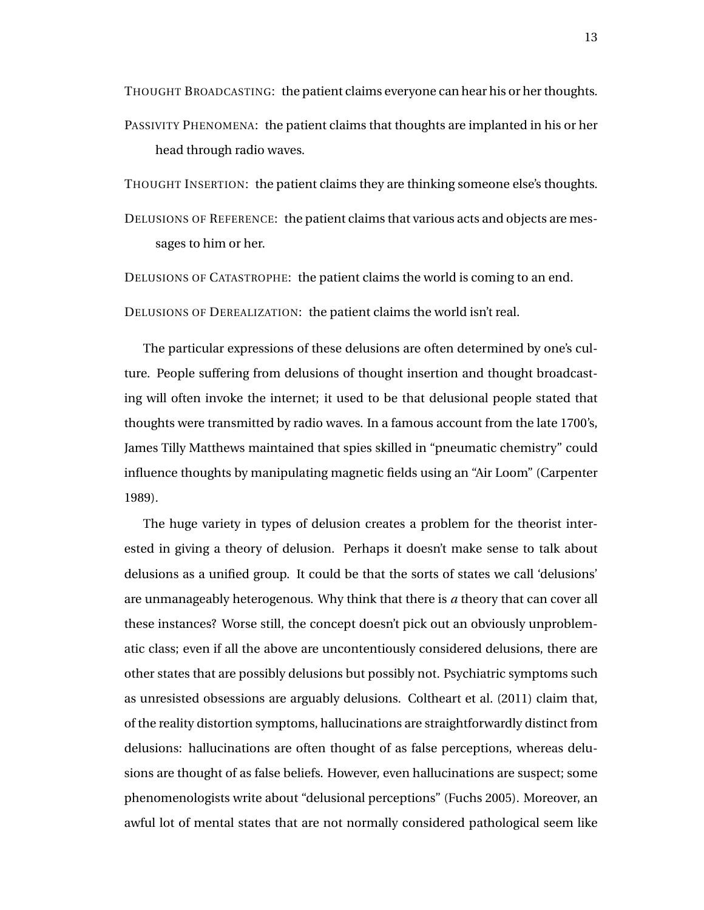THOUGHT BROADCASTING: the patient claims everyone can hear his or her thoughts.

PASSIVITY PHENOMENA: the patient claims that thoughts are implanted in his or her head through radio waves.

THOUGHT INSERTION: the patient claims they are thinking someone else's thoughts.

DELUSIONS OF REFERENCE: the patient claims that various acts and objects are messages to him or her.

DELUSIONS OF CATASTROPHE: the patient claims the world is coming to an end.

DELUSIONS OF DEREALIZATION: the patient claims the world isn't real.

The particular expressions of these delusions are often determined by one's culture. People suffering from delusions of thought insertion and thought broadcasting will often invoke the internet; it used to be that delusional people stated that thoughts were transmitted by radio waves. In a famous account from the late 1700's, James Tilly Matthews maintained that spies skilled in "pneumatic chemistry" could influence thoughts by manipulating magnetic fields using an "Air Loom" (Carpenter 1989).

The huge variety in types of delusion creates a problem for the theorist interested in giving a theory of delusion. Perhaps it doesn't make sense to talk about delusions as a unified group. It could be that the sorts of states we call 'delusions' are unmanageably heterogenous. Why think that there is *a* theory that can cover all these instances? Worse still, the concept doesn't pick out an obviously unproblematic class; even if all the above are uncontentiously considered delusions, there are other states that are possibly delusions but possibly not. Psychiatric symptoms such as unresisted obsessions are arguably delusions. Coltheart et al. (2011) claim that, of the reality distortion symptoms, hallucinations are straightforwardly distinct from delusions: hallucinations are often thought of as false perceptions, whereas delusions are thought of as false beliefs. However, even hallucinations are suspect; some phenomenologists write about "delusional perceptions" (Fuchs 2005). Moreover, an awful lot of mental states that are not normally considered pathological seem like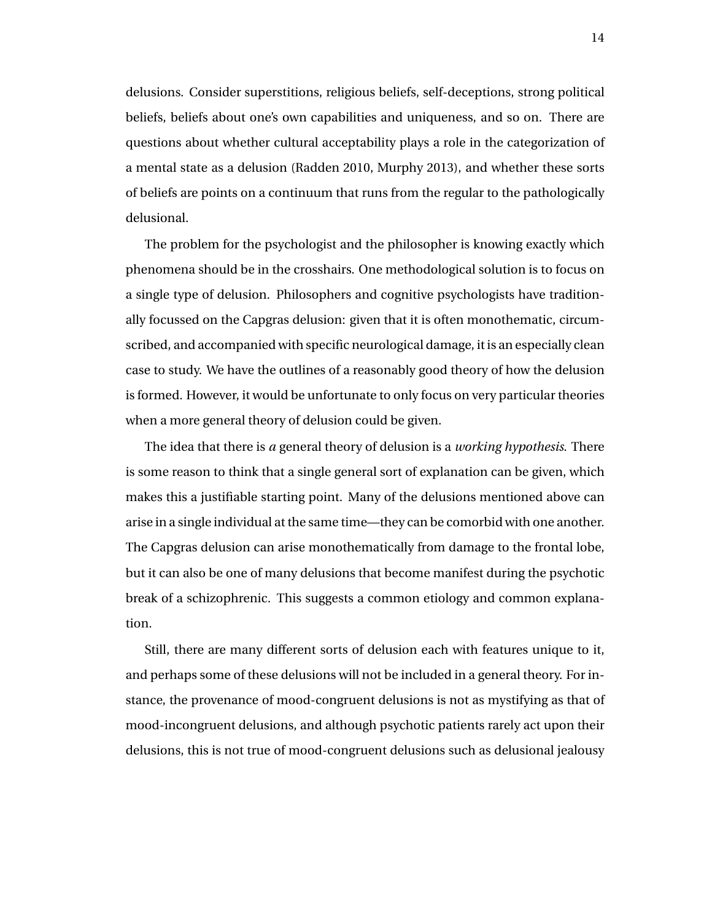delusions. Consider superstitions, religious beliefs, self-deceptions, strong political beliefs, beliefs about one's own capabilities and uniqueness, and so on. There are questions about whether cultural acceptability plays a role in the categorization of a mental state as a delusion (Radden 2010, Murphy 2013), and whether these sorts of beliefs are points on a continuum that runs from the regular to the pathologically delusional.

The problem for the psychologist and the philosopher is knowing exactly which phenomena should be in the crosshairs. One methodological solution is to focus on a single type of delusion. Philosophers and cognitive psychologists have traditionally focussed on the Capgras delusion: given that it is often monothematic, circumscribed, and accompanied with specific neurological damage, it is an especially clean case to study. We have the outlines of a reasonably good theory of how the delusion is formed. However, it would be unfortunate to only focus on very particular theories when a more general theory of delusion could be given.

The idea that there is *a* general theory of delusion is a *working hypothesis*. There is some reason to think that a single general sort of explanation can be given, which makes this a justifiable starting point. Many of the delusions mentioned above can arise in a single individual at the same time—they can be comorbid with one another. The Capgras delusion can arise monothematically from damage to the frontal lobe, but it can also be one of many delusions that become manifest during the psychotic break of a schizophrenic. This suggests a common etiology and common explanation.

Still, there are many different sorts of delusion each with features unique to it, and perhaps some of these delusions will not be included in a general theory. For instance, the provenance of mood-congruent delusions is not as mystifying as that of mood-incongruent delusions, and although psychotic patients rarely act upon their delusions, this is not true of mood-congruent delusions such as delusional jealousy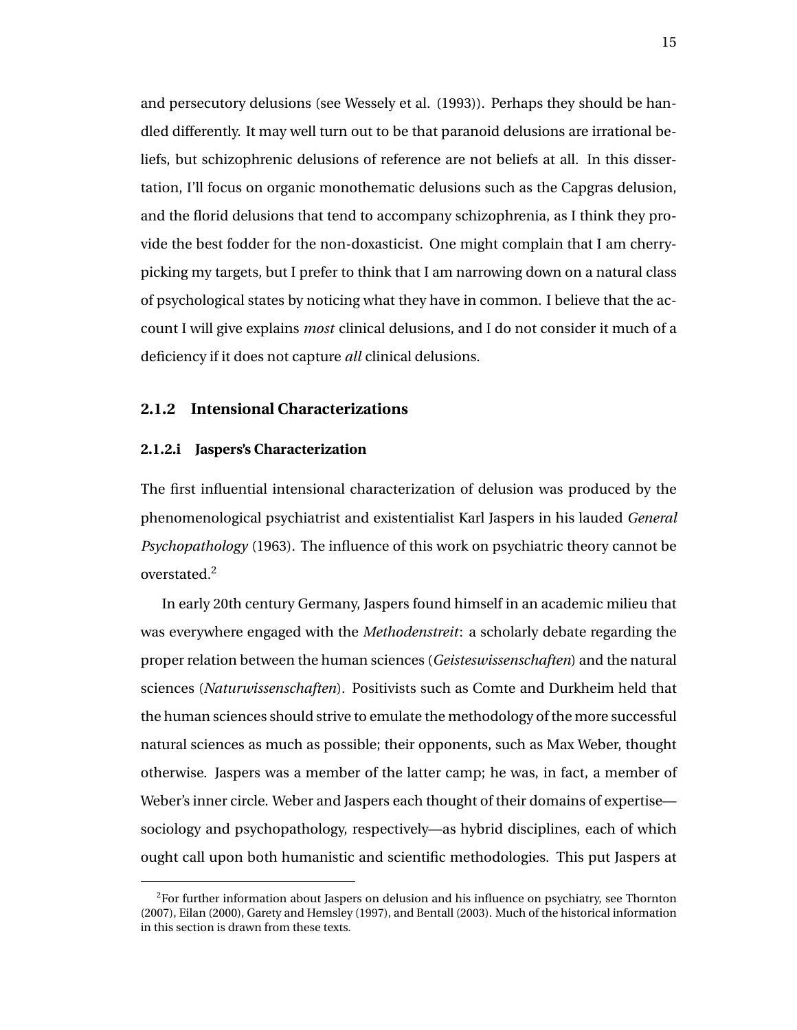and persecutory delusions (see Wessely et al. (1993)). Perhaps they should be handled differently. It may well turn out to be that paranoid delusions are irrational beliefs, but schizophrenic delusions of reference are not beliefs at all. In this dissertation, I'll focus on organic monothematic delusions such as the Capgras delusion, and the florid delusions that tend to accompany schizophrenia, as I think they provide the best fodder for the non-doxasticist. One might complain that I am cherry-picking my targets, but I prefer to think that I am narrowing down on a natural class of psychological states by noticing what they have in common. I believe that the account I will give explains *most* clinical delusions, and I do not consider it much of a deficiency if it does not capture *all* clinical delusions.

### 2.1.2 Intensional Characterizations

#### 2.1.2.i Jaspers's Characterization

The first influential intensional characterization of delusion was produced by the phenomenological psychiatrist and existentialist Karl Jaspers in his lauded *General Psychopathology* (1963). The influence of this work on psychiatric theory cannot be overstated.[2]

In early 20th century Germany, Jaspers found himself in an academic milieu that was everywhere engaged with the *Methodenstreit*: a scholarly debate regarding the proper relation between the human sciences (*Geisteswissenschaften*) and the natural sciences (*Naturwissenschaften*). Positivists such as Comte and Durkheim held that the human sciences should strive to emulate the methodology of the more successful natural sciences as much as possible; their opponents, such as Max Weber, thought otherwise. Jaspers was a member of the latter camp; he was, in fact, a member of Weber's inner circle. Weber and Jaspers each thought of their domains of expertise—sociology and psychopathology, respectively—as hybrid disciplines, each of which ought call upon both humanistic and scientific methodologies. This put Jaspers at

[2] For further information about Jaspers on delusion and his influence on psychiatry, see Thornton (2007), Eilan (2000), Garety and Hemsley (1997), and Bentall (2003). Much of the historical information in this section is drawn from these texts.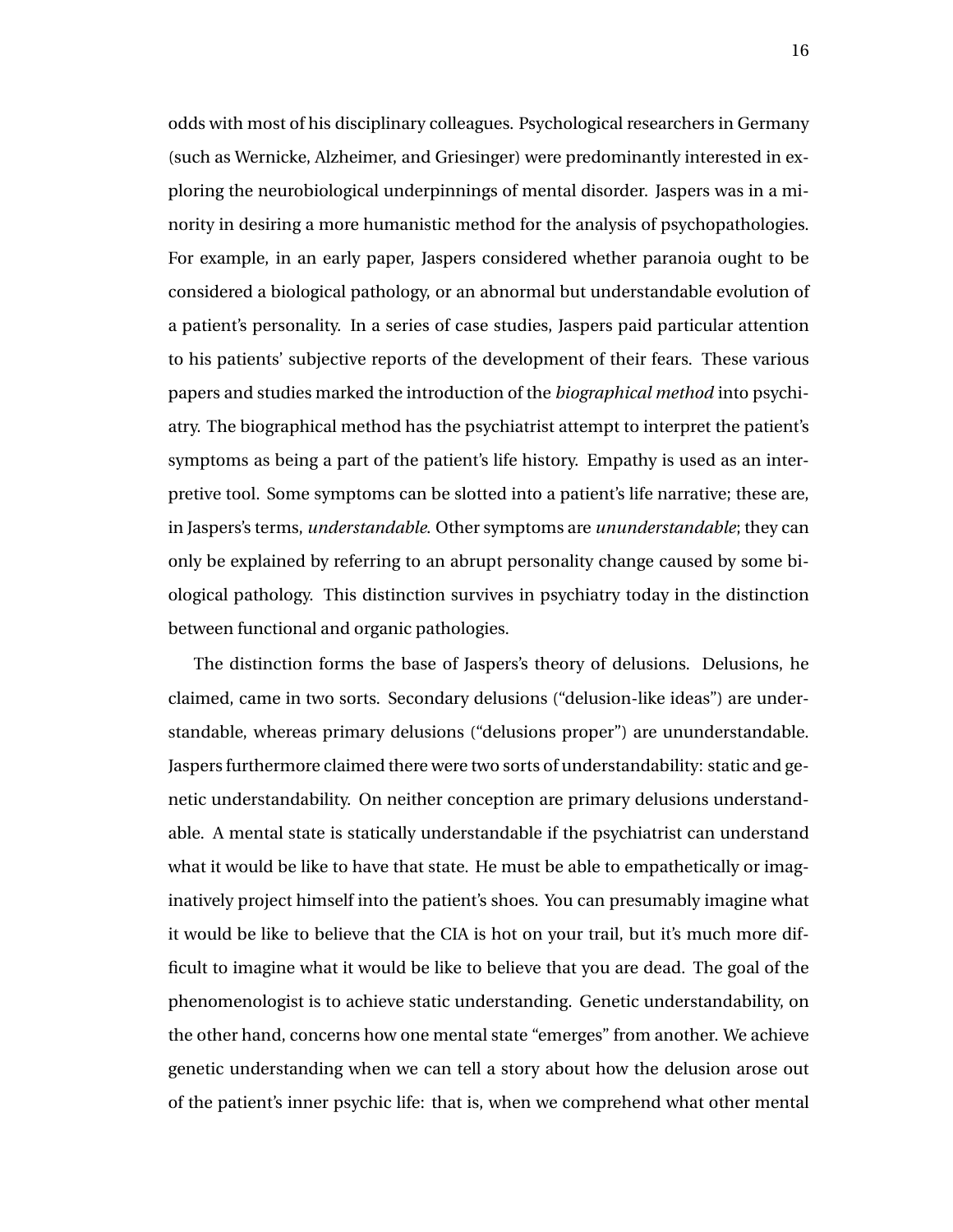odds with most of his disciplinary colleagues. Psychological researchers in Germany (such as Wernicke, Alzheimer, and Griesinger) were predominantly interested in exploring the neurobiological underpinnings of mental disorder. Jaspers was in a minority in desiring a more humanistic method for the analysis of psychopathologies. For example, in an early paper, Jaspers considered whether paranoia ought to be considered a biological pathology, or an abnormal but understandable evolution of a patient's personality. In a series of case studies, Jaspers paid particular attention to his patients' subjective reports of the development of their fears. These various papers and studies marked the introduction of the *biographical method* into psychiatry. The biographical method has the psychiatrist attempt to interpret the patient's symptoms as being a part of the patient's life history. Empathy is used as an interpretive tool. Some symptoms can be slotted into a patient's life narrative; these are, in Jaspers's terms, *understandable*. Other symptoms are *ununderstandable*; they can only be explained by referring to an abrupt personality change caused by some biological pathology. This distinction survives in psychiatry today in the distinction between functional and organic pathologies.

The distinction forms the base of Jaspers's theory of delusions. Delusions, he claimed, came in two sorts. Secondary delusions ("delusion-like ideas") are understandable, whereas primary delusions ("delusions proper") are ununderstandable. Jaspers furthermore claimed there were two sorts of understandability: static and genetic understandability. On neither conception are primary delusions understandable. A mental state is statically understandable if the psychiatrist can understand what it would be like to have that state. He must be able to empathetically or imaginatively project himself into the patient's shoes. You can presumably imagine what it would be like to believe that the CIA is hot on your trail, but it's much more difficult to imagine what it would be like to believe that you are dead. The goal of the phenomenologist is to achieve static understanding. Genetic understandability, on the other hand, concerns how one mental state "emerges" from another. We achieve genetic understanding when we can tell a story about how the delusion arose out of the patient's inner psychic life: that is, when we comprehend what other mental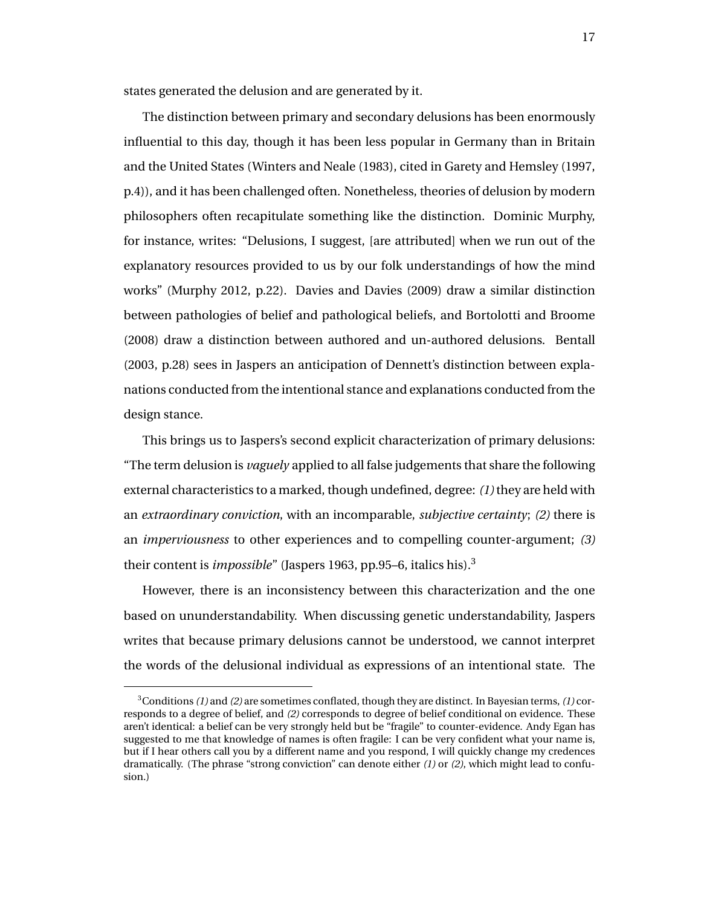states generated the delusion and are generated by it.

The distinction between primary and secondary delusions has been enormously influential to this day, though it has been less popular in Germany than in Britain and the United States (Winters and Neale (1983), cited in Garety and Hemsley (1997, p.4)), and it has been challenged often. Nonetheless, theories of delusion by modern philosophers often recapitulate something like the distinction. Dominic Murphy, for instance, writes: "Delusions, I suggest, [are attributed] when we run out of the explanatory resources provided to us by our folk understandings of how the mind works" (Murphy 2012, p.22). Davies and Davies (2009) draw a similar distinction between pathologies of belief and pathological beliefs, and Bortolotti and Broome (2008) draw a distinction between authored and un-authored delusions. Bentall (2003, p.28) sees in Jaspers an anticipation of Dennett's distinction between explanations conducted from the intentional stance and explanations conducted from the design stance.

This brings us to Jaspers's second explicit characterization of primary delusions: "The term delusion is *vaguely* applied to all false judgements that share the following external characteristics to a marked, though undefined, degree: *(1)* they are held with an *extraordinary conviction*, with an incomparable, *subjective certainty*; *(2)* there is an *imperviousness* to other experiences and to compelling counter-argument; *(3)* their content is *impossible*" (Jaspers 1963, pp.95–6, italics his).[3]

However, there is an inconsistency between this characterization and the one based on ununderstandability. When discussing genetic understandability, Jaspers writes that because primary delusions cannot be understood, we cannot interpret the words of the delusional individual as expressions of an intentional state. The

[3] Conditions *(1)* and *(2)* are sometimes conflated, though they are distinct. In Bayesian terms, *(1)* corresponds to a degree of belief, and *(2)* corresponds to degree of belief conditional on evidence. These aren't identical: a belief can be very strongly held but be "fragile" to counter-evidence. Andy Egan has suggested to me that knowledge of names is often fragile: I can be very confident what your name is, but if I hear others call you by a different name and you respond, I will quickly change my credences dramatically. (The phrase "strong conviction" can denote either *(1)* or *(2)*, which might lead to confusion.)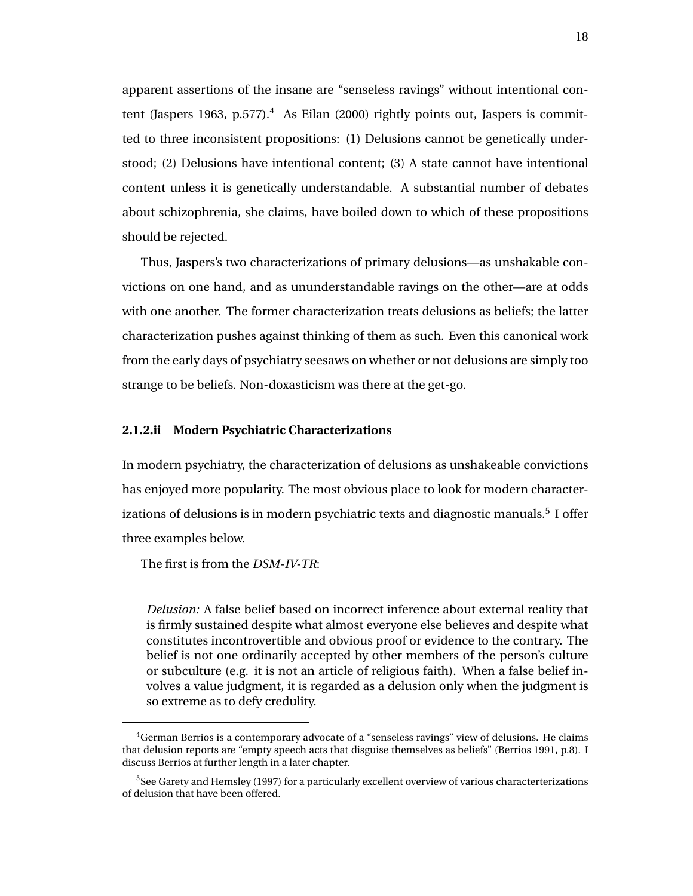apparent assertions of the insane are "senseless ravings" without intentional content (Jaspers 1963, p.577).[4] As Eilan (2000) rightly points out, Jaspers is committed to three inconsistent propositions: (1) Delusions cannot be genetically understood; (2) Delusions have intentional content; (3) A state cannot have intentional content unless it is genetically understandable. A substantial number of debates about schizophrenia, she claims, have boiled down to which of these propositions should be rejected.

Thus, Jaspers's two characterizations of primary delusions—as unshakable convictions on one hand, and as ununderstandable ravings on the other—are at odds with one another. The former characterization treats delusions as beliefs; the latter characterization pushes against thinking of them as such. Even this canonical work from the early days of psychiatry seesaws on whether or not delusions are simply too strange to be beliefs. Non-doxasticism was there at the get-go.

#### 2.1.2.ii Modern Psychiatric Characterizations

In modern psychiatry, the characterization of delusions as unshakeable convictions has enjoyed more popularity. The most obvious place to look for modern characterizations of delusions is in modern psychiatric texts and diagnostic manuals.[5] I offer three examples below.

The first is from the *DSM-IV-TR*:

> *Delusion:* A false belief based on incorrect inference about external reality that is firmly sustained despite what almost everyone else believes and despite what constitutes incontrovertible and obvious proof or evidence to the contrary. The belief is not one ordinarily accepted by other members of the person's culture or subculture (e.g. it is not an article of religious faith). When a false belief involves a value judgment, it is regarded as a delusion only when the judgment is so extreme as to defy credulity.

[4] German Berrios is a contemporary advocate of a "senseless ravings" view of delusions. He claims that delusion reports are "empty speech acts that disguise themselves as beliefs" (Berrios 1991, p.8). I discuss Berrios at further length in a later chapter.

[5] See Garety and Hemsley (1997) for a particularly excellent overview of various charactertерizations of delusion that have been offered.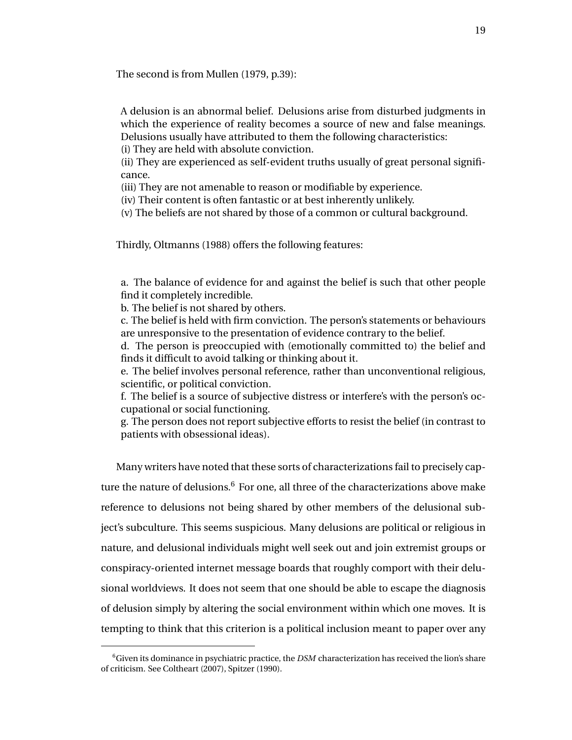The second is from Mullen (1979, p.39):

> A delusion is an abnormal belief. Delusions arise from disturbed judgments in which the experience of reality becomes a source of new and false meanings. Delusions usually have attributed to them the following characteristics:
> (i) They are held with absolute conviction.
> (ii) They are experienced as self-evident truths usually of great personal significance.
> (iii) They are not amenable to reason or modifiable by experience.
> (iv) Their content is often fantastic or at best inherently unlikely.
> (v) The beliefs are not shared by those of a common or cultural background.

Thirdly, Oltmanns (1988) offers the following features:

> a. The balance of evidence for and against the belief is such that other people find it completely incredible.
> b. The belief is not shared by others.
> c. The belief is held with firm conviction. The person's statements or behaviours are unresponsive to the presentation of evidence contrary to the belief.
> d. The person is preoccupied with (emotionally committed to) the belief and finds it difficult to avoid talking or thinking about it.
> e. The belief involves personal reference, rather than unconventional religious, scientific, or political conviction.
> f. The belief is a source of subjective distress or interfere's with the person's occupational or social functioning.
> g. The person does not report subjective efforts to resist the belief (in contrast to patients with obsessional ideas).

Many writers have noted that these sorts of characterizations fail to precisely capture the nature of delusions.[6] For one, all three of the characterizations above make reference to delusions not being shared by other members of the delusional subject's subculture. This seems suspicious. Many delusions are political or religious in nature, and delusional individuals might well seek out and join extremist groups or conspiracy-oriented internet message boards that roughly comport with their delusional worldviews. It does not seem that one should be able to escape the diagnosis of delusion simply by altering the social environment within which one moves. It is tempting to think that this criterion is a political inclusion meant to paper over any

[6] Given its dominance in psychiatric practice, the *DSM* characterization has received the lion's share of criticism. See Coltheart (2007), Spitzer (1990).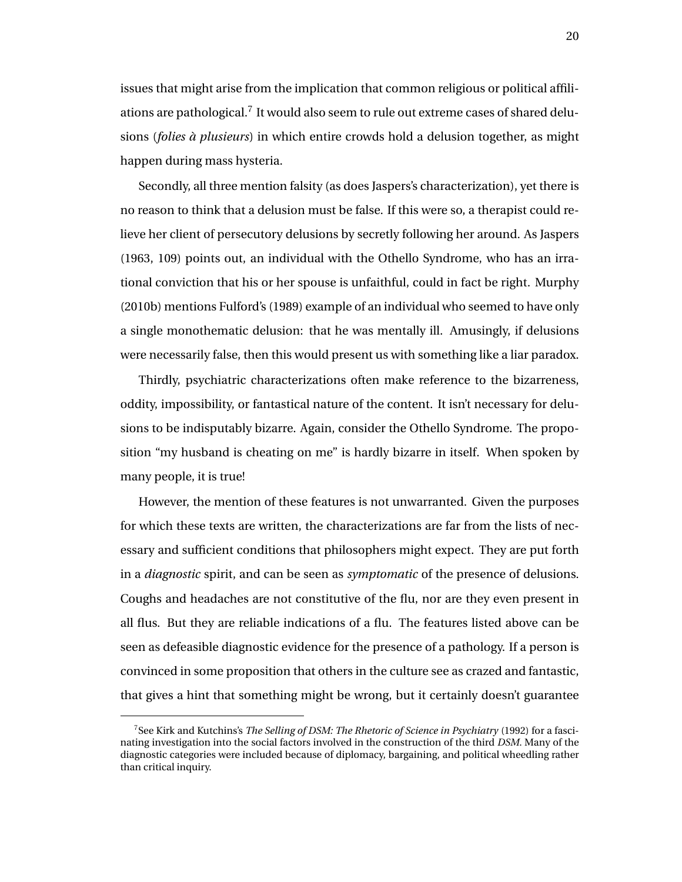issues that might arise from the implication that common religious or political affiliations are pathological.[7] It would also seem to rule out extreme cases of shared delusions (*folies à plusieurs*) in which entire crowds hold a delusion together, as might happen during mass hysteria.

Secondly, all three mention falsity (as does Jaspers's characterization), yet there is no reason to think that a delusion must be false. If this were so, a therapist could relieve her client of persecutory delusions by secretly following her around. As Jaspers (1963, 109) points out, an individual with the Othello Syndrome, who has an irrational conviction that his or her spouse is unfaithful, could in fact be right. Murphy (2010b) mentions Fulford's (1989) example of an individual who seemed to have only a single monothematic delusion: that he was mentally ill. Amusingly, if delusions were necessarily false, then this would present us with something like a liar paradox.

Thirdly, psychiatric characterizations often make reference to the bizarreness, oddity, impossibility, or fantastical nature of the content. It isn't necessary for delusions to be indisputably bizarre. Again, consider the Othello Syndrome. The proposition "my husband is cheating on me" is hardly bizarre in itself. When spoken by many people, it is true!

However, the mention of these features is not unwarranted. Given the purposes for which these texts are written, the characterizations are far from the lists of necessary and sufficient conditions that philosophers might expect. They are put forth in a *diagnostic* spirit, and can be seen as *symptomatic* of the presence of delusions. Coughs and headaches are not constitutive of the flu, nor are they even present in all flus. But they are reliable indications of a flu. The features listed above can be seen as defeasible diagnostic evidence for the presence of a pathology. If a person is convinced in some proposition that others in the culture see as crazed and fantastic, that gives a hint that something might be wrong, but it certainly doesn't guarantee

[7] See Kirk and Kutchins's *The Selling of DSM: The Rhetoric of Science in Psychiatry* (1992) for a fascinating investigation into the social factors involved in the construction of the third *DSM*. Many of the diagnostic categories were included because of diplomacy, bargaining, and political wheedling rather than critical inquiry.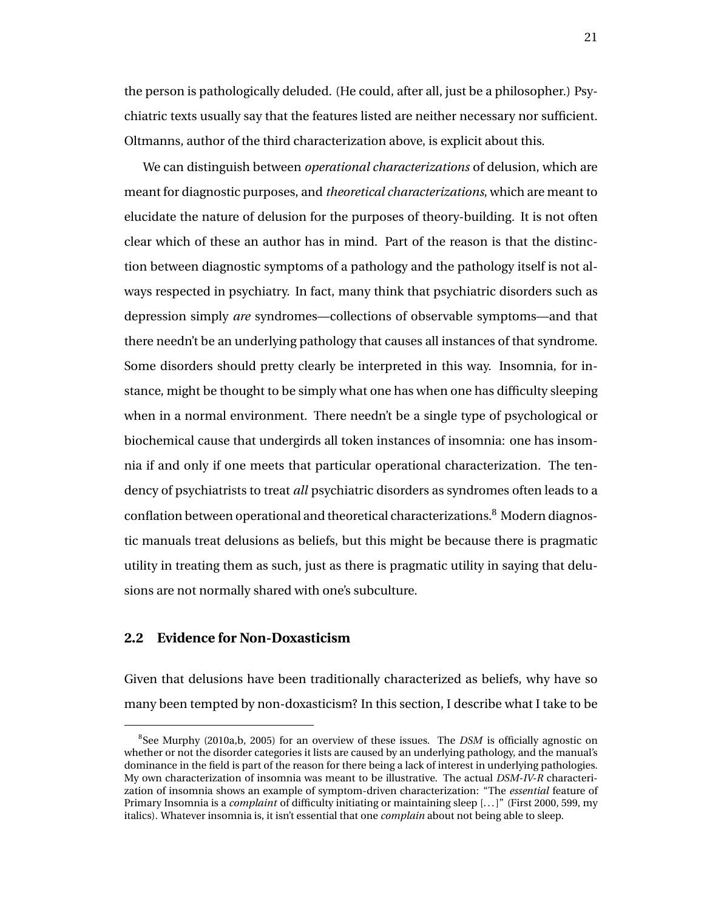the person is pathologically deluded. (He could, after all, just be a philosopher.) Psychiatric texts usually say that the features listed are neither necessary nor sufficient. Oltmanns, author of the third characterization above, is explicit about this.

We can distinguish between *operational characterizations* of delusion, which are meant for diagnostic purposes, and *theoretical characterizations*, which are meant to elucidate the nature of delusion for the purposes of theory-building. It is not often clear which of these an author has in mind. Part of the reason is that the distinction between diagnostic symptoms of a pathology and the pathology itself is not always respected in psychiatry. In fact, many think that psychiatric disorders such as depression simply *are* syndromes—collections of observable symptoms—and that there needn't be an underlying pathology that causes all instances of that syndrome. Some disorders should pretty clearly be interpreted in this way. Insomnia, for instance, might be thought to be simply what one has when one has difficulty sleeping when in a normal environment. There needn't be a single type of psychological or biochemical cause that undergirds all token instances of insomnia: one has insomnia if and only if one meets that particular operational characterization. The tendency of psychiatrists to treat *all* psychiatric disorders as syndromes often leads to a conflation between operational and theoretical characterizations.[8] Modern diagnostic manuals treat delusions as beliefs, but this might be because there is pragmatic utility in treating them as such, just as there is pragmatic utility in saying that delusions are not normally shared with one's subculture.

## 2.2 Evidence for Non-Doxasticism

Given that delusions have been traditionally characterized as beliefs, why have so many been tempted by non-doxasticism? In this section, I describe what I take to be

[8]See Murphy (2010a,b, 2005) for an overview of these issues. The *DSM* is officially agnostic on whether or not the disorder categories it lists are caused by an underlying pathology, and the manual's dominance in the field is part of the reason for there being a lack of interest in underlying pathologies. My own characterization of insomnia was meant to be illustrative. The actual *DSM-IV-R* characterization of insomnia shows an example of symptom-driven characterization: "The *essential* feature of Primary Insomnia is a *complaint* of difficulty initiating or maintaining sleep [...]" (First 2000, 599, my italics). Whatever insomnia is, it isn't essential that one *complain* about not being able to sleep.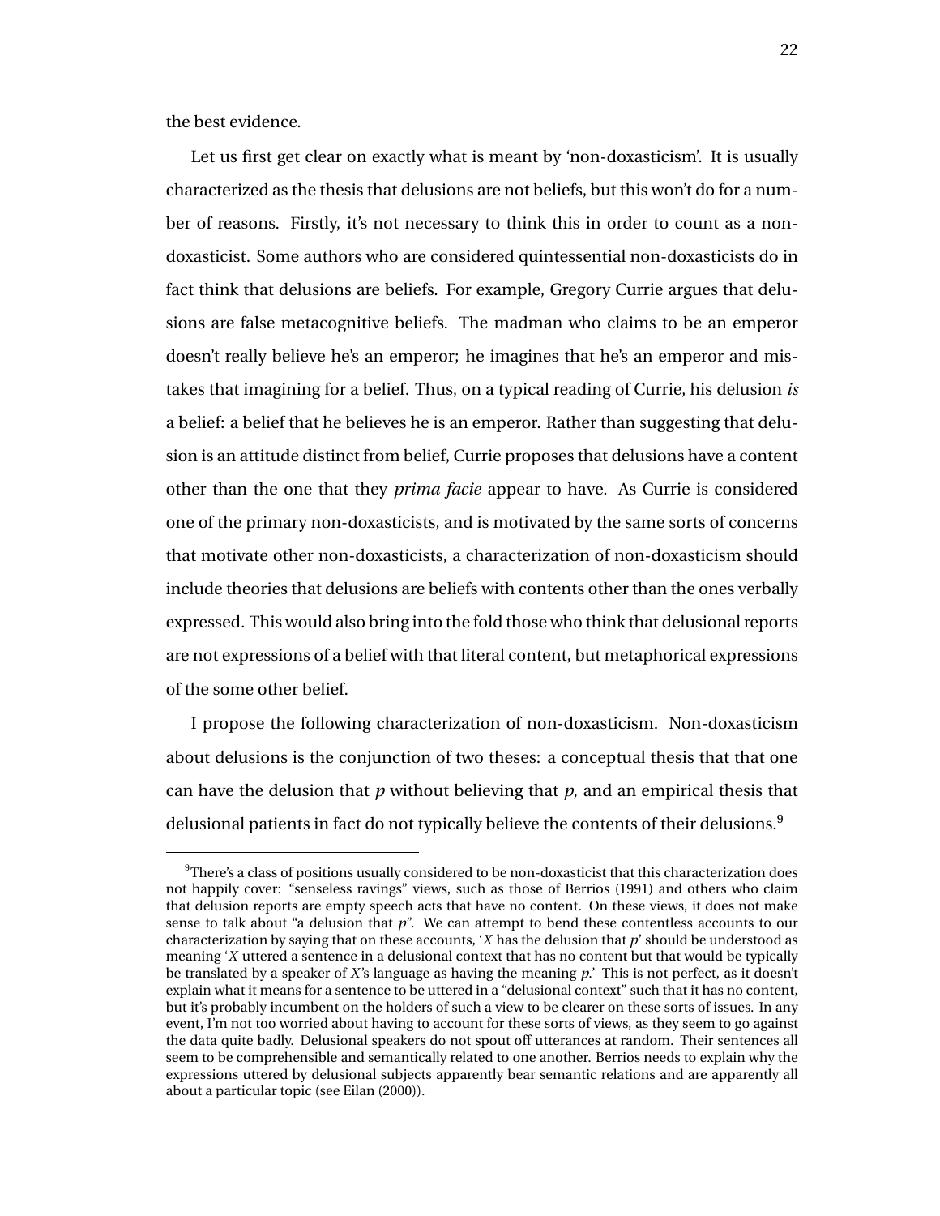the best evidence.

Let us first get clear on exactly what is meant by 'non-doxasticism'. It is usually characterized as the thesis that delusions are not beliefs, but this won't do for a number of reasons. Firstly, it's not necessary to think this in order to count as a non-doxasticist. Some authors who are considered quintessential non-doxasticists do in fact think that delusions are beliefs. For example, Gregory Currie argues that delusions are false metacognitive beliefs. The madman who claims to be an emperor doesn't really believe he's an emperor; he imagines that he's an emperor and mistakes that imagining for a belief. Thus, on a typical reading of Currie, his delusion *is* a belief: a belief that he believes he is an emperor. Rather than suggesting that delusion is an attitude distinct from belief, Currie proposes that delusions have a content other than the one that they *prima facie* appear to have. As Currie is considered one of the primary non-doxasticists, and is motivated by the same sorts of concerns that motivate other non-doxasticists, a characterization of non-doxasticism should include theories that delusions are beliefs with contents other than the ones verbally expressed. This would also bring into the fold those who think that delusional reports are not expressions of a belief with that literal content, but metaphorical expressions of the some other belief.

I propose the following characterization of non-doxasticism. Non-doxasticism about delusions is the conjunction of two theses: a conceptual thesis that that one can have the delusion that *p* without believing that *p*, and an empirical thesis that delusional patients in fact do not typically believe the contents of their delusions.[9]

[9]There's a class of positions usually considered to be non-doxasticist that this characterization does not happily cover: "senseless ravings" views, such as those of Berrios (1991) and others who claim that delusion reports are empty speech acts that have no content. On these views, it does not make sense to talk about "a delusion that *p*". We can attempt to bend these contentless accounts to our characterization by saying that on these accounts, '*X* has the delusion that *p*' should be understood as meaning '*X* uttered a sentence in a delusional context that has no content but that would be typically be translated by a speaker of *X*'s language as having the meaning *p*.' This is not perfect, as it doesn't explain what it means for a sentence to be uttered in a "delusional context" such that it has no content, but it's probably incumbent on the holders of such a view to be clearer on these sorts of issues. In any event, I'm not too worried about having to account for these sorts of views, as they seem to go against the data quite badly. Delusional speakers do not spout off utterances at random. Their sentences all seem to be comprehensible and semantically related to one another. Berrios needs to explain why the expressions uttered by delusional subjects apparently bear semantic relations and are apparently all about a particular topic (see Eilan (2000)).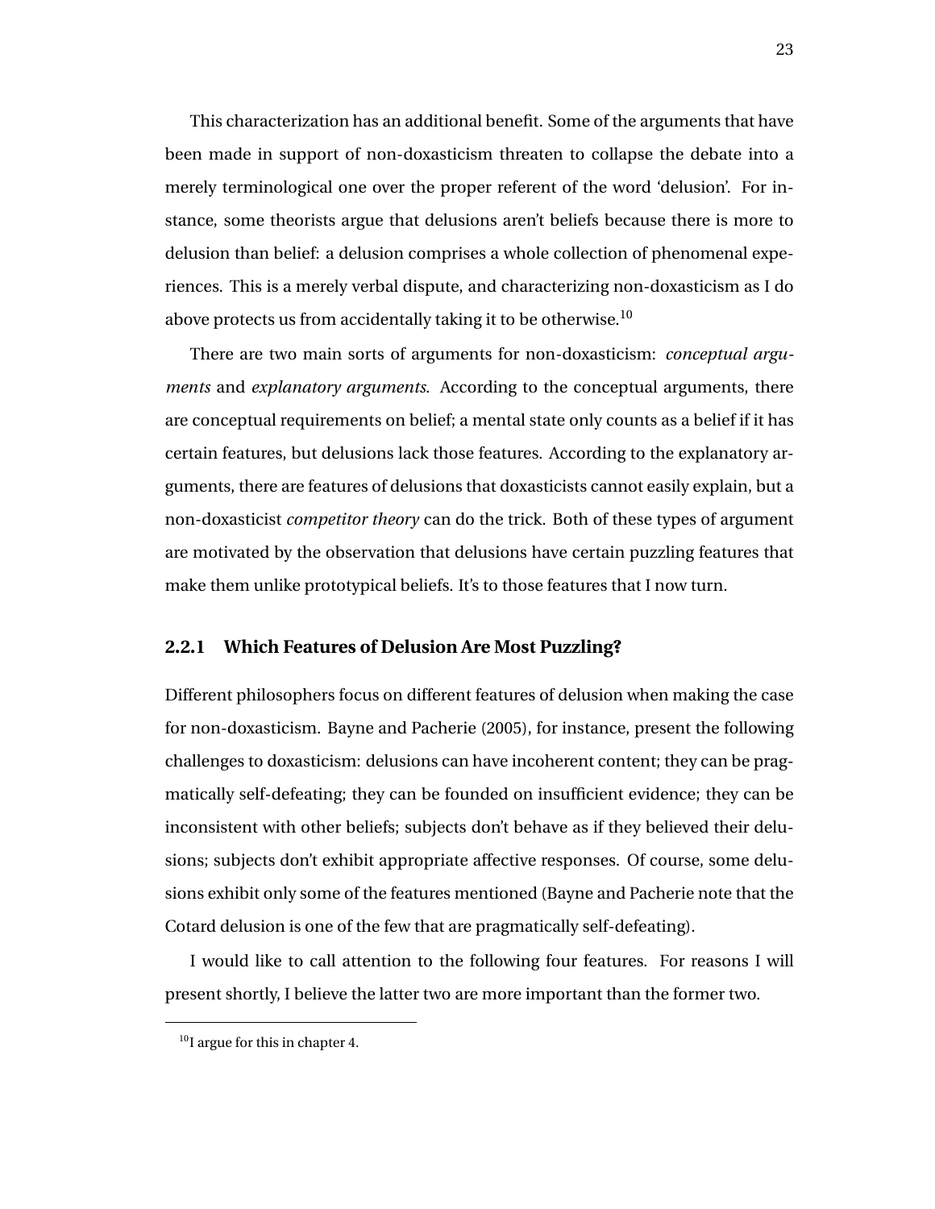This characterization has an additional benefit. Some of the arguments that have been made in support of non-doxasticism threaten to collapse the debate into a merely terminological one over the proper referent of the word 'delusion'. For instance, some theorists argue that delusions aren't beliefs because there is more to delusion than belief: a delusion comprises a whole collection of phenomenal experiences. This is a merely verbal dispute, and characterizing non-doxasticism as I do above protects us from accidentally taking it to be otherwise.[10]

There are two main sorts of arguments for non-doxasticism: *conceptual arguments* and *explanatory arguments*. According to the conceptual arguments, there are conceptual requirements on belief; a mental state only counts as a belief if it has certain features, but delusions lack those features. According to the explanatory arguments, there are features of delusions that doxasticists cannot easily explain, but a non-doxasticist *competitor theory* can do the trick. Both of these types of argument are motivated by the observation that delusions have certain puzzling features that make them unlike prototypical beliefs. It's to those features that I now turn.

### 2.2.1 Which Features of Delusion Are Most Puzzling?

Different philosophers focus on different features of delusion when making the case for non-doxasticism. Bayne and Pacherie (2005), for instance, present the following challenges to doxasticism: delusions can have incoherent content; they can be pragmatically self-defeating; they can be founded on insufficient evidence; they can be inconsistent with other beliefs; subjects don't behave as if they believed their delusions; subjects don't exhibit appropriate affective responses. Of course, some delusions exhibit only some of the features mentioned (Bayne and Pacherie note that the Cotard delusion is one of the few that are pragmatically self-defeating).

I would like to call attention to the following four features. For reasons I will present shortly, I believe the latter two are more important than the former two.

[10] I argue for this in chapter 4.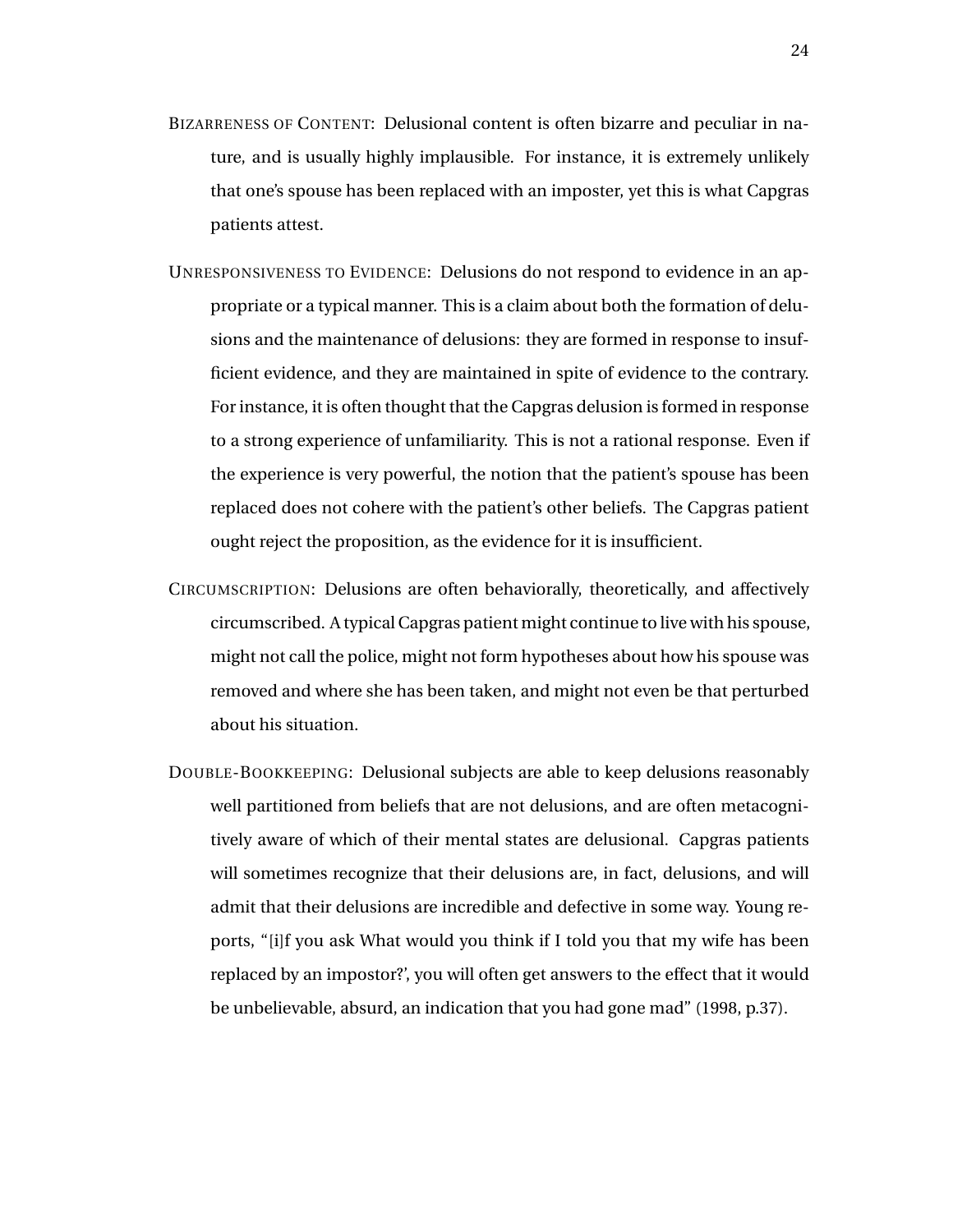BIZARRENESS OF CONTENT: Delusional content is often bizarre and peculiar in nature, and is usually highly implausible. For instance, it is extremely unlikely that one's spouse has been replaced with an imposter, yet this is what Capgras patients attest.

UNRESPONSIVENESS TO EVIDENCE: Delusions do not respond to evidence in an appropriate or a typical manner. This is a claim about both the formation of delusions and the maintenance of delusions: they are formed in response to insufficient evidence, and they are maintained in spite of evidence to the contrary. For instance, it is often thought that the Capgras delusion is formed in response to a strong experience of unfamiliarity. This is not a rational response. Even if the experience is very powerful, the notion that the patient's spouse has been replaced does not cohere with the patient's other beliefs. The Capgras patient ought reject the proposition, as the evidence for it is insufficient.

CIRCUMSCRIPTION: Delusions are often behaviorally, theoretically, and affectively circumscribed. A typical Capgras patient might continue to live with his spouse, might not call the police, might not form hypotheses about how his spouse was removed and where she has been taken, and might not even be that perturbed about his situation.

DOUBLE-BOOKKEEPING: Delusional subjects are able to keep delusions reasonably well partitioned from beliefs that are not delusions, and are often metacognitively aware of which of their mental states are delusional. Capgras patients will sometimes recognize that their delusions are, in fact, delusions, and will admit that their delusions are incredible and defective in some way. Young reports, "[i]f you ask What would you think if I told you that my wife has been replaced by an impostor?', you will often get answers to the effect that it would be unbelievable, absurd, an indication that you had gone mad" (1998, p.37).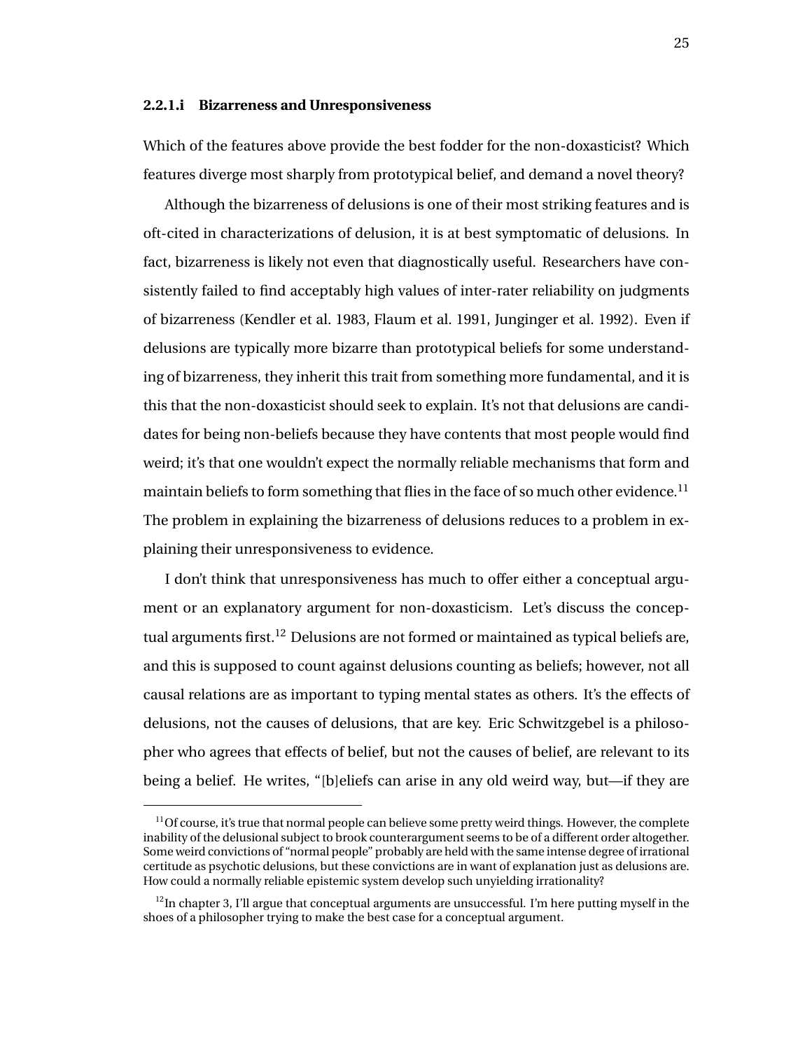#### 2.2.1.i Bizarreness and Unresponsiveness

Which of the features above provide the best fodder for the non-doxasticist? Which features diverge most sharply from prototypical belief, and demand a novel theory?

Although the bizarreness of delusions is one of their most striking features and is oft-cited in characterizations of delusion, it is at best symptomatic of delusions. In fact, bizarreness is likely not even that diagnostically useful. Researchers have consistently failed to find acceptably high values of inter-rater reliability on judgments of bizarreness (Kendler et al. 1983, Flaum et al. 1991, Junginger et al. 1992). Even if delusions are typically more bizarre than prototypical beliefs for some understanding of bizarreness, they inherit this trait from something more fundamental, and it is this that the non-doxasticist should seek to explain. It's not that delusions are candidates for being non-beliefs because they have contents that most people would find weird; it's that one wouldn't expect the normally reliable mechanisms that form and maintain beliefs to form something that flies in the face of so much other evidence.[11] The problem in explaining the bizarreness of delusions reduces to a problem in explaining their unresponsiveness to evidence.

I don't think that unresponsiveness has much to offer either a conceptual argument or an explanatory argument for non-doxasticism. Let's discuss the conceptual arguments first.[12] Delusions are not formed or maintained as typical beliefs are, and this is supposed to count against delusions counting as beliefs; however, not all causal relations are as important to typing mental states as others. It's the effects of delusions, not the causes of delusions, that are key. Eric Schwitzgebel is a philosopher who agrees that effects of belief, but not the causes of belief, are relevant to its being a belief. He writes, "[b]eliefs can arise in any old weird way, but—if they are

[11] Of course, it's true that normal people can believe some pretty weird things. However, the complete inability of the delusional subject to brook counterargument seems to be of a different order altogether. Some weird convictions of "normal people" probably are held with the same intense degree of irrational certitude as psychotic delusions, but these convictions are in want of explanation just as delusions are. How could a normally reliable epistemic system develop such unyielding irrationality?

[12] In chapter 3, I'll argue that conceptual arguments are unsuccessful. I'm here putting myself in the shoes of a philosopher trying to make the best case for a conceptual argument.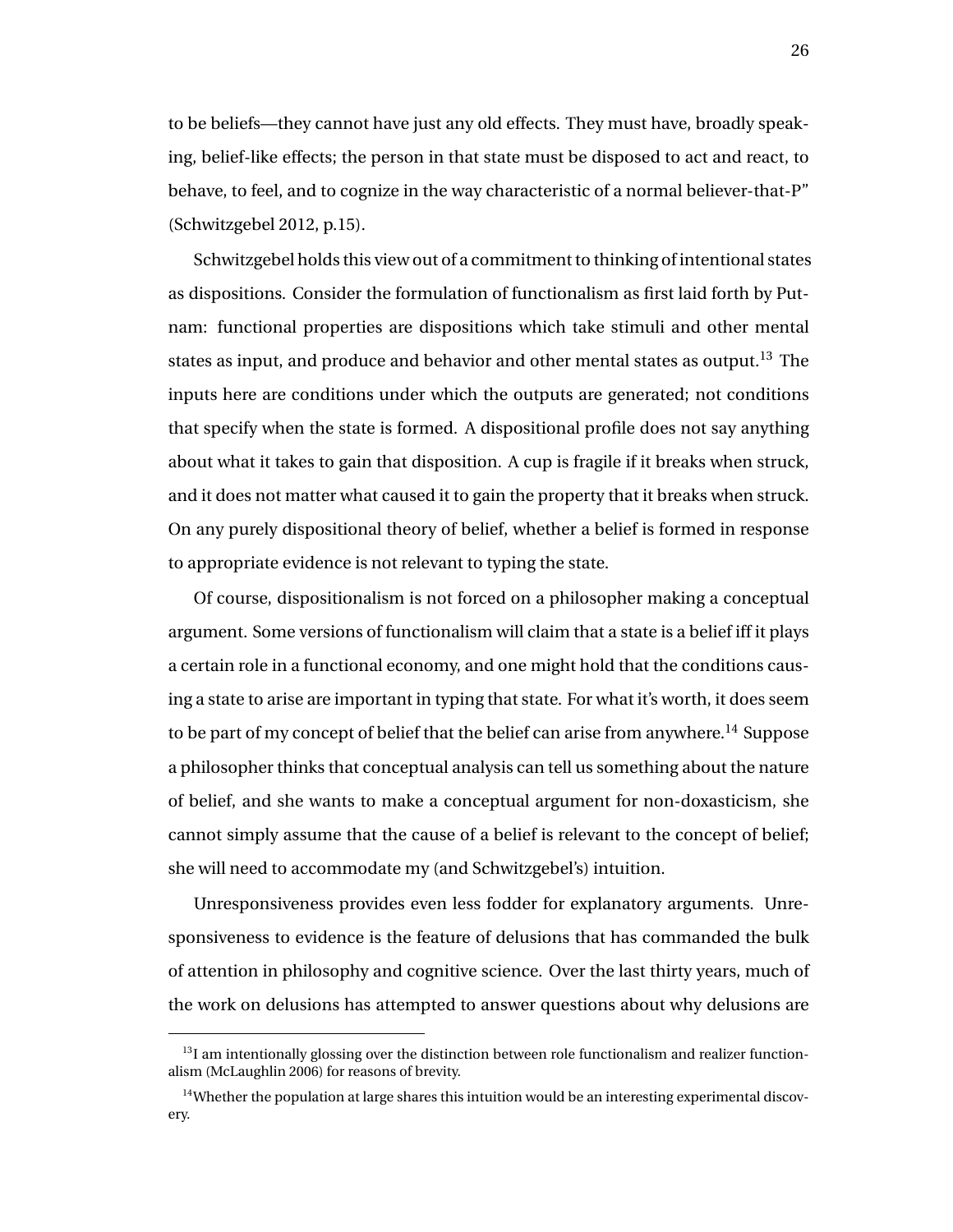to be beliefs—they cannot have just any old effects. They must have, broadly speaking, belief-like effects; the person in that state must be disposed to act and react, to behave, to feel, and to cognize in the way characteristic of a normal believer-that-P" (Schwitzgebel 2012, p.15).

Schwitzgebel holds this view out of a commitment to thinking of intentional states as dispositions. Consider the formulation of functionalism as first laid forth by Putnam: functional properties are dispositions which take stimuli and other mental states as input, and produce and behavior and other mental states as output.[13] The inputs here are conditions under which the outputs are generated; not conditions that specify when the state is formed. A dispositional profile does not say anything about what it takes to gain that disposition. A cup is fragile if it breaks when struck, and it does not matter what caused it to gain the property that it breaks when struck. On any purely dispositional theory of belief, whether a belief is formed in response to appropriate evidence is not relevant to typing the state.

Of course, dispositionalism is not forced on a philosopher making a conceptual argument. Some versions of functionalism will claim that a state is a belief iff it plays a certain role in a functional economy, and one might hold that the conditions causing a state to arise are important in typing that state. For what it's worth, it does seem to be part of my concept of belief that the belief can arise from anywhere.[14] Suppose a philosopher thinks that conceptual analysis can tell us something about the nature of belief, and she wants to make a conceptual argument for non-doxasticism, she cannot simply assume that the cause of a belief is relevant to the concept of belief; she will need to accommodate my (and Schwitzgebel's) intuition.

Unresponsiveness provides even less fodder for explanatory arguments. Unresponsiveness to evidence is the feature of delusions that has commanded the bulk of attention in philosophy and cognitive science. Over the last thirty years, much of the work on delusions has attempted to answer questions about why delusions are

[13] I am intentionally glossing over the distinction between role functionalism and realizer functionalism (McLaughlin 2006) for reasons of brevity.

[14] Whether the population at large shares this intuition would be an interesting experimental discovery.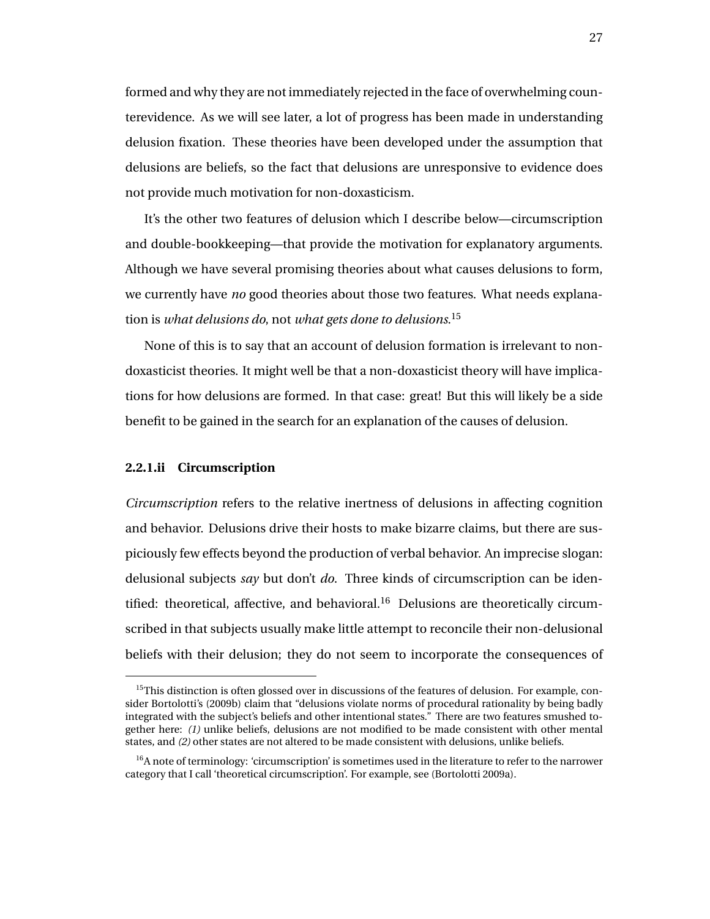formed and why they are not immediately rejected in the face of overwhelming counterevidence. As we will see later, a lot of progress has been made in understanding delusion fixation. These theories have been developed under the assumption that delusions are beliefs, so the fact that delusions are unresponsive to evidence does not provide much motivation for non-doxasticism.

It's the other two features of delusion which I describe below—circumscription and double-bookkeeping—that provide the motivation for explanatory arguments. Although we have several promising theories about what causes delusions to form, we currently have *no* good theories about those two features. What needs explanation is *what delusions do*, not *what gets done to delusions*.[15]

None of this is to say that an account of delusion formation is irrelevant to non-doxasticist theories. It might well be that a non-doxasticist theory will have implications for how delusions are formed. In that case: great! But this will likely be a side benefit to be gained in the search for an explanation of the causes of delusion.

#### 2.2.1.ii Circumscription

*Circumscription* refers to the relative inertness of delusions in affecting cognition and behavior. Delusions drive their hosts to make bizarre claims, but there are suspiciously few effects beyond the production of verbal behavior. An imprecise slogan: delusional subjects *say* but don't *do*. Three kinds of circumscription can be identified: theoretical, affective, and behavioral.[16] Delusions are theoretically circumscribed in that subjects usually make little attempt to reconcile their non-delusional beliefs with their delusion; they do not seem to incorporate the consequences of

---

[15]This distinction is often glossed over in discussions of the features of delusion. For example, consider Bortolotti's (2009b) claim that "delusions violate norms of procedural rationality by being badly integrated with the subject's beliefs and other intentional states." There are two features smushed together here: *(1)* unlike beliefs, delusions are not modified to be made consistent with other mental states, and *(2)* other states are not altered to be made consistent with delusions, unlike beliefs.

[16]A note of terminology: 'circumscription' is sometimes used in the literature to refer to the narrower category that I call 'theoretical circumscription'. For example, see (Bortolotti 2009a).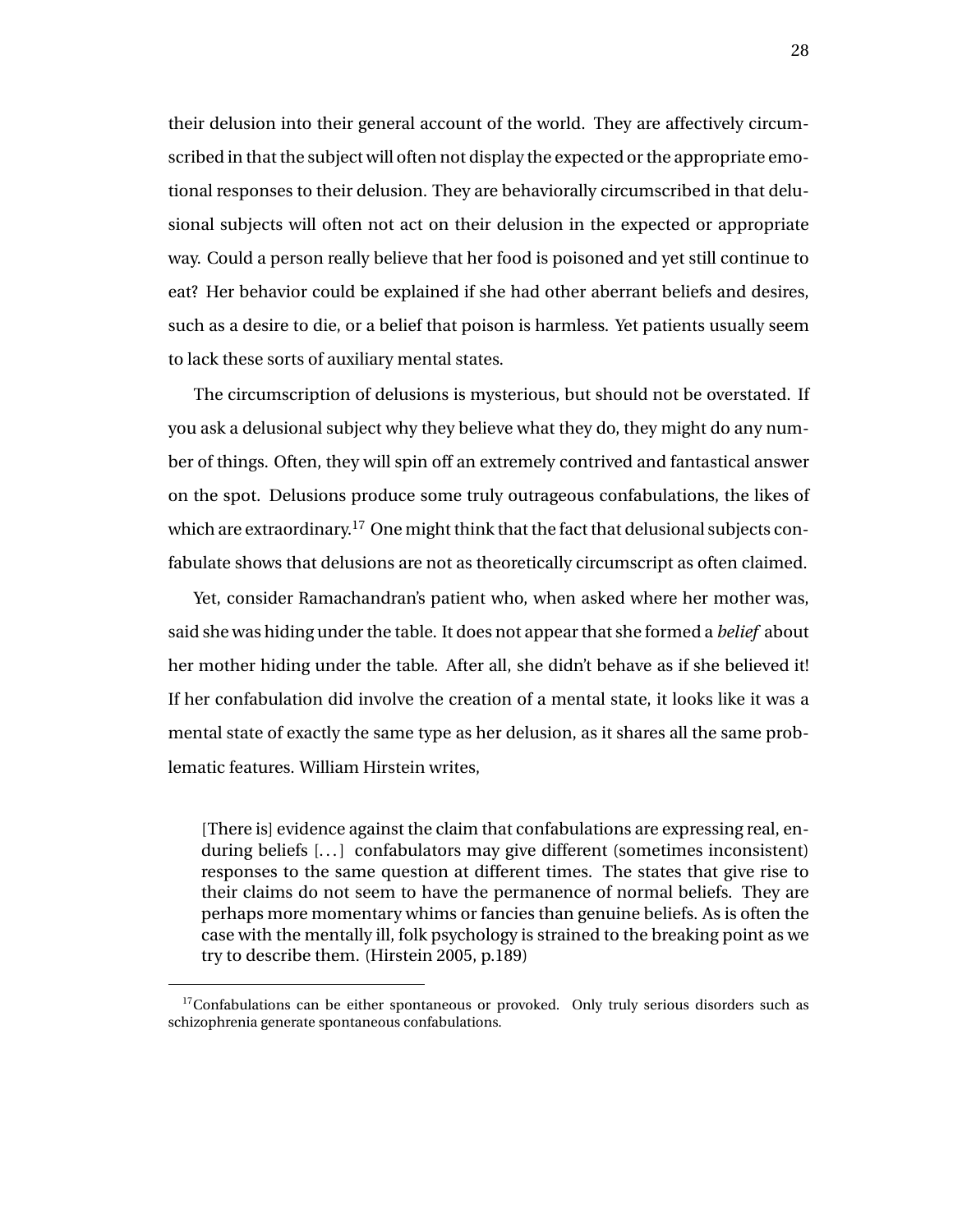their delusion into their general account of the world. They are affectively circumscribed in that the subject will often not display the expected or the appropriate emotional responses to their delusion. They are behaviorally circumscribed in that delusional subjects will often not act on their delusion in the expected or appropriate way. Could a person really believe that her food is poisoned and yet still continue to eat? Her behavior could be explained if she had other aberrant beliefs and desires, such as a desire to die, or a belief that poison is harmless. Yet patients usually seem to lack these sorts of auxiliary mental states.

The circumscription of delusions is mysterious, but should not be overstated. If you ask a delusional subject why they believe what they do, they might do any number of things. Often, they will spin off an extremely contrived and fantastical answer on the spot. Delusions produce some truly outrageous confabulations, the likes of which are extraordinary.[17] One might think that the fact that delusional subjects confabulate shows that delusions are not as theoretically circumscript as often claimed.

Yet, consider Ramachandran's patient who, when asked where her mother was, said she was hiding under the table. It does not appear that she formed a *belief* about her mother hiding under the table. After all, she didn't behave as if she believed it! If her confabulation did involve the creation of a mental state, it looks like it was a mental state of exactly the same type as her delusion, as it shares all the same problematic features. William Hirstein writes,

> [There is] evidence against the claim that confabulations are expressing real, enduring beliefs [...] confabulators may give different (sometimes inconsistent) responses to the same question at different times. The states that give rise to their claims do not seem to have the permanence of normal beliefs. They are perhaps more momentary whims or fancies than genuine beliefs. As is often the case with the mentally ill, folk psychology is strained to the breaking point as we try to describe them. (Hirstein 2005, p.189)

[17] Confabulations can be either spontaneous or provoked. Only truly serious disorders such as schizophrenia generate spontaneous confabulations.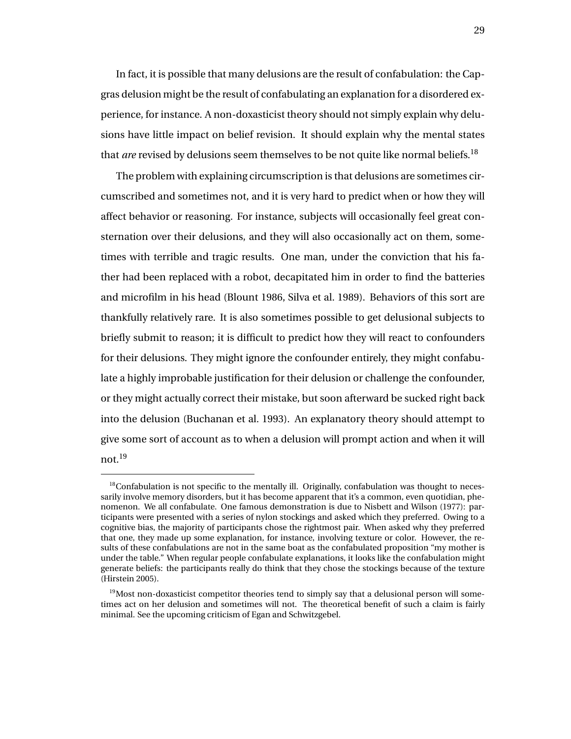In fact, it is possible that many delusions are the result of confabulation: the Capgras delusion might be the result of confabulating an explanation for a disordered experience, for instance. A non-doxasticist theory should not simply explain why delusions have little impact on belief revision. It should explain why the mental states that *are* revised by delusions seem themselves to be not quite like normal beliefs.[18]

The problem with explaining circumscription is that delusions are sometimes circumscribed and sometimes not, and it is very hard to predict when or how they will affect behavior or reasoning. For instance, subjects will occasionally feel great consternation over their delusions, and they will also occasionally act on them, sometimes with terrible and tragic results. One man, under the conviction that his father had been replaced with a robot, decapitated him in order to find the batteries and microfilm in his head (Blount 1986, Silva et al. 1989). Behaviors of this sort are thankfully relatively rare. It is also sometimes possible to get delusional subjects to briefly submit to reason; it is difficult to predict how they will react to confounders for their delusions. They might ignore the confounder entirely, they might confabulate a highly improbable justification for their delusion or challenge the confounder, or they might actually correct their mistake, but soon afterward be sucked right back into the delusion (Buchanan et al. 1993). An explanatory theory should attempt to give some sort of account as to when a delusion will prompt action and when it will not.[19]

---

[18] Confabulation is not specific to the mentally ill. Originally, confabulation was thought to necessarily involve memory disorders, but it has become apparent that it's a common, even quotidian, phenomenon. We all confabulate. One famous demonstration is due to Nisbett and Wilson (1977): participants were presented with a series of nylon stockings and asked which they preferred. Owing to a cognitive bias, the majority of participants chose the rightmost pair. When asked why they preferred that one, they made up some explanation, for instance, involving texture or color. However, the results of these confabulations are not in the same boat as the confabulated proposition "my mother is under the table." When regular people confabulate explanations, it looks like the confabulation might generate beliefs: the participants really do think that they chose the stockings because of the texture (Hirstein 2005).

[19] Most non-doxasticist competitor theories tend to simply say that a delusional person will sometimes act on her delusion and sometimes will not. The theoretical benefit of such a claim is fairly minimal. See the upcoming criticism of Egan and Schwitzgebel.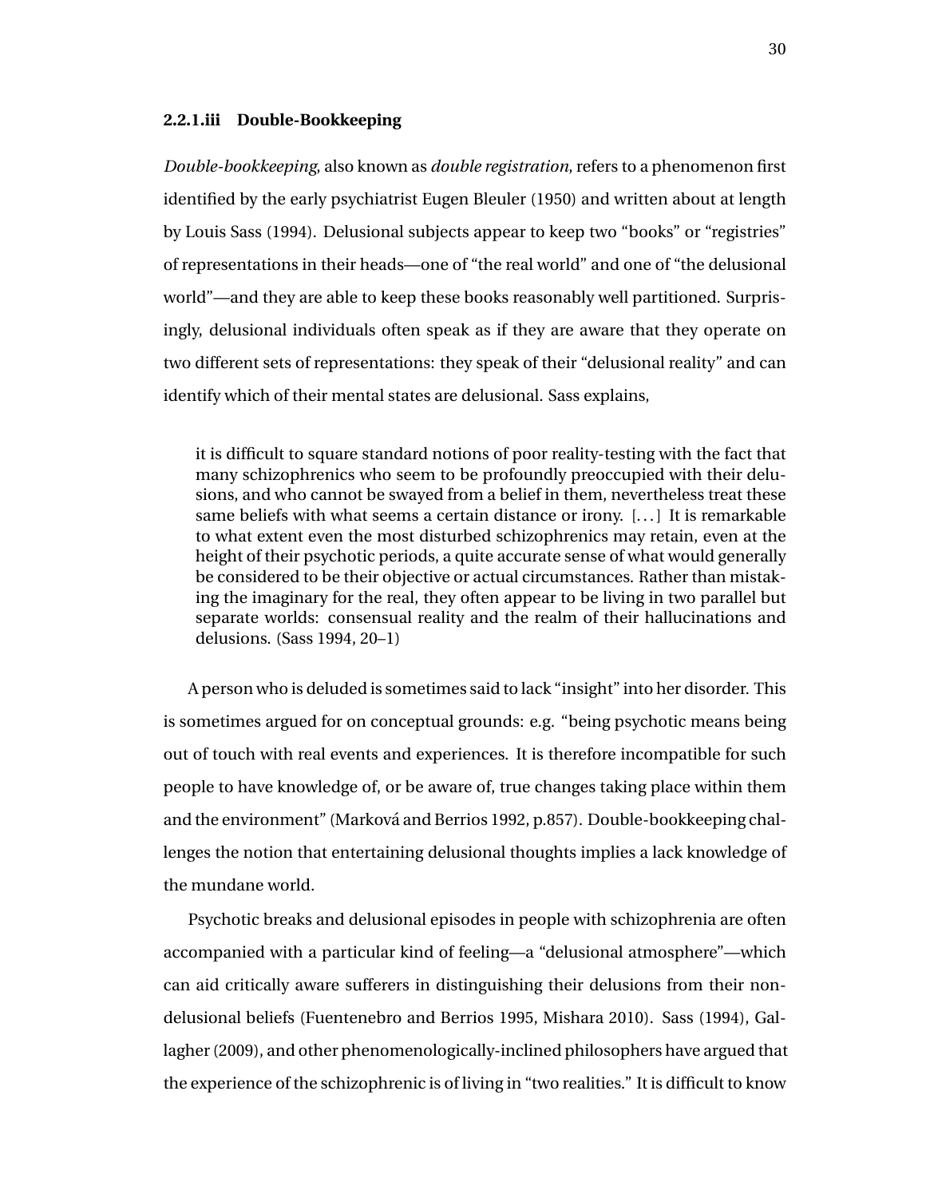#### 2.2.1.iii Double-Bookkeeping

*Double-bookkeeping*, also known as *double registration*, refers to a phenomenon first identified by the early psychiatrist Eugen Bleuler (1950) and written about at length by Louis Sass (1994). Delusional subjects appear to keep two "books" or "registries" of representations in their heads—one of "the real world" and one of "the delusional world"—and they are able to keep these books reasonably well partitioned. Surprisingly, delusional individuals often speak as if they are aware that they operate on two different sets of representations: they speak of their "delusional reality" and can identify which of their mental states are delusional. Sass explains,

> it is difficult to square standard notions of poor reality-testing with the fact that many schizophrenics who seem to be profoundly preoccupied with their delusions, and who cannot be swayed from a belief in them, nevertheless treat these same beliefs with what seems a certain distance or irony. [...] It is remarkable to what extent even the most disturbed schizophrenics may retain, even at the height of their psychotic periods, a quite accurate sense of what would generally be considered to be their objective or actual circumstances. Rather than mistaking the imaginary for the real, they often appear to be living in two parallel but separate worlds: consensual reality and the realm of their hallucinations and delusions. (Sass 1994, 20–1)

A person who is deluded is sometimes said to lack "insight" into her disorder. This is sometimes argued for on conceptual grounds: e.g. "being psychotic means being out of touch with real events and experiences. It is therefore incompatible for such people to have knowledge of, or be aware of, true changes taking place within them and the environment" (Marková and Berrios 1992, p.857). Double-bookkeeping challenges the notion that entertaining delusional thoughts implies a lack knowledge of the mundane world.

Psychotic breaks and delusional episodes in people with schizophrenia are often accompanied with a particular kind of feeling—a "delusional atmosphere"—which can aid critically aware sufferers in distinguishing their delusions from their non-delusional beliefs (Fuentenebro and Berrios 1995, Mishara 2010). Sass (1994), Gallagher (2009), and other phenomenologically-inclined philosophers have argued that the experience of the schizophrenic is of living in "two realities." It is difficult to know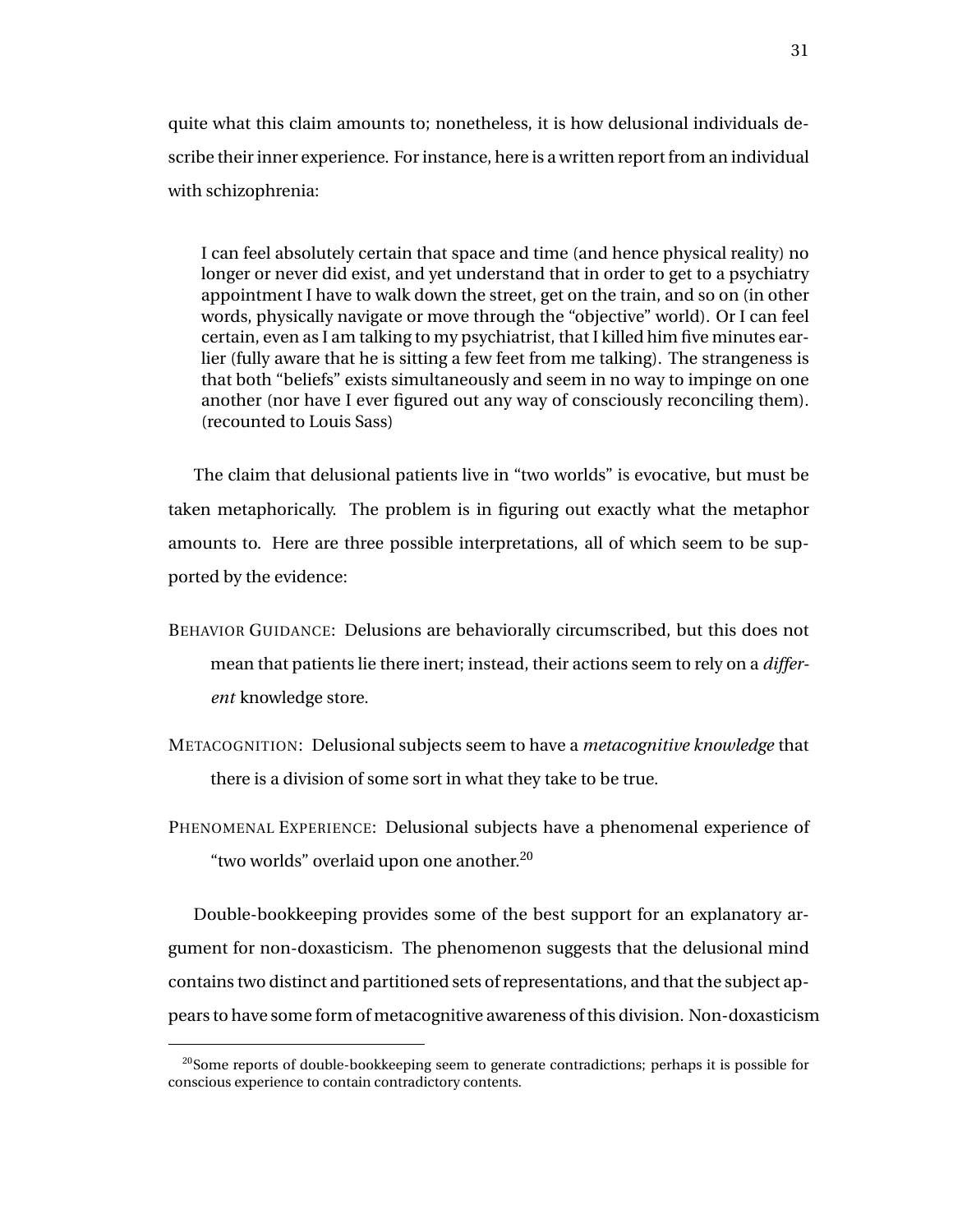quite what this claim amounts to; nonetheless, it is how delusional individuals describe their inner experience. For instance, here is a written report from an individual with schizophrenia:

> I can feel absolutely certain that space and time (and hence physical reality) no longer or never did exist, and yet understand that in order to get to a psychiatry appointment I have to walk down the street, get on the train, and so on (in other words, physically navigate or move through the "objective" world). Or I can feel certain, even as I am talking to my psychiatrist, that I killed him five minutes earlier (fully aware that he is sitting a few feet from me talking). The strangeness is that both "beliefs" exists simultaneously and seem in no way to impinge on one another (nor have I ever figured out any way of consciously reconciling them). (recounted to Louis Sass)

The claim that delusional patients live in "two worlds" is evocative, but must be taken metaphorically. The problem is in figuring out exactly what the metaphor amounts to. Here are three possible interpretations, all of which seem to be supported by the evidence:

BEHAVIOR GUIDANCE: Delusions are behaviorally circumscribed, but this does not mean that patients lie there inert; instead, their actions seem to rely on a *different* knowledge store.

METACOGNITION: Delusional subjects seem to have a *metacognitive knowledge* that there is a division of some sort in what they take to be true.

PHENOMENAL EXPERIENCE: Delusional subjects have a phenomenal experience of "two worlds" overlaid upon one another.[20]

Double-bookkeeping provides some of the best support for an explanatory argument for non-doxasticism. The phenomenon suggests that the delusional mind contains two distinct and partitioned sets of representations, and that the subject appears to have some form of metacognitive awareness of this division. Non-doxasticism

[20] Some reports of double-bookkeeping seem to generate contradictions; perhaps it is possible for conscious experience to contain contradictory contents.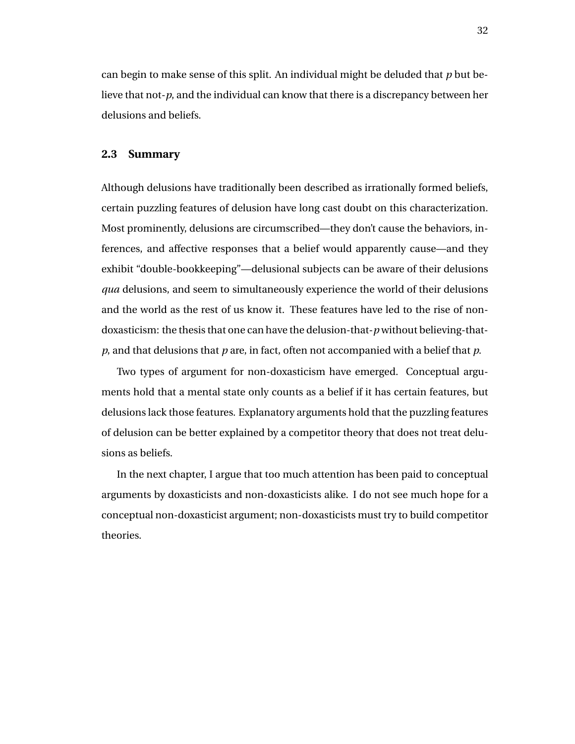can begin to make sense of this split. An individual might be deluded that *p* but believe that not-*p*, and the individual can know that there is a discrepancy between her delusions and beliefs.

## 2.3 Summary

Although delusions have traditionally been described as irrationally formed beliefs, certain puzzling features of delusion have long cast doubt on this characterization. Most prominently, delusions are circumscribed—they don't cause the behaviors, inferences, and affective responses that a belief would apparently cause—and they exhibit "double-bookkeeping"—delusional subjects can be aware of their delusions *qua* delusions, and seem to simultaneously experience the world of their delusions and the world as the rest of us know it. These features have led to the rise of non-doxasticism: the thesis that one can have the delusion-that-*p* without believing-that-*p*, and that delusions that *p* are, in fact, often not accompanied with a belief that *p*.

Two types of argument for non-doxasticism have emerged. Conceptual arguments hold that a mental state only counts as a belief if it has certain features, but delusions lack those features. Explanatory arguments hold that the puzzling features of delusion can be better explained by a competitor theory that does not treat delusions as beliefs.

In the next chapter, I argue that too much attention has been paid to conceptual arguments by doxasticists and non-doxasticists alike. I do not see much hope for a conceptual non-doxasticist argument; non-doxasticists must try to build competitor theories.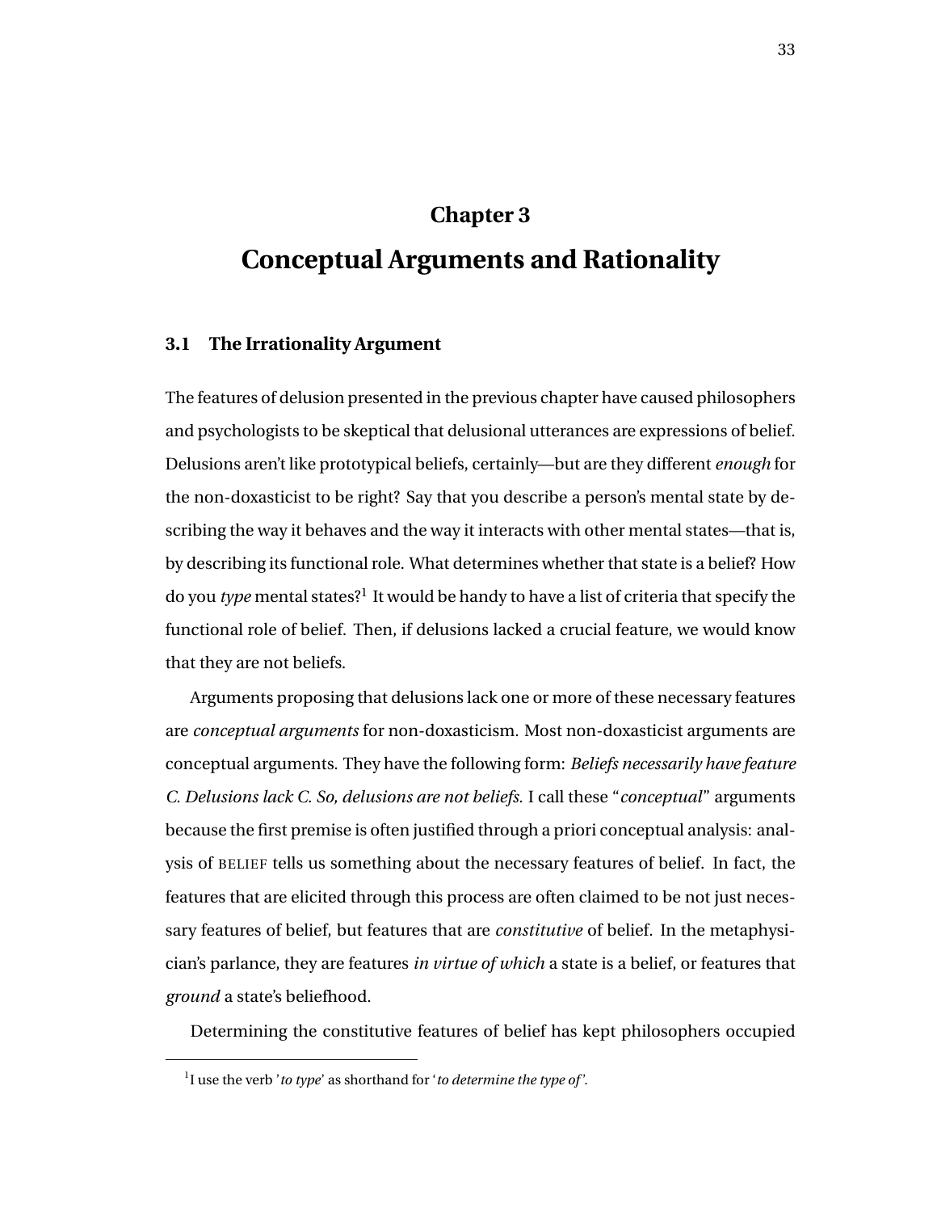# Chapter 3

# Conceptual Arguments and Rationality

## 3.1 The Irrationality Argument

The features of delusion presented in the previous chapter have caused philosophers and psychologists to be skeptical that delusional utterances are expressions of belief. Delusions aren't like prototypical beliefs, certainly—but are they different *enough* for the non-doxasticist to be right? Say that you describe a person's mental state by describing the way it behaves and the way it interacts with other mental states—that is, by describing its functional role. What determines whether that state is a belief? How do you *type* mental states?[1] It would be handy to have a list of criteria that specify the functional role of belief. Then, if delusions lacked a crucial feature, we would know that they are not beliefs.

Arguments proposing that delusions lack one or more of these necessary features are *conceptual arguments* for non-doxasticism. Most non-doxasticist arguments are conceptual arguments. They have the following form: *Beliefs necessarily have feature C. Delusions lack C. So, delusions are not beliefs.* I call these "*conceptual*" arguments because the first premise is often justified through a priori conceptual analysis: analysis of BELIEF tells us something about the necessary features of belief. In fact, the features that are elicited through this process are often claimed to be not just necessary features of belief, but features that are *constitutive* of belief. In the metaphysician's parlance, they are features *in virtue of which* a state is a belief, or features that *ground* a state's beliefhood.

Determining the constitutive features of belief has kept philosophers occupied

[1] I use the verb '*to type*' as shorthand for '*to determine the type of*'.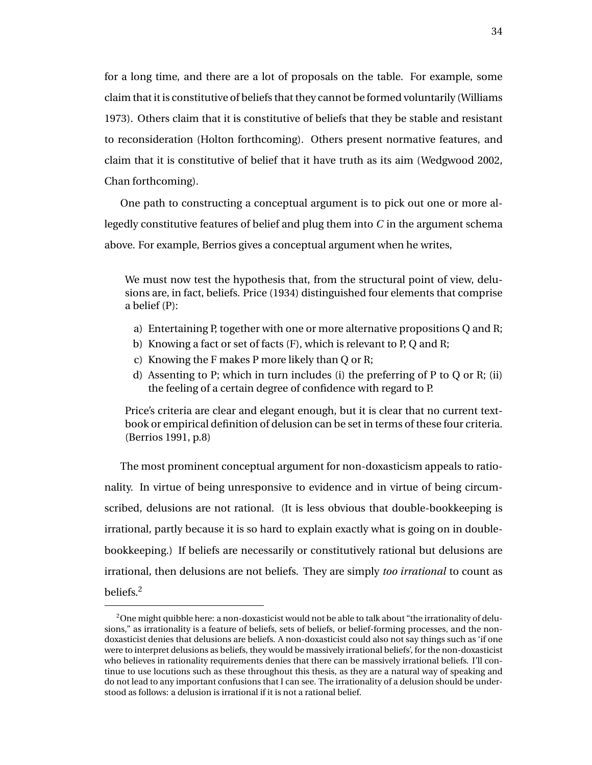for a long time, and there are a lot of proposals on the table. For example, some claim that it is constitutive of beliefs that they cannot be formed voluntarily (Williams 1973). Others claim that it is constitutive of beliefs that they be stable and resistant to reconsideration (Holton forthcoming). Others present normative features, and claim that it is constitutive of belief that it have truth as its aim (Wedgwood 2002, Chan forthcoming).

One path to constructing a conceptual argument is to pick out one or more allegedly constitutive features of belief and plug them into *C* in the argument schema above. For example, Berrios gives a conceptual argument when he writes,

> We must now test the hypothesis that, from the structural point of view, delusions are, in fact, beliefs. Price (1934) distinguished four elements that comprise a belief (P):
>
> a) Entertaining P, together with one or more alternative propositions Q and R;
> b) Knowing a fact or set of facts (F), which is relevant to P, Q and R;
> c) Knowing the F makes P more likely than Q or R;
> d) Assenting to P; which in turn includes (i) the preferring of P to Q or R; (ii) the feeling of a certain degree of confidence with regard to P.
>
> Price's criteria are clear and elegant enough, but it is clear that no current textbook or empirical definition of delusion can be set in terms of these four criteria. (Berrios 1991, p.8)

The most prominent conceptual argument for non-doxasticism appeals to rationality. In virtue of being unresponsive to evidence and in virtue of being circumscribed, delusions are not rational. (It is less obvious that double-bookkeeping is irrational, partly because it is so hard to explain exactly what is going on in double-bookkeeping.) If beliefs are necessarily or constitutively rational but delusions are irrational, then delusions are not beliefs. They are simply *too irrational* to count as beliefs.[2]

[2] One might quibble here: a non-doxasticist would not be able to talk about "the irrationality of delusions," as irrationality is a feature of beliefs, sets of beliefs, or belief-forming processes, and the non-doxasticist denies that delusions are beliefs. A non-doxasticist could also not say things such as 'if one were to interpret delusions as beliefs, they would be massively irrational beliefs', for the non-doxasticist who believes in rationality requirements denies that there can be massively irrational beliefs. I'll continue to use locutions such as these throughout this thesis, as they are a natural way of speaking and do not lead to any important confusions that I can see. The irrationality of a delusion should be understood as follows: a delusion is irrational if it is not a rational belief.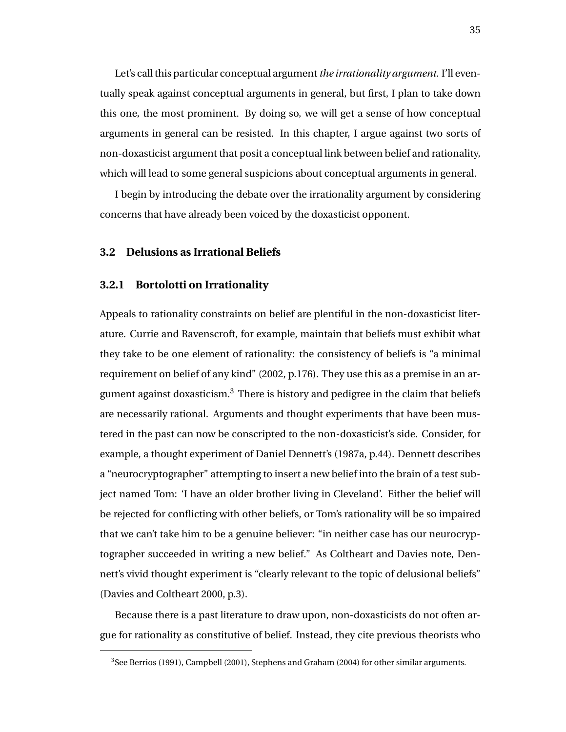Let's call this particular conceptual argument *the irrationality argument*. I'll eventually speak against conceptual arguments in general, but first, I plan to take down this one, the most prominent. By doing so, we will get a sense of how conceptual arguments in general can be resisted. In this chapter, I argue against two sorts of non-doxasticist argument that posit a conceptual link between belief and rationality, which will lead to some general suspicions about conceptual arguments in general.

I begin by introducing the debate over the irrationality argument by considering concerns that have already been voiced by the doxasticist opponent.

## 3.2 Delusions as Irrational Beliefs

### 3.2.1 Bortolotti on Irrationality

Appeals to rationality constraints on belief are plentiful in the non-doxasticist literature. Currie and Ravenscroft, for example, maintain that beliefs must exhibit what they take to be one element of rationality: the consistency of beliefs is "a minimal requirement on belief of any kind" (2002, p.176). They use this as a premise in an argument against doxasticism.[3] There is history and pedigree in the claim that beliefs are necessarily rational. Arguments and thought experiments that have been mustered in the past can now be conscripted to the non-doxasticist's side. Consider, for example, a thought experiment of Daniel Dennett's (1987a, p.44). Dennett describes a "neurocryptographer" attempting to insert a new belief into the brain of a test subject named Tom: 'I have an older brother living in Cleveland'. Either the belief will be rejected for conflicting with other beliefs, or Tom's rationality will be so impaired that we can't take him to be a genuine believer: "in neither case has our neurocryptographer succeeded in writing a new belief." As Coltheart and Davies note, Dennett's vivid thought experiment is "clearly relevant to the topic of delusional beliefs" (Davies and Coltheart 2000, p.3).

Because there is a past literature to draw upon, non-doxasticists do not often argue for rationality as constitutive of belief. Instead, they cite previous theorists who

[3] See Berrios (1991), Campbell (2001), Stephens and Graham (2004) for other similar arguments.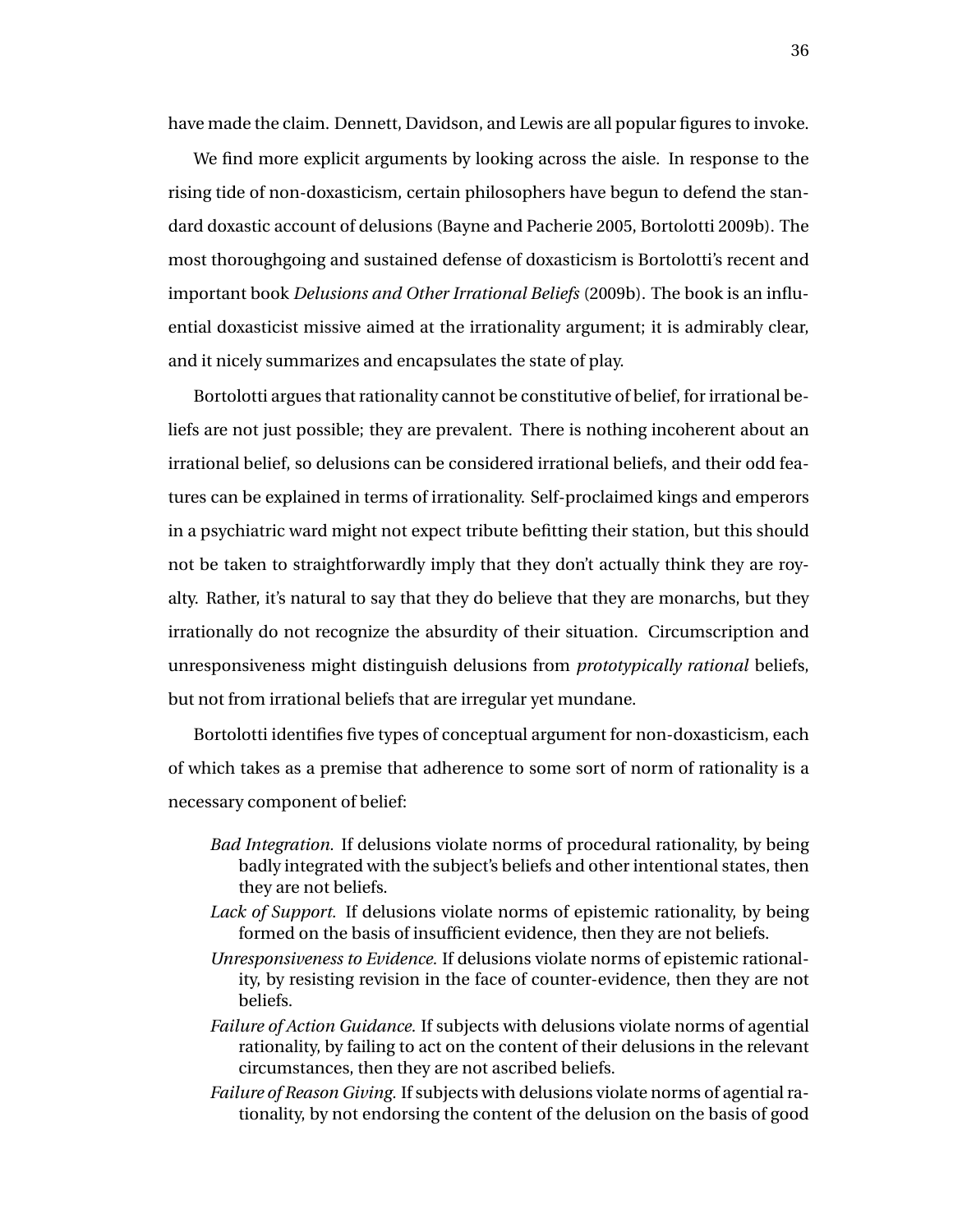have made the claim. Dennett, Davidson, and Lewis are all popular figures to invoke.

We find more explicit arguments by looking across the aisle. In response to the rising tide of non-doxasticism, certain philosophers have begun to defend the standard doxastic account of delusions (Bayne and Pacherie 2005, Bortolotti 2009b). The most thoroughgoing and sustained defense of doxasticism is Bortolotti's recent and important book *Delusions and Other Irrational Beliefs* (2009b). The book is an influential doxasticist missive aimed at the irrationality argument; it is admirably clear, and it nicely summarizes and encapsulates the state of play.

Bortolotti argues that rationality cannot be constitutive of belief, for irrational beliefs are not just possible; they are prevalent. There is nothing incoherent about an irrational belief, so delusions can be considered irrational beliefs, and their odd features can be explained in terms of irrationality. Self-proclaimed kings and emperors in a psychiatric ward might not expect tribute befitting their station, but this should not be taken to straightforwardly imply that they don't actually think they are royalty. Rather, it's natural to say that they do believe that they are monarchs, but they irrationally do not recognize the absurdity of their situation. Circumscription and unresponsiveness might distinguish delusions from *prototypically rational* beliefs, but not from irrational beliefs that are irregular yet mundane.

Bortolotti identifies five types of conceptual argument for non-doxasticism, each of which takes as a premise that adherence to some sort of norm of rationality is a necessary component of belief:

*Bad Integration.* If delusions violate norms of procedural rationality, by being badly integrated with the subject's beliefs and other intentional states, then they are not beliefs.

*Lack of Support.* If delusions violate norms of epistemic rationality, by being formed on the basis of insufficient evidence, then they are not beliefs.

*Unresponsiveness to Evidence.* If delusions violate norms of epistemic rationality, by resisting revision in the face of counter-evidence, then they are not beliefs.

*Failure of Action Guidance.* If subjects with delusions violate norms of agential rationality, by failing to act on the content of their delusions in the relevant circumstances, then they are not ascribed beliefs.

*Failure of Reason Giving.* If subjects with delusions violate norms of agential rationality, by not endorsing the content of the delusion on the basis of good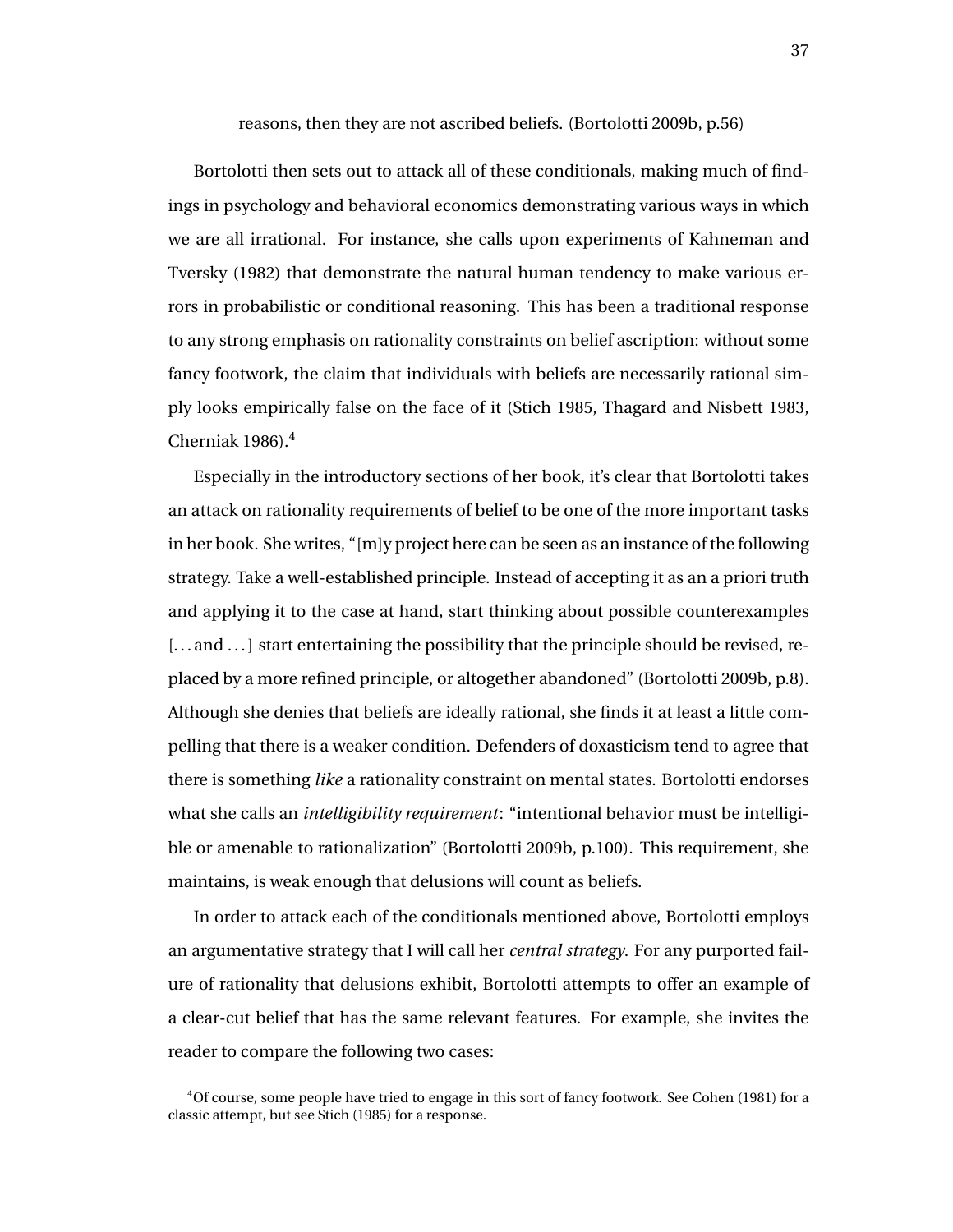reasons, then they are not ascribed beliefs. (Bortolotti 2009b, p.56)

Bortolotti then sets out to attack all of these conditionals, making much of findings in psychology and behavioral economics demonstrating various ways in which we are all irrational. For instance, she calls upon experiments of Kahneman and Tversky (1982) that demonstrate the natural human tendency to make various errors in probabilistic or conditional reasoning. This has been a traditional response to any strong emphasis on rationality constraints on belief ascription: without some fancy footwork, the claim that individuals with beliefs are necessarily rational simply looks empirically false on the face of it (Stich 1985, Thagard and Nisbett 1983, Cherniak 1986).[4]

Especially in the introductory sections of her book, it's clear that Bortolotti takes an attack on rationality requirements of belief to be one of the more important tasks in her book. She writes, "[m]y project here can be seen as an instance of the following strategy. Take a well-established principle. Instead of accepting it as an a priori truth and applying it to the case at hand, start thinking about possible counterexamples [...and...] start entertaining the possibility that the principle should be revised, replaced by a more refined principle, or altogether abandoned" (Bortolotti 2009b, p.8). Although she denies that beliefs are ideally rational, she finds it at least a little compelling that there is a weaker condition. Defenders of doxasticism tend to agree that there is something *like* a rationality constraint on mental states. Bortolotti endorses what she calls an *intelligibility requirement*: "intentional behavior must be intelligible or amenable to rationalization" (Bortolotti 2009b, p.100). This requirement, she maintains, is weak enough that delusions will count as beliefs.

In order to attack each of the conditionals mentioned above, Bortolotti employs an argumentative strategy that I will call her *central strategy*. For any purported failure of rationality that delusions exhibit, Bortolotti attempts to offer an example of a clear-cut belief that has the same relevant features. For example, she invites the reader to compare the following two cases:

[4] Of course, some people have tried to engage in this sort of fancy footwork. See Cohen (1981) for a classic attempt, but see Stich (1985) for a response.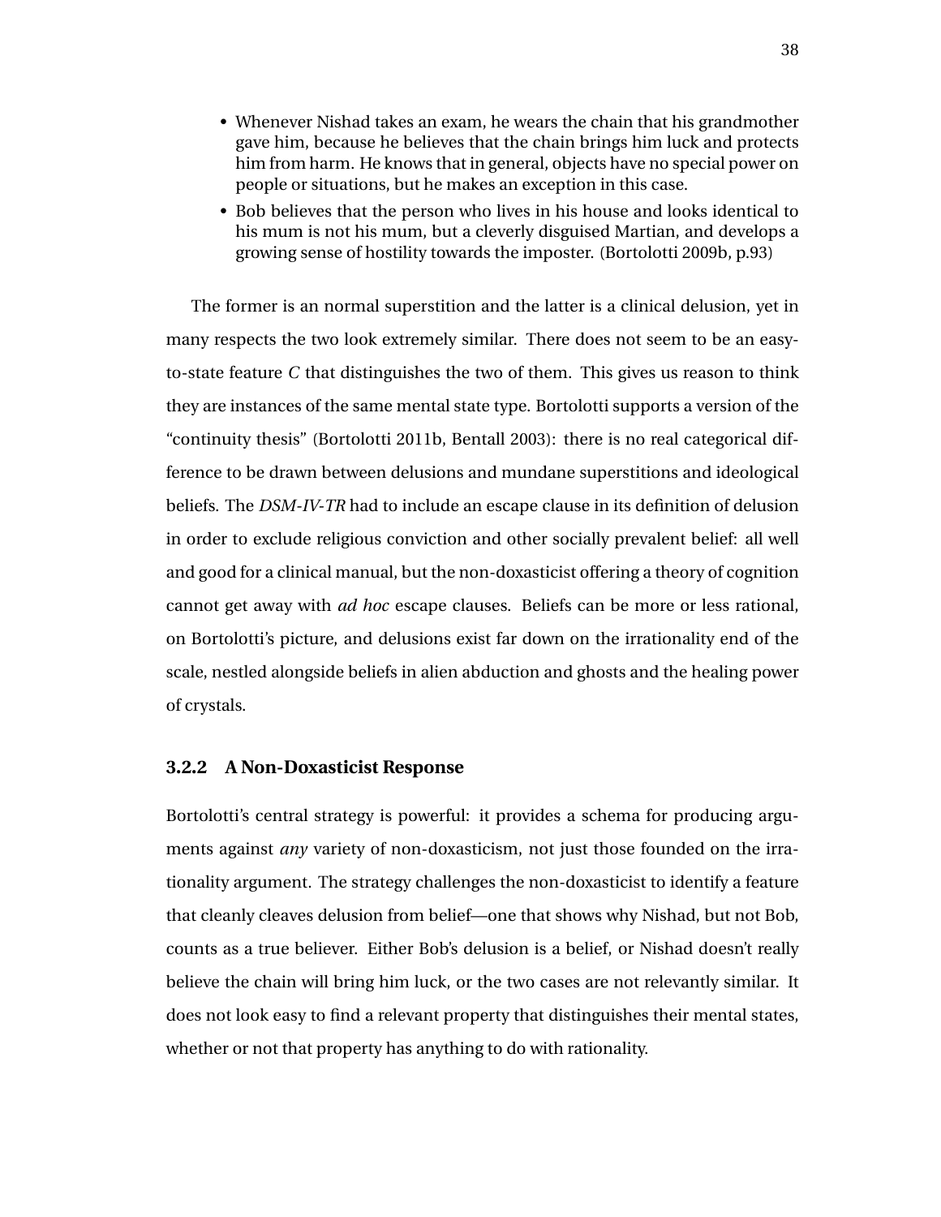- Whenever Nishad takes an exam, he wears the chain that his grandmother gave him, because he believes that the chain brings him luck and protects him from harm. He knows that in general, objects have no special power on people or situations, but he makes an exception in this case.
- Bob believes that the person who lives in his house and looks identical to his mum is not his mum, but a cleverly disguised Martian, and develops a growing sense of hostility towards the imposter. (Bortolotti 2009b, p.93)

The former is an normal superstition and the latter is a clinical delusion, yet in many respects the two look extremely similar. There does not seem to be an easy-to-state feature *C* that distinguishes the two of them. This gives us reason to think they are instances of the same mental state type. Bortolotti supports a version of the "continuity thesis" (Bortolotti 2011b, Bentall 2003): there is no real categorical difference to be drawn between delusions and mundane superstitions and ideological beliefs. The *DSM-IV-TR* had to include an escape clause in its definition of delusion in order to exclude religious conviction and other socially prevalent belief: all well and good for a clinical manual, but the non-doxasticist offering a theory of cognition cannot get away with *ad hoc* escape clauses. Beliefs can be more or less rational, on Bortolotti's picture, and delusions exist far down on the irrationality end of the scale, nestled alongside beliefs in alien abduction and ghosts and the healing power of crystals.

### 3.2.2 A Non-Doxasticist Response

Bortolotti's central strategy is powerful: it provides a schema for producing arguments against *any* variety of non-doxasticism, not just those founded on the irrationality argument. The strategy challenges the non-doxasticist to identify a feature that cleanly cleaves delusion from belief—one that shows why Nishad, but not Bob, counts as a true believer. Either Bob's delusion is a belief, or Nishad doesn't really believe the chain will bring him luck, or the two cases are not relevantly similar. It does not look easy to find a relevant property that distinguishes their mental states, whether or not that property has anything to do with rationality.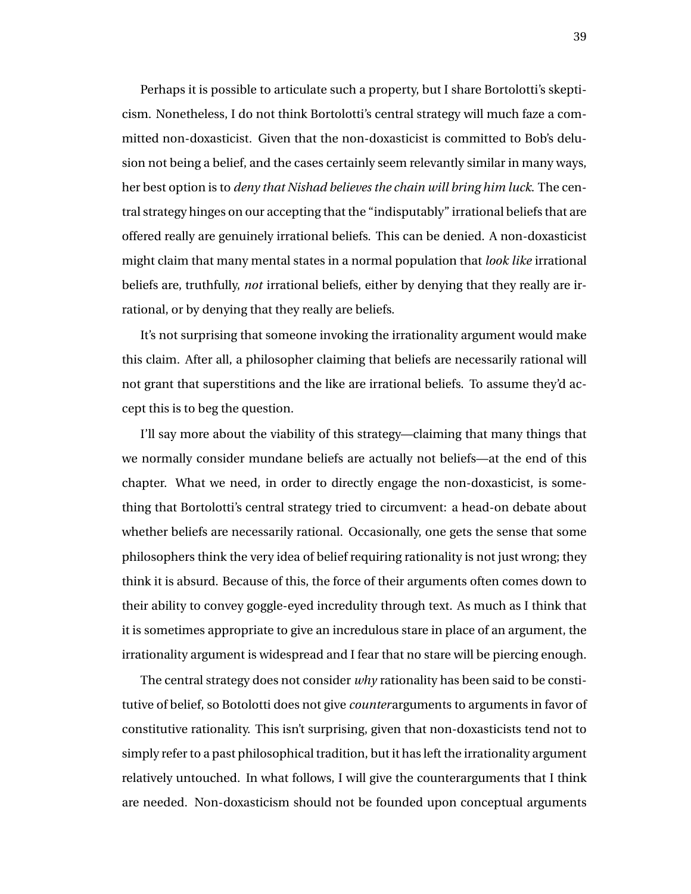Perhaps it is possible to articulate such a property, but I share Bortolotti's skepticism. Nonetheless, I do not think Bortolotti's central strategy will much faze a committed non-doxasticist. Given that the non-doxasticist is committed to Bob's delusion not being a belief, and the cases certainly seem relevantly similar in many ways, her best option is to *deny that Nishad believes the chain will bring him luck.* The central strategy hinges on our accepting that the "indisputably" irrational beliefs that are offered really are genuinely irrational beliefs. This can be denied. A non-doxasticist might claim that many mental states in a normal population that *look like* irrational beliefs are, truthfully, *not* irrational beliefs, either by denying that they really are irrational, or by denying that they really are beliefs.

It's not surprising that someone invoking the irrationality argument would make this claim. After all, a philosopher claiming that beliefs are necessarily rational will not grant that superstitions and the like are irrational beliefs. To assume they'd accept this is to beg the question.

I'll say more about the viability of this strategy—claiming that many things that we normally consider mundane beliefs are actually not beliefs—at the end of this chapter. What we need, in order to directly engage the non-doxasticist, is something that Bortolotti's central strategy tried to circumvent: a head-on debate about whether beliefs are necessarily rational. Occasionally, one gets the sense that some philosophers think the very idea of belief requiring rationality is not just wrong; they think it is absurd. Because of this, the force of their arguments often comes down to their ability to convey goggle-eyed incredulity through text. As much as I think that it is sometimes appropriate to give an incredulous stare in place of an argument, the irrationality argument is widespread and I fear that no stare will be piercing enough.

The central strategy does not consider *why* rationality has been said to be constitutive of belief, so Botolotti does not give *counter*arguments to arguments in favor of constitutive rationality. This isn't surprising, given that non-doxasticists tend not to simply refer to a past philosophical tradition, but it has left the irrationality argument relatively untouched. In what follows, I will give the counterarguments that I think are needed. Non-doxasticism should not be founded upon conceptual arguments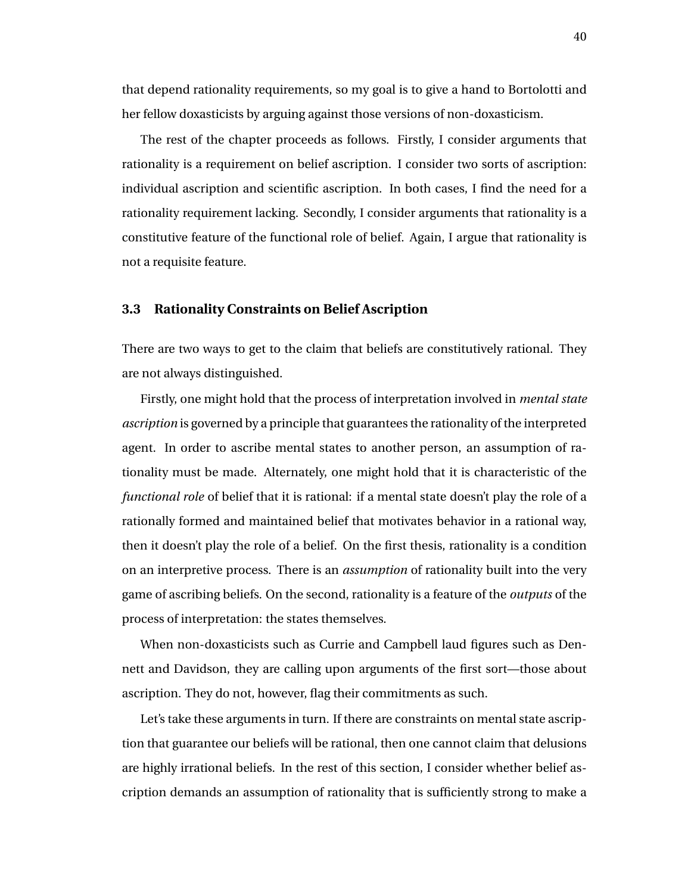that depend rationality requirements, so my goal is to give a hand to Bortolotti and her fellow doxasticists by arguing against those versions of non-doxasticism.

The rest of the chapter proceeds as follows. Firstly, I consider arguments that rationality is a requirement on belief ascription. I consider two sorts of ascription: individual ascription and scientific ascription. In both cases, I find the need for a rationality requirement lacking. Secondly, I consider arguments that rationality is a constitutive feature of the functional role of belief. Again, I argue that rationality is not a requisite feature.

### 3.3 Rationality Constraints on Belief Ascription

There are two ways to get to the claim that beliefs are constitutively rational. They are not always distinguished.

Firstly, one might hold that the process of interpretation involved in *mental state ascription* is governed by a principle that guarantees the rationality of the interpreted agent. In order to ascribe mental states to another person, an assumption of rationality must be made. Alternately, one might hold that it is characteristic of the *functional role* of belief that it is rational: if a mental state doesn't play the role of a rationally formed and maintained belief that motivates behavior in a rational way, then it doesn't play the role of a belief. On the first thesis, rationality is a condition on an interpretive process. There is an *assumption* of rationality built into the very game of ascribing beliefs. On the second, rationality is a feature of the *outputs* of the process of interpretation: the states themselves.

When non-doxasticists such as Currie and Campbell laud figures such as Dennett and Davidson, they are calling upon arguments of the first sort—those about ascription. They do not, however, flag their commitments as such.

Let's take these arguments in turn. If there are constraints on mental state ascription that guarantee our beliefs will be rational, then one cannot claim that delusions are highly irrational beliefs. In the rest of this section, I consider whether belief ascription demands an assumption of rationality that is sufficiently strong to make a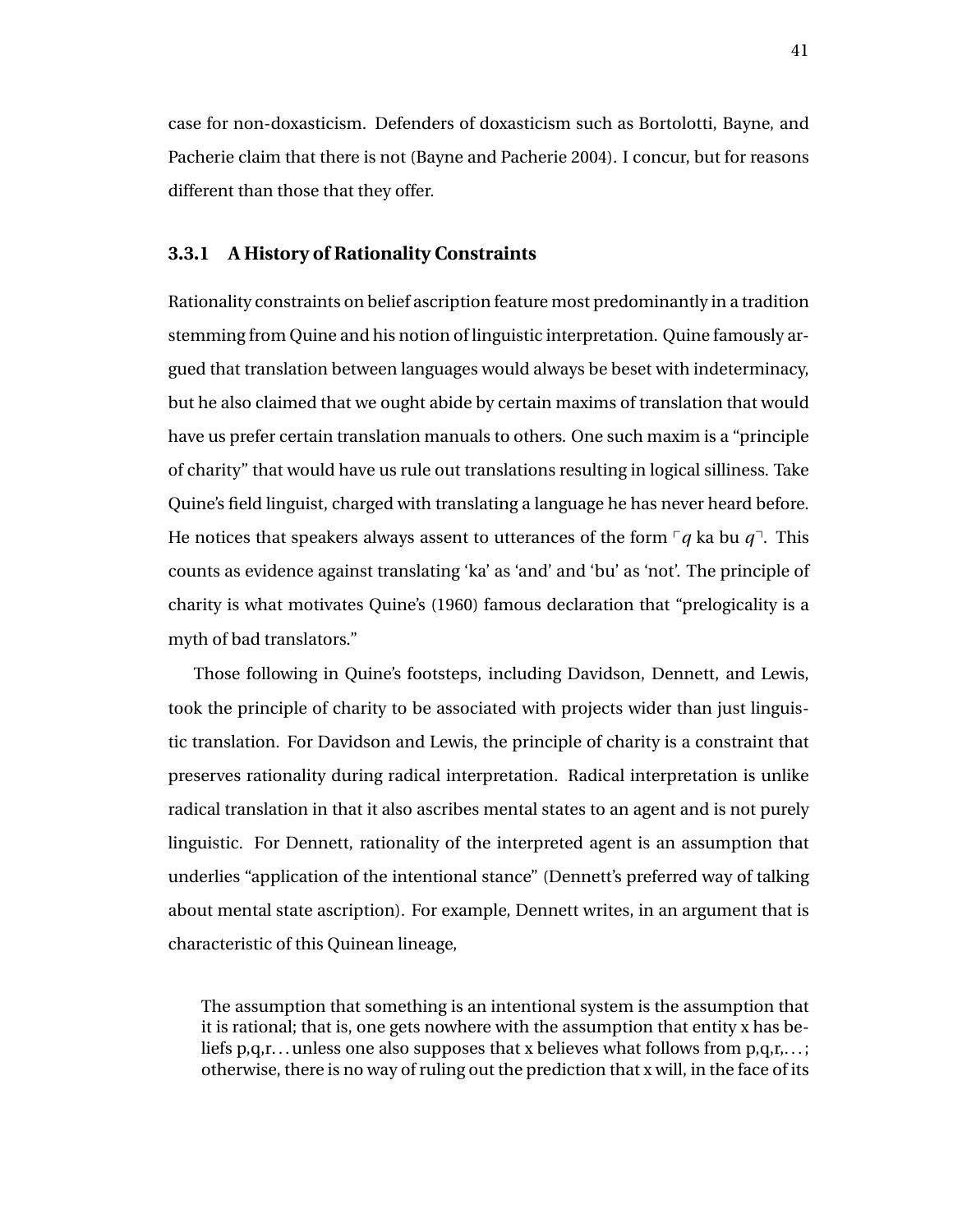case for non-doxasticism. Defenders of doxasticism such as Bortolotti, Bayne, and Pacherie claim that there is not (Bayne and Pacherie 2004). I concur, but for reasons different than those that they offer.

### 3.3.1 A History of Rationality Constraints

Rationality constraints on belief ascription feature most predominantly in a tradition stemming from Quine and his notion of linguistic interpretation. Quine famously argued that translation between languages would always be beset with indeterminacy, but he also claimed that we ought abide by certain maxims of translation that would have us prefer certain translation manuals to others. One such maxim is a "principle of charity" that would have us rule out translations resulting in logical silliness. Take Quine's field linguist, charged with translating a language he has never heard before. He notices that speakers always assent to utterances of the form ⌜*q* ka bu *q*⌝. This counts as evidence against translating 'ka' as 'and' and 'bu' as 'not'. The principle of charity is what motivates Quine's (1960) famous declaration that "prelogicality is a myth of bad translators."

Those following in Quine's footsteps, including Davidson, Dennett, and Lewis, took the principle of charity to be associated with projects wider than just linguistic translation. For Davidson and Lewis, the principle of charity is a constraint that preserves rationality during radical interpretation. Radical interpretation is unlike radical translation in that it also ascribes mental states to an agent and is not purely linguistic. For Dennett, rationality of the interpreted agent is an assumption that underlies "application of the intentional stance" (Dennett's preferred way of talking about mental state ascription). For example, Dennett writes, in an argument that is characteristic of this Quinean lineage,

> The assumption that something is an intentional system is the assumption that it is rational; that is, one gets nowhere with the assumption that entity x has beliefs p,q,r... unless one also supposes that x believes what follows from p,q,r,...; otherwise, there is no way of ruling out the prediction that x will, in the face of its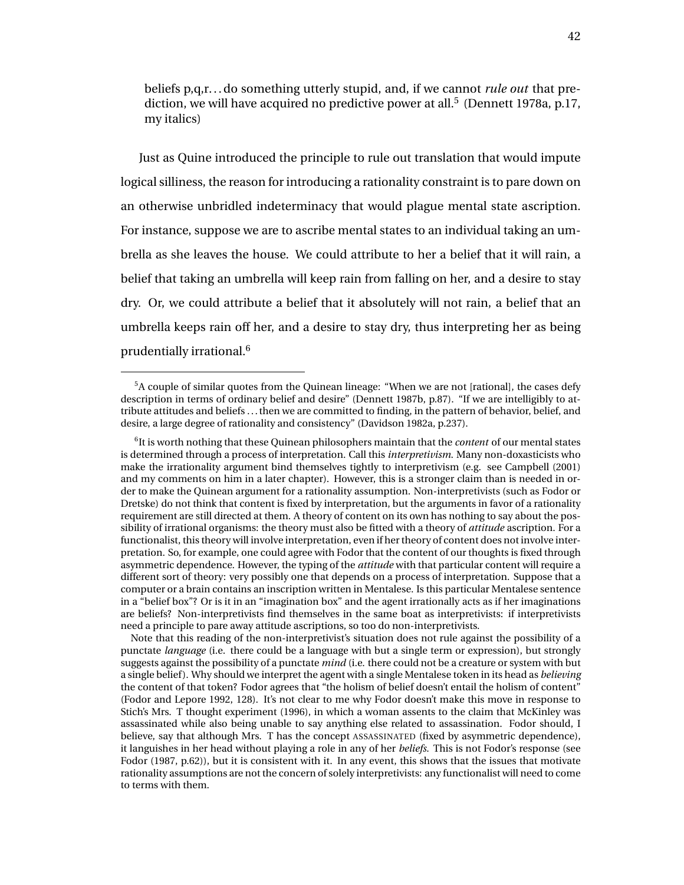> beliefs p,q,r. . . do something utterly stupid, and, if we cannot *rule out* that prediction, we will have acquired no predictive power at all.[5] (Dennett 1978a, p.17, my italics)

Just as Quine introduced the principle to rule out translation that would impute logical silliness, the reason for introducing a rationality constraint is to pare down on an otherwise unbridled indeterminacy that would plague mental state ascription. For instance, suppose we are to ascribe mental states to an individual taking an umbrella as she leaves the house. We could attribute to her a belief that it will rain, a belief that taking an umbrella will keep rain from falling on her, and a desire to stay dry. Or, we could attribute a belief that it absolutely will not rain, a belief that an umbrella keeps rain off her, and a desire to stay dry, thus interpreting her as being prudentially irrational.[6]

---

[5] A couple of similar quotes from the Quinean lineage: "When we are not [rational], the cases defy description in terms of ordinary belief and desire" (Dennett 1987b, p.87). "If we are intelligibly to attribute attitudes and beliefs . . . then we are committed to finding, in the pattern of behavior, belief, and desire, a large degree of rationality and consistency" (Davidson 1982a, p.237).

[6] It is worth nothing that these Quinean philosophers maintain that the *content* of our mental states is determined through a process of interpretation. Call this *interpretivism*. Many non-doxasticists who make the irrationality argument bind themselves tightly to interpretivism (e.g. see Campbell (2001) and my comments on him in a later chapter). However, this is a stronger claim than is needed in order to make the Quinean argument for a rationality assumption. Non-interpretivists (such as Fodor or Dretske) do not think that content is fixed by interpretation, but the arguments in favor of a rationality requirement are still directed at them. A theory of content on its own has nothing to say about the possibility of irrational organisms: the theory must also be fitted with a theory of *attitude* ascription. For a functionalist, this theory will involve interpretation, even if her theory of content does not involve interpretation. So, for example, one could agree with Fodor that the content of our thoughts is fixed through asymmetric dependence. However, the typing of the *attitude* with that particular content will require a different sort of theory: very possibly one that depends on a process of interpretation. Suppose that a computer or a brain contains an inscription written in Mentalese. Is this particular Mentalese sentence in a "belief box"? Or is it in an "imagination box" and the agent irrationally acts as if her imaginations are beliefs? Non-interpretivists find themselves in the same boat as interpretivists: if interpretivists need a principle to pare away attitude ascriptions, so too do non-interpretivists.

Note that this reading of the non-interpretivist's situation does not rule against the possibility of a punctate *language* (i.e. there could be a language with but a single term or expression), but strongly suggests against the possibility of a punctate *mind* (i.e. there could not be a creature or system with but a single belief). Why should we interpret the agent with a single Mentalese token in its head as *believing* the content of that token? Fodor agrees that "the holism of belief doesn't entail the holism of content" (Fodor and Lepore 1992, 128). It's not clear to me why Fodor doesn't make this move in response to Stich's Mrs. T thought experiment (1996), in which a woman assents to the claim that McKinley was assassinated while also being unable to say anything else related to assassination. Fodor should, I believe, say that although Mrs. T has the concept ASSASSINATED (fixed by asymmetric dependence), it languishes in her head without playing a role in any of her *beliefs*. This is not Fodor's response (see Fodor (1987, p.62)), but it is consistent with it. In any event, this shows that the issues that motivate rationality assumptions are not the concern of solely interpretivists: any functionalist will need to come to terms with them.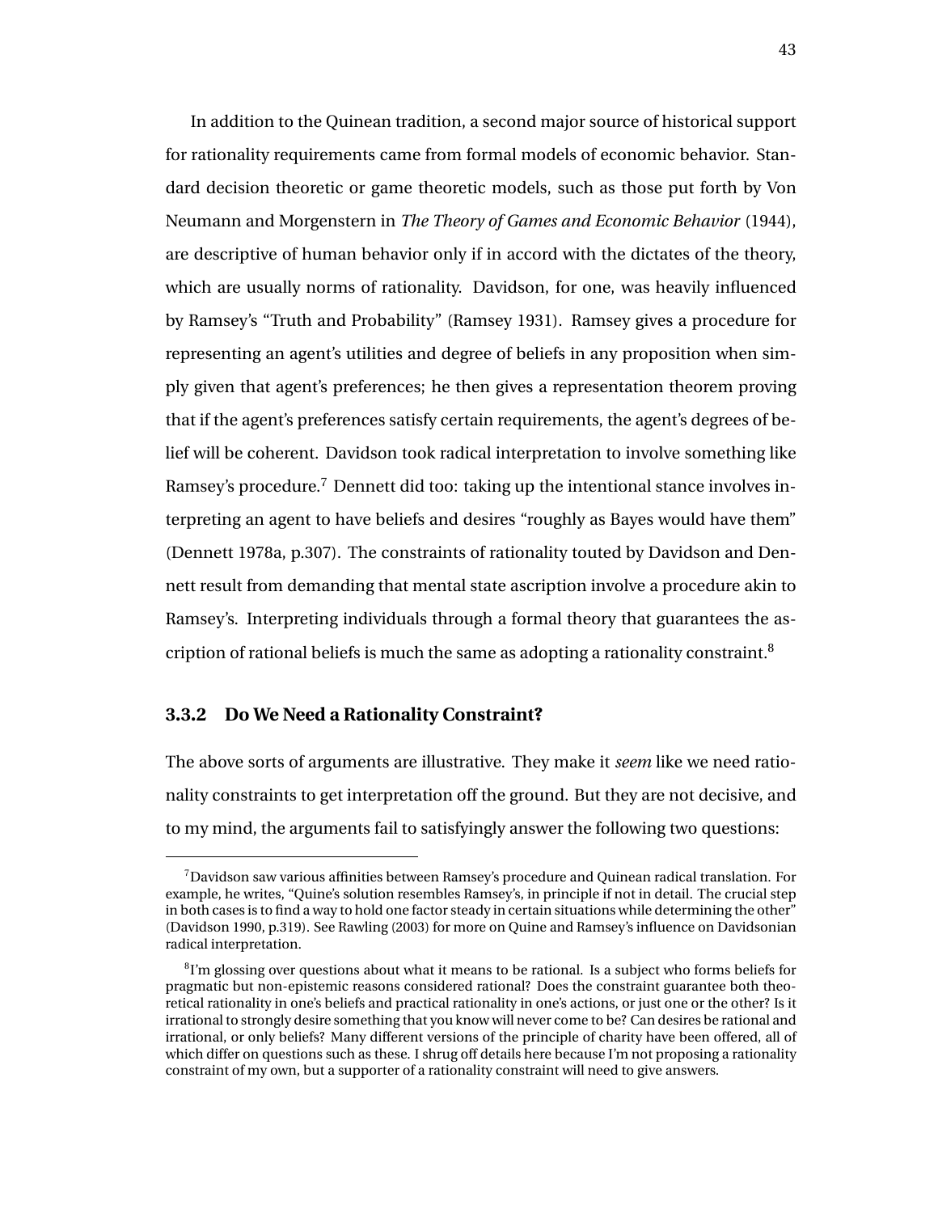In addition to the Quinean tradition, a second major source of historical support for rationality requirements came from formal models of economic behavior. Standard decision theoretic or game theoretic models, such as those put forth by Von Neumann and Morgenstern in *The Theory of Games and Economic Behavior* (1944), are descriptive of human behavior only if in accord with the dictates of the theory, which are usually norms of rationality. Davidson, for one, was heavily influenced by Ramsey's "Truth and Probability" (Ramsey 1931). Ramsey gives a procedure for representing an agent's utilities and degree of beliefs in any proposition when simply given that agent's preferences; he then gives a representation theorem proving that if the agent's preferences satisfy certain requirements, the agent's degrees of belief will be coherent. Davidson took radical interpretation to involve something like Ramsey's procedure.[7] Dennett did too: taking up the intentional stance involves interpreting an agent to have beliefs and desires "roughly as Bayes would have them" (Dennett 1978a, p.307). The constraints of rationality touted by Davidson and Dennett result from demanding that mental state ascription involve a procedure akin to Ramsey's. Interpreting individuals through a formal theory that guarantees the ascription of rational beliefs is much the same as adopting a rationality constraint.[8]

### 3.3.2 Do We Need a Rationality Constraint?

The above sorts of arguments are illustrative. They make it *seem* like we need rationality constraints to get interpretation off the ground. But they are not decisive, and to my mind, the arguments fail to satisfyingly answer the following two questions:

---

[7] Davidson saw various affinities between Ramsey's procedure and Quinean radical translation. For example, he writes, "Quine's solution resembles Ramsey's, in principle if not in detail. The crucial step in both cases is to find a way to hold one factor steady in certain situations while determining the other" (Davidson 1990, p.319). See Rawling (2003) for more on Quine and Ramsey's influence on Davidsonian radical interpretation.

[8] I'm glossing over questions about what it means to be rational. Is a subject who forms beliefs for pragmatic but non-epistemic reasons considered rational? Does the constraint guarantee both theoretical rationality in one's beliefs and practical rationality in one's actions, or just one or the other? Is it irrational to strongly desire something that you know will never come to be? Can desires be rational and irrational, or only beliefs? Many different versions of the principle of charity have been offered, all of which differ on questions such as these. I shrug off details here because I'm not proposing a rationality constraint of my own, but a supporter of a rationality constraint will need to give answers.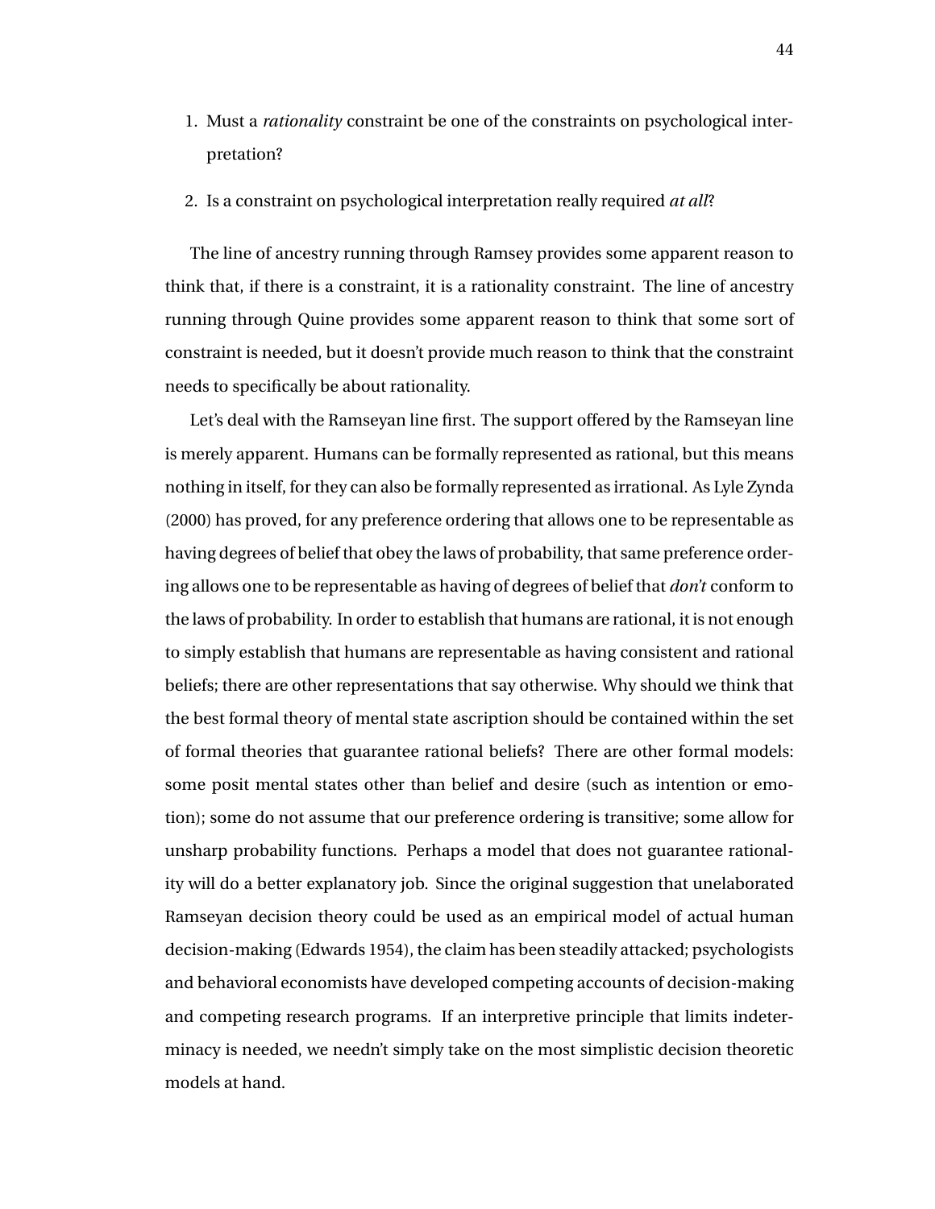1. Must a *rationality* constraint be one of the constraints on psychological interpretation?

2. Is a constraint on psychological interpretation really required *at all*?

The line of ancestry running through Ramsey provides some apparent reason to think that, if there is a constraint, it is a rationality constraint. The line of ancestry running through Quine provides some apparent reason to think that some sort of constraint is needed, but it doesn't provide much reason to think that the constraint needs to specifically be about rationality.

Let's deal with the Ramseyan line first. The support offered by the Ramseyan line is merely apparent. Humans can be formally represented as rational, but this means nothing in itself, for they can also be formally represented as irrational. As Lyle Zynda (2000) has proved, for any preference ordering that allows one to be representable as having degrees of belief that obey the laws of probability, that same preference ordering allows one to be representable as having of degrees of belief that *don't* conform to the laws of probability. In order to establish that humans are rational, it is not enough to simply establish that humans are representable as having consistent and rational beliefs; there are other representations that say otherwise. Why should we think that the best formal theory of mental state ascription should be contained within the set of formal theories that guarantee rational beliefs? There are other formal models: some posit mental states other than belief and desire (such as intention or emotion); some do not assume that our preference ordering is transitive; some allow for unsharp probability functions. Perhaps a model that does not guarantee rationality will do a better explanatory job. Since the original suggestion that unelaborated Ramseyan decision theory could be used as an empirical model of actual human decision-making (Edwards 1954), the claim has been steadily attacked; psychologists and behavioral economists have developed competing accounts of decision-making and competing research programs. If an interpretive principle that limits indeterminacy is needed, we needn't simply take on the most simplistic decision theoretic models at hand.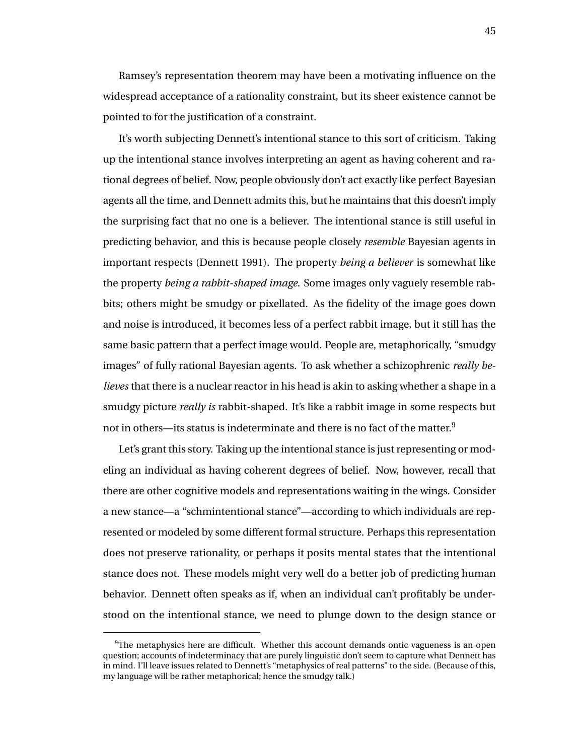Ramsey's representation theorem may have been a motivating influence on the widespread acceptance of a rationality constraint, but its sheer existence cannot be pointed to for the justification of a constraint.

It's worth subjecting Dennett's intentional stance to this sort of criticism. Taking up the intentional stance involves interpreting an agent as having coherent and rational degrees of belief. Now, people obviously don't act exactly like perfect Bayesian agents all the time, and Dennett admits this, but he maintains that this doesn't imply the surprising fact that no one is a believer. The intentional stance is still useful in predicting behavior, and this is because people closely *resemble* Bayesian agents in important respects (Dennett 1991). The property *being a believer* is somewhat like the property *being a rabbit-shaped image*. Some images only vaguely resemble rabbits; others might be smudgy or pixellated. As the fidelity of the image goes down and noise is introduced, it becomes less of a perfect rabbit image, but it still has the same basic pattern that a perfect image would. People are, metaphorically, "smudgy images" of fully rational Bayesian agents. To ask whether a schizophrenic *really believes* that there is a nuclear reactor in his head is akin to asking whether a shape in a smudgy picture *really is* rabbit-shaped. It's like a rabbit image in some respects but not in others—its status is indeterminate and there is no fact of the matter.[9]

Let's grant this story. Taking up the intentional stance is just representing or modeling an individual as having coherent degrees of belief. Now, however, recall that there are other cognitive models and representations waiting in the wings. Consider a new stance—a "schmintentional stance"—according to which individuals are represented or modeled by some different formal structure. Perhaps this representation does not preserve rationality, or perhaps it posits mental states that the intentional stance does not. These models might very well do a better job of predicting human behavior. Dennett often speaks as if, when an individual can't profitably be understood on the intentional stance, we need to plunge down to the design stance or

[9]The metaphysics here are difficult. Whether this account demands ontic vagueness is an open question; accounts of indeterminacy that are purely linguistic don't seem to capture what Dennett has in mind. I'll leave issues related to Dennett's "metaphysics of real patterns" to the side. (Because of this, my language will be rather metaphorical; hence the smudgy talk.)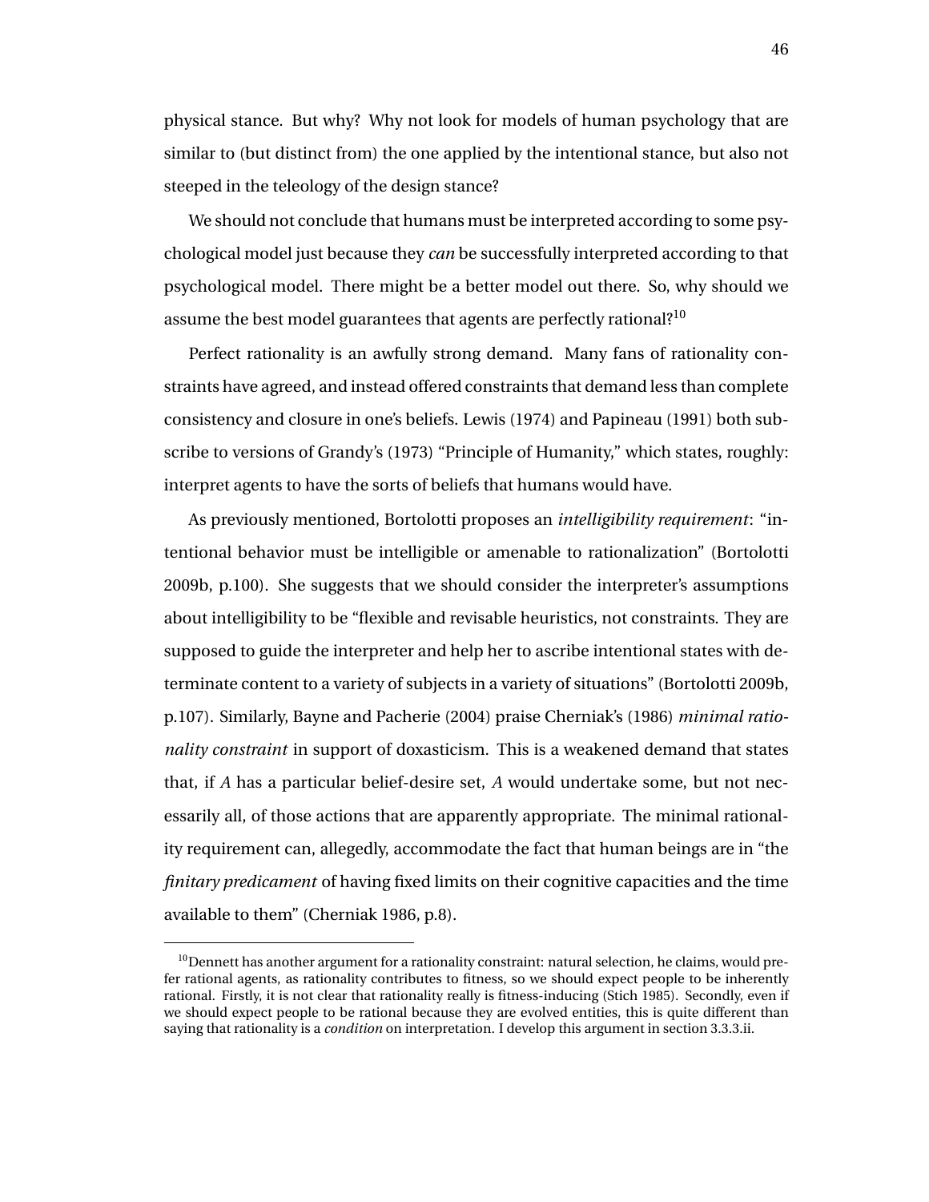physical stance. But why? Why not look for models of human psychology that are similar to (but distinct from) the one applied by the intentional stance, but also not steeped in the teleology of the design stance?

We should not conclude that humans must be interpreted according to some psychological model just because they *can* be successfully interpreted according to that psychological model. There might be a better model out there. So, why should we assume the best model guarantees that agents are perfectly rational?[10]

Perfect rationality is an awfully strong demand. Many fans of rationality constraints have agreed, and instead offered constraints that demand less than complete consistency and closure in one's beliefs. Lewis (1974) and Papineau (1991) both subscribe to versions of Grandy's (1973) "Principle of Humanity," which states, roughly: interpret agents to have the sorts of beliefs that humans would have.

As previously mentioned, Bortolotti proposes an *intelligibility requirement*: "intentional behavior must be intelligible or amenable to rationalization" (Bortolotti 2009b, p.100). She suggests that we should consider the interpreter's assumptions about intelligibility to be "flexible and revisable heuristics, not constraints. They are supposed to guide the interpreter and help her to ascribe intentional states with determinate content to a variety of subjects in a variety of situations" (Bortolotti 2009b, p.107). Similarly, Bayne and Pacherie (2004) praise Cherniak's (1986) *minimal rationality constraint* in support of doxasticism. This is a weakened demand that states that, if *A* has a particular belief-desire set, *A* would undertake some, but not necessarily all, of those actions that are apparently appropriate. The minimal rationality requirement can, allegedly, accommodate the fact that human beings are in "the *finitary predicament* of having fixed limits on their cognitive capacities and the time available to them" (Cherniak 1986, p.8).

[10] Dennett has another argument for a rationality constraint: natural selection, he claims, would prefer rational agents, as rationality contributes to fitness, so we should expect people to be inherently rational. Firstly, it is not clear that rationality really is fitness-inducing (Stich 1985). Secondly, even if we should expect people to be rational because they are evolved entities, this is quite different than saying that rationality is a *condition* on interpretation. I develop this argument in section 3.3.3.ii.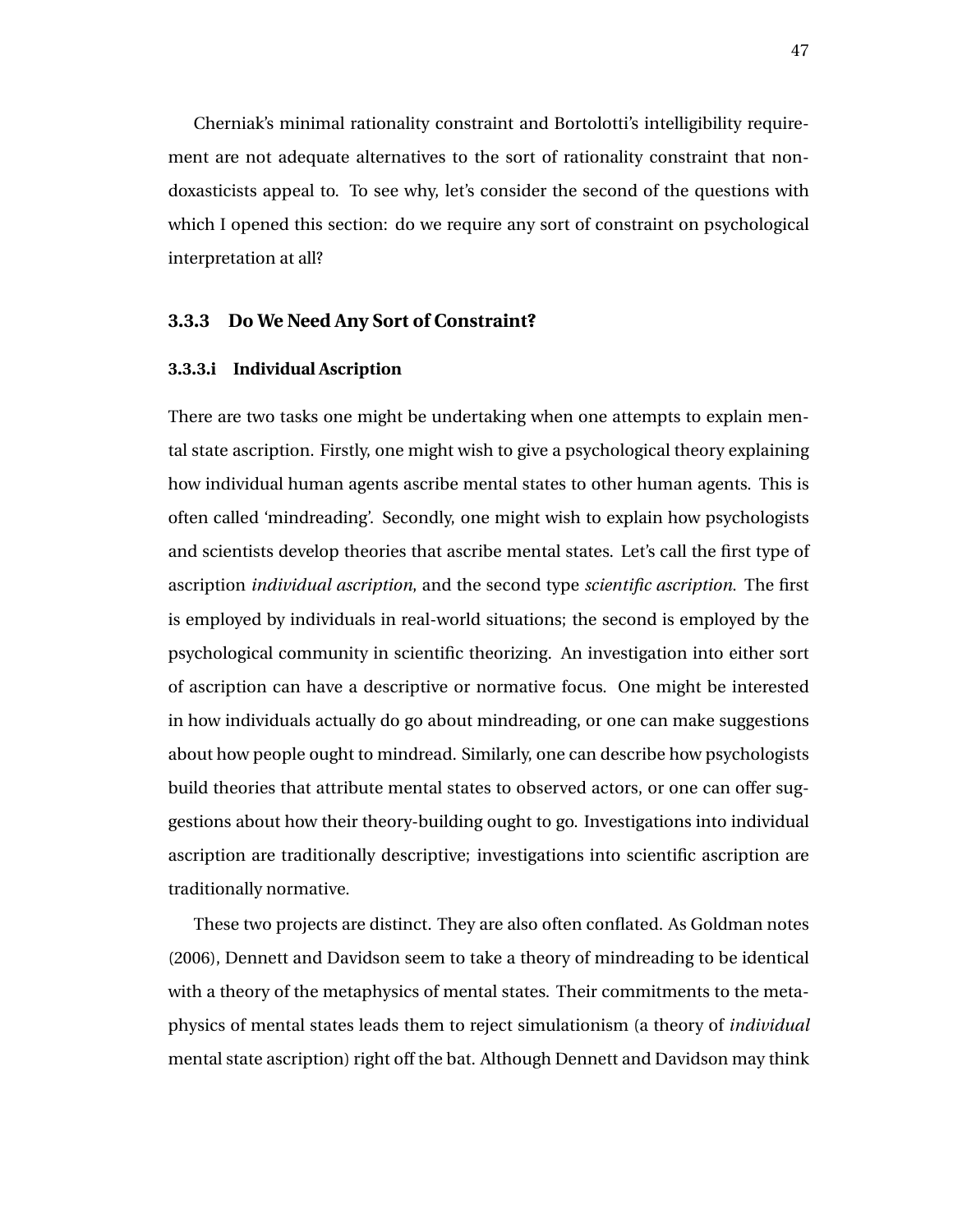Cherniak's minimal rationality constraint and Bortolotti's intelligibility requirement are not adequate alternatives to the sort of rationality constraint that non-doxasticists appeal to. To see why, let's consider the second of the questions with which I opened this section: do we require any sort of constraint on psychological interpretation at all?

### 3.3.3 Do We Need Any Sort of Constraint?

#### 3.3.3.i Individual Ascription

There are two tasks one might be undertaking when one attempts to explain mental state ascription. Firstly, one might wish to give a psychological theory explaining how individual human agents ascribe mental states to other human agents. This is often called 'mindreading'. Secondly, one might wish to explain how psychologists and scientists develop theories that ascribe mental states. Let's call the first type of ascription *individual ascription*, and the second type *scientific ascription*. The first is employed by individuals in real-world situations; the second is employed by the psychological community in scientific theorizing. An investigation into either sort of ascription can have a descriptive or normative focus. One might be interested in how individuals actually do go about mindreading, or one can make suggestions about how people ought to mindread. Similarly, one can describe how psychologists build theories that attribute mental states to observed actors, or one can offer suggestions about how their theory-building ought to go. Investigations into individual ascription are traditionally descriptive; investigations into scientific ascription are traditionally normative.

These two projects are distinct. They are also often conflated. As Goldman notes (2006), Dennett and Davidson seem to take a theory of mindreading to be identical with a theory of the metaphysics of mental states. Their commitments to the metaphysics of mental states leads them to reject simulationism (a theory of *individual* mental state ascription) right off the bat. Although Dennett and Davidson may think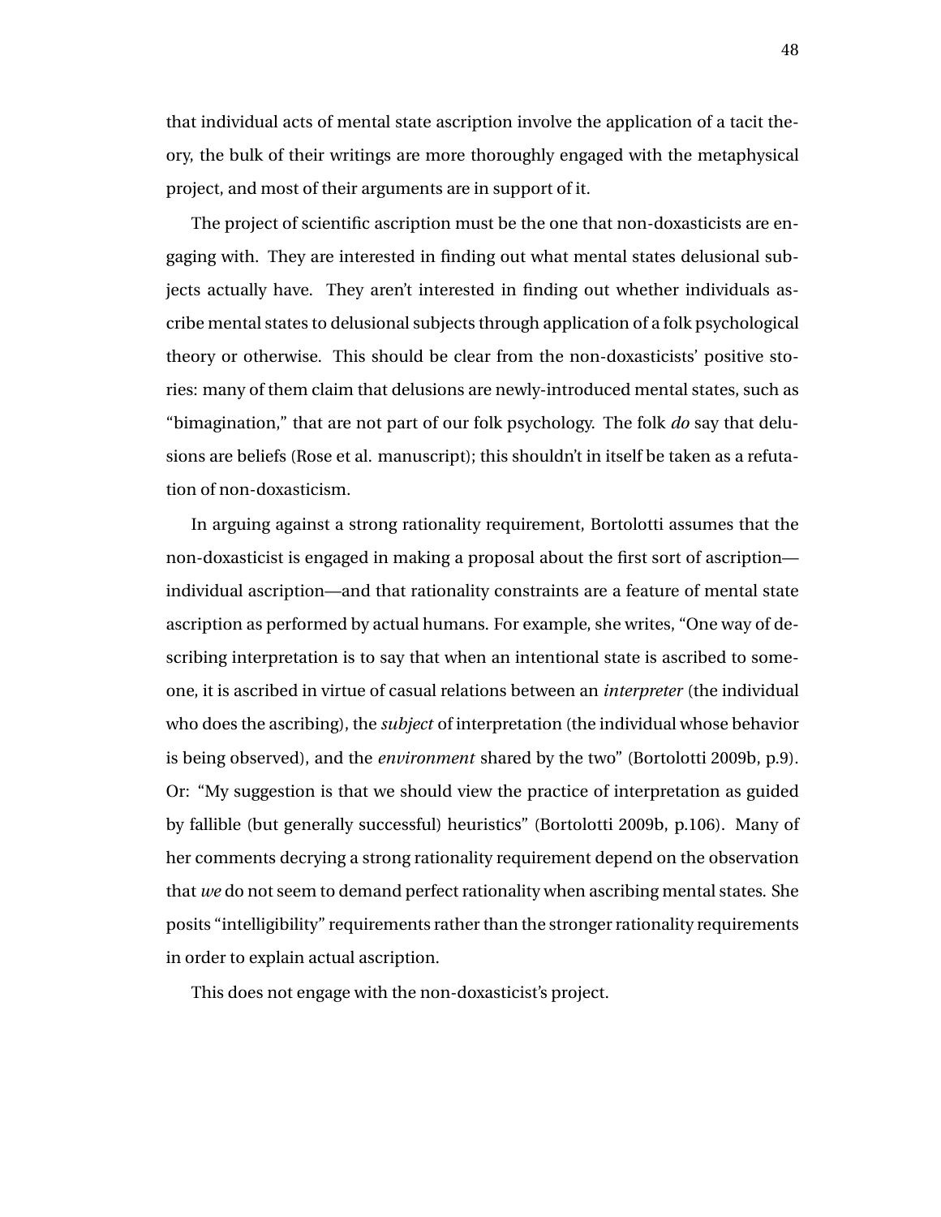that individual acts of mental state ascription involve the application of a tacit theory, the bulk of their writings are more thoroughly engaged with the metaphysical project, and most of their arguments are in support of it.

The project of scientific ascription must be the one that non-doxasticists are engaging with. They are interested in finding out what mental states delusional subjects actually have. They aren't interested in finding out whether individuals ascribe mental states to delusional subjects through application of a folk psychological theory or otherwise. This should be clear from the non-doxasticists' positive stories: many of them claim that delusions are newly-introduced mental states, such as "bimagination," that are not part of our folk psychology. The folk *do* say that delusions are beliefs (Rose et al. manuscript); this shouldn't in itself be taken as a refutation of non-doxasticism.

In arguing against a strong rationality requirement, Bortolotti assumes that the non-doxasticist is engaged in making a proposal about the first sort of ascription—individual ascription—and that rationality constraints are a feature of mental state ascription as performed by actual humans. For example, she writes, "One way of describing interpretation is to say that when an intentional state is ascribed to someone, it is ascribed in virtue of casual relations between an *interpreter* (the individual who does the ascribing), the *subject* of interpretation (the individual whose behavior is being observed), and the *environment* shared by the two" (Bortolotti 2009b, p.9). Or: "My suggestion is that we should view the practice of interpretation as guided by fallible (but generally successful) heuristics" (Bortolotti 2009b, p.106). Many of her comments decrying a strong rationality requirement depend on the observation that *we* do not seem to demand perfect rationality when ascribing mental states. She posits "intelligibility" requirements rather than the stronger rationality requirements in order to explain actual ascription.

This does not engage with the non-doxasticist's project.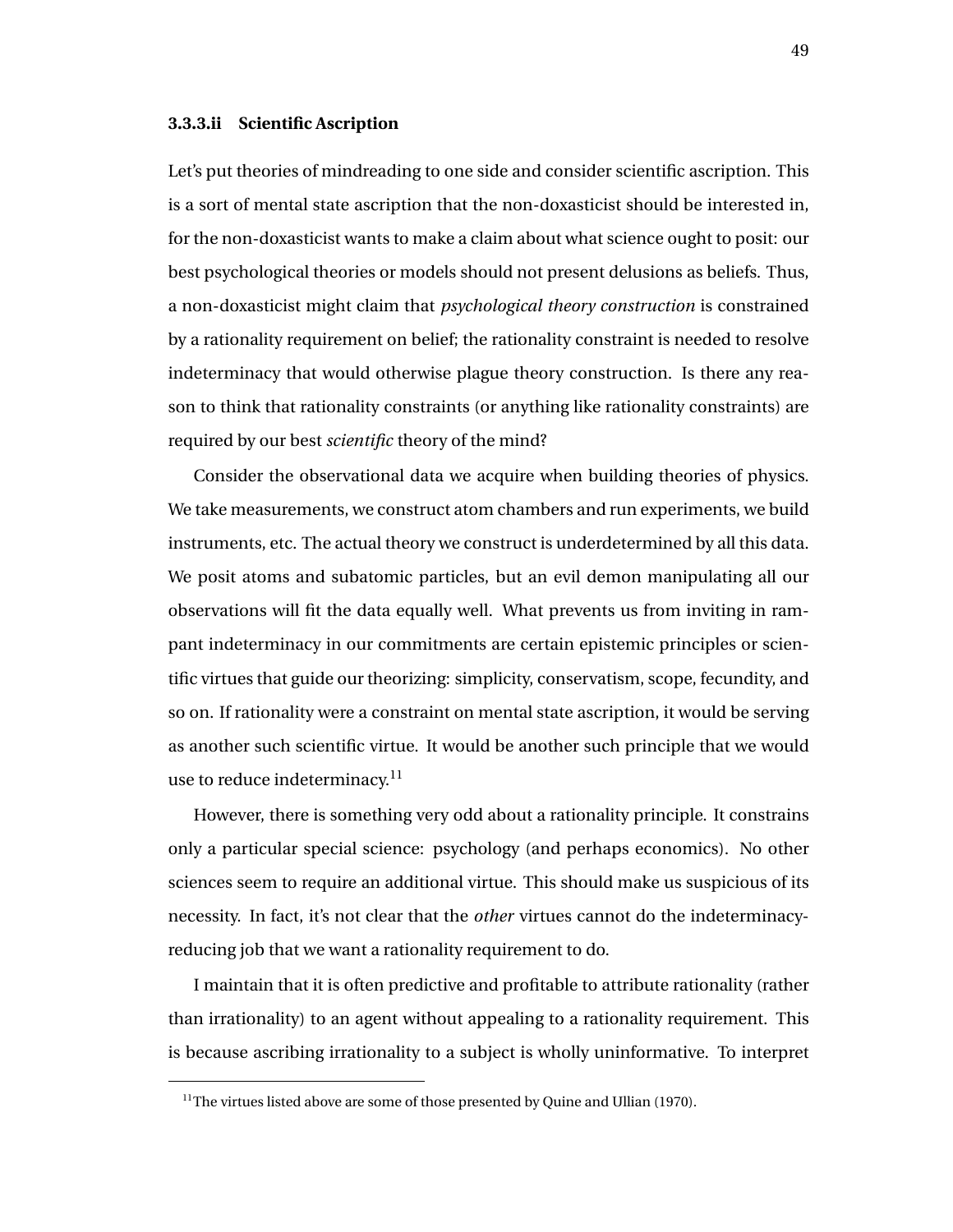#### 3.3.3.ii Scientific Ascription

Let's put theories of mindreading to one side and consider scientific ascription. This is a sort of mental state ascription that the non-doxasticist should be interested in, for the non-doxasticist wants to make a claim about what science ought to posit: our best psychological theories or models should not present delusions as beliefs. Thus, a non-doxasticist might claim that *psychological theory construction* is constrained by a rationality requirement on belief; the rationality constraint is needed to resolve indeterminacy that would otherwise plague theory construction. Is there any reason to think that rationality constraints (or anything like rationality constraints) are required by our best *scientific* theory of the mind?

Consider the observational data we acquire when building theories of physics. We take measurements, we construct atom chambers and run experiments, we build instruments, etc. The actual theory we construct is underdetermined by all this data. We posit atoms and subatomic particles, but an evil demon manipulating all our observations will fit the data equally well. What prevents us from inviting in rampant indeterminacy in our commitments are certain epistemic principles or scientific virtues that guide our theorizing: simplicity, conservatism, scope, fecundity, and so on. If rationality were a constraint on mental state ascription, it would be serving as another such scientific virtue. It would be another such principle that we would use to reduce indeterminacy.[11]

However, there is something very odd about a rationality principle. It constrains only a particular special science: psychology (and perhaps economics). No other sciences seem to require an additional virtue. This should make us suspicious of its necessity. In fact, it's not clear that the *other* virtues cannot do the indeterminacy-reducing job that we want a rationality requirement to do.

I maintain that it is often predictive and profitable to attribute rationality (rather than irrationality) to an agent without appealing to a rationality requirement. This is because ascribing irrationality to a subject is wholly uninformative. To interpret

[11] The virtues listed above are some of those presented by Quine and Ullian (1970).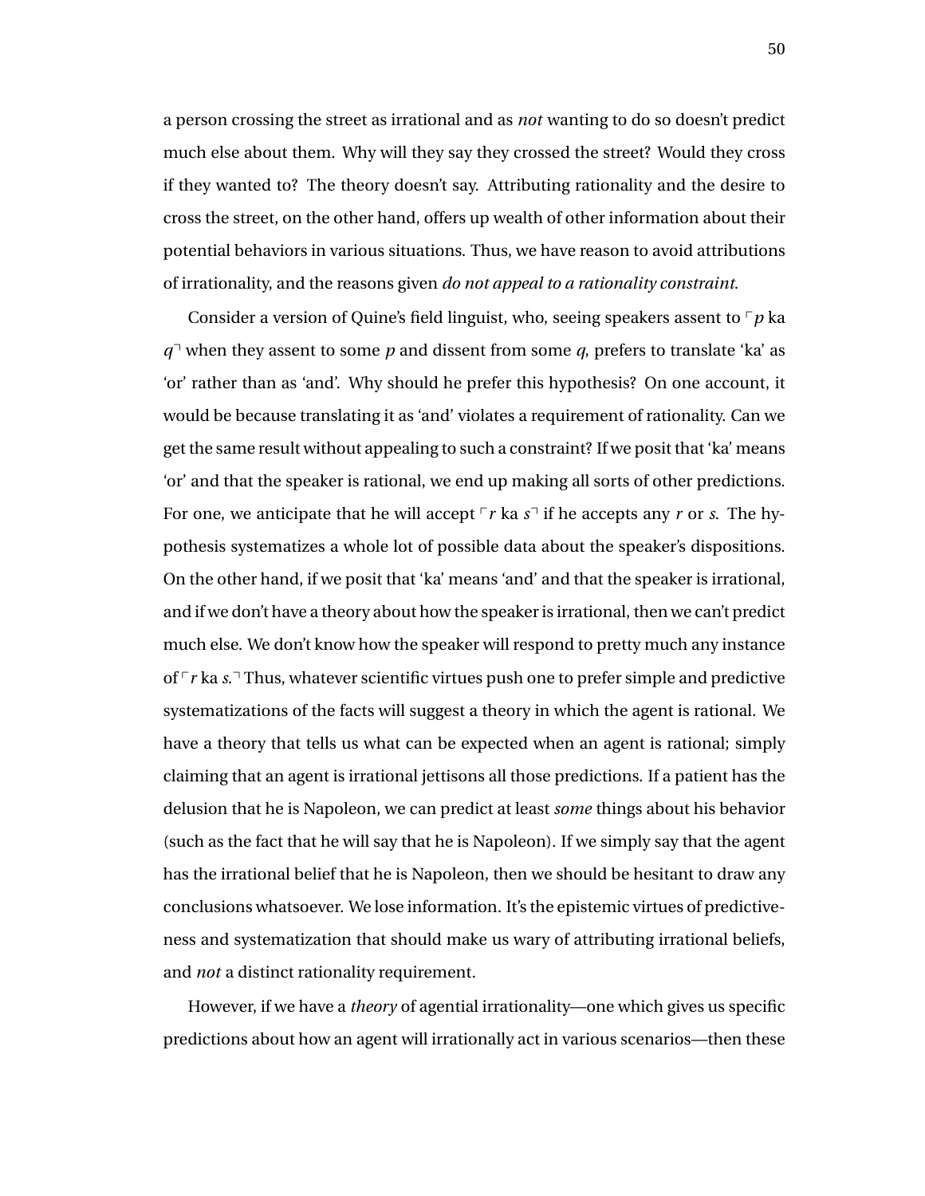a person crossing the street as irrational and as *not* wanting to do so doesn't predict much else about them. Why will they say they crossed the street? Would they cross if they wanted to? The theory doesn't say. Attributing rationality and the desire to cross the street, on the other hand, offers up wealth of other information about their potential behaviors in various situations. Thus, we have reason to avoid attributions of irrationality, and the reasons given *do not appeal to a rationality constraint*.

Consider a version of Quine's field linguist, who, seeing speakers assent to ⌜*p* ka *q*⌝ when they assent to some *p* and dissent from some *q*, prefers to translate 'ka' as 'or' rather than as 'and'. Why should he prefer this hypothesis? On one account, it would be because translating it as 'and' violates a requirement of rationality. Can we get the same result without appealing to such a constraint? If we posit that 'ka' means 'or' and that the speaker is rational, we end up making all sorts of other predictions. For one, we anticipate that he will accept ⌜*r* ka *s*⌝ if he accepts any *r* or *s*. The hypothesis systematizes a whole lot of possible data about the speaker's dispositions. On the other hand, if we posit that 'ka' means 'and' and that the speaker is irrational, and if we don't have a theory about how the speaker is irrational, then we can't predict much else. We don't know how the speaker will respond to pretty much any instance of ⌜*r* ka *s*.⌝ Thus, whatever scientific virtues push one to prefer simple and predictive systematizations of the facts will suggest a theory in which the agent is rational. We have a theory that tells us what can be expected when an agent is rational; simply claiming that an agent is irrational jettisons all those predictions. If a patient has the delusion that he is Napoleon, we can predict at least *some* things about his behavior (such as the fact that he will say that he is Napoleon). If we simply say that the agent has the irrational belief that he is Napoleon, then we should be hesitant to draw any conclusions whatsoever. We lose information. It's the epistemic virtues of predictiveness and systematization that should make us wary of attributing irrational beliefs, and *not* a distinct rationality requirement.

However, if we have a *theory* of agential irrationality—one which gives us specific predictions about how an agent will irrationally act in various scenarios—then these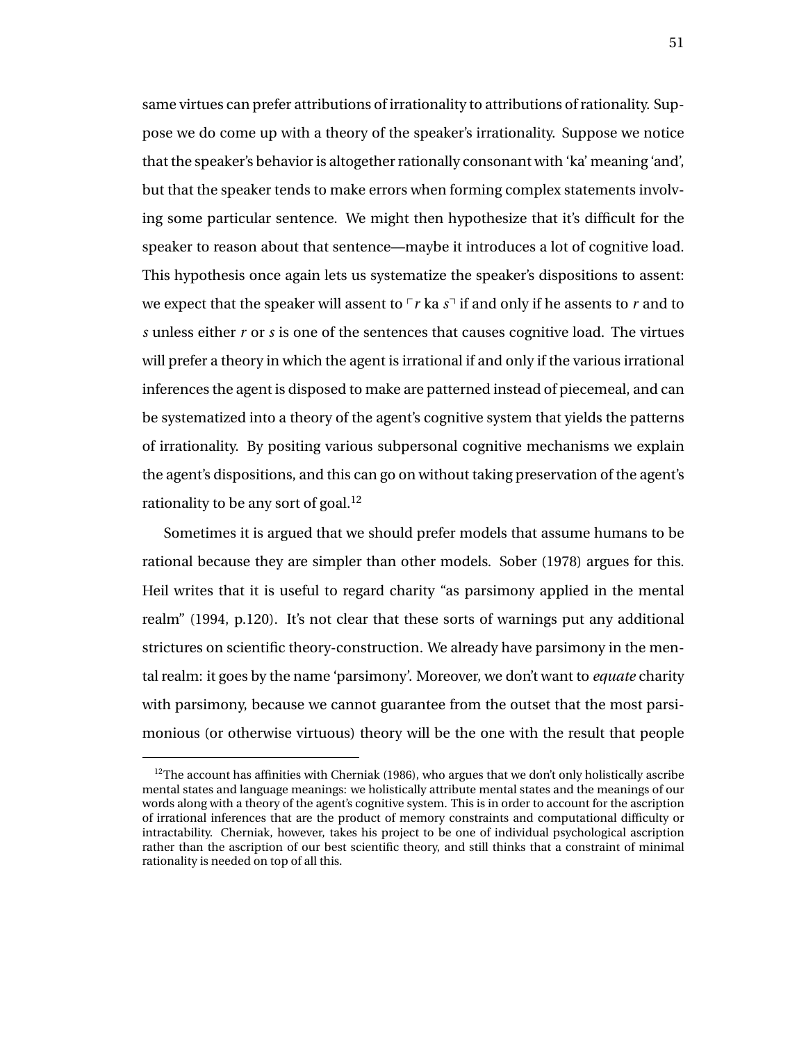same virtues can prefer attributions of irrationality to attributions of rationality. Suppose we do come up with a theory of the speaker's irrationality. Suppose we notice that the speaker's behavior is altogether rationally consonant with 'ka' meaning 'and', but that the speaker tends to make errors when forming complex statements involving some particular sentence. We might then hypothesize that it's difficult for the speaker to reason about that sentence—maybe it introduces a lot of cognitive load. This hypothesis once again lets us systematize the speaker's dispositions to assent: we expect that the speaker will assent to $\ulcorner r$ ka $s\urcorner$ if and only if he assents to $r$ and to $s$ unless either $r$ or $s$ is one of the sentences that causes cognitive load. The virtues will prefer a theory in which the agent is irrational if and only if the various irrational inferences the agent is disposed to make are patterned instead of piecemeal, and can be systematized into a theory of the agent's cognitive system that yields the patterns of irrationality. By positing various subpersonal cognitive mechanisms we explain the agent's dispositions, and this can go on without taking preservation of the agent's rationality to be any sort of goal.[12]

Sometimes it is argued that we should prefer models that assume humans to be rational because they are simpler than other models. Sober (1978) argues for this. Heil writes that it is useful to regard charity "as parsimony applied in the mental realm" (1994, p.120). It's not clear that these sorts of warnings put any additional strictures on scientific theory-construction. We already have parsimony in the mental realm: it goes by the name 'parsimony'. Moreover, we don't want to *equate* charity with parsimony, because we cannot guarantee from the outset that the most parsimonious (or otherwise virtuous) theory will be the one with the result that people

[12]The account has affinities with Cherniak (1986), who argues that we don't only holistically ascribe mental states and language meanings: we holistically attribute mental states and the meanings of our words along with a theory of the agent's cognitive system. This is in order to account for the ascription of irrational inferences that are the product of memory constraints and computational difficulty or intractability. Cherniak, however, takes his project to be one of individual psychological ascription rather than the ascription of our best scientific theory, and still thinks that a constraint of minimal rationality is needed on top of all this.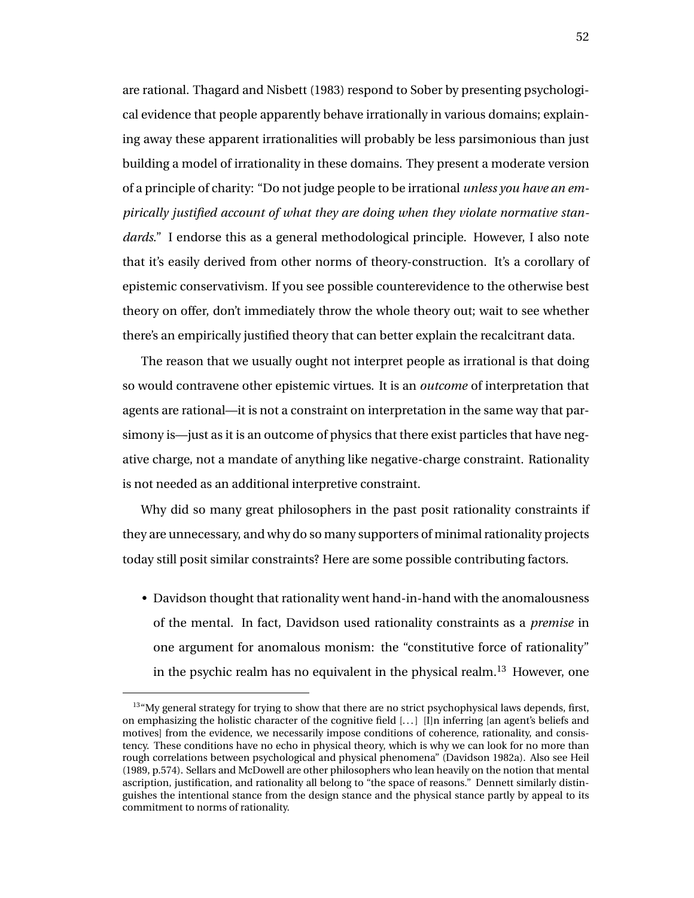are rational. Thagard and Nisbett (1983) respond to Sober by presenting psychological evidence that people apparently behave irrationally in various domains; explaining away these apparent irrationalities will probably be less parsimonious than just building a model of irrationality in these domains. They present a moderate version of a principle of charity: "Do not judge people to be irrational *unless you have an empirically justified account of what they are doing when they violate normative standards*." I endorse this as a general methodological principle. However, I also note that it's easily derived from other norms of theory-construction. It's a corollary of epistemic conservativism. If you see possible counterevidence to the otherwise best theory on offer, don't immediately throw the whole theory out; wait to see whether there's an empirically justified theory that can better explain the recalcitrant data.

The reason that we usually ought not interpret people as irrational is that doing so would contravene other epistemic virtues. It is an *outcome* of interpretation that agents are rational—it is not a constraint on interpretation in the same way that parsimony is—just as it is an outcome of physics that there exist particles that have negative charge, not a mandate of anything like negative-charge constraint. Rationality is not needed as an additional interpretive constraint.

Why did so many great philosophers in the past posit rationality constraints if they are unnecessary, and why do so many supporters of minimal rationality projects today still posit similar constraints? Here are some possible contributing factors.

- Davidson thought that rationality went hand-in-hand with the anomalousness of the mental. In fact, Davidson used rationality constraints as a *premise* in one argument for anomalous monism: the "constitutive force of rationality" in the psychic realm has no equivalent in the physical realm.[13] However, one

[13] "My general strategy for trying to show that there are no strict psychophysical laws depends, first, on emphasizing the holistic character of the cognitive field [...] [I]n inferring [an agent's beliefs and motives] from the evidence, we necessarily impose conditions of coherence, rationality, and consistency. These conditions have no echo in physical theory, which is why we can look for no more than rough correlations between psychological and physical phenomena" (Davidson 1982a). Also see Heil (1989, p.574). Sellars and McDowell are other philosophers who lean heavily on the notion that mental ascription, justification, and rationality all belong to "the space of reasons." Dennett similarly distinguishes the intentional stance from the design stance and the physical stance partly by appeal to its commitment to norms of rationality.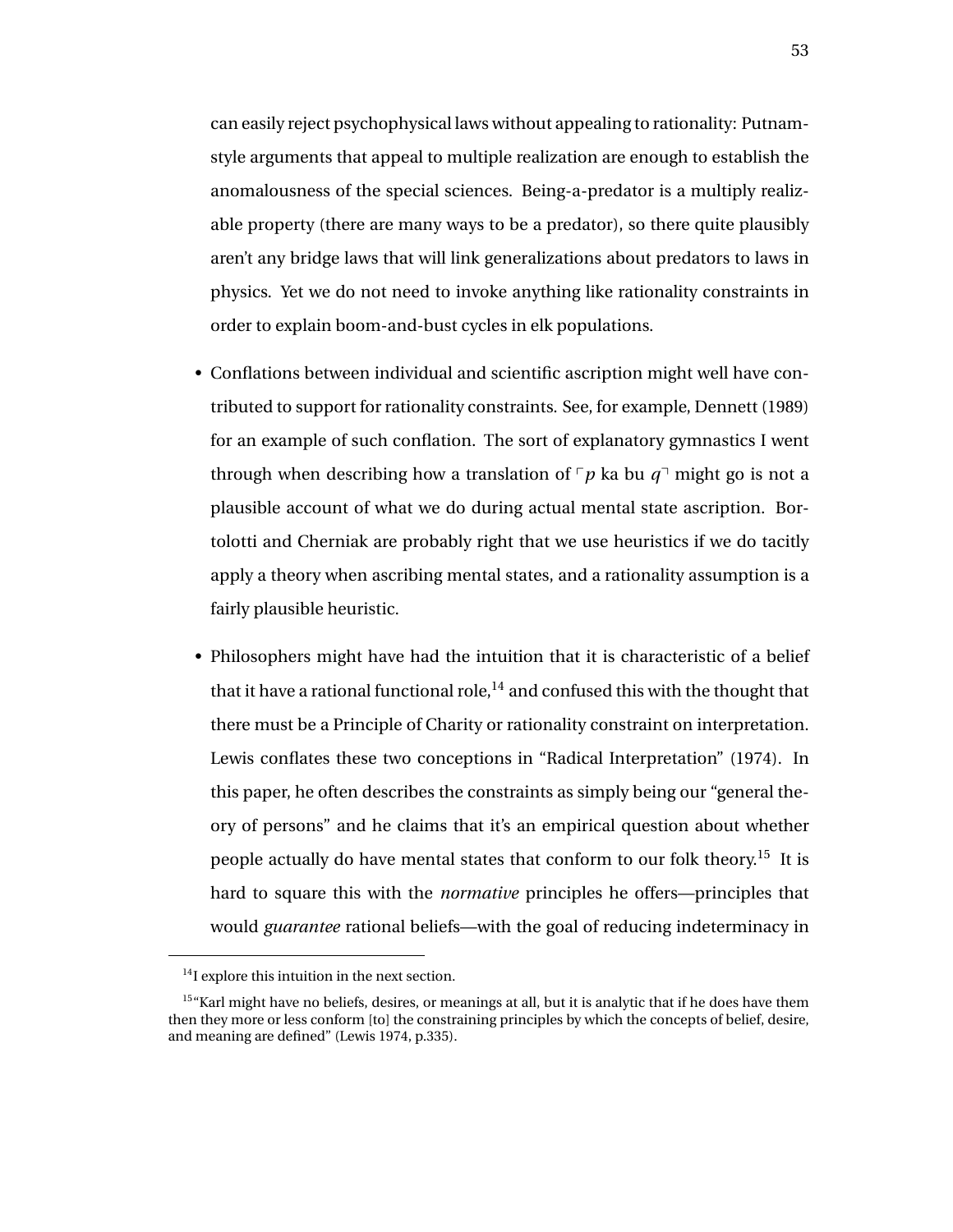can easily reject psychophysical laws without appealing to rationality: Putnam-style arguments that appeal to multiple realization are enough to establish the anomalousness of the special sciences. Being-a-predator is a multiply realizable property (there are many ways to be a predator), so there quite plausibly aren't any bridge laws that will link generalizations about predators to laws in physics. Yet we do not need to invoke anything like rationality constraints in order to explain boom-and-bust cycles in elk populations.

- Conflations between individual and scientific ascription might well have contributed to support for rationality constraints. See, for example, Dennett (1989) for an example of such conflation. The sort of explanatory gymnastics I went through when describing how a translation of ⌜*p* ka bu *q*⌝ might go is not a plausible account of what we do during actual mental state ascription. Bortolotti and Cherniak are probably right that we use heuristics if we do tacitly apply a theory when ascribing mental states, and a rationality assumption is a fairly plausible heuristic.

- Philosophers might have had the intuition that it is characteristic of a belief that it have a rational functional role,[14] and confused this with the thought that there must be a Principle of Charity or rationality constraint on interpretation. Lewis conflates these two conceptions in "Radical Interpretation" (1974). In this paper, he often describes the constraints as simply being our "general theory of persons" and he claims that it's an empirical question about whether people actually do have mental states that conform to our folk theory.[15] It is hard to square this with the *normative* principles he offers—principles that would *guarantee* rational beliefs—with the goal of reducing indeterminacy in

[14] I explore this intuition in the next section.

[15] "Karl might have no beliefs, desires, or meanings at all, but it is analytic that if he does have them then they more or less conform [to] the constraining principles by which the concepts of belief, desire, and meaning are defined" (Lewis 1974, p.335).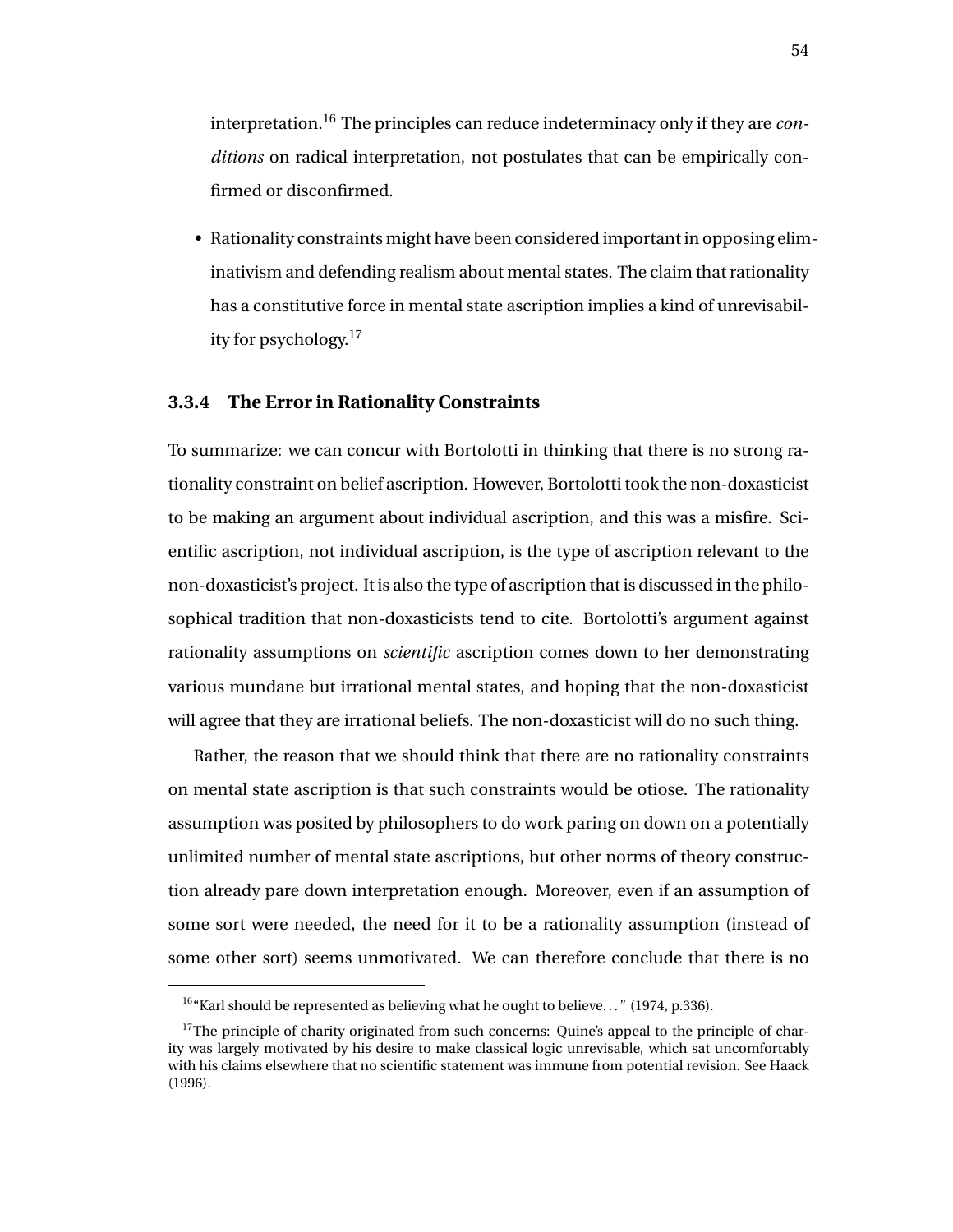interpretation.[16] The principles can reduce indeterminacy only if they are *conditions* on radical interpretation, not postulates that can be empirically confirmed or disconfirmed.

- Rationality constraints might have been considered important in opposing eliminativism and defending realism about mental states. The claim that rationality has a constitutive force in mental state ascription implies a kind of unrevisability for psychology.[17]

### 3.3.4 The Error in Rationality Constraints

To summarize: we can concur with Bortolotti in thinking that there is no strong rationality constraint on belief ascription. However, Bortolotti took the non-doxasticist to be making an argument about individual ascription, and this was a misfire. Scientific ascription, not individual ascription, is the type of ascription relevant to the non-doxasticist's project. It is also the type of ascription that is discussed in the philosophical tradition that non-doxasticists tend to cite. Bortolotti's argument against rationality assumptions on *scientific* ascription comes down to her demonstrating various mundane but irrational mental states, and hoping that the non-doxasticist will agree that they are irrational beliefs. The non-doxasticist will do no such thing.

Rather, the reason that we should think that there are no rationality constraints on mental state ascription is that such constraints would be otiose. The rationality assumption was posited by philosophers to do work paring on down on a potentially unlimited number of mental state ascriptions, but other norms of theory construction already pare down interpretation enough. Moreover, even if an assumption of some sort were needed, the need for it to be a rationality assumption (instead of some other sort) seems unmotivated. We can therefore conclude that there is no

---

[16] "Karl should be represented as believing what he ought to believe..." (1974, p.336).

[17] The principle of charity originated from such concerns: Quine's appeal to the principle of charity was largely motivated by his desire to make classical logic unrevisable, which sat uncomfortably with his claims elsewhere that no scientific statement was immune from potential revision. See Haack (1996).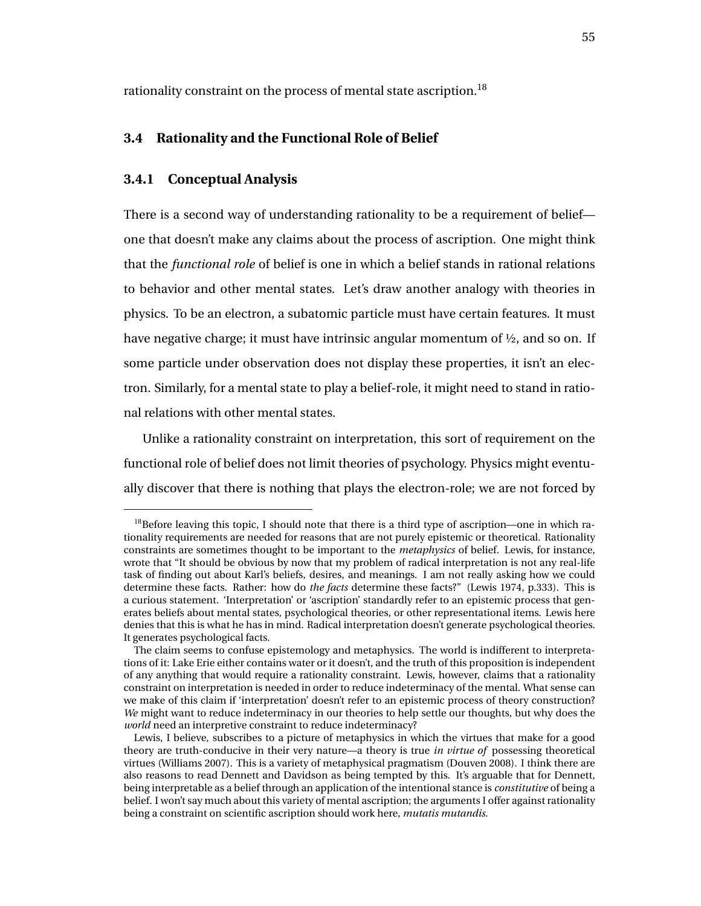rationality constraint on the process of mental state ascription.[18]

## 3.4 Rationality and the Functional Role of Belief

### 3.4.1 Conceptual Analysis

There is a second way of understanding rationality to be a requirement of belief—one that doesn't make any claims about the process of ascription. One might think that the *functional role* of belief is one in which a belief stands in rational relations to behavior and other mental states. Let's draw another analogy with theories in physics. To be an electron, a subatomic particle must have certain features. It must have negative charge; it must have intrinsic angular momentum of ½, and so on. If some particle under observation does not display these properties, it isn't an electron. Similarly, for a mental state to play a belief-role, it might need to stand in rational relations with other mental states.

Unlike a rationality constraint on interpretation, this sort of requirement on the functional role of belief does not limit theories of psychology. Physics might eventually discover that there is nothing that plays the electron-role; we are not forced by

[18] Before leaving this topic, I should note that there is a third type of ascription—one in which rationality requirements are needed for reasons that are not purely epistemic or theoretical. Rationality constraints are sometimes thought to be important to the *metaphysics* of belief. Lewis, for instance, wrote that "It should be obvious by now that my problem of radical interpretation is not any real-life task of finding out about Karl's beliefs, desires, and meanings. I am not really asking how we could determine these facts. Rather: how do *the facts* determine these facts?" (Lewis 1974, p.333). This is a curious statement. 'Interpretation' or 'ascription' standardly refer to an epistemic process that generates beliefs about mental states, psychological theories, or other representational items. Lewis here denies that this is what he has in mind. Radical interpretation doesn't generate psychological theories. It generates psychological facts.

The claim seems to confuse epistemology and metaphysics. The world is indifferent to interpretations of it: Lake Erie either contains water or it doesn't, and the truth of this proposition is independent of any anything that would require a rationality constraint. Lewis, however, claims that a rationality constraint on interpretation is needed in order to reduce indeterminacy of the mental. What sense can we make of this claim if 'interpretation' doesn't refer to an epistemic process of theory construction? *We* might want to reduce indeterminacy in our theories to help settle our thoughts, but why does the *world* need an interpretive constraint to reduce indeterminacy?

Lewis, I believe, subscribes to a picture of metaphysics in which the virtues that make for a good theory are truth-conducive in their very nature—a theory is true *in virtue of* possessing theoretical virtues (Williams 2007). This is a variety of metaphysical pragmatism (Douven 2008). I think there are also reasons to read Dennett and Davidson as being tempted by this. It's arguable that for Dennett, being interpretable as a belief through an application of the intentional stance is *constitutive* of being a belief. I won't say much about this variety of mental ascription; the arguments I offer against rationality being a constraint on scientific ascription should work here, *mutatis mutandis*.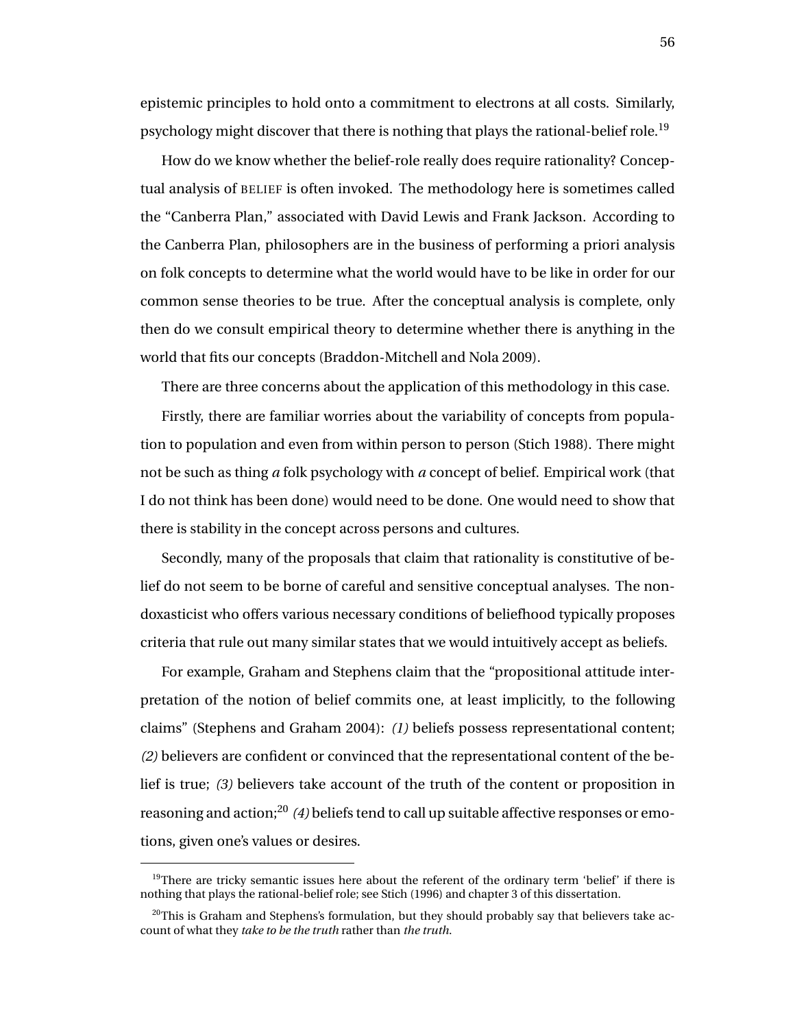epistemic principles to hold onto a commitment to electrons at all costs. Similarly, psychology might discover that there is nothing that plays the rational-belief role.[19]

How do we know whether the belief-role really does require rationality? Conceptual analysis of BELIEF is often invoked. The methodology here is sometimes called the "Canberra Plan," associated with David Lewis and Frank Jackson. According to the Canberra Plan, philosophers are in the business of performing a priori analysis on folk concepts to determine what the world would have to be like in order for our common sense theories to be true. After the conceptual analysis is complete, only then do we consult empirical theory to determine whether there is anything in the world that fits our concepts (Braddon-Mitchell and Nola 2009).

There are three concerns about the application of this methodology in this case.

Firstly, there are familiar worries about the variability of concepts from population to population and even from within person to person (Stich 1988). There might not be such as thing *a* folk psychology with *a* concept of belief. Empirical work (that I do not think has been done) would need to be done. One would need to show that there is stability in the concept across persons and cultures.

Secondly, many of the proposals that claim that rationality is constitutive of belief do not seem to be borne of careful and sensitive conceptual analyses. The non-doxasticist who offers various necessary conditions of beliefhood typically proposes criteria that rule out many similar states that we would intuitively accept as beliefs.

For example, Graham and Stephens claim that the "propositional attitude interpretation of the notion of belief commits one, at least implicitly, to the following claims" (Stephens and Graham 2004): *(1)* beliefs possess representational content; *(2)* believers are confident or convinced that the representational content of the belief is true; *(3)* believers take account of the truth of the content or proposition in reasoning and action;[20] *(4)* beliefs tend to call up suitable affective responses or emotions, given one's values or desires.

---

[19] There are tricky semantic issues here about the referent of the ordinary term 'belief' if there is nothing that plays the rational-belief role; see Stich (1996) and chapter 3 of this dissertation.

[20] This is Graham and Stephens's formulation, but they should probably say that believers take account of what they *take to be the truth* rather than *the truth*.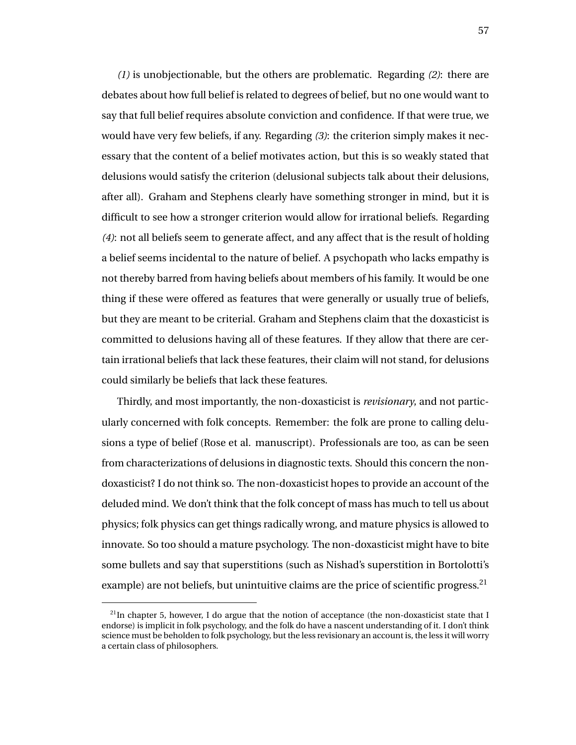*(1)* is unobjectionable, but the others are problematic. Regarding *(2)*: there are debates about how full belief is related to degrees of belief, but no one would want to say that full belief requires absolute conviction and confidence. If that were true, we would have very few beliefs, if any. Regarding *(3)*: the criterion simply makes it necessary that the content of a belief motivates action, but this is so weakly stated that delusions would satisfy the criterion (delusional subjects talk about their delusions, after all). Graham and Stephens clearly have something stronger in mind, but it is difficult to see how a stronger criterion would allow for irrational beliefs. Regarding *(4)*: not all beliefs seem to generate affect, and any affect that is the result of holding a belief seems incidental to the nature of belief. A psychopath who lacks empathy is not thereby barred from having beliefs about members of his family. It would be one thing if these were offered as features that were generally or usually true of beliefs, but they are meant to be criterial. Graham and Stephens claim that the doxasticist is committed to delusions having all of these features. If they allow that there are certain irrational beliefs that lack these features, their claim will not stand, for delusions could similarly be beliefs that lack these features.

Thirdly, and most importantly, the non-doxasticist is *revisionary*, and not particularly concerned with folk concepts. Remember: the folk are prone to calling delusions a type of belief (Rose et al. manuscript). Professionals are too, as can be seen from characterizations of delusions in diagnostic texts. Should this concern the non-doxasticist? I do not think so. The non-doxasticist hopes to provide an account of the deluded mind. We don't think that the folk concept of mass has much to tell us about physics; folk physics can get things radically wrong, and mature physics is allowed to innovate. So too should a mature psychology. The non-doxasticist might have to bite some bullets and say that superstitions (such as Nishad's superstition in Bortolotti's example) are not beliefs, but unintuitive claims are the price of scientific progress.[21]

[21] In chapter 5, however, I do argue that the notion of acceptance (the non-doxasticist state that I endorse) is implicit in folk psychology, and the folk do have a nascent understanding of it. I don't think science must be beholden to folk psychology, but the less revisionary an account is, the less it will worry a certain class of philosophers.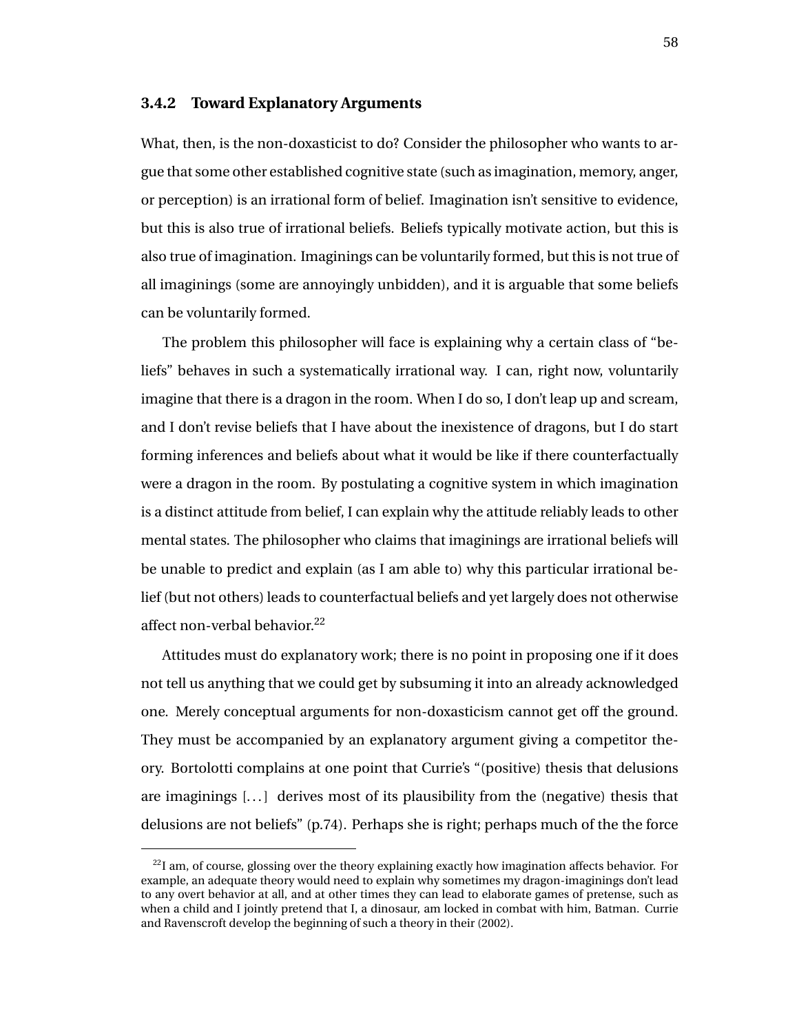### 3.4.2 Toward Explanatory Arguments

What, then, is the non-doxasticist to do? Consider the philosopher who wants to argue that some other established cognitive state (such as imagination, memory, anger, or perception) is an irrational form of belief. Imagination isn't sensitive to evidence, but this is also true of irrational beliefs. Beliefs typically motivate action, but this is also true of imagination. Imaginings can be voluntarily formed, but this is not true of all imaginings (some are annoyingly unbidden), and it is arguable that some beliefs can be voluntarily formed.

The problem this philosopher will face is explaining why a certain class of "beliefs" behaves in such a systematically irrational way. I can, right now, voluntarily imagine that there is a dragon in the room. When I do so, I don't leap up and scream, and I don't revise beliefs that I have about the inexistence of dragons, but I do start forming inferences and beliefs about what it would be like if there counterfactually were a dragon in the room. By postulating a cognitive system in which imagination is a distinct attitude from belief, I can explain why the attitude reliably leads to other mental states. The philosopher who claims that imaginings are irrational beliefs will be unable to predict and explain (as I am able to) why this particular irrational belief (but not others) leads to counterfactual beliefs and yet largely does not otherwise affect non-verbal behavior.[22]

Attitudes must do explanatory work; there is no point in proposing one if it does not tell us anything that we could get by subsuming it into an already acknowledged one. Merely conceptual arguments for non-doxasticism cannot get off the ground. They must be accompanied by an explanatory argument giving a competitor theory. Bortolotti complains at one point that Currie's "(positive) thesis that delusions are imaginings [...] derives most of its plausibility from the (negative) thesis that delusions are not beliefs" (p.74). Perhaps she is right; perhaps much of the the force

---

[22] I am, of course, glossing over the theory explaining exactly how imagination affects behavior. For example, an adequate theory would need to explain why sometimes my dragon-imaginings don't lead to any overt behavior at all, and at other times they can lead to elaborate games of pretense, such as when a child and I jointly pretend that I, a dinosaur, am locked in combat with him, Batman. Currie and Ravenscroft develop the beginning of such a theory in their (2002).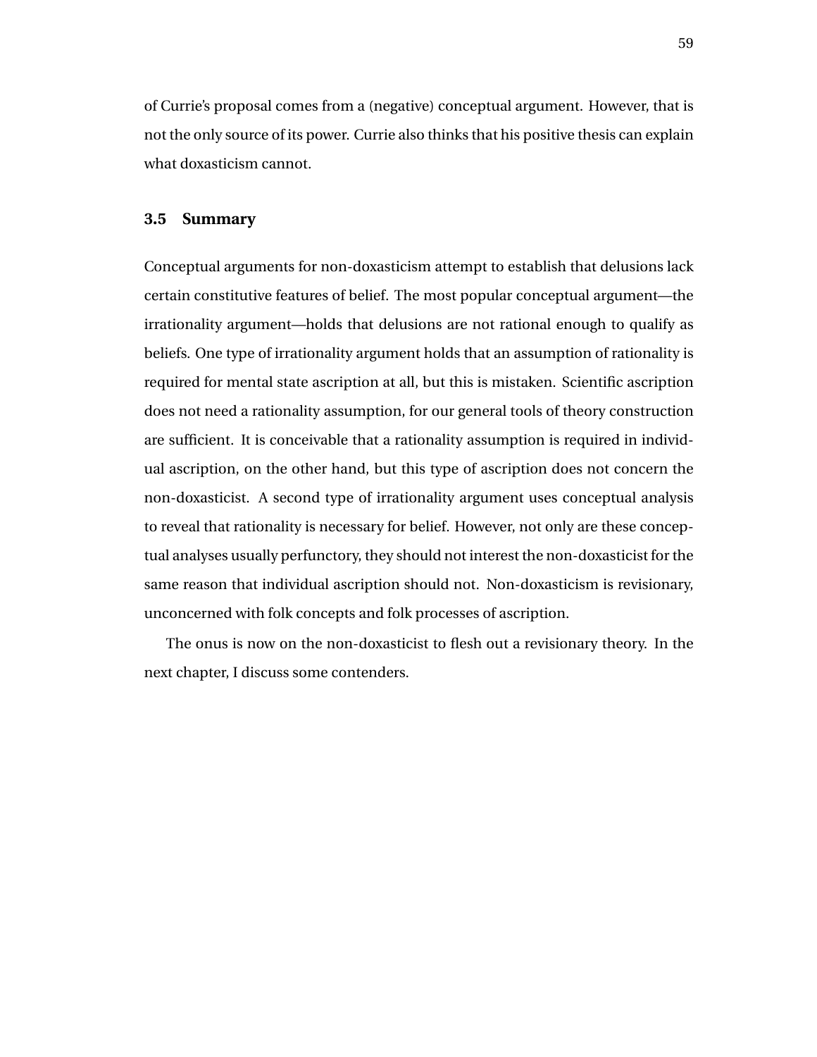of Currie's proposal comes from a (negative) conceptual argument. However, that is not the only source of its power. Currie also thinks that his positive thesis can explain what doxasticism cannot.

### 3.5 Summary

Conceptual arguments for non-doxasticism attempt to establish that delusions lack certain constitutive features of belief. The most popular conceptual argument—the irrationality argument—holds that delusions are not rational enough to qualify as beliefs. One type of irrationality argument holds that an assumption of rationality is required for mental state ascription at all, but this is mistaken. Scientific ascription does not need a rationality assumption, for our general tools of theory construction are sufficient. It is conceivable that a rationality assumption is required in individual ascription, on the other hand, but this type of ascription does not concern the non-doxasticist. A second type of irrationality argument uses conceptual analysis to reveal that rationality is necessary for belief. However, not only are these conceptual analyses usually perfunctory, they should not interest the non-doxasticist for the same reason that individual ascription should not. Non-doxasticism is revisionary, unconcerned with folk concepts and folk processes of ascription.

The onus is now on the non-doxasticist to flesh out a revisionary theory. In the next chapter, I discuss some contenders.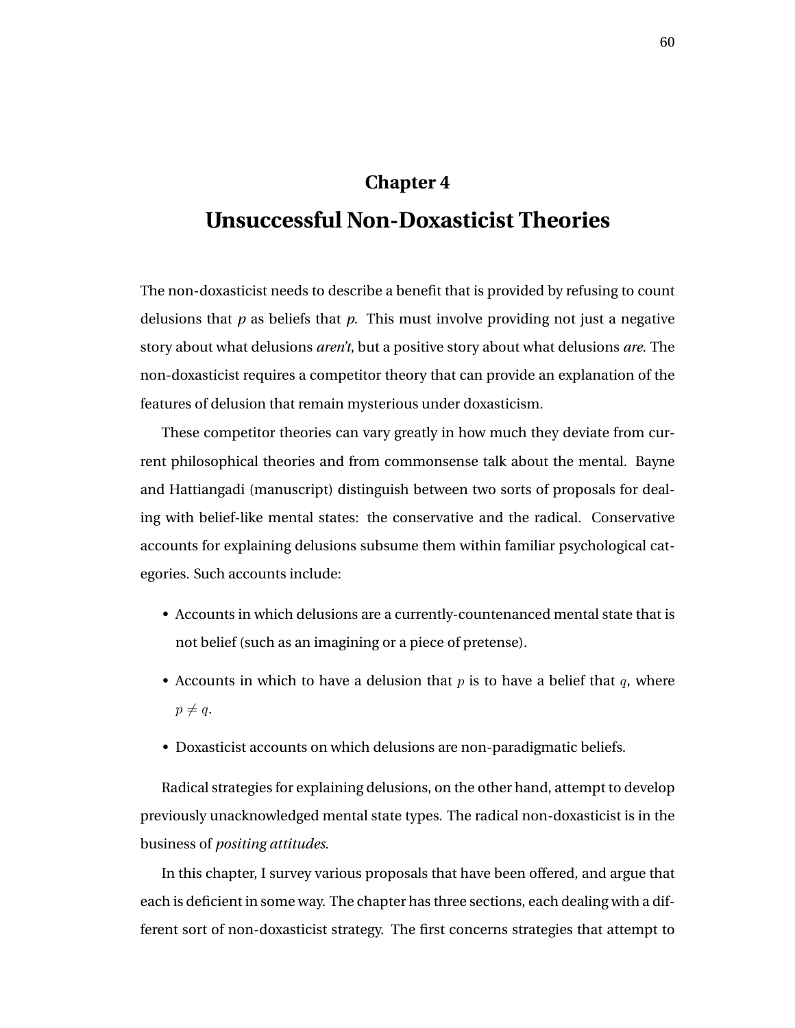# Chapter 4

# Unsuccessful Non-Doxasticist Theories

The non-doxasticist needs to describe a benefit that is provided by refusing to count delusions that *p* as beliefs that *p*. This must involve providing not just a negative story about what delusions *aren't*, but a positive story about what delusions *are*. The non-doxasticist requires a competitor theory that can provide an explanation of the features of delusion that remain mysterious under doxasticism.

These competitor theories can vary greatly in how much they deviate from current philosophical theories and from commonsense talk about the mental. Bayne and Hattiangadi (manuscript) distinguish between two sorts of proposals for dealing with belief-like mental states: the conservative and the radical. Conservative accounts for explaining delusions subsume them within familiar psychological categories. Such accounts include:

- Accounts in which delusions are a currently-countenanced mental state that is not belief (such as an imagining or a piece of pretense).
- Accounts in which to have a delusion that $p$ is to have a belief that $q$, where $p \neq q$.
- Doxasticist accounts on which delusions are non-paradigmatic beliefs.

Radical strategies for explaining delusions, on the other hand, attempt to develop previously unacknowledged mental state types. The radical non-doxasticist is in the business of *positing attitudes*.

In this chapter, I survey various proposals that have been offered, and argue that each is deficient in some way. The chapter has three sections, each dealing with a different sort of non-doxasticist strategy. The first concerns strategies that attempt to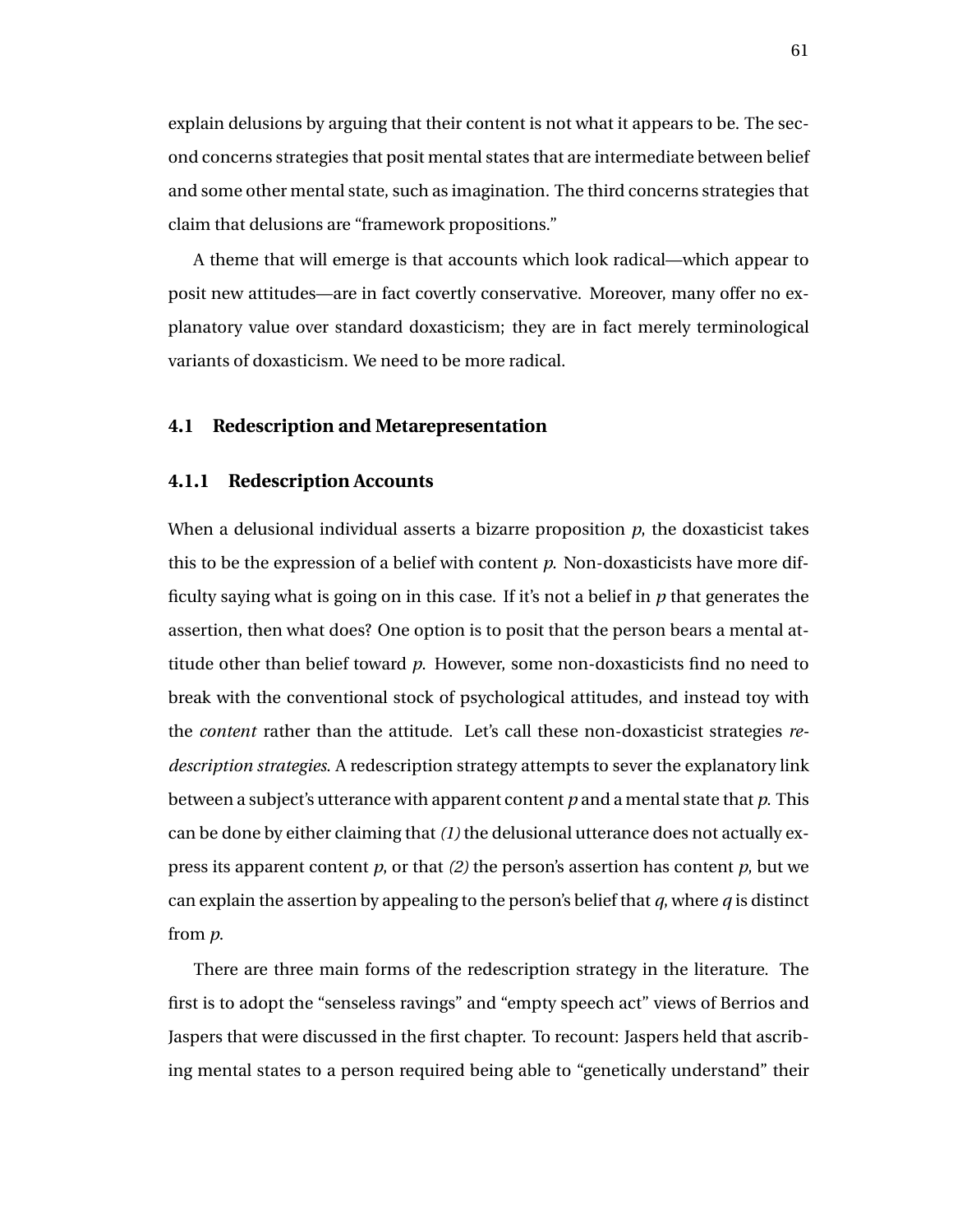explain delusions by arguing that their content is not what it appears to be. The second concerns strategies that posit mental states that are intermediate between belief and some other mental state, such as imagination. The third concerns strategies that claim that delusions are "framework propositions."

A theme that will emerge is that accounts which look radical—which appear to posit new attitudes—are in fact covertly conservative. Moreover, many offer no explanatory value over standard doxasticism; they are in fact merely terminological variants of doxasticism. We need to be more radical.

## 4.1 Redescription and Metarepresentation

### 4.1.1 Redescription Accounts

When a delusional individual asserts a bizarre proposition *p*, the doxasticist takes this to be the expression of a belief with content *p*. Non-doxasticists have more difficulty saying what is going on in this case. If it's not a belief in *p* that generates the assertion, then what does? One option is to posit that the person bears a mental attitude other than belief toward *p*. However, some non-doxasticists find no need to break with the conventional stock of psychological attitudes, and instead toy with the *content* rather than the attitude. Let's call these non-doxasticist strategies *redescription strategies*. A redescription strategy attempts to sever the explanatory link between a subject's utterance with apparent content *p* and a mental state that *p*. This can be done by either claiming that *(1)* the delusional utterance does not actually express its apparent content *p*, or that *(2)* the person's assertion has content *p*, but we can explain the assertion by appealing to the person's belief that *q*, where *q* is distinct from *p*.

There are three main forms of the redescription strategy in the literature. The first is to adopt the "senseless ravings" and "empty speech act" views of Berrios and Jaspers that were discussed in the first chapter. To recount: Jaspers held that ascribing mental states to a person required being able to "genetically understand" their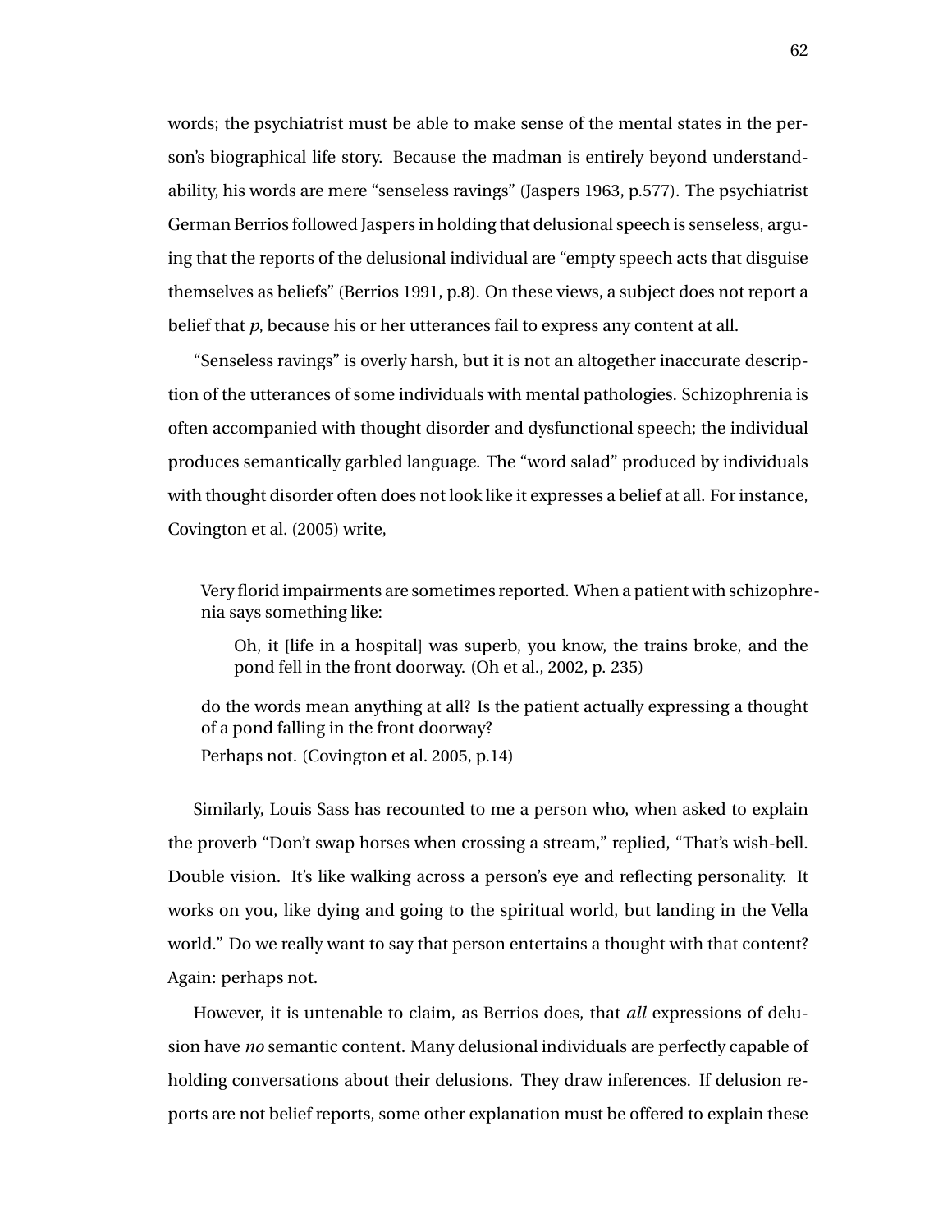words; the psychiatrist must be able to make sense of the mental states in the person's biographical life story. Because the madman is entirely beyond understandability, his words are mere "senseless ravings" (Jaspers 1963, p.577). The psychiatrist German Berrios followed Jaspers in holding that delusional speech is senseless, arguing that the reports of the delusional individual are "empty speech acts that disguise themselves as beliefs" (Berrios 1991, p.8). On these views, a subject does not report a belief that *p*, because his or her utterances fail to express any content at all.

"Senseless ravings" is overly harsh, but it is not an altogether inaccurate description of the utterances of some individuals with mental pathologies. Schizophrenia is often accompanied with thought disorder and dysfunctional speech; the individual produces semantically garbled language. The "word salad" produced by individuals with thought disorder often does not look like it expresses a belief at all. For instance, Covington et al. (2005) write,

> Very florid impairments are sometimes reported. When a patient with schizophrenia says something like:
>
> > Oh, it [life in a hospital] was superb, you know, the trains broke, and the pond fell in the front doorway. (Oh et al., 2002, p. 235)
>
> do the words mean anything at all? Is the patient actually expressing a thought of a pond falling in the front doorway?
>
> Perhaps not. (Covington et al. 2005, p.14)

Similarly, Louis Sass has recounted to me a person who, when asked to explain the proverb "Don't swap horses when crossing a stream," replied, "That's wish-bell. Double vision. It's like walking across a person's eye and reflecting personality. It works on you, like dying and going to the spiritual world, but landing in the Vella world." Do we really want to say that person entertains a thought with that content? Again: perhaps not.

However, it is untenable to claim, as Berrios does, that *all* expressions of delusion have *no* semantic content. Many delusional individuals are perfectly capable of holding conversations about their delusions. They draw inferences. If delusion reports are not belief reports, some other explanation must be offered to explain these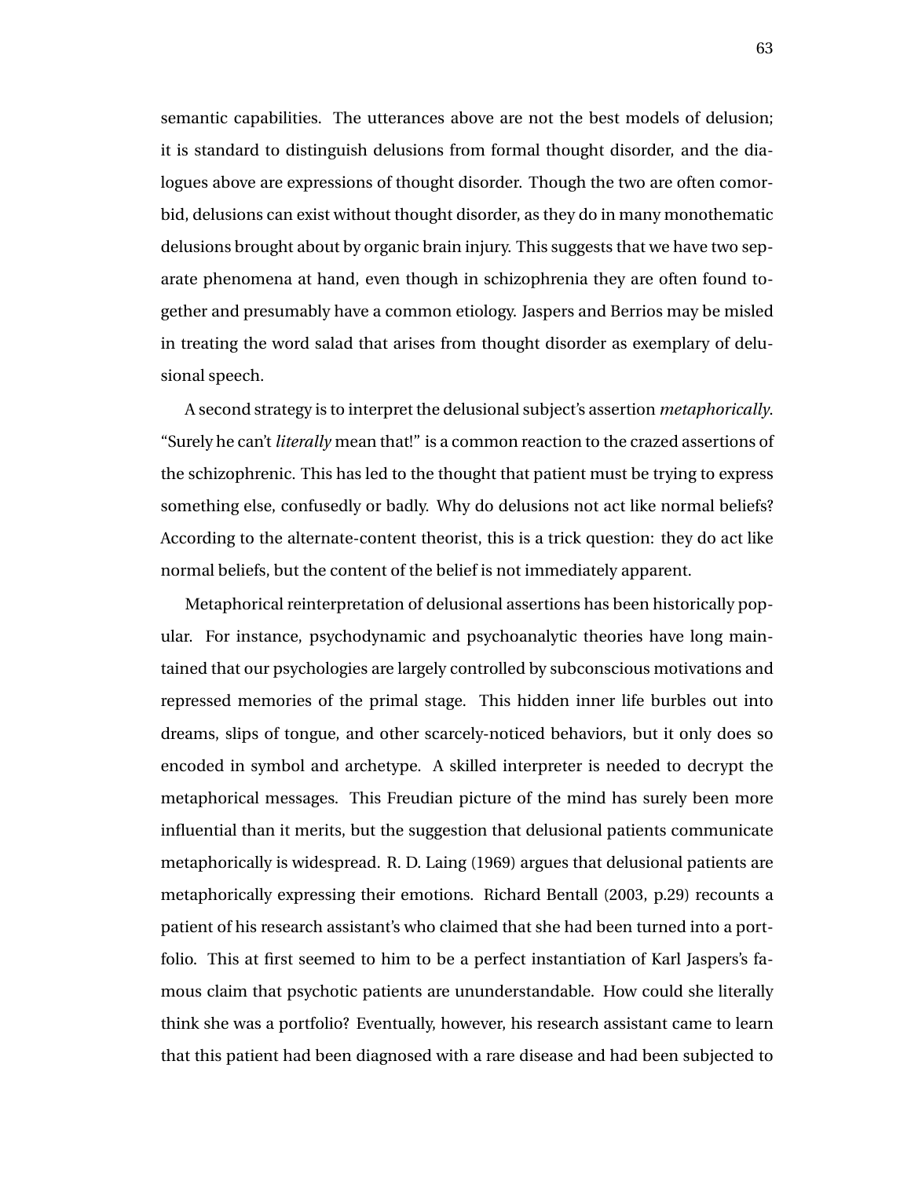semantic capabilities. The utterances above are not the best models of delusion; it is standard to distinguish delusions from formal thought disorder, and the dialogues above are expressions of thought disorder. Though the two are often comorbid, delusions can exist without thought disorder, as they do in many monothematic delusions brought about by organic brain injury. This suggests that we have two separate phenomena at hand, even though in schizophrenia they are often found together and presumably have a common etiology. Jaspers and Berrios may be misled in treating the word salad that arises from thought disorder as exemplary of delusional speech.

A second strategy is to interpret the delusional subject's assertion *metaphorically*. "Surely he can't *literally* mean that!" is a common reaction to the crazed assertions of the schizophrenic. This has led to the thought that patient must be trying to express something else, confusedly or badly. Why do delusions not act like normal beliefs? According to the alternate-content theorist, this is a trick question: they do act like normal beliefs, but the content of the belief is not immediately apparent.

Metaphorical reinterpretation of delusional assertions has been historically popular. For instance, psychodynamic and psychoanalytic theories have long maintained that our psychologies are largely controlled by subconscious motivations and repressed memories of the primal stage. This hidden inner life burbles out into dreams, slips of tongue, and other scarcely-noticed behaviors, but it only does so encoded in symbol and archetype. A skilled interpreter is needed to decrypt the metaphorical messages. This Freudian picture of the mind has surely been more influential than it merits, but the suggestion that delusional patients communicate metaphorically is widespread. R. D. Laing (1969) argues that delusional patients are metaphorically expressing their emotions. Richard Bentall (2003, p.29) recounts a patient of his research assistant's who claimed that she had been turned into a portfolio. This at first seemed to him to be a perfect instantiation of Karl Jaspers's famous claim that psychotic patients are ununderstandable. How could she literally think she was a portfolio? Eventually, however, his research assistant came to learn that this patient had been diagnosed with a rare disease and had been subjected to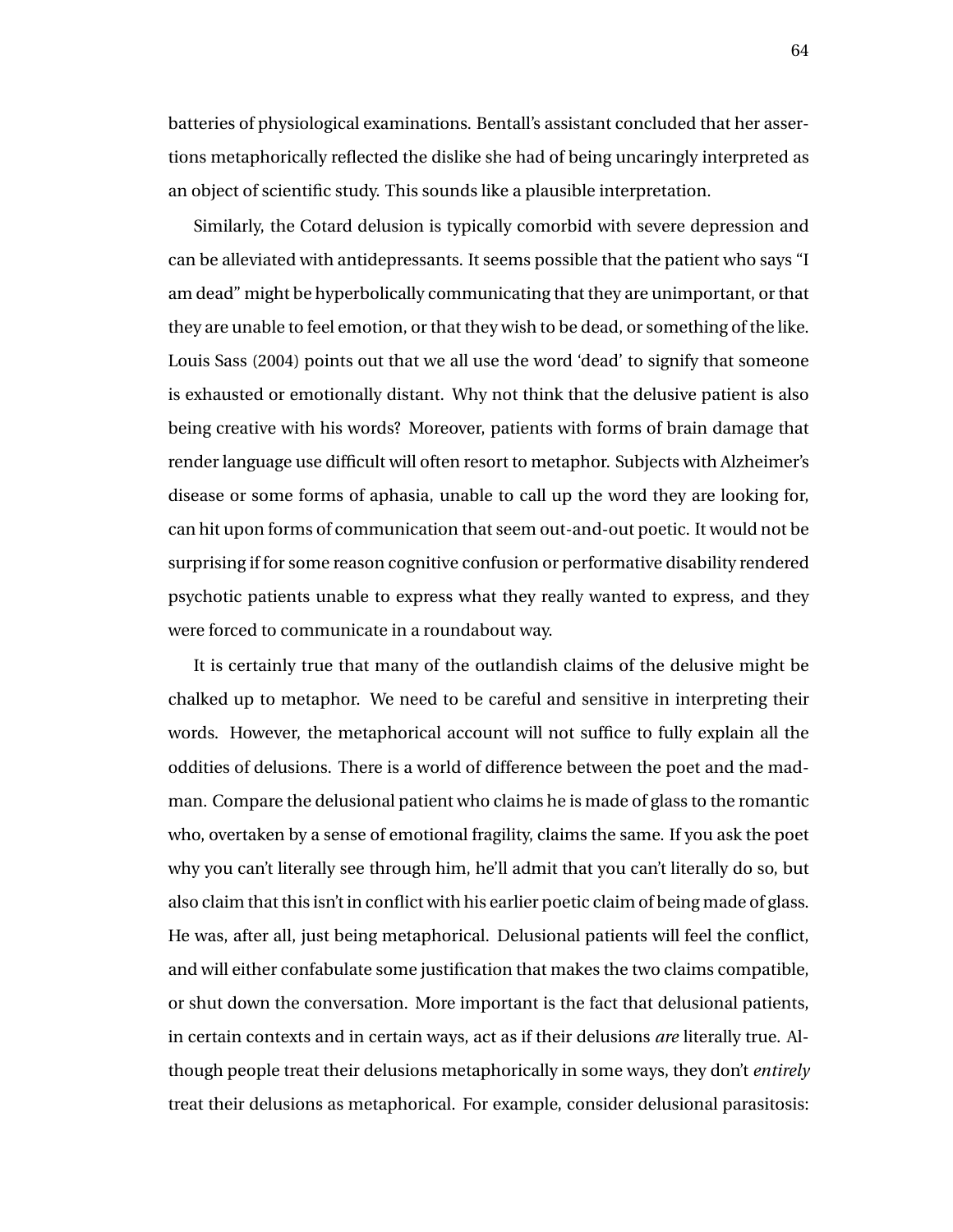batteries of physiological examinations. Bentall's assistant concluded that her assertions metaphorically reflected the dislike she had of being uncaringly interpreted as an object of scientific study. This sounds like a plausible interpretation.

Similarly, the Cotard delusion is typically comorbid with severe depression and can be alleviated with antidepressants. It seems possible that the patient who says "I am dead" might be hyperbolically communicating that they are unimportant, or that they are unable to feel emotion, or that they wish to be dead, or something of the like. Louis Sass (2004) points out that we all use the word 'dead' to signify that someone is exhausted or emotionally distant. Why not think that the delusive patient is also being creative with his words? Moreover, patients with forms of brain damage that render language use difficult will often resort to metaphor. Subjects with Alzheimer's disease or some forms of aphasia, unable to call up the word they are looking for, can hit upon forms of communication that seem out-and-out poetic. It would not be surprising if for some reason cognitive confusion or performative disability rendered psychotic patients unable to express what they really wanted to express, and they were forced to communicate in a roundabout way.

It is certainly true that many of the outlandish claims of the delusive might be chalked up to metaphor. We need to be careful and sensitive in interpreting their words. However, the metaphorical account will not suffice to fully explain all the oddities of delusions. There is a world of difference between the poet and the madman. Compare the delusional patient who claims he is made of glass to the romantic who, overtaken by a sense of emotional fragility, claims the same. If you ask the poet why you can't literally see through him, he'll admit that you can't literally do so, but also claim that this isn't in conflict with his earlier poetic claim of being made of glass. He was, after all, just being metaphorical. Delusional patients will feel the conflict, and will either confabulate some justification that makes the two claims compatible, or shut down the conversation. More important is the fact that delusional patients, in certain contexts and in certain ways, act as if their delusions *are* literally true. Although people treat their delusions metaphorically in some ways, they don't *entirely* treat their delusions as metaphorical. For example, consider delusional parasitosis: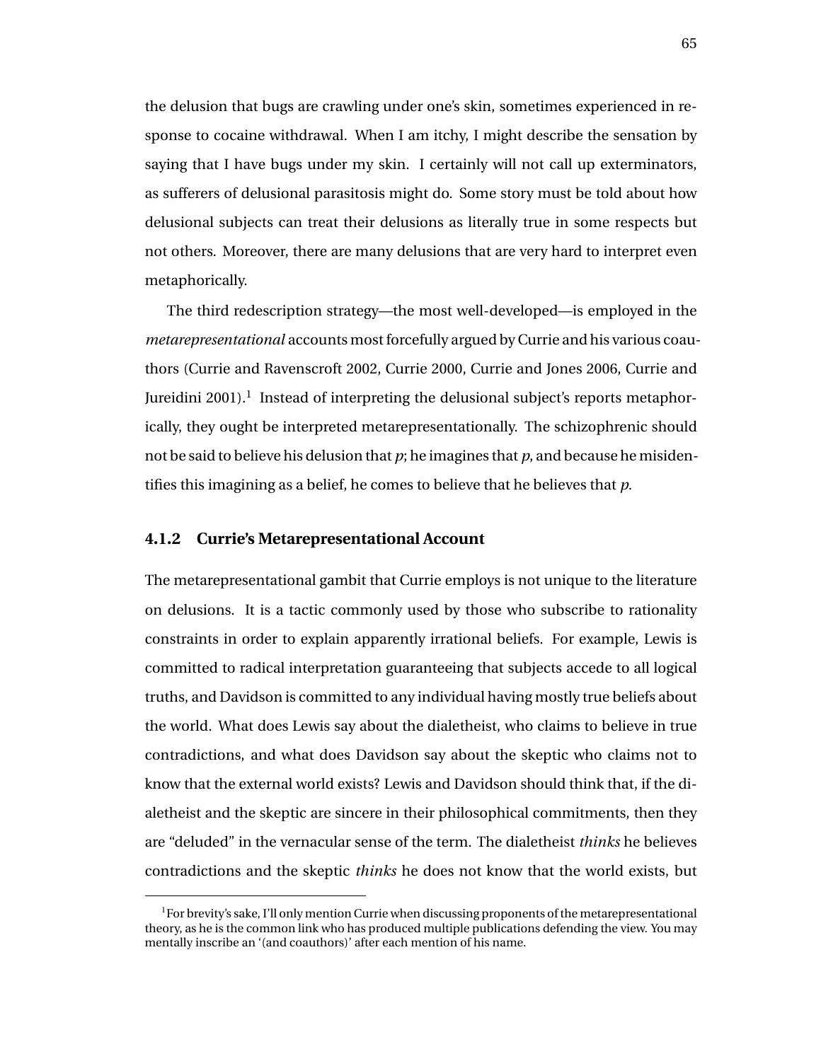the delusion that bugs are crawling under one's skin, sometimes experienced in response to cocaine withdrawal. When I am itchy, I might describe the sensation by saying that I have bugs under my skin. I certainly will not call up exterminators, as sufferers of delusional parasitosis might do. Some story must be told about how delusional subjects can treat their delusions as literally true in some respects but not others. Moreover, there are many delusions that are very hard to interpret even metaphorically.

The third redescription strategy—the most well-developed—is employed in the *metarepresentational* accounts most forcefully argued by Currie and his various coauthors (Currie and Ravenscroft 2002, Currie 2000, Currie and Jones 2006, Currie and Jureidini 2001).[1] Instead of interpreting the delusional subject's reports metaphorically, they ought be interpreted metarepresentationally. The schizophrenic should not be said to believe his delusion that *p*; he imagines that *p*, and because he misidentifies this imagining as a belief, he comes to believe that he believes that *p*.

### 4.1.2 Currie's Metarepresentational Account

The metarepresentational gambit that Currie employs is not unique to the literature on delusions. It is a tactic commonly used by those who subscribe to rationality constraints in order to explain apparently irrational beliefs. For example, Lewis is committed to radical interpretation guaranteeing that subjects accede to all logical truths, and Davidson is committed to any individual having mostly true beliefs about the world. What does Lewis say about the dialetheist, who claims to believe in true contradictions, and what does Davidson say about the skeptic who claims not to know that the external world exists? Lewis and Davidson should think that, if the dialetheist and the skeptic are sincere in their philosophical commitments, then they are "deluded" in the vernacular sense of the term. The dialetheist *thinks* he believes contradictions and the skeptic *thinks* he does not know that the world exists, but

[1] For brevity's sake, I'll only mention Currie when discussing proponents of the metarepresentational theory, as he is the common link who has produced multiple publications defending the view. You may mentally inscribe an '(and coauthors)' after each mention of his name.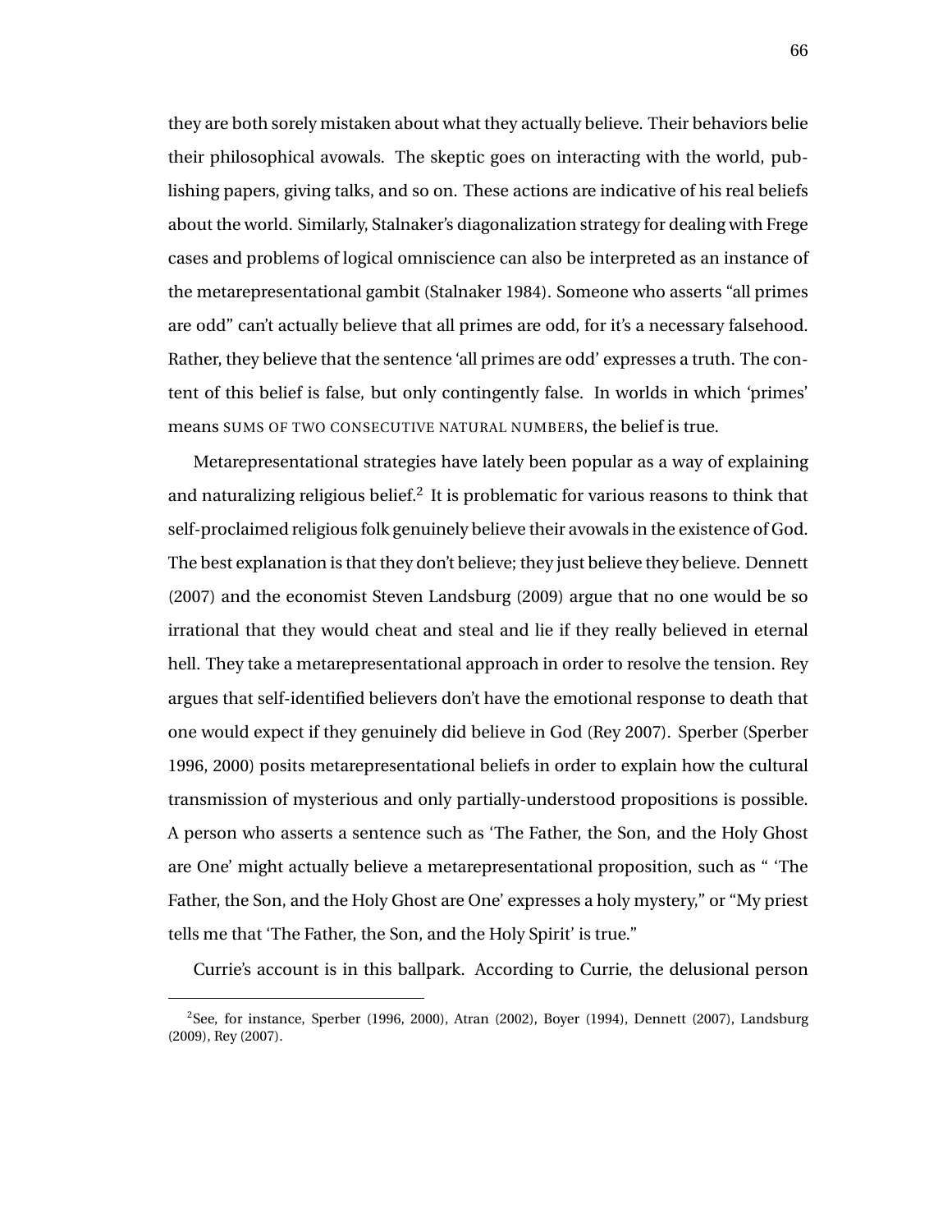they are both sorely mistaken about what they actually believe. Their behaviors belie their philosophical avowals. The skeptic goes on interacting with the world, publishing papers, giving talks, and so on. These actions are indicative of his real beliefs about the world. Similarly, Stalnaker's diagonalization strategy for dealing with Frege cases and problems of logical omniscience can also be interpreted as an instance of the metarepresentational gambit (Stalnaker 1984). Someone who asserts "all primes are odd" can't actually believe that all primes are odd, for it's a necessary falsehood. Rather, they believe that the sentence 'all primes are odd' expresses a truth. The content of this belief is false, but only contingently false. In worlds in which 'primes' means SUMS OF TWO CONSECUTIVE NATURAL NUMBERS, the belief is true.

Metarepresentational strategies have lately been popular as a way of explaining and naturalizing religious belief.[2] It is problematic for various reasons to think that self-proclaimed religious folk genuinely believe their avowals in the existence of God. The best explanation is that they don't believe; they just believe they believe. Dennett (2007) and the economist Steven Landsburg (2009) argue that no one would be so irrational that they would cheat and steal and lie if they really believed in eternal hell. They take a metarepresentational approach in order to resolve the tension. Rey argues that self-identified believers don't have the emotional response to death that one would expect if they genuinely did believe in God (Rey 2007). Sperber (Sperber 1996, 2000) posits metarepresentational beliefs in order to explain how the cultural transmission of mysterious and only partially-understood propositions is possible. A person who asserts a sentence such as 'The Father, the Son, and the Holy Ghost are One' might actually believe a metarepresentational proposition, such as " 'The Father, the Son, and the Holy Ghost are One' expresses a holy mystery," or "My priest tells me that 'The Father, the Son, and the Holy Spirit' is true."

Currie's account is in this ballpark. According to Currie, the delusional person

[2] See, for instance, Sperber (1996, 2000), Atran (2002), Boyer (1994), Dennett (2007), Landsburg (2009), Rey (2007).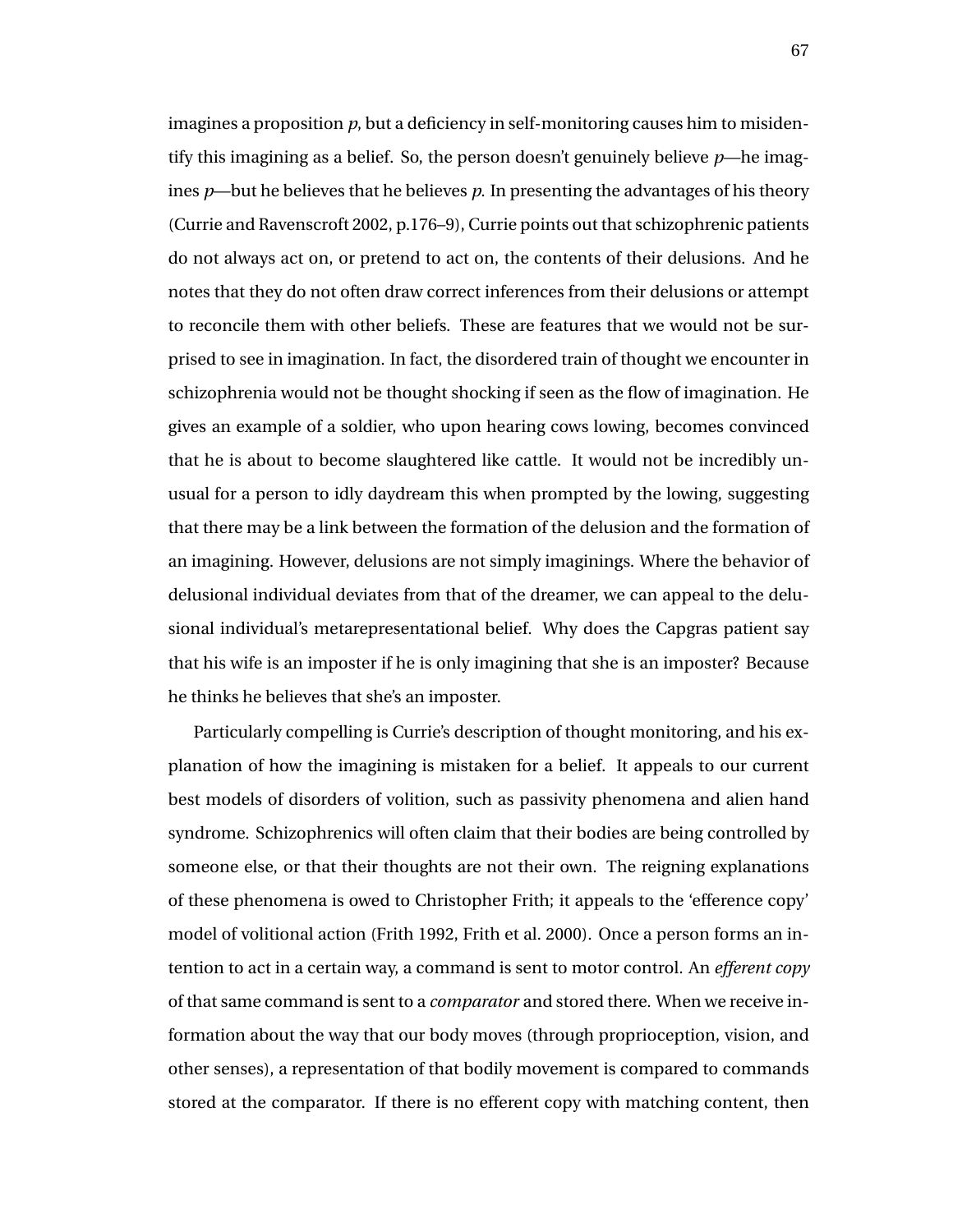imagines a proposition *p*, but a deficiency in self-monitoring causes him to misidentify this imagining as a belief. So, the person doesn't genuinely believe *p*—he imagines *p*—but he believes that he believes *p*. In presenting the advantages of his theory (Currie and Ravenscroft 2002, p.176–9), Currie points out that schizophrenic patients do not always act on, or pretend to act on, the contents of their delusions. And he notes that they do not often draw correct inferences from their delusions or attempt to reconcile them with other beliefs. These are features that we would not be surprised to see in imagination. In fact, the disordered train of thought we encounter in schizophrenia would not be thought shocking if seen as the flow of imagination. He gives an example of a soldier, who upon hearing cows lowing, becomes convinced that he is about to become slaughtered like cattle. It would not be incredibly unusual for a person to idly daydream this when prompted by the lowing, suggesting that there may be a link between the formation of the delusion and the formation of an imagining. However, delusions are not simply imaginings. Where the behavior of delusional individual deviates from that of the dreamer, we can appeal to the delusional individual's metarepresentational belief. Why does the Capgras patient say that his wife is an imposter if he is only imagining that she is an imposter? Because he thinks he believes that she's an imposter.

Particularly compelling is Currie's description of thought monitoring, and his explanation of how the imagining is mistaken for a belief. It appeals to our current best models of disorders of volition, such as passivity phenomena and alien hand syndrome. Schizophrenics will often claim that their bodies are being controlled by someone else, or that their thoughts are not their own. The reigning explanations of these phenomena is owed to Christopher Frith; it appeals to the 'efference copy' model of volitional action (Frith 1992, Frith et al. 2000). Once a person forms an intention to act in a certain way, a command is sent to motor control. An *efferent copy* of that same command is sent to a *comparator* and stored there. When we receive information about the way that our body moves (through proprioception, vision, and other senses), a representation of that bodily movement is compared to commands stored at the comparator. If there is no efferent copy with matching content, then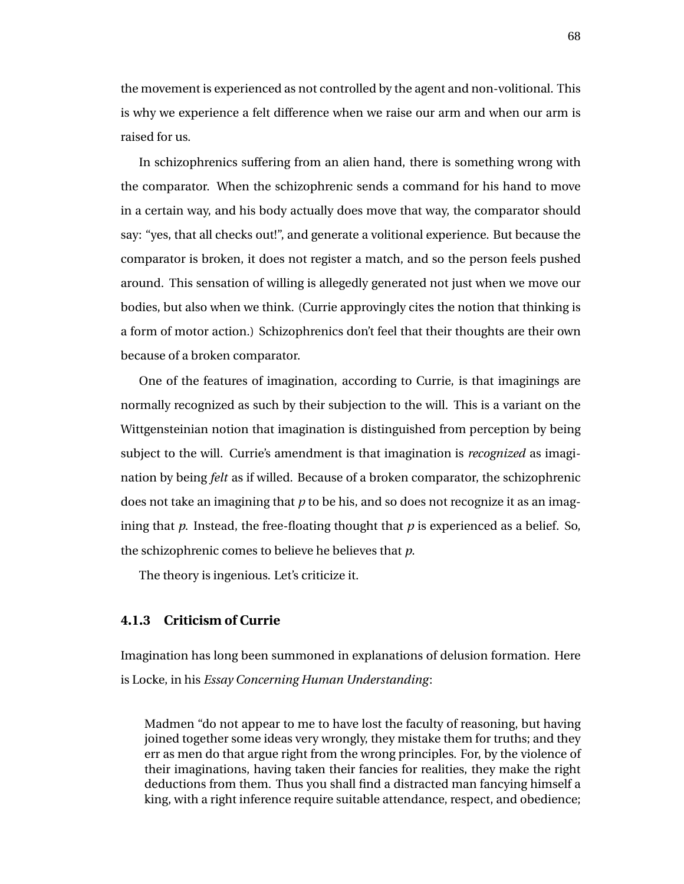the movement is experienced as not controlled by the agent and non-volitional. This is why we experience a felt difference when we raise our arm and when our arm is raised for us.

In schizophrenics suffering from an alien hand, there is something wrong with the comparator. When the schizophrenic sends a command for his hand to move in a certain way, and his body actually does move that way, the comparator should say: "yes, that all checks out!", and generate a volitional experience. But because the comparator is broken, it does not register a match, and so the person feels pushed around. This sensation of willing is allegedly generated not just when we move our bodies, but also when we think. (Currie approvingly cites the notion that thinking is a form of motor action.) Schizophrenics don't feel that their thoughts are their own because of a broken comparator.

One of the features of imagination, according to Currie, is that imaginings are normally recognized as such by their subjection to the will. This is a variant on the Wittgensteinian notion that imagination is distinguished from perception by being subject to the will. Currie's amendment is that imagination is *recognized* as imagination by being *felt* as if willed. Because of a broken comparator, the schizophrenic does not take an imagining that *p* to be his, and so does not recognize it as an imagining that *p*. Instead, the free-floating thought that *p* is experienced as a belief. So, the schizophrenic comes to believe he believes that *p*.

The theory is ingenious. Let's criticize it.

### 4.1.3 Criticism of Currie

Imagination has long been summoned in explanations of delusion formation. Here is Locke, in his *Essay Concerning Human Understanding*:

> Madmen "do not appear to me to have lost the faculty of reasoning, but having joined together some ideas very wrongly, they mistake them for truths; and they err as men do that argue right from the wrong principles. For, by the violence of their imaginations, having taken their fancies for realities, they make the right deductions from them. Thus you shall find a distracted man fancying himself a king, with a right inference require suitable attendance, respect, and obedience;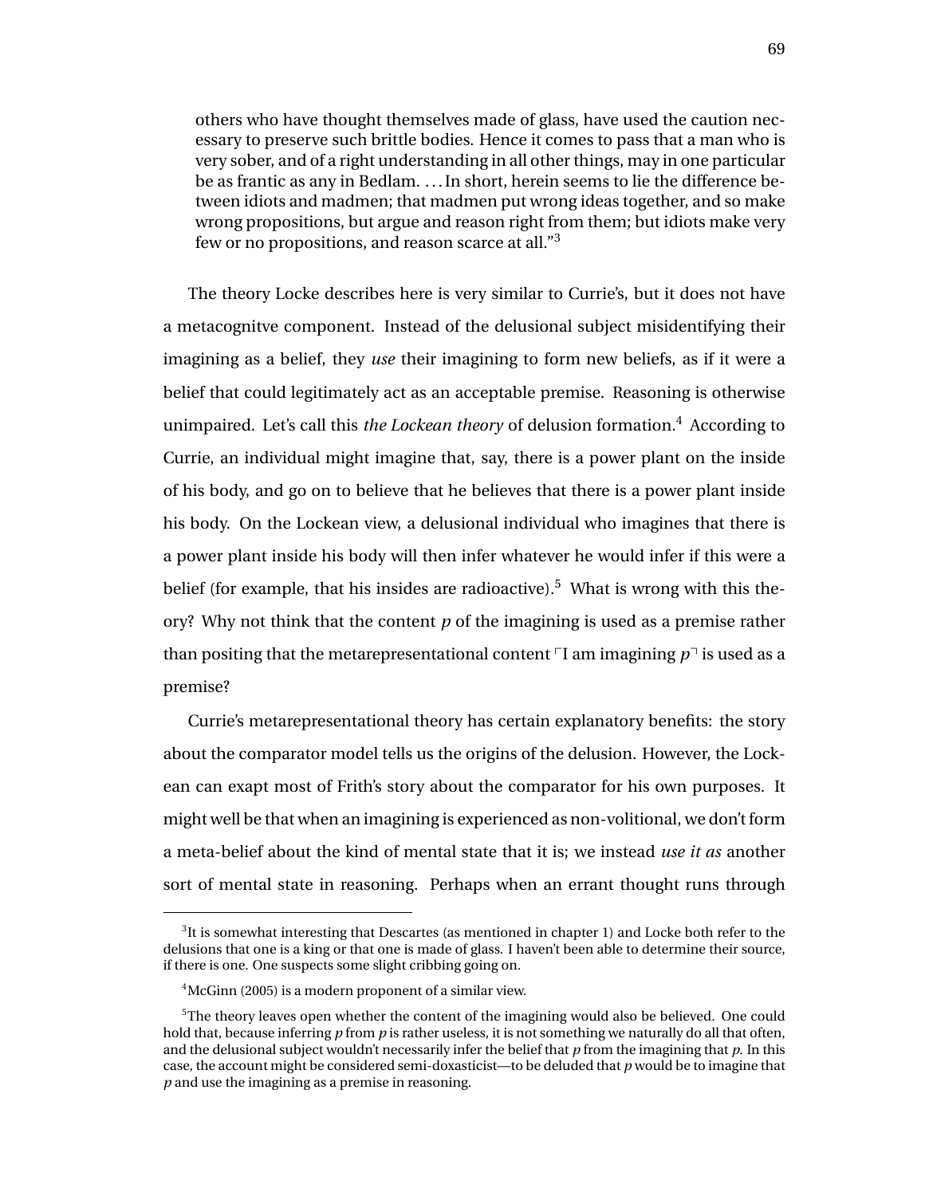> others who have thought themselves made of glass, have used the caution necessary to preserve such brittle bodies. Hence it comes to pass that a man who is very sober, and of a right understanding in all other things, may in one particular be as frantic as any in Bedlam. . . . In short, herein seems to lie the difference between idiots and madmen; that madmen put wrong ideas together, and so make wrong propositions, but argue and reason right from them; but idiots make very few or no propositions, and reason scarce at all."[3]

The theory Locke describes here is very similar to Currie's, but it does not have a metacognitve component. Instead of the delusional subject misidentifying their imagining as a belief, they *use* their imagining to form new beliefs, as if it were a belief that could legitimately act as an acceptable premise. Reasoning is otherwise unimpaired. Let's call this *the Lockean theory* of delusion formation.[4] According to Currie, an individual might imagine that, say, there is a power plant on the inside of his body, and go on to believe that he believes that there is a power plant inside his body. On the Lockean view, a delusional individual who imagines that there is a power plant inside his body will then infer whatever he would infer if this were a belief (for example, that his insides are radioactive).[5] What is wrong with this theory? Why not think that the content $p$ of the imagining is used as a premise rather than positing that the metarepresentational content ⌜I am imagining $p$⌝ is used as a premise?

Currie's metarepresentational theory has certain explanatory benefits: the story about the comparator model tells us the origins of the delusion. However, the Lockean can exapt most of Frith's story about the comparator for his own purposes. It might well be that when an imagining is experienced as non-volitional, we don't form a meta-belief about the kind of mental state that it is; we instead *use it as* another sort of mental state in reasoning. Perhaps when an errant thought runs through

---

[3] It is somewhat interesting that Descartes (as mentioned in chapter 1) and Locke both refer to the delusions that one is a king or that one is made of glass. I haven't been able to determine their source, if there is one. One suspects some slight cribbing going on.

[4] McGinn (2005) is a modern proponent of a similar view.

[5] The theory leaves open whether the content of the imagining would also be believed. One could hold that, because inferring $p$ from $p$ is rather useless, it is not something we naturally do all that often, and the delusional subject wouldn't necessarily infer the belief that $p$ from the imagining that $p$. In this case, the account might be considered semi-doxasticist—to be deluded that $p$ would be to imagine that $p$ and use the imagining as a premise in reasoning.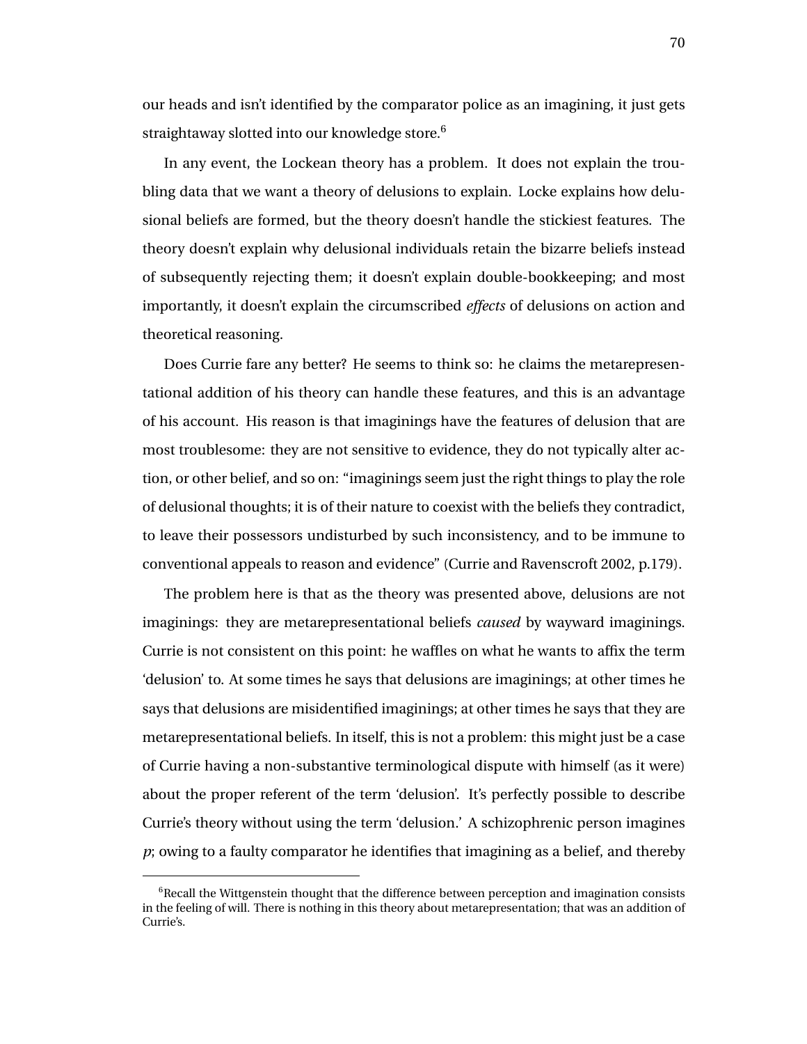our heads and isn't identified by the comparator police as an imagining, it just gets straightaway slotted into our knowledge store.[6]

In any event, the Lockean theory has a problem. It does not explain the troubling data that we want a theory of delusions to explain. Locke explains how delusional beliefs are formed, but the theory doesn't handle the stickiest features. The theory doesn't explain why delusional individuals retain the bizarre beliefs instead of subsequently rejecting them; it doesn't explain double-bookkeeping; and most importantly, it doesn't explain the circumscribed *effects* of delusions on action and theoretical reasoning.

Does Currie fare any better? He seems to think so: he claims the metarepresentational addition of his theory can handle these features, and this is an advantage of his account. His reason is that imaginings have the features of delusion that are most troublesome: they are not sensitive to evidence, they do not typically alter action, or other belief, and so on: "imaginings seem just the right things to play the role of delusional thoughts; it is of their nature to coexist with the beliefs they contradict, to leave their possessors undisturbed by such inconsistency, and to be immune to conventional appeals to reason and evidence" (Currie and Ravenscroft 2002, p.179).

The problem here is that as the theory was presented above, delusions are not imaginings: they are metarepresentational beliefs *caused* by wayward imaginings. Currie is not consistent on this point: he waffles on what he wants to affix the term 'delusion' to. At some times he says that delusions are imaginings; at other times he says that delusions are misidentified imaginings; at other times he says that they are metarepresentational beliefs. In itself, this is not a problem: this might just be a case of Currie having a non-substantive terminological dispute with himself (as it were) about the proper referent of the term 'delusion'. It's perfectly possible to describe Currie's theory without using the term 'delusion.' A schizophrenic person imagines *p*; owing to a faulty comparator he identifies that imagining as a belief, and thereby

[6] Recall the Wittgenstein thought that the difference between perception and imagination consists in the feeling of will. There is nothing in this theory about metarepresentation; that was an addition of Currie's.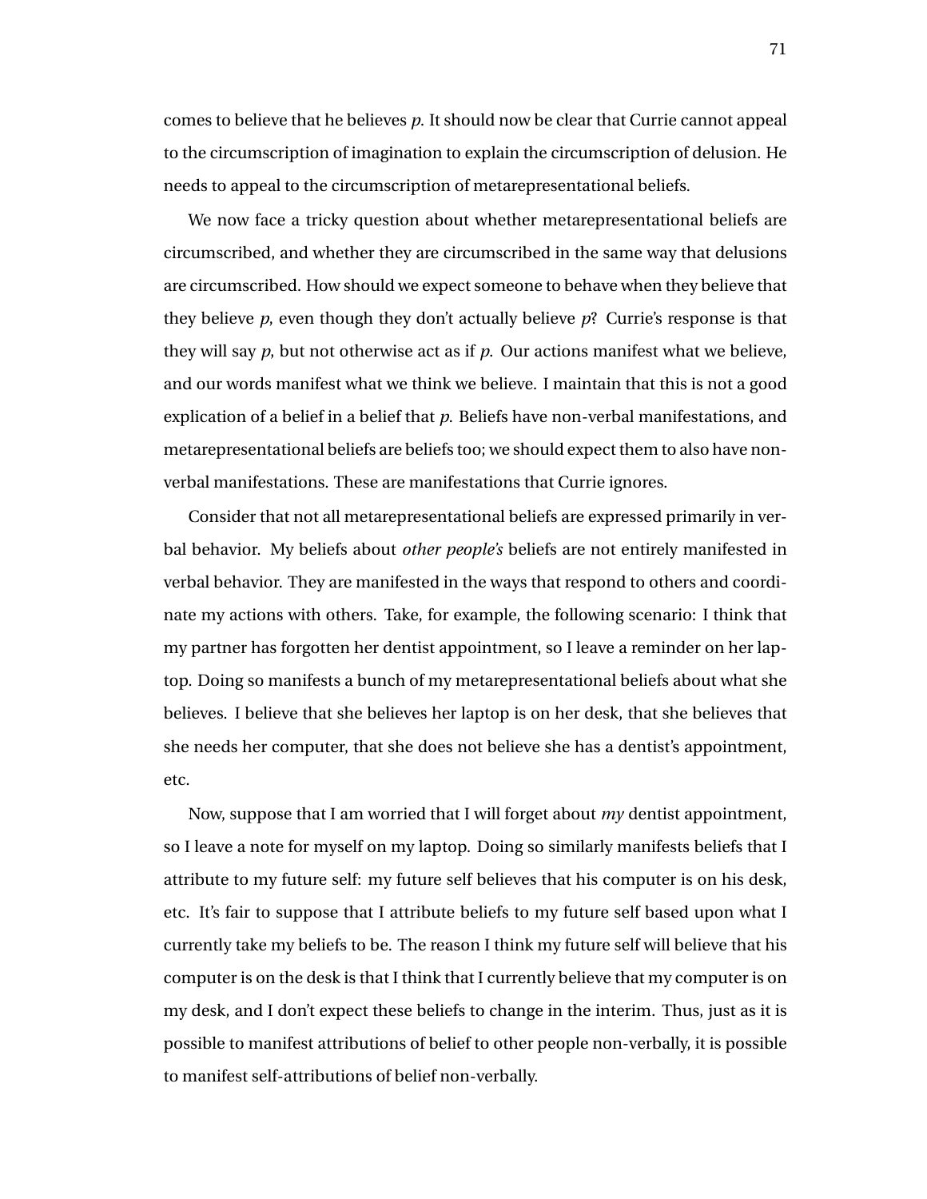comes to believe that he believes *p*. It should now be clear that Currie cannot appeal to the circumscription of imagination to explain the circumscription of delusion. He needs to appeal to the circumscription of metarepresentational beliefs.

We now face a tricky question about whether metarepresentational beliefs are circumscribed, and whether they are circumscribed in the same way that delusions are circumscribed. How should we expect someone to behave when they believe that they believe *p*, even though they don't actually believe *p*? Currie's response is that they will say *p*, but not otherwise act as if *p*. Our actions manifest what we believe, and our words manifest what we think we believe. I maintain that this is not a good explication of a belief in a belief that *p*. Beliefs have non-verbal manifestations, and metarepresentational beliefs are beliefs too; we should expect them to also have non-verbal manifestations. These are manifestations that Currie ignores.

Consider that not all metarepresentational beliefs are expressed primarily in verbal behavior. My beliefs about *other people's* beliefs are not entirely manifested in verbal behavior. They are manifested in the ways that respond to others and coordinate my actions with others. Take, for example, the following scenario: I think that my partner has forgotten her dentist appointment, so I leave a reminder on her laptop. Doing so manifests a bunch of my metarepresentational beliefs about what she believes. I believe that she believes her laptop is on her desk, that she believes that she needs her computer, that she does not believe she has a dentist's appointment, etc.

Now, suppose that I am worried that I will forget about *my* dentist appointment, so I leave a note for myself on my laptop. Doing so similarly manifests beliefs that I attribute to my future self: my future self believes that his computer is on his desk, etc. It's fair to suppose that I attribute beliefs to my future self based upon what I currently take my beliefs to be. The reason I think my future self will believe that his computer is on the desk is that I think that I currently believe that my computer is on my desk, and I don't expect these beliefs to change in the interim. Thus, just as it is possible to manifest attributions of belief to other people non-verbally, it is possible to manifest self-attributions of belief non-verbally.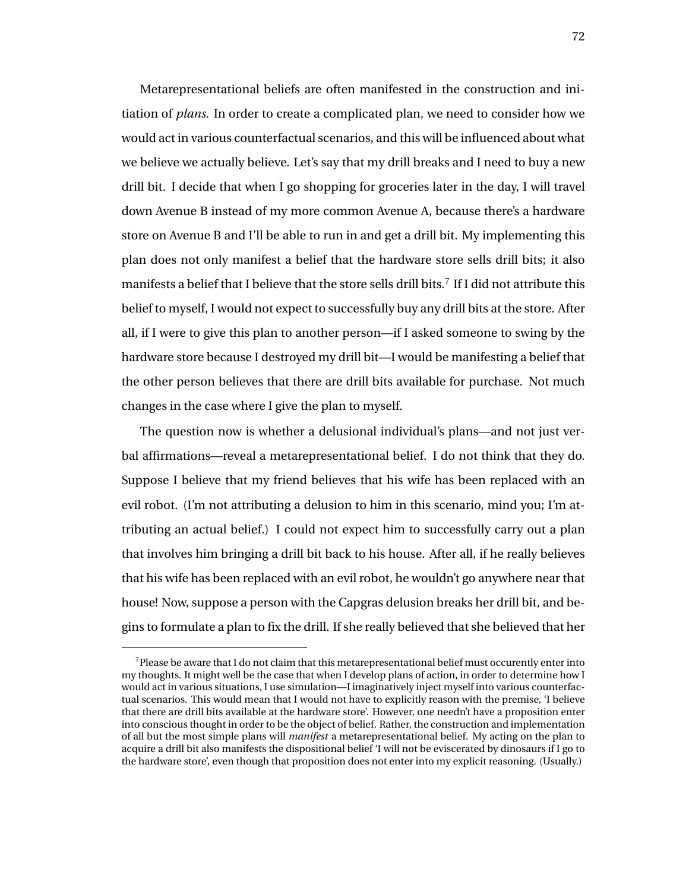Metarepresentational beliefs are often manifested in the construction and initiation of *plans*. In order to create a complicated plan, we need to consider how we would act in various counterfactual scenarios, and this will be influenced about what we believe we actually believe. Let's say that my drill breaks and I need to buy a new drill bit. I decide that when I go shopping for groceries later in the day, I will travel down Avenue B instead of my more common Avenue A, because there's a hardware store on Avenue B and I'll be able to run in and get a drill bit. My implementing this plan does not only manifest a belief that the hardware store sells drill bits; it also manifests a belief that I believe that the store sells drill bits.[7] If I did not attribute this belief to myself, I would not expect to successfully buy any drill bits at the store. After all, if I were to give this plan to another person—if I asked someone to swing by the hardware store because I destroyed my drill bit—I would be manifesting a belief that the other person believes that there are drill bits available for purchase. Not much changes in the case where I give the plan to myself.

The question now is whether a delusional individual's plans—and not just verbal affirmations—reveal a metarepresentational belief. I do not think that they do. Suppose I believe that my friend believes that his wife has been replaced with an evil robot. (I'm not attributing a delusion to him in this scenario, mind you; I'm attributing an actual belief.) I could not expect him to successfully carry out a plan that involves him bringing a drill bit back to his house. After all, if he really believes that his wife has been replaced with an evil robot, he wouldn't go anywhere near that house! Now, suppose a person with the Capgras delusion breaks her drill bit, and begins to formulate a plan to fix the drill. If she really believed that she believed that her

[7] Please be aware that I do not claim that this metarepresentational belief must occurently enter into my thoughts. It might well be the case that when I develop plans of action, in order to determine how I would act in various situations, I use simulation—I imaginatively inject myself into various counterfactual scenarios. This would mean that I would not have to explicitly reason with the premise, 'I believe that there are drill bits available at the hardware store'. However, one needn't have a proposition enter into conscious thought in order to be the object of belief. Rather, the construction and implementation of all but the most simple plans will *manifest* a metarepresentational belief. My acting on the plan to acquire a drill bit also manifests the dispositional belief 'I will not be eviscerated by dinosaurs if I go to the hardware store', even though that proposition does not enter into my explicit reasoning. (Usually.)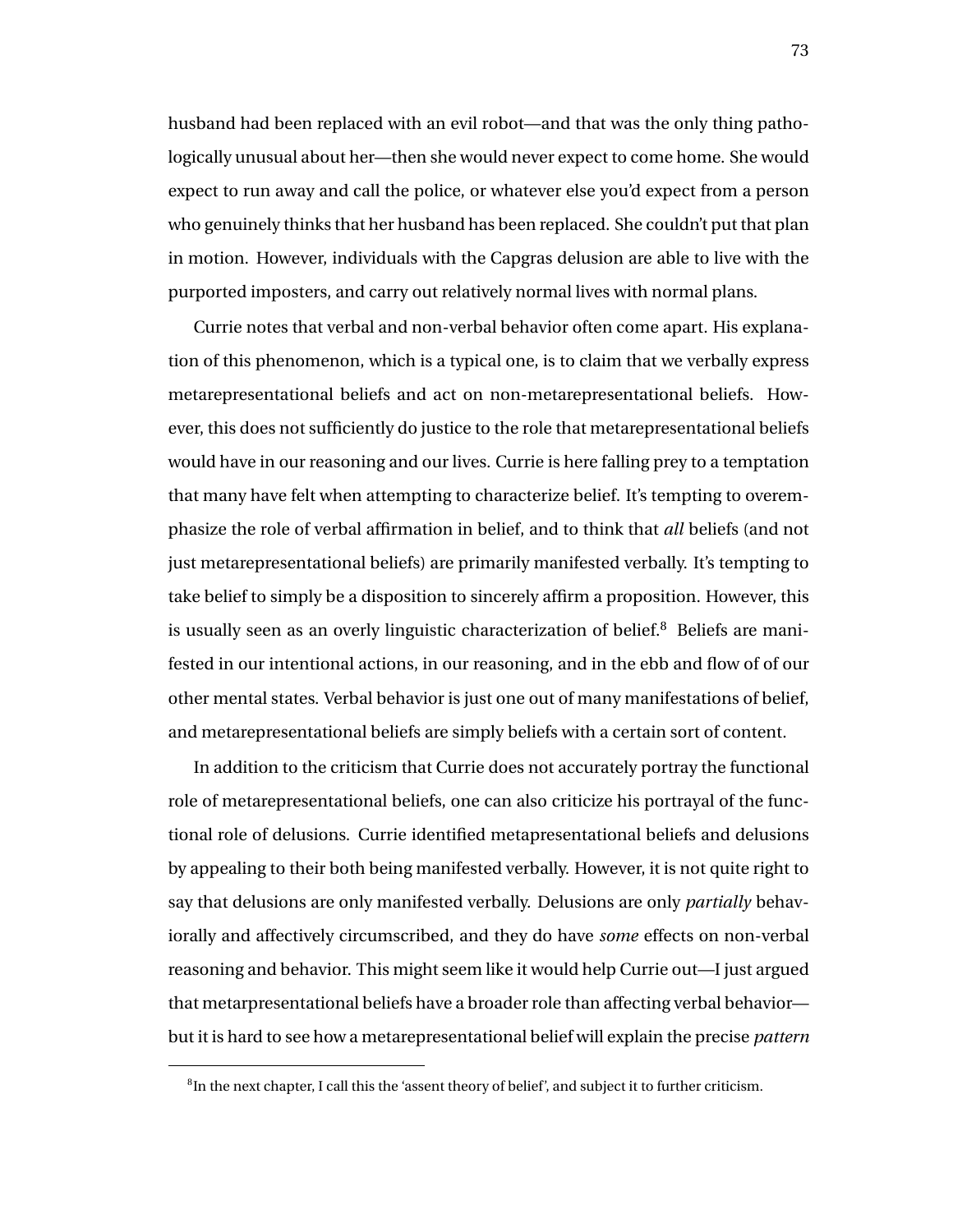husband had been replaced with an evil robot—and that was the only thing pathologically unusual about her—then she would never expect to come home. She would expect to run away and call the police, or whatever else you'd expect from a person who genuinely thinks that her husband has been replaced. She couldn't put that plan in motion. However, individuals with the Capgras delusion are able to live with the purported imposters, and carry out relatively normal lives with normal plans.

Currie notes that verbal and non-verbal behavior often come apart. His explanation of this phenomenon, which is a typical one, is to claim that we verbally express metarepresentational beliefs and act on non-metarepresentational beliefs. However, this does not sufficiently do justice to the role that metarepresentational beliefs would have in our reasoning and our lives. Currie is here falling prey to a temptation that many have felt when attempting to characterize belief. It's tempting to overemphasize the role of verbal affirmation in belief, and to think that *all* beliefs (and not just metarepresentational beliefs) are primarily manifested verbally. It's tempting to take belief to simply be a disposition to sincerely affirm a proposition. However, this is usually seen as an overly linguistic characterization of belief.[8] Beliefs are manifested in our intentional actions, in our reasoning, and in the ebb and flow of of our other mental states. Verbal behavior is just one out of many manifestations of belief, and metarepresentational beliefs are simply beliefs with a certain sort of content.

In addition to the criticism that Currie does not accurately portray the functional role of metarepresentational beliefs, one can also criticize his portrayal of the functional role of delusions. Currie identified metapresentational beliefs and delusions by appealing to their both being manifested verbally. However, it is not quite right to say that delusions are only manifested verbally. Delusions are only *partially* behaviorally and affectively circumscribed, and they do have *some* effects on non-verbal reasoning and behavior. This might seem like it would help Currie out—I just argued that metarpresentational beliefs have a broader role than affecting verbal behavior—but it is hard to see how a metarepresentational belief will explain the precise *pattern*

[8] In the next chapter, I call this the 'assent theory of belief', and subject it to further criticism.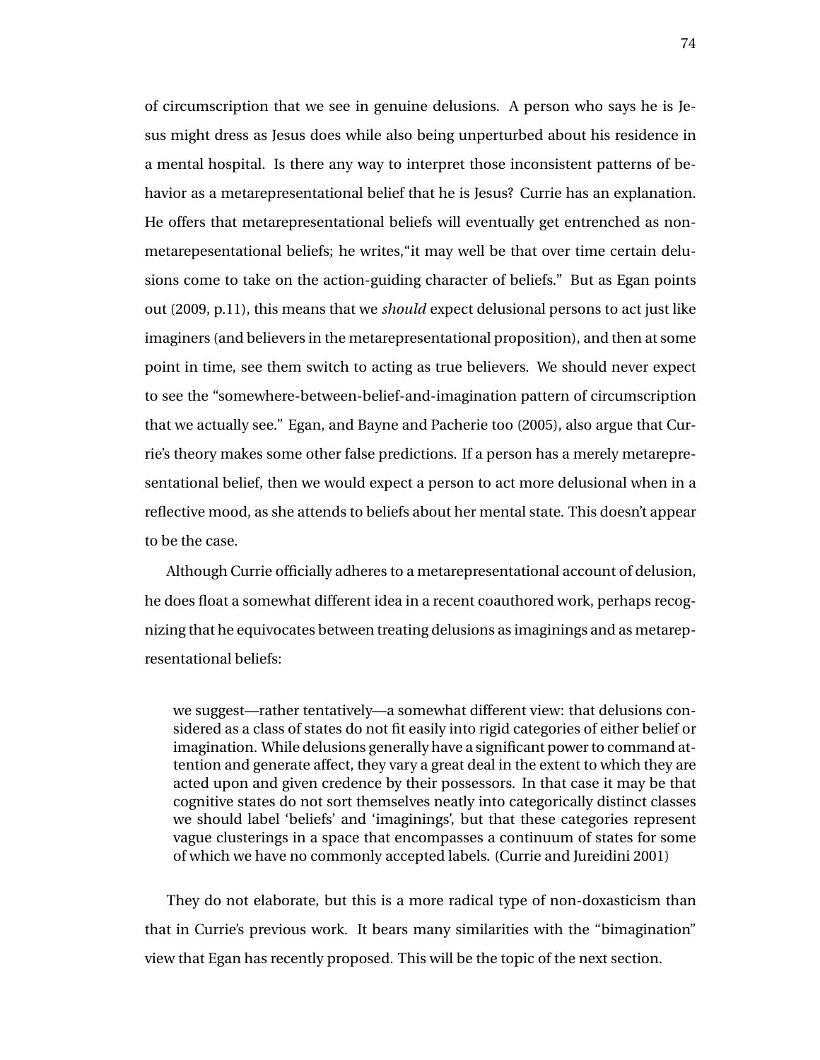of circumscription that we see in genuine delusions. A person who says he is Jesus might dress as Jesus does while also being unperturbed about his residence in a mental hospital. Is there any way to interpret those inconsistent patterns of behavior as a metarepresentational belief that he is Jesus? Currie has an explanation. He offers that metarepresentational beliefs will eventually get entrenched as non-metarepesentational beliefs; he writes,"it may well be that over time certain delusions come to take on the action-guiding character of beliefs." But as Egan points out (2009, p.11), this means that we *should* expect delusional persons to act just like imaginers (and believers in the metarepresentational proposition), and then at some point in time, see them switch to acting as true believers. We should never expect to see the "somewhere-between-belief-and-imagination pattern of circumscription that we actually see." Egan, and Bayne and Pacherie too (2005), also argue that Currie's theory makes some other false predictions. If a person has a merely metarepresentational belief, then we would expect a person to act more delusional when in a reflective mood, as she attends to beliefs about her mental state. This doesn't appear to be the case.

Although Currie officially adheres to a metarepresentational account of delusion, he does float a somewhat different idea in a recent coauthored work, perhaps recognizing that he equivocates between treating delusions as imaginings and as metarepresentational beliefs:

> we suggest—rather tentatively—a somewhat different view: that delusions considered as a class of states do not fit easily into rigid categories of either belief or imagination. While delusions generally have a significant power to command attention and generate affect, they vary a great deal in the extent to which they are acted upon and given credence by their possessors. In that case it may be that cognitive states do not sort themselves neatly into categorically distinct classes we should label 'beliefs' and 'imaginings', but that these categories represent vague clusterings in a space that encompasses a continuum of states for some of which we have no commonly accepted labels. (Currie and Jureidini 2001)

They do not elaborate, but this is a more radical type of non-doxasticism than that in Currie's previous work. It bears many similarities with the "bimagination" view that Egan has recently proposed. This will be the topic of the next section.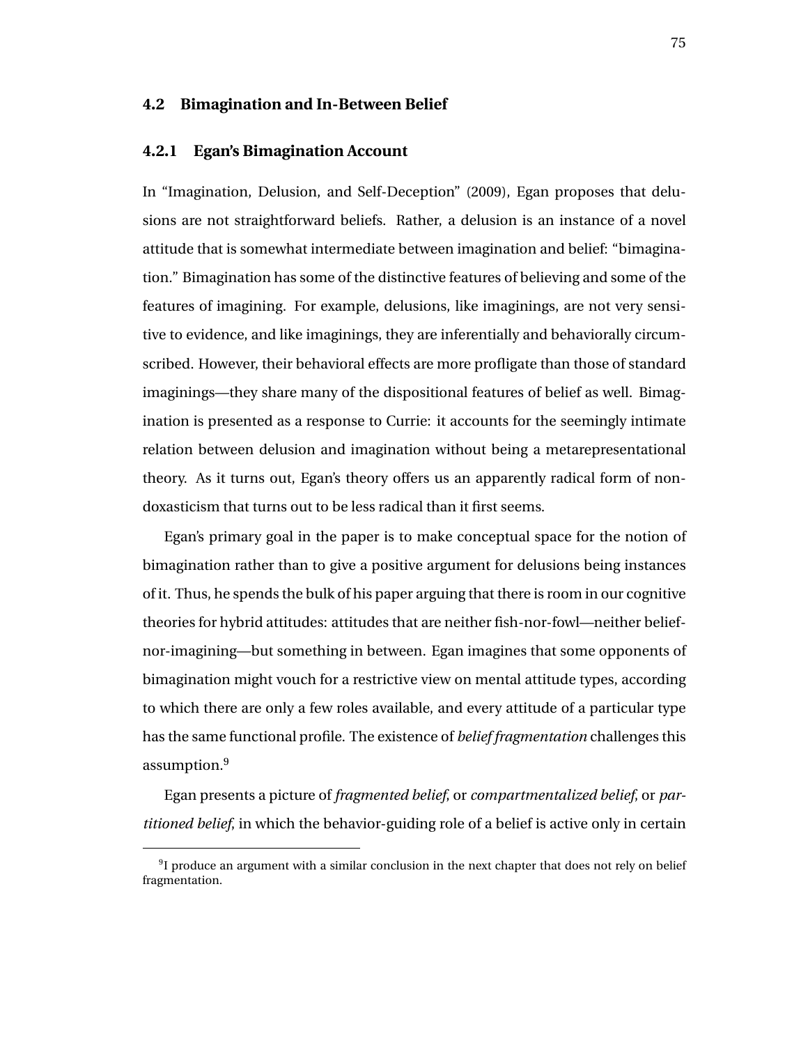## 4.2 Bimagination and In-Between Belief

### 4.2.1 Egan's Bimagination Account

In "Imagination, Delusion, and Self-Deception" (2009), Egan proposes that delusions are not straightforward beliefs. Rather, a delusion is an instance of a novel attitude that is somewhat intermediate between imagination and belief: "bimagination." Bimagination has some of the distinctive features of believing and some of the features of imagining. For example, delusions, like imaginings, are not very sensitive to evidence, and like imaginings, they are inferentially and behaviorally circumscribed. However, their behavioral effects are more profligate than those of standard imaginings—they share many of the dispositional features of belief as well. Bimagination is presented as a response to Currie: it accounts for the seemingly intimate relation between delusion and imagination without being a metarepresentational theory. As it turns out, Egan's theory offers us an apparently radical form of non-doxasticism that turns out to be less radical than it first seems.

Egan's primary goal in the paper is to make conceptual space for the notion of bimagination rather than to give a positive argument for delusions being instances of it. Thus, he spends the bulk of his paper arguing that there is room in our cognitive theories for hybrid attitudes: attitudes that are neither fish-nor-fowl—neither belief-nor-imagining—but something in between. Egan imagines that some opponents of bimagination might vouch for a restrictive view on mental attitude types, according to which there are only a few roles available, and every attitude of a particular type has the same functional profile. The existence of *belief fragmentation* challenges this assumption.[9]

Egan presents a picture of *fragmented belief*, or *compartmentalized belief*, or *partitioned belief*, in which the behavior-guiding role of a belief is active only in certain

[9]I produce an argument with a similar conclusion in the next chapter that does not rely on belief fragmentation.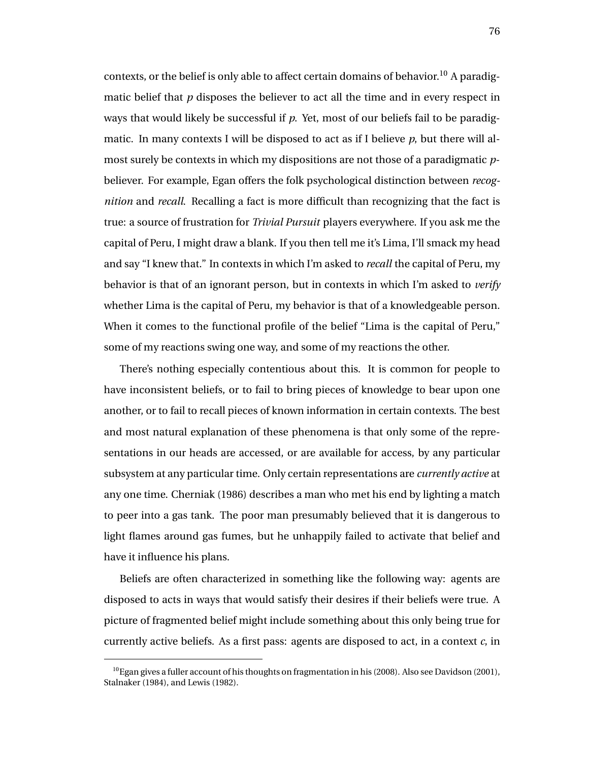contexts, or the belief is only able to affect certain domains of behavior.[10] A paradigmatic belief that *p* disposes the believer to act all the time and in every respect in ways that would likely be successful if *p*. Yet, most of our beliefs fail to be paradigmatic. In many contexts I will be disposed to act as if I believe *p*, but there will almost surely be contexts in which my dispositions are not those of a paradigmatic *p*-believer. For example, Egan offers the folk psychological distinction between *recognition* and *recall*. Recalling a fact is more difficult than recognizing that the fact is true: a source of frustration for *Trivial Pursuit* players everywhere. If you ask me the capital of Peru, I might draw a blank. If you then tell me it's Lima, I'll smack my head and say "I knew that." In contexts in which I'm asked to *recall* the capital of Peru, my behavior is that of an ignorant person, but in contexts in which I'm asked to *verify* whether Lima is the capital of Peru, my behavior is that of a knowledgeable person. When it comes to the functional profile of the belief "Lima is the capital of Peru," some of my reactions swing one way, and some of my reactions the other.

There's nothing especially contentious about this. It is common for people to have inconsistent beliefs, or to fail to bring pieces of knowledge to bear upon one another, or to fail to recall pieces of known information in certain contexts. The best and most natural explanation of these phenomena is that only some of the representations in our heads are accessed, or are available for access, by any particular subsystem at any particular time. Only certain representations are *currently active* at any one time. Cherniak (1986) describes a man who met his end by lighting a match to peer into a gas tank. The poor man presumably believed that it is dangerous to light flames around gas fumes, but he unhappily failed to activate that belief and have it influence his plans.

Beliefs are often characterized in something like the following way: agents are disposed to acts in ways that would satisfy their desires if their beliefs were true. A picture of fragmented belief might include something about this only being true for currently active beliefs. As a first pass: agents are disposed to act, in a context *c*, in

---

[10] Egan gives a fuller account of his thoughts on fragmentation in his (2008). Also see Davidson (2001), Stalnaker (1984), and Lewis (1982).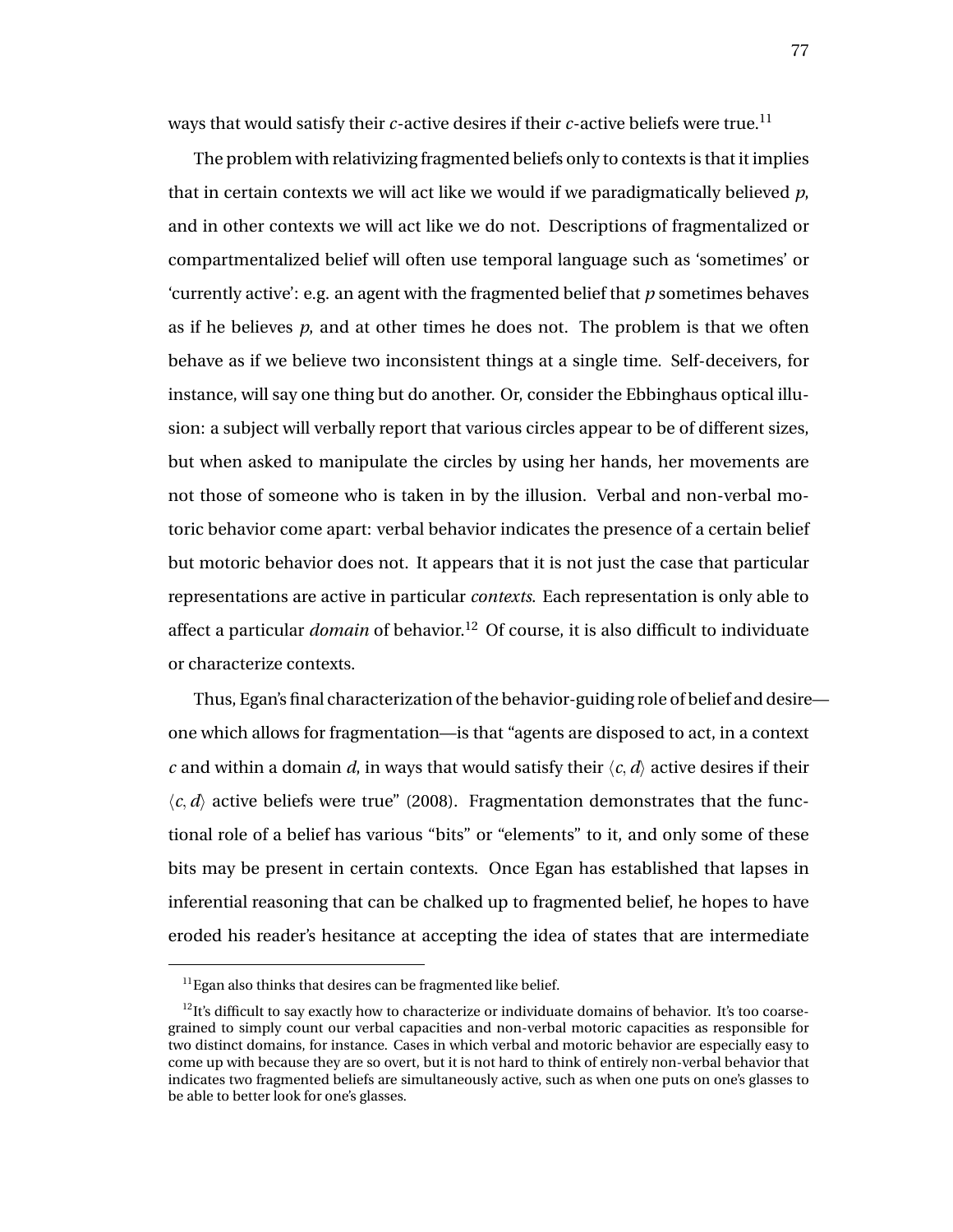ways that would satisfy their *c*-active desires if their *c*-active beliefs were true.[11]

The problem with relativizing fragmented beliefs only to contexts is that it implies that in certain contexts we will act like we would if we paradigmatically believed *p*, and in other contexts we will act like we do not. Descriptions of fragmentalized or compartmentalized belief will often use temporal language such as 'sometimes' or 'currently active': e.g. an agent with the fragmented belief that *p* sometimes behaves as if he believes *p*, and at other times he does not. The problem is that we often behave as if we believe two inconsistent things at a single time. Self-deceivers, for instance, will say one thing but do another. Or, consider the Ebbinghaus optical illusion: a subject will verbally report that various circles appear to be of different sizes, but when asked to manipulate the circles by using her hands, her movements are not those of someone who is taken in by the illusion. Verbal and non-verbal motoric behavior come apart: verbal behavior indicates the presence of a certain belief but motoric behavior does not. It appears that it is not just the case that particular representations are active in particular *contexts*. Each representation is only able to affect a particular *domain* of behavior.[12] Of course, it is also difficult to individuate or characterize contexts.

Thus, Egan's final characterization of the behavior-guiding role of belief and desire—one which allows for fragmentation—is that "agents are disposed to act, in a context *c* and within a domain *d*, in ways that would satisfy their $\langle c, d \rangle$ active desires if their $\langle c, d \rangle$ active beliefs were true" (2008). Fragmentation demonstrates that the functional role of a belief has various "bits" or "elements" to it, and only some of these bits may be present in certain contexts. Once Egan has established that lapses in inferential reasoning that can be chalked up to fragmented belief, he hopes to have eroded his reader's hesitance at accepting the idea of states that are intermediate

[11] Egan also thinks that desires can be fragmented like belief.

[12] It's difficult to say exactly how to characterize or individuate domains of behavior. It's too coarse-grained to simply count our verbal capacities and non-verbal motoric capacities as responsible for two distinct domains, for instance. Cases in which verbal and motoric behavior are especially easy to come up with because they are so overt, but it is not hard to think of entirely non-verbal behavior that indicates two fragmented beliefs are simultaneously active, such as when one puts on one's glasses to be able to better look for one's glasses.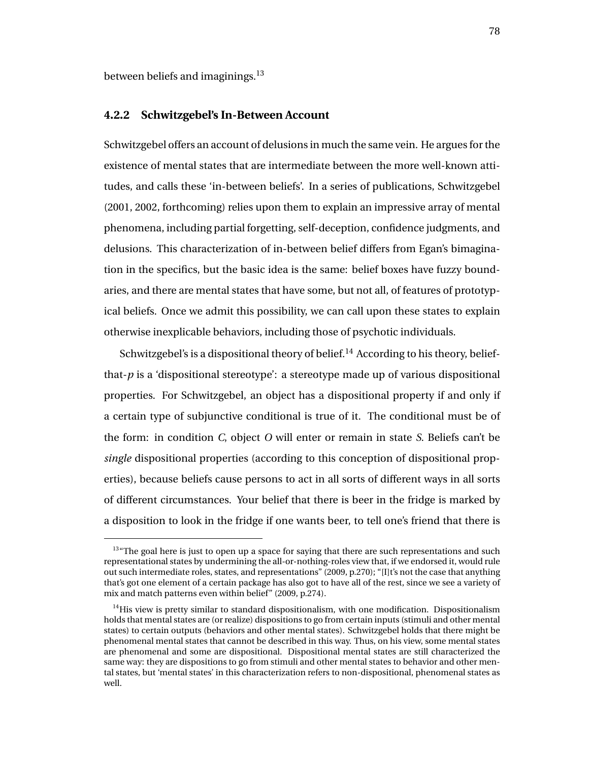between beliefs and imaginings.[13]

### 4.2.2 Schwitzgebel's In-Between Account

Schwitzgebel offers an account of delusions in much the same vein. He argues for the existence of mental states that are intermediate between the more well-known attitudes, and calls these 'in-between beliefs'. In a series of publications, Schwitzgebel (2001, 2002, forthcoming) relies upon them to explain an impressive array of mental phenomena, including partial forgetting, self-deception, confidence judgments, and delusions. This characterization of in-between belief differs from Egan's bimagination in the specifics, but the basic idea is the same: belief boxes have fuzzy boundaries, and there are mental states that have some, but not all, of features of prototypical beliefs. Once we admit this possibility, we can call upon these states to explain otherwise inexplicable behaviors, including those of psychotic individuals.

Schwitzgebel's is a dispositional theory of belief.[14] According to his theory, belief-that-*p* is a 'dispositional stereotype': a stereotype made up of various dispositional properties. For Schwitzgebel, an object has a dispositional property if and only if a certain type of subjunctive conditional is true of it. The conditional must be of the form: in condition *C*, object *O* will enter or remain in state *S*. Beliefs can't be *single* dispositional properties (according to this conception of dispositional properties), because beliefs cause persons to act in all sorts of different ways in all sorts of different circumstances. Your belief that there is beer in the fridge is marked by a disposition to look in the fridge if one wants beer, to tell one's friend that there is

---

[13] "The goal here is just to open up a space for saying that there are such representations and such representational states by undermining the all-or-nothing-roles view that, if we endorsed it, would rule out such intermediate roles, states, and representations" (2009, p.270); "[I]t's not the case that anything that's got one element of a certain package has also got to have all of the rest, since we see a variety of mix and match patterns even within belief" (2009, p.274).

[14] His view is pretty similar to standard dispositionalism, with one modification. Dispositionalism holds that mental states are (or realize) dispositions to go from certain inputs (stimuli and other mental states) to certain outputs (behaviors and other mental states). Schwitzgebel holds that there might be phenomenal mental states that cannot be described in this way. Thus, on his view, some mental states are phenomenal and some are dispositional. Dispositional mental states are still characterized the same way: they are dispositions to go from stimuli and other mental states to behavior and other mental states, but 'mental states' in this characterization refers to non-dispositional, phenomenal states as well.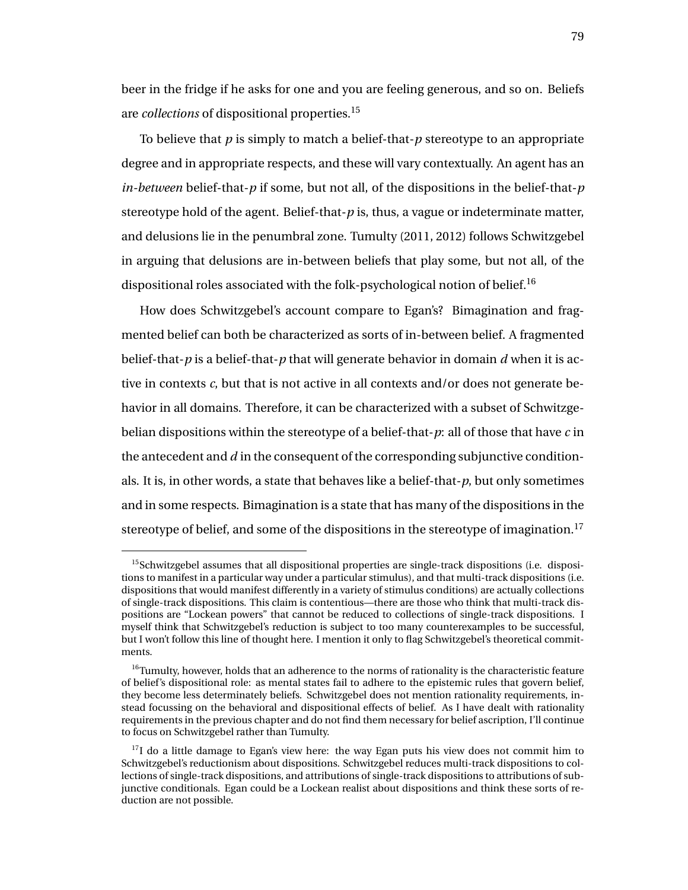beer in the fridge if he asks for one and you are feeling generous, and so on. Beliefs are *collections* of dispositional properties.[15]

To believe that *p* is simply to match a belief-that-*p* stereotype to an appropriate degree and in appropriate respects, and these will vary contextually. An agent has an *in-between* belief-that-*p* if some, but not all, of the dispositions in the belief-that-*p* stereotype hold of the agent. Belief-that-*p* is, thus, a vague or indeterminate matter, and delusions lie in the penumbral zone. Tumulty (2011, 2012) follows Schwitzgebel in arguing that delusions are in-between beliefs that play some, but not all, of the dispositional roles associated with the folk-psychological notion of belief.[16]

How does Schwitzgebel's account compare to Egan's? Bimagination and fragmented belief can both be characterized as sorts of in-between belief. A fragmented belief-that-*p* is a belief-that-*p* that will generate behavior in domain *d* when it is active in contexts *c*, but that is not active in all contexts and/or does not generate behavior in all domains. Therefore, it can be characterized with a subset of Schwitzgebelian dispositions within the stereotype of a belief-that-*p*: all of those that have *c* in the antecedent and *d* in the consequent of the corresponding subjunctive conditionals. It is, in other words, a state that behaves like a belief-that-*p*, but only sometimes and in some respects. Bimagination is a state that has many of the dispositions in the stereotype of belief, and some of the dispositions in the stereotype of imagination.[17]

---

[15] Schwitzgebel assumes that all dispositional properties are single-track dispositions (i.e. dispositions to manifest in a particular way under a particular stimulus), and that multi-track dispositions (i.e. dispositions that would manifest differently in a variety of stimulus conditions) are actually collections of single-track dispositions. This claim is contentious—there are those who think that multi-track dispositions are "Lockean powers" that cannot be reduced to collections of single-track dispositions. I myself think that Schwitzgebel's reduction is subject to too many counterexamples to be successful, but I won't follow this line of thought here. I mention it only to flag Schwitzgebel's theoretical commitments.

[16] Tumulty, however, holds that an adherence to the norms of rationality is the characteristic feature of belief's dispositional role: as mental states fail to adhere to the epistemic rules that govern belief, they become less determinately beliefs. Schwitzgebel does not mention rationality requirements, instead focussing on the behavioral and dispositional effects of belief. As I have dealt with rationality requirements in the previous chapter and do not find them necessary for belief ascription, I'll continue to focus on Schwitzgebel rather than Tumulty.

[17] I do a little damage to Egan's view here: the way Egan puts his view does not commit him to Schwitzgebel's reductionism about dispositions. Schwitzgebel reduces multi-track dispositions to collections of single-track dispositions, and attributions of single-track dispositions to attributions of subjunctive conditionals. Egan could be a Lockean realist about dispositions and think these sorts of reduction are not possible.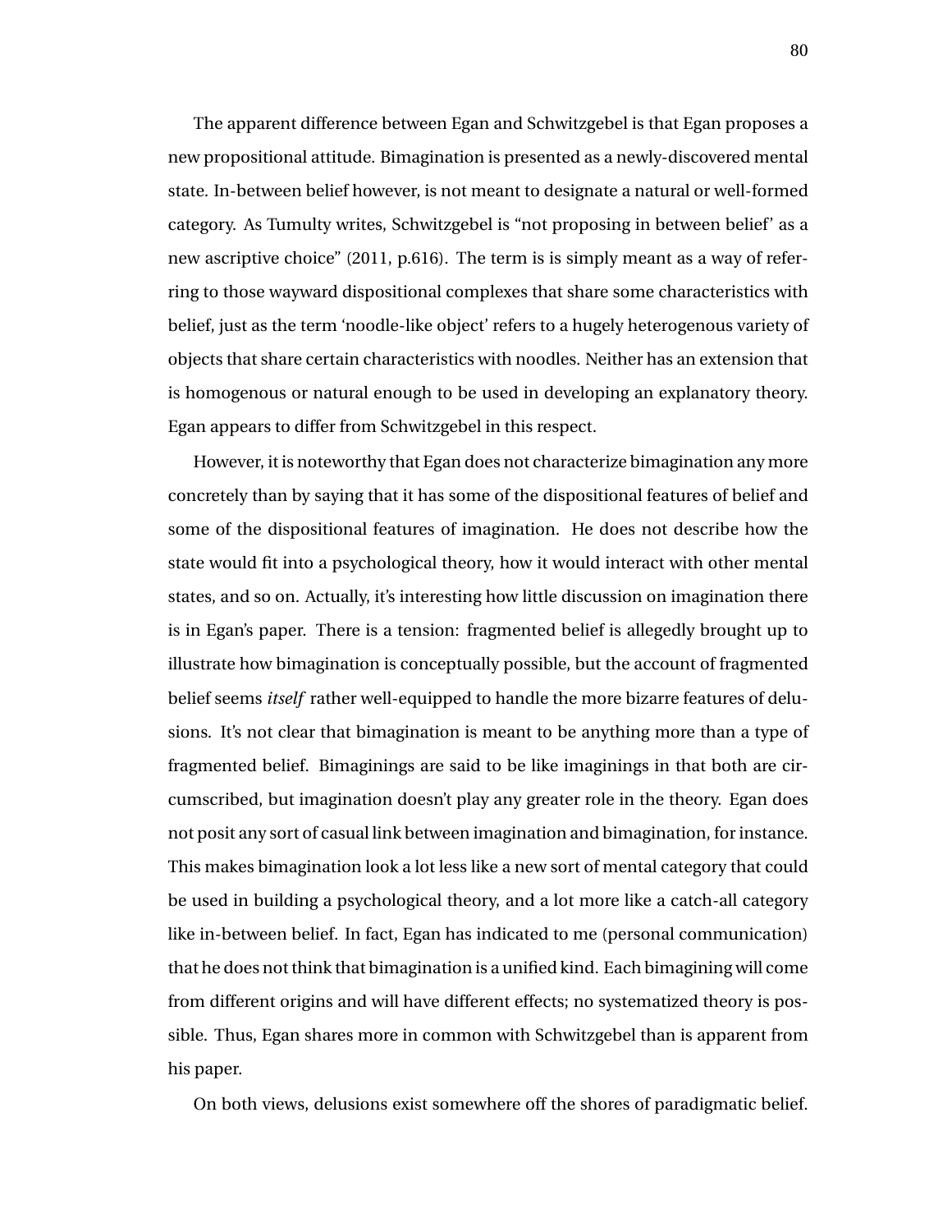The apparent difference between Egan and Schwitzgebel is that Egan proposes a new propositional attitude. Bimagination is presented as a newly-discovered mental state. In-between belief however, is not meant to designate a natural or well-formed category. As Tumulty writes, Schwitzgebel is "not proposing in between belief' as a new ascriptive choice" (2011, p.616). The term is is simply meant as a way of referring to those wayward dispositional complexes that share some characteristics with belief, just as the term 'noodle-like object' refers to a hugely heterogenous variety of objects that share certain characteristics with noodles. Neither has an extension that is homogenous or natural enough to be used in developing an explanatory theory. Egan appears to differ from Schwitzgebel in this respect.

However, it is noteworthy that Egan does not characterize bimagination any more concretely than by saying that it has some of the dispositional features of belief and some of the dispositional features of imagination. He does not describe how the state would fit into a psychological theory, how it would interact with other mental states, and so on. Actually, it's interesting how little discussion on imagination there is in Egan's paper. There is a tension: fragmented belief is allegedly brought up to illustrate how bimagination is conceptually possible, but the account of fragmented belief seems *itself* rather well-equipped to handle the more bizarre features of delusions. It's not clear that bimagination is meant to be anything more than a type of fragmented belief. Bimaginings are said to be like imaginings in that both are circumscribed, but imagination doesn't play any greater role in the theory. Egan does not posit any sort of casual link between imagination and bimagination, for instance. This makes bimagination look a lot less like a new sort of mental category that could be used in building a psychological theory, and a lot more like a catch-all category like in-between belief. In fact, Egan has indicated to me (personal communication) that he does not think that bimagination is a unified kind. Each bimagining will come from different origins and will have different effects; no systematized theory is possible. Thus, Egan shares more in common with Schwitzgebel than is apparent from his paper.

On both views, delusions exist somewhere off the shores of paradigmatic belief.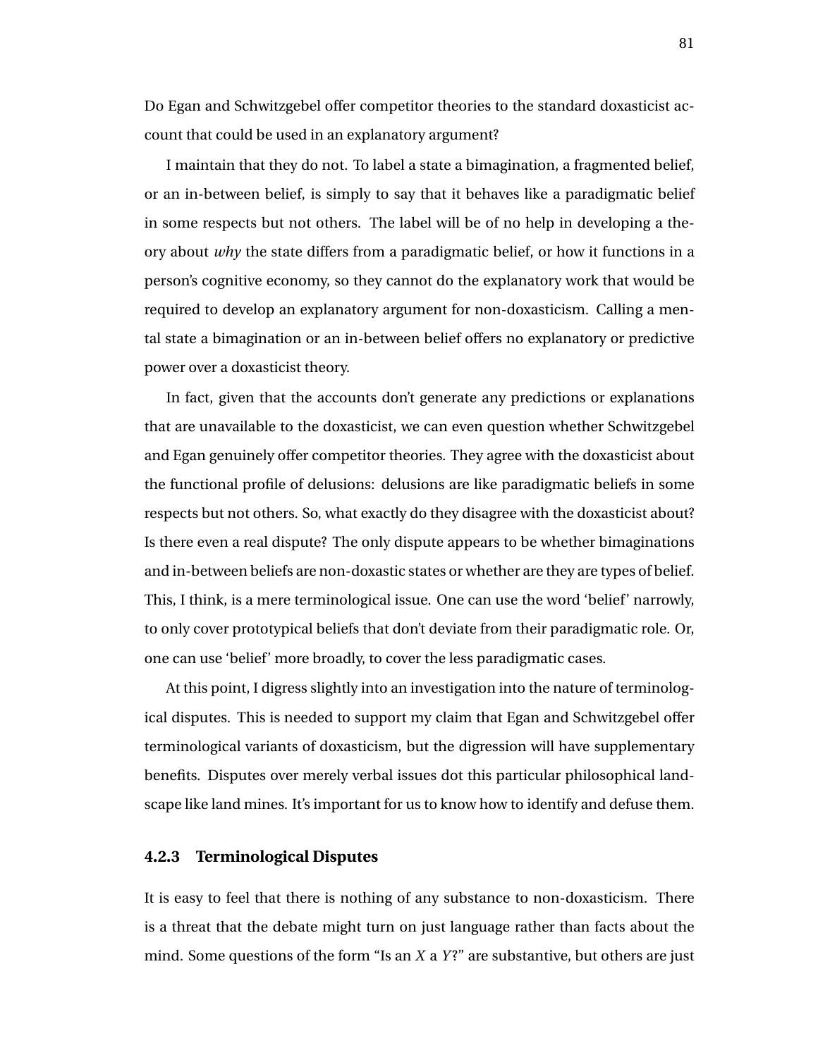Do Egan and Schwitzgebel offer competitor theories to the standard doxasticist account that could be used in an explanatory argument?

I maintain that they do not. To label a state a bimagination, a fragmented belief, or an in-between belief, is simply to say that it behaves like a paradigmatic belief in some respects but not others. The label will be of no help in developing a theory about *why* the state differs from a paradigmatic belief, or how it functions in a person's cognitive economy, so they cannot do the explanatory work that would be required to develop an explanatory argument for non-doxasticism. Calling a mental state a bimagination or an in-between belief offers no explanatory or predictive power over a doxasticist theory.

In fact, given that the accounts don't generate any predictions or explanations that are unavailable to the doxasticist, we can even question whether Schwitzgebel and Egan genuinely offer competitor theories. They agree with the doxasticist about the functional profile of delusions: delusions are like paradigmatic beliefs in some respects but not others. So, what exactly do they disagree with the doxasticist about? Is there even a real dispute? The only dispute appears to be whether bimaginations and in-between beliefs are non-doxastic states or whether are they are types of belief. This, I think, is a mere terminological issue. One can use the word 'belief' narrowly, to only cover prototypical beliefs that don't deviate from their paradigmatic role. Or, one can use 'belief' more broadly, to cover the less paradigmatic cases.

At this point, I digress slightly into an investigation into the nature of terminological disputes. This is needed to support my claim that Egan and Schwitzgebel offer terminological variants of doxasticism, but the digression will have supplementary benefits. Disputes over merely verbal issues dot this particular philosophical landscape like land mines. It's important for us to know how to identify and defuse them.

### 4.2.3 Terminological Disputes

It is easy to feel that there is nothing of any substance to non-doxasticism. There is a threat that the debate might turn on just language rather than facts about the mind. Some questions of the form "Is an *X* a *Y*?" are substantive, but others are just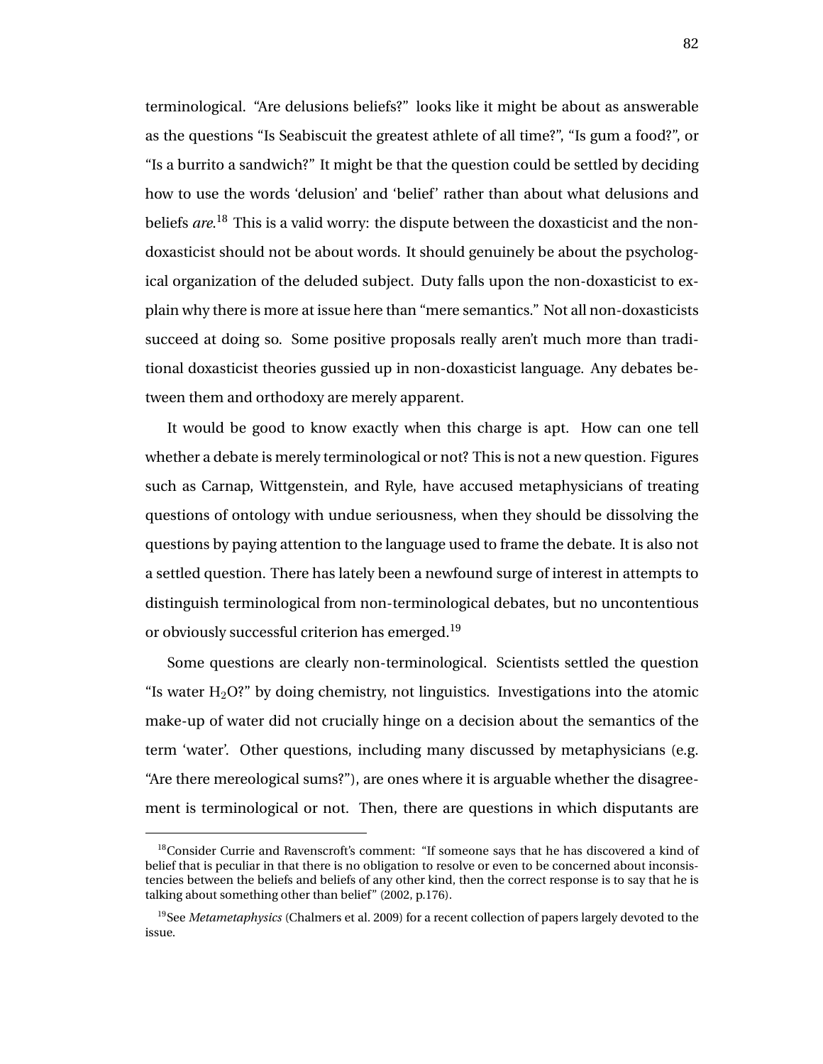terminological. "Are delusions beliefs?" looks like it might be about as answerable as the questions "Is Seabiscuit the greatest athlete of all time?", "Is gum a food?", or "Is a burrito a sandwich?" It might be that the question could be settled by deciding how to use the words 'delusion' and 'belief' rather than about what delusions and beliefs *are*.[18] This is a valid worry: the dispute between the doxasticist and the non-doxasticist should not be about words. It should genuinely be about the psychological organization of the deluded subject. Duty falls upon the non-doxasticist to explain why there is more at issue here than "mere semantics." Not all non-doxasticists succeed at doing so. Some positive proposals really aren't much more than traditional doxasticist theories gussied up in non-doxasticist language. Any debates between them and orthodoxy are merely apparent.

It would be good to know exactly when this charge is apt. How can one tell whether a debate is merely terminological or not? This is not a new question. Figures such as Carnap, Wittgenstein, and Ryle, have accused metaphysicians of treating questions of ontology with undue seriousness, when they should be dissolving the questions by paying attention to the language used to frame the debate. It is also not a settled question. There has lately been a newfound surge of interest in attempts to distinguish terminological from non-terminological debates, but no uncontentious or obviously successful criterion has emerged.[19]

Some questions are clearly non-terminological. Scientists settled the question "Is water $H_2O$?" by doing chemistry, not linguistics. Investigations into the atomic make-up of water did not crucially hinge on a decision about the semantics of the term 'water'. Other questions, including many discussed by metaphysicians (e.g. "Are there mereological sums?"), are ones where it is arguable whether the disagreement is terminological or not. Then, there are questions in which disputants are

[18] Consider Currie and Ravenscroft's comment: "If someone says that he has discovered a kind of belief that is peculiar in that there is no obligation to resolve or even to be concerned about inconsistencies between the beliefs and beliefs of any other kind, then the correct response is to say that he is talking about something other than belief" (2002, p.176).

[19] See *Metametaphysics* (Chalmers et al. 2009) for a recent collection of papers largely devoted to the issue.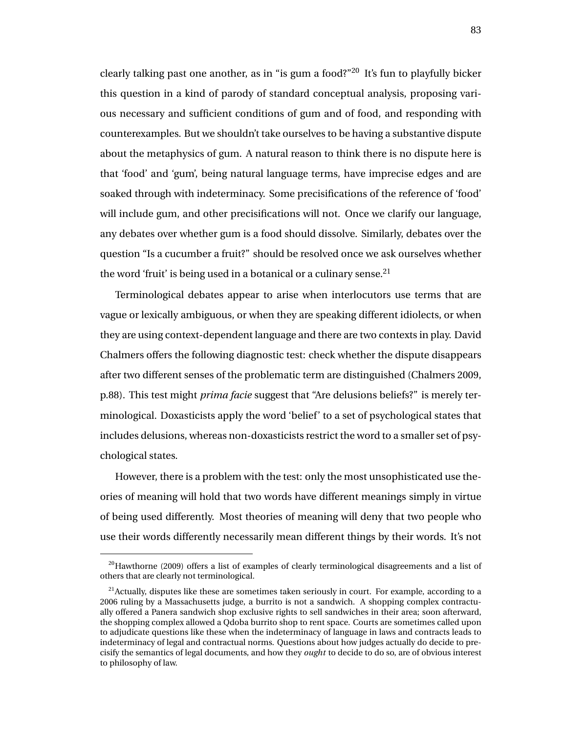clearly talking past one another, as in "is gum a food?"[20] It's fun to playfully bicker this question in a kind of parody of standard conceptual analysis, proposing various necessary and sufficient conditions of gum and of food, and responding with counterexamples. But we shouldn't take ourselves to be having a substantive dispute about the metaphysics of gum. A natural reason to think there is no dispute here is that 'food' and 'gum', being natural language terms, have imprecise edges and are soaked through with indeterminacy. Some precisifications of the reference of 'food' will include gum, and other precisifications will not. Once we clarify our language, any debates over whether gum is a food should dissolve. Similarly, debates over the question "Is a cucumber a fruit?" should be resolved once we ask ourselves whether the word 'fruit' is being used in a botanical or a culinary sense.[21]

Terminological debates appear to arise when interlocutors use terms that are vague or lexically ambiguous, or when they are speaking different idiolects, or when they are using context-dependent language and there are two contexts in play. David Chalmers offers the following diagnostic test: check whether the dispute disappears after two different senses of the problematic term are distinguished (Chalmers 2009, p.88). This test might *prima facie* suggest that "Are delusions beliefs?" is merely terminological. Doxasticists apply the word 'belief' to a set of psychological states that includes delusions, whereas non-doxasticists restrict the word to a smaller set of psychological states.

However, there is a problem with the test: only the most unsophisticated use theories of meaning will hold that two words have different meanings simply in virtue of being used differently. Most theories of meaning will deny that two people who use their words differently necessarily mean different things by their words. It's not

[20] Hawthorne (2009) offers a list of examples of clearly terminological disagreements and a list of others that are clearly not terminological.

[21] Actually, disputes like these are sometimes taken seriously in court. For example, according to a 2006 ruling by a Massachusetts judge, a burrito is not a sandwich. A shopping complex contractually offered a Panera sandwich shop exclusive rights to sell sandwiches in their area; soon afterward, the shopping complex allowed a Qdoba burrito shop to rent space. Courts are sometimes called upon to adjudicate questions like these when the indeterminacy of language in laws and contracts leads to indeterminacy of legal and contractual norms. Questions about how judges actually do decide to precisify the semantics of legal documents, and how they *ought* to decide to do so, are of obvious interest to philosophy of law.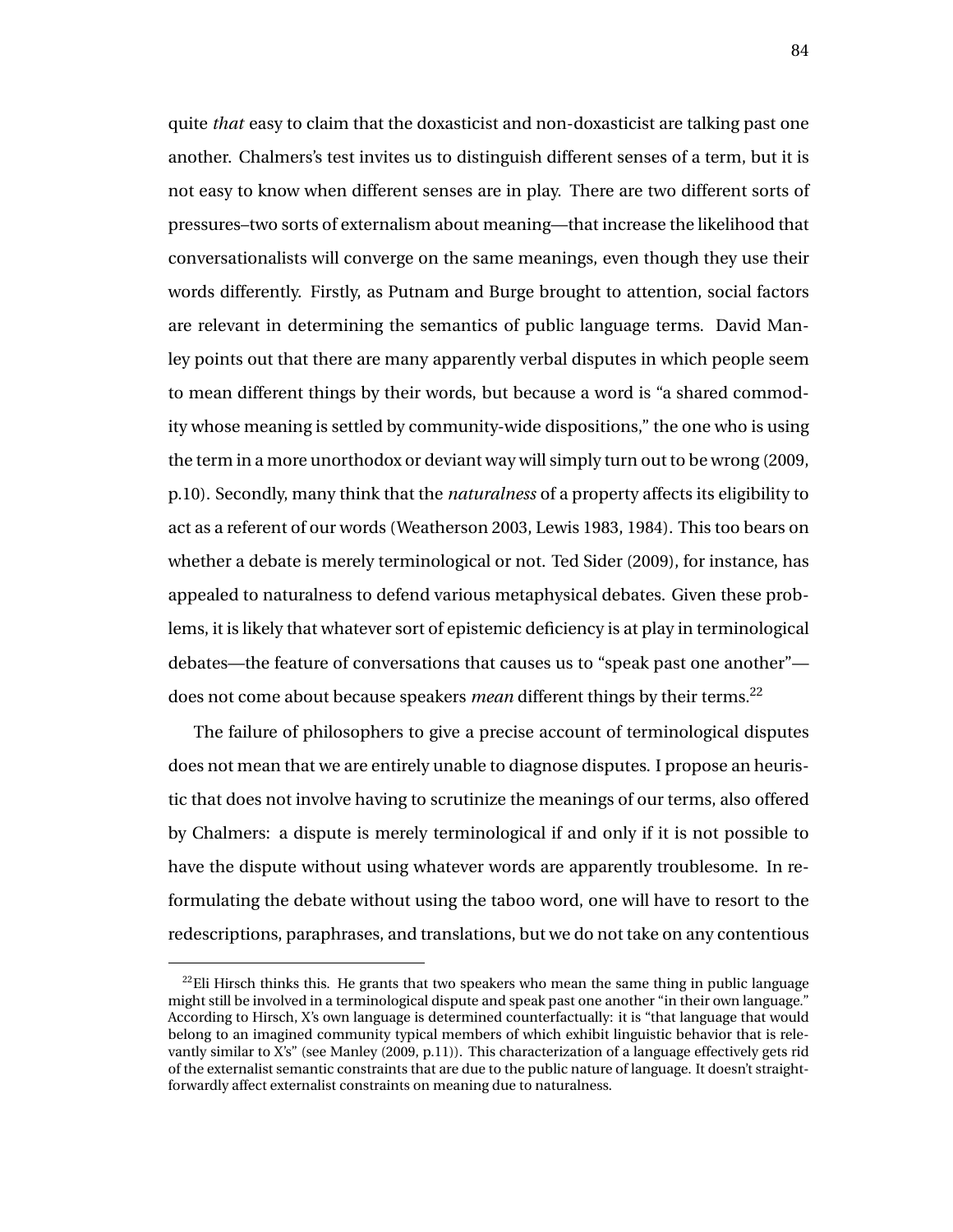quite *that* easy to claim that the doxasticist and non-doxasticist are talking past one another. Chalmers's test invites us to distinguish different senses of a term, but it is not easy to know when different senses are in play. There are two different sorts of pressures–two sorts of externalism about meaning—that increase the likelihood that conversationalists will converge on the same meanings, even though they use their words differently. Firstly, as Putnam and Burge brought to attention, social factors are relevant in determining the semantics of public language terms. David Manley points out that there are many apparently verbal disputes in which people seem to mean different things by their words, but because a word is "a shared commodity whose meaning is settled by community-wide dispositions," the one who is using the term in a more unorthodox or deviant way will simply turn out to be wrong (2009, p.10). Secondly, many think that the *naturalness* of a property affects its eligibility to act as a referent of our words (Weatherson 2003, Lewis 1983, 1984). This too bears on whether a debate is merely terminological or not. Ted Sider (2009), for instance, has appealed to naturalness to defend various metaphysical debates. Given these problems, it is likely that whatever sort of epistemic deficiency is at play in terminological debates—the feature of conversations that causes us to "speak past one another"—does not come about because speakers *mean* different things by their terms.[22]

The failure of philosophers to give a precise account of terminological disputes does not mean that we are entirely unable to diagnose disputes. I propose an heuristic that does not involve having to scrutinize the meanings of our terms, also offered by Chalmers: a dispute is merely terminological if and only if it is not possible to have the dispute without using whatever words are apparently troublesome. In reformulating the debate without using the taboo word, one will have to resort to the redescriptions, paraphrases, and translations, but we do not take on any contentious

[22]Eli Hirsch thinks this. He grants that two speakers who mean the same thing in public language might still be involved in a terminological dispute and speak past one another "in their own language." According to Hirsch, X's own language is determined counterfactually: it is "that language that would belong to an imagined community typical members of which exhibit linguistic behavior that is relevantly similar to X's" (see Manley (2009, p.11)). This characterization of a language effectively gets rid of the externalist semantic constraints that are due to the public nature of language. It doesn't straightforwardly affect externalist constraints on meaning due to naturalness.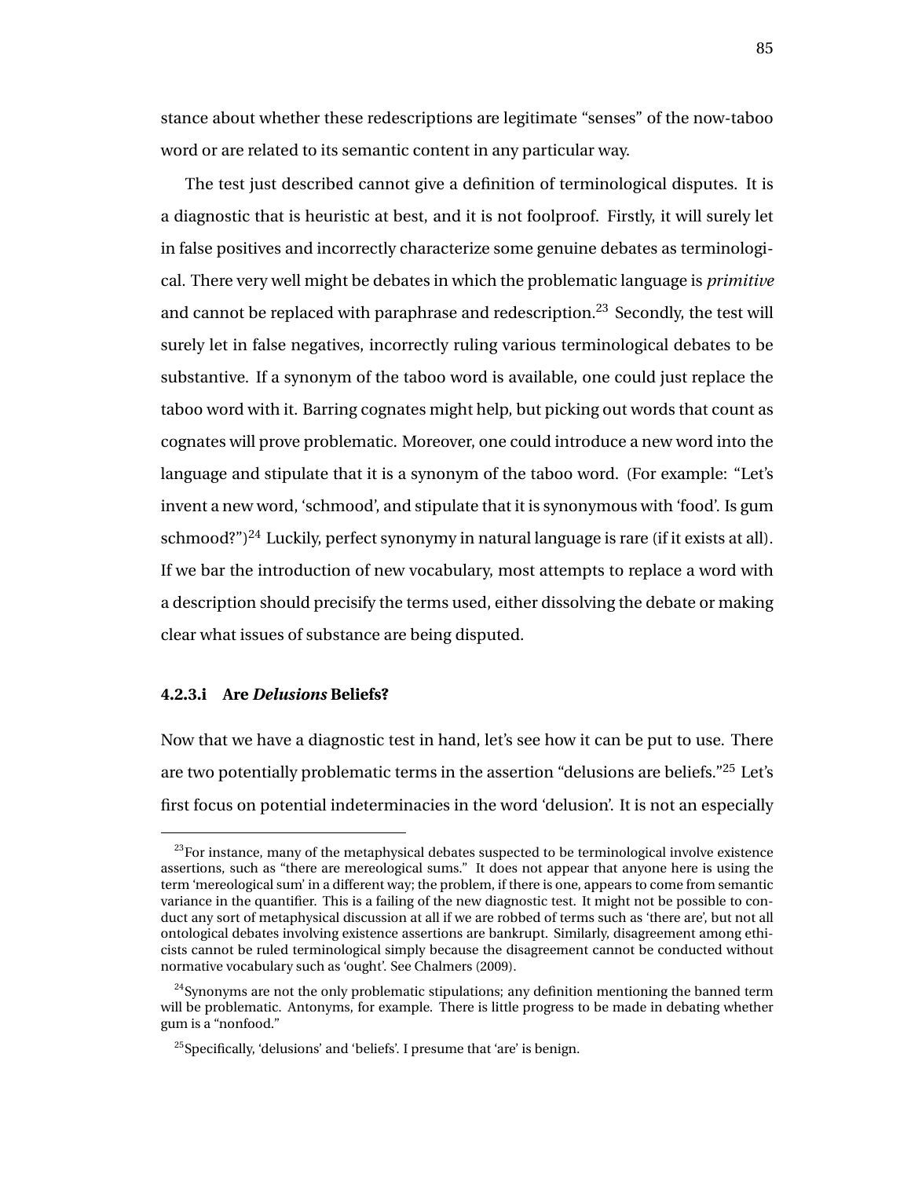stance about whether these redescriptions are legitimate "senses" of the now-taboo word or are related to its semantic content in any particular way.

The test just described cannot give a definition of terminological disputes. It is a diagnostic that is heuristic at best, and it is not foolproof. Firstly, it will surely let in false positives and incorrectly characterize some genuine debates as terminological. There very well might be debates in which the problematic language is *primitive* and cannot be replaced with paraphrase and redescription.[23] Secondly, the test will surely let in false negatives, incorrectly ruling various terminological debates to be substantive. If a synonym of the taboo word is available, one could just replace the taboo word with it. Barring cognates might help, but picking out words that count as cognates will prove problematic. Moreover, one could introduce a new word into the language and stipulate that it is a synonym of the taboo word. (For example: "Let's invent a new word, 'schmood', and stipulate that it is synonymous with 'food'. Is gum schmood?")[24] Luckily, perfect synonymy in natural language is rare (if it exists at all). If we bar the introduction of new vocabulary, most attempts to replace a word with a description should precisify the terms used, either dissolving the debate or making clear what issues of substance are being disputed.

#### 4.2.3.i Are *Delusions* Beliefs?

Now that we have a diagnostic test in hand, let's see how it can be put to use. There are two potentially problematic terms in the assertion "delusions are beliefs."[25] Let's first focus on potential indeterminacies in the word 'delusion'. It is not an especially

[23] For instance, many of the metaphysical debates suspected to be terminological involve existence assertions, such as "there are mereological sums." It does not appear that anyone here is using the term 'mereological sum' in a different way; the problem, if there is one, appears to come from semantic variance in the quantifier. This is a failing of the new diagnostic test. It might not be possible to conduct any sort of metaphysical discussion at all if we are robbed of terms such as 'there are', but not all ontological debates involving existence assertions are bankrupt. Similarly, disagreement among ethicists cannot be ruled terminological simply because the disagreement cannot be conducted without normative vocabulary such as 'ought'. See Chalmers (2009).

[24] Synonyms are not the only problematic stipulations; any definition mentioning the banned term will be problematic. Antonyms, for example. There is little progress to be made in debating whether gum is a "nonfood."

[25] Specifically, 'delusions' and 'beliefs'. I presume that 'are' is benign.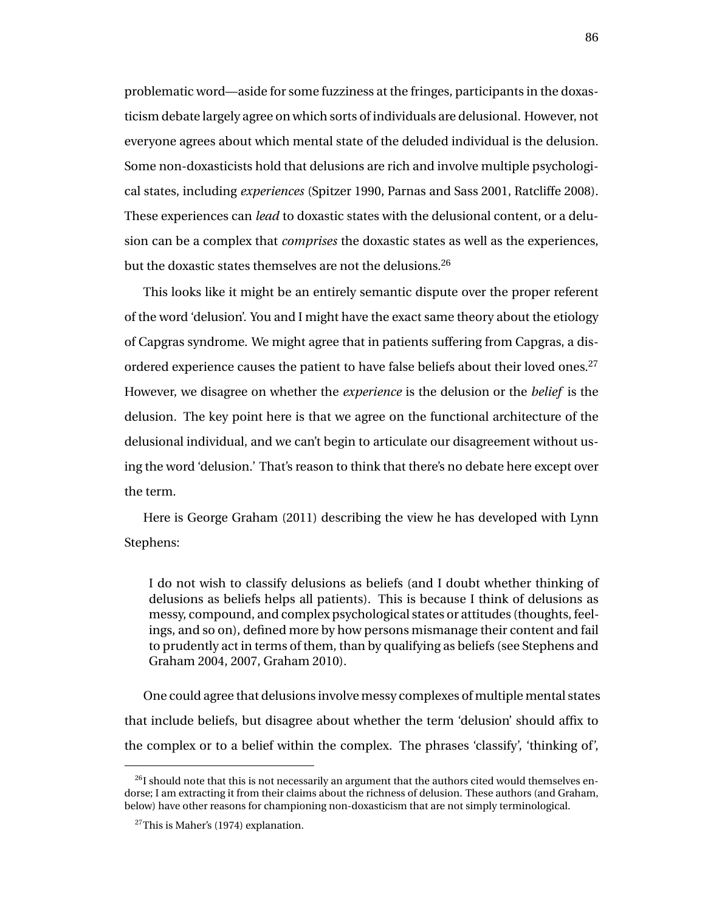problematic word—aside for some fuzziness at the fringes, participants in the doxasticism debate largely agree on which sorts of individuals are delusional. However, not everyone agrees about which mental state of the deluded individual is the delusion. Some non-doxasticists hold that delusions are rich and involve multiple psychological states, including *experiences* (Spitzer 1990, Parnas and Sass 2001, Ratcliffe 2008). These experiences can *lead* to doxastic states with the delusional content, or a delusion can be a complex that *comprises* the doxastic states as well as the experiences, but the doxastic states themselves are not the delusions.[26]

This looks like it might be an entirely semantic dispute over the proper referent of the word 'delusion'. You and I might have the exact same theory about the etiology of Capgras syndrome. We might agree that in patients suffering from Capgras, a disordered experience causes the patient to have false beliefs about their loved ones.[27] However, we disagree on whether the *experience* is the delusion or the *belief* is the delusion. The key point here is that we agree on the functional architecture of the delusional individual, and we can't begin to articulate our disagreement without using the word 'delusion.' That's reason to think that there's no debate here except over the term.

Here is George Graham (2011) describing the view he has developed with Lynn Stephens:

> I do not wish to classify delusions as beliefs (and I doubt whether thinking of delusions as beliefs helps all patients). This is because I think of delusions as messy, compound, and complex psychological states or attitudes (thoughts, feelings, and so on), defined more by how persons mismanage their content and fail to prudently act in terms of them, than by qualifying as beliefs (see Stephens and Graham 2004, 2007, Graham 2010).

One could agree that delusions involve messy complexes of multiple mental states that include beliefs, but disagree about whether the term 'delusion' should affix to the complex or to a belief within the complex. The phrases 'classify', 'thinking of',

---

[26] I should note that this is not necessarily an argument that the authors cited would themselves endorse; I am extracting it from their claims about the richness of delusion. These authors (and Graham, below) have other reasons for championing non-doxasticism that are not simply terminological.

[27] This is Maher's (1974) explanation.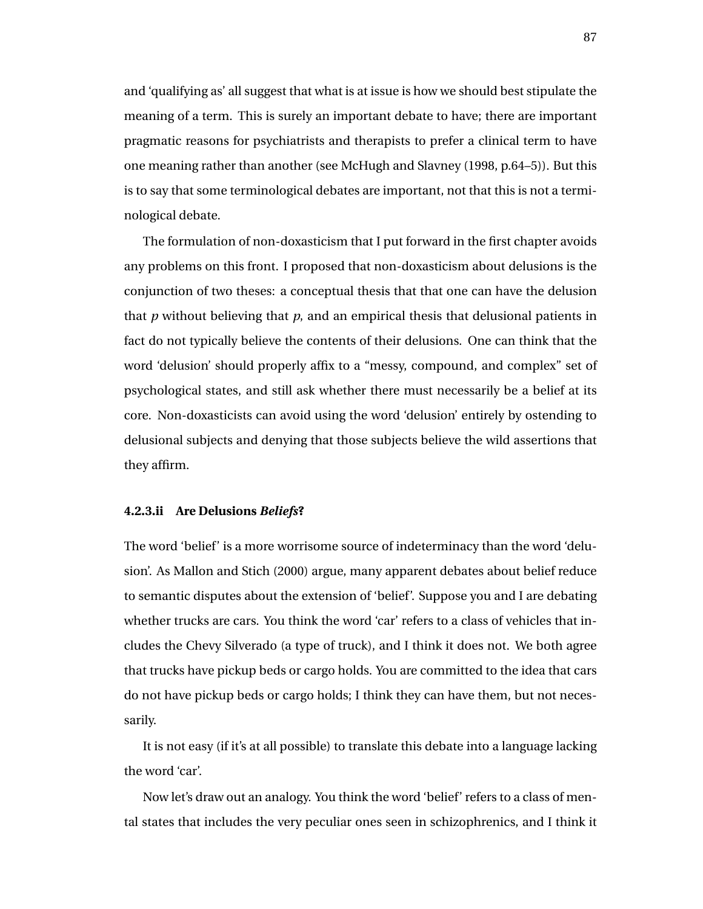and 'qualifying as' all suggest that what is at issue is how we should best stipulate the meaning of a term. This is surely an important debate to have; there are important pragmatic reasons for psychiatrists and therapists to prefer a clinical term to have one meaning rather than another (see McHugh and Slavney (1998, p.64–5)). But this is to say that some terminological debates are important, not that this is not a terminological debate.

The formulation of non-doxasticism that I put forward in the first chapter avoids any problems on this front. I proposed that non-doxasticism about delusions is the conjunction of two theses: a conceptual thesis that that one can have the delusion that *p* without believing that *p*, and an empirical thesis that delusional patients in fact do not typically believe the contents of their delusions. One can think that the word 'delusion' should properly affix to a "messy, compound, and complex" set of psychological states, and still ask whether there must necessarily be a belief at its core. Non-doxasticists can avoid using the word 'delusion' entirely by ostending to delusional subjects and denying that those subjects believe the wild assertions that they affirm.

#### 4.2.3.ii Are Delusions ***Beliefs***?

The word 'belief' is a more worrisome source of indeterminacy than the word 'delusion'. As Mallon and Stich (2000) argue, many apparent debates about belief reduce to semantic disputes about the extension of 'belief'. Suppose you and I are debating whether trucks are cars. You think the word 'car' refers to a class of vehicles that includes the Chevy Silverado (a type of truck), and I think it does not. We both agree that trucks have pickup beds or cargo holds. You are committed to the idea that cars do not have pickup beds or cargo holds; I think they can have them, but not necessarily.

It is not easy (if it's at all possible) to translate this debate into a language lacking the word 'car'.

Now let's draw out an analogy. You think the word 'belief' refers to a class of mental states that includes the very peculiar ones seen in schizophrenics, and I think it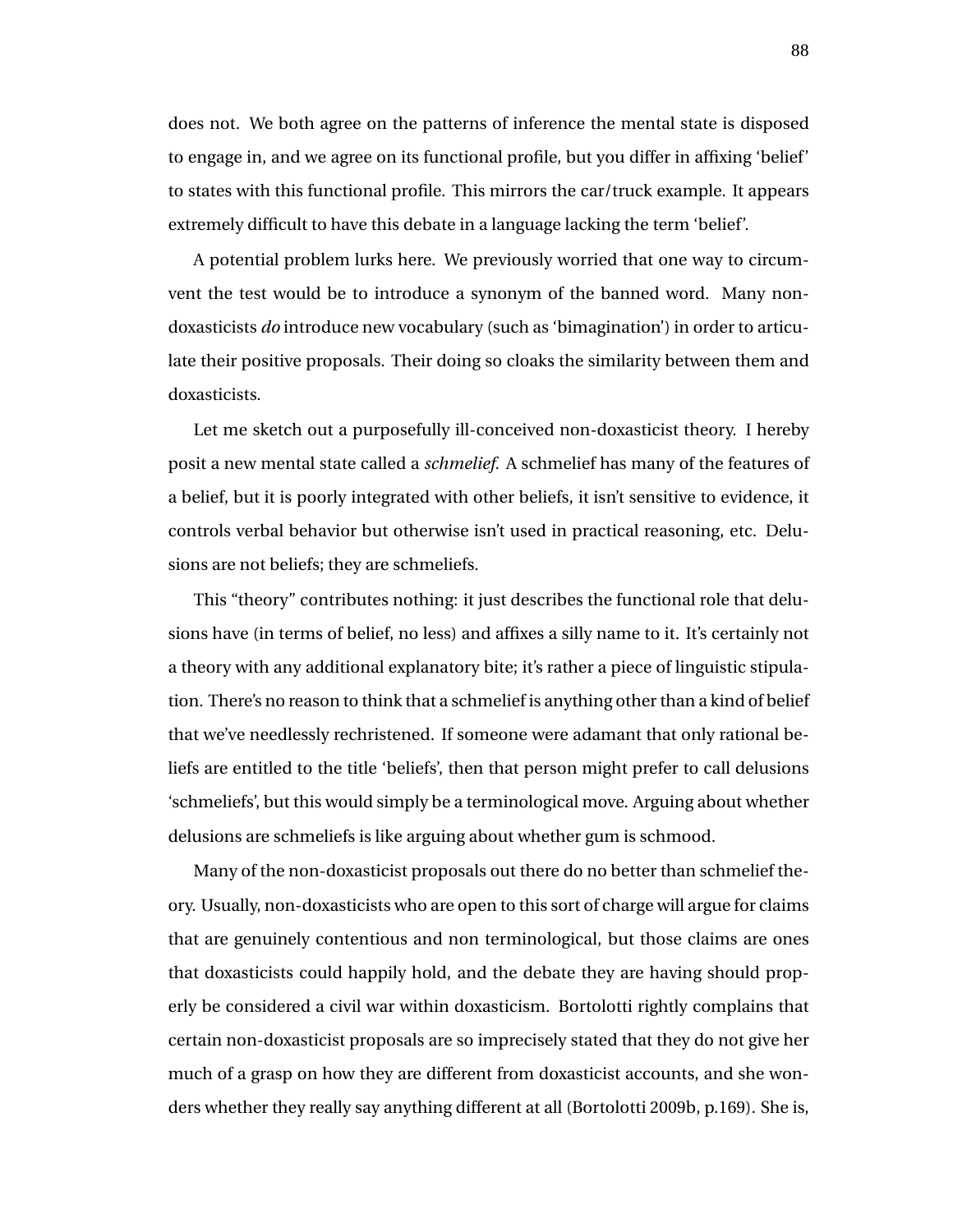does not. We both agree on the patterns of inference the mental state is disposed to engage in, and we agree on its functional profile, but you differ in affixing 'belief' to states with this functional profile. This mirrors the car/truck example. It appears extremely difficult to have this debate in a language lacking the term 'belief'.

A potential problem lurks here. We previously worried that one way to circumvent the test would be to introduce a synonym of the banned word. Many non-doxasticists *do* introduce new vocabulary (such as 'bimagination') in order to articulate their positive proposals. Their doing so cloaks the similarity between them and doxasticists.

Let me sketch out a purposefully ill-conceived non-doxasticist theory. I hereby posit a new mental state called a *schmelief*. A schmelief has many of the features of a belief, but it is poorly integrated with other beliefs, it isn't sensitive to evidence, it controls verbal behavior but otherwise isn't used in practical reasoning, etc. Delusions are not beliefs; they are schmeliefs.

This "theory" contributes nothing: it just describes the functional role that delusions have (in terms of belief, no less) and affixes a silly name to it. It's certainly not a theory with any additional explanatory bite; it's rather a piece of linguistic stipulation. There's no reason to think that a schmelief is anything other than a kind of belief that we've needlessly rechristened. If someone were adamant that only rational beliefs are entitled to the title 'beliefs', then that person might prefer to call delusions 'schmeliefs', but this would simply be a terminological move. Arguing about whether delusions are schmeliefs is like arguing about whether gum is schmood.

Many of the non-doxasticist proposals out there do no better than schmelief theory. Usually, non-doxasticists who are open to this sort of charge will argue for claims that are genuinely contentious and non terminological, but those claims are ones that doxasticists could happily hold, and the debate they are having should properly be considered a civil war within doxasticism. Bortolotti rightly complains that certain non-doxasticist proposals are so imprecisely stated that they do not give her much of a grasp on how they are different from doxasticist accounts, and she wonders whether they really say anything different at all (Bortolotti 2009b, p.169). She is,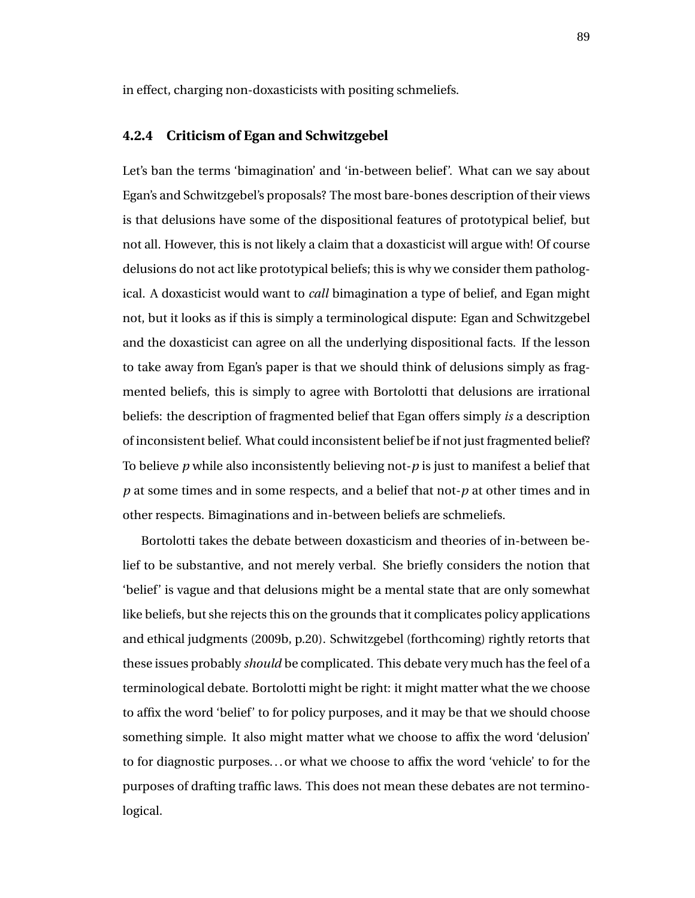in effect, charging non-doxasticists with positing schmeliefs.

### 4.2.4 Criticism of Egan and Schwitzgebel

Let's ban the terms 'bimagination' and 'in-between belief'. What can we say about Egan's and Schwitzgebel's proposals? The most bare-bones description of their views is that delusions have some of the dispositional features of prototypical belief, but not all. However, this is not likely a claim that a doxasticist will argue with! Of course delusions do not act like prototypical beliefs; this is why we consider them pathological. A doxasticist would want to *call* bimagination a type of belief, and Egan might not, but it looks as if this is simply a terminological dispute: Egan and Schwitzgebel and the doxasticist can agree on all the underlying dispositional facts. If the lesson to take away from Egan's paper is that we should think of delusions simply as fragmented beliefs, this is simply to agree with Bortolotti that delusions are irrational beliefs: the description of fragmented belief that Egan offers simply *is* a description of inconsistent belief. What could inconsistent belief be if not just fragmented belief? To believe *p* while also inconsistently believing not-*p* is just to manifest a belief that *p* at some times and in some respects, and a belief that not-*p* at other times and in other respects. Bimaginations and in-between beliefs are schmeliefs.

Bortolotti takes the debate between doxasticism and theories of in-between belief to be substantive, and not merely verbal. She briefly considers the notion that 'belief' is vague and that delusions might be a mental state that are only somewhat like beliefs, but she rejects this on the grounds that it complicates policy applications and ethical judgments (2009b, p.20). Schwitzgebel (forthcoming) rightly retorts that these issues probably *should* be complicated. This debate very much has the feel of a terminological debate. Bortolotti might be right: it might matter what the we choose to affix the word 'belief' to for policy purposes, and it may be that we should choose something simple. It also might matter what we choose to affix the word 'delusion' to for diagnostic purposes... or what we choose to affix the word 'vehicle' to for the purposes of drafting traffic laws. This does not mean these debates are not terminological.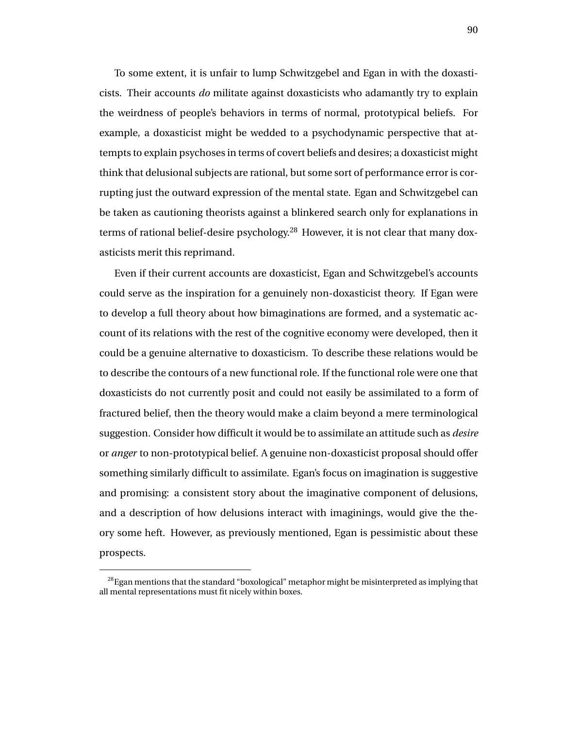To some extent, it is unfair to lump Schwitzgebel and Egan in with the doxasticists. Their accounts *do* militate against doxasticists who adamantly try to explain the weirdness of people's behaviors in terms of normal, prototypical beliefs. For example, a doxasticist might be wedded to a psychodynamic perspective that attempts to explain psychoses in terms of covert beliefs and desires; a doxasticist might think that delusional subjects are rational, but some sort of performance error is corrupting just the outward expression of the mental state. Egan and Schwitzgebel can be taken as cautioning theorists against a blinkered search only for explanations in terms of rational belief-desire psychology.[28] However, it is not clear that many doxasticists merit this reprimand.

Even if their current accounts are doxasticist, Egan and Schwitzgebel's accounts could serve as the inspiration for a genuinely non-doxasticist theory. If Egan were to develop a full theory about how bimaginations are formed, and a systematic account of its relations with the rest of the cognitive economy were developed, then it could be a genuine alternative to doxasticism. To describe these relations would be to describe the contours of a new functional role. If the functional role were one that doxasticists do not currently posit and could not easily be assimilated to a form of fractured belief, then the theory would make a claim beyond a mere terminological suggestion. Consider how difficult it would be to assimilate an attitude such as *desire* or *anger* to non-prototypical belief. A genuine non-doxasticist proposal should offer something similarly difficult to assimilate. Egan's focus on imagination is suggestive and promising: a consistent story about the imaginative component of delusions, and a description of how delusions interact with imaginings, would give the theory some heft. However, as previously mentioned, Egan is pessimistic about these prospects.

[28] Egan mentions that the standard "boxological" metaphor might be misinterpreted as implying that all mental representations must fit nicely within boxes.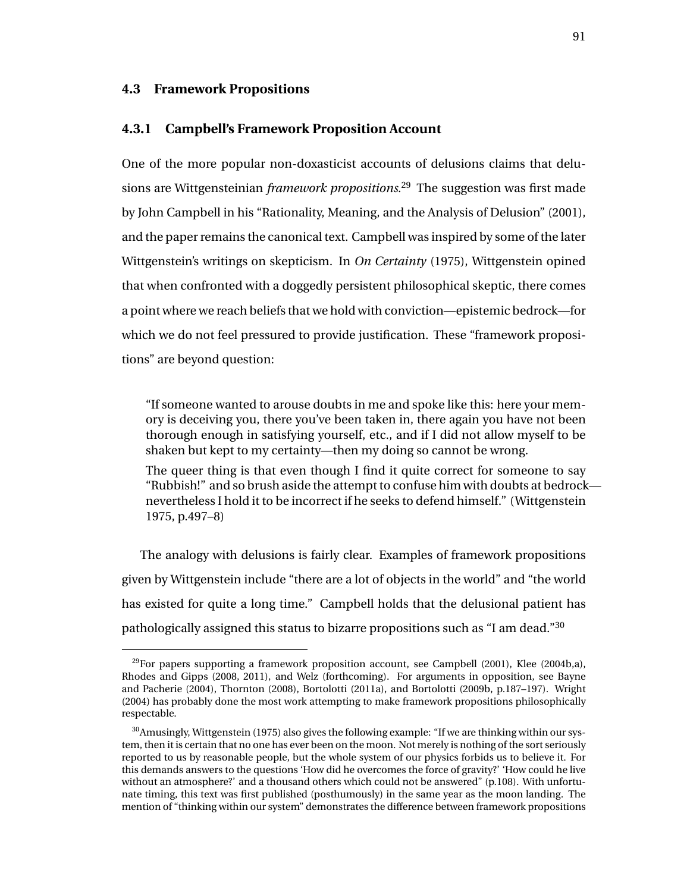## 4.3 Framework Propositions

### 4.3.1 Campbell's Framework Proposition Account

One of the more popular non-doxasticist accounts of delusions claims that delusions are Wittgensteinian *framework propositions*.[29] The suggestion was first made by John Campbell in his "Rationality, Meaning, and the Analysis of Delusion" (2001), and the paper remains the canonical text. Campbell was inspired by some of the later Wittgenstein's writings on skepticism. In *On Certainty* (1975), Wittgenstein opined that when confronted with a doggedly persistent philosophical skeptic, there comes a point where we reach beliefs that we hold with conviction—epistemic bedrock—for which we do not feel pressured to provide justification. These "framework propositions" are beyond question:

> "If someone wanted to arouse doubts in me and spoke like this: here your memory is deceiving you, there you've been taken in, there again you have not been thorough enough in satisfying yourself, etc., and if I did not allow myself to be shaken but kept to my certainty—then my doing so cannot be wrong.
>
> The queer thing is that even though I find it quite correct for someone to say "Rubbish!" and so brush aside the attempt to confuse him with doubts at bedrock—nevertheless I hold it to be incorrect if he seeks to defend himself." (Wittgenstein 1975, p.497–8)

The analogy with delusions is fairly clear. Examples of framework propositions given by Wittgenstein include "there are a lot of objects in the world" and "the world has existed for quite a long time." Campbell holds that the delusional patient has pathologically assigned this status to bizarre propositions such as "I am dead."[30]

---

[29] For papers supporting a framework proposition account, see Campbell (2001), Klee (2004b,a), Rhodes and Gipps (2008, 2011), and Welz (forthcoming). For arguments in opposition, see Bayne and Pacherie (2004), Thornton (2008), Bortolotti (2011a), and Bortolotti (2009b, p.187–197). Wright (2004) has probably done the most work attempting to make framework propositions philosophically respectable.

[30] Amusingly, Wittgenstein (1975) also gives the following example: "If we are thinking within our system, then it is certain that no one has ever been on the moon. Not merely is nothing of the sort seriously reported to us by reasonable people, but the whole system of our physics forbids us to believe it. For this demands answers to the questions 'How did he overcomes the force of gravity?' 'How could he live without an atmosphere?' and a thousand others which could not be answered" (p.108). With unfortunate timing, this text was first published (posthumously) in the same year as the moon landing. The mention of "thinking within our system" demonstrates the difference between framework propositions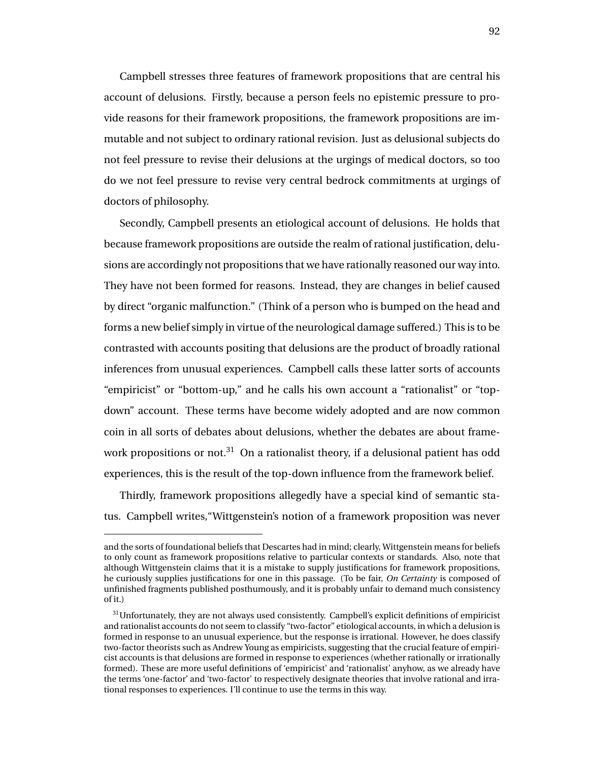Campbell stresses three features of framework propositions that are central his account of delusions. Firstly, because a person feels no epistemic pressure to provide reasons for their framework propositions, the framework propositions are immutable and not subject to ordinary rational revision. Just as delusional subjects do not feel pressure to revise their delusions at the urgings of medical doctors, so too do we not feel pressure to revise very central bedrock commitments at urgings of doctors of philosophy.

Secondly, Campbell presents an etiological account of delusions. He holds that because framework propositions are outside the realm of rational justification, delusions are accordingly not propositions that we have rationally reasoned our way into. They have not been formed for reasons. Instead, they are changes in belief caused by direct "organic malfunction." (Think of a person who is bumped on the head and forms a new belief simply in virtue of the neurological damage suffered.) This is to be contrasted with accounts positing that delusions are the product of broadly rational inferences from unusual experiences. Campbell calls these latter sorts of accounts "empiricist" or "bottom-up," and he calls his own account a "rationalist" or "top-down" account. These terms have become widely adopted and are now common coin in all sorts of debates about delusions, whether the debates are about framework propositions or not.[31] On a rationalist theory, if a delusional patient has odd experiences, this is the result of the top-down influence from the framework belief.

Thirdly, framework propositions allegedly have a special kind of semantic status. Campbell writes,"Wittgenstein's notion of a framework proposition was never

---

and the sorts of foundational beliefs that Descartes had in mind; clearly, Wittgenstein means for beliefs to only count as framework propositions relative to particular contexts or standards. Also, note that although Wittgenstein claims that it is a mistake to supply justifications for framework propositions, he curiously supplies justifications for one in this passage. (To be fair, *On Certainty* is composed of unfinished fragments published posthumously, and it is probably unfair to demand much consistency of it.)

[31] Unfortunately, they are not always used consistently. Campbell's explicit definitions of empiricist and rationalist accounts do not seem to classify "two-factor" etiological accounts, in which a delusion is formed in response to an unusual experience, but the response is irrational. However, he does classify two-factor theorists such as Andrew Young as empiricists, suggesting that the crucial feature of empiricist accounts is that delusions are formed in response to experiences (whether rationally or irrationally formed). These are more useful definitions of 'empiricist' and 'rationalist' anyhow, as we already have the terms 'one-factor' and 'two-factor' to respectively designate theories that involve rational and irrational responses to experiences. I'll continue to use the terms in this way.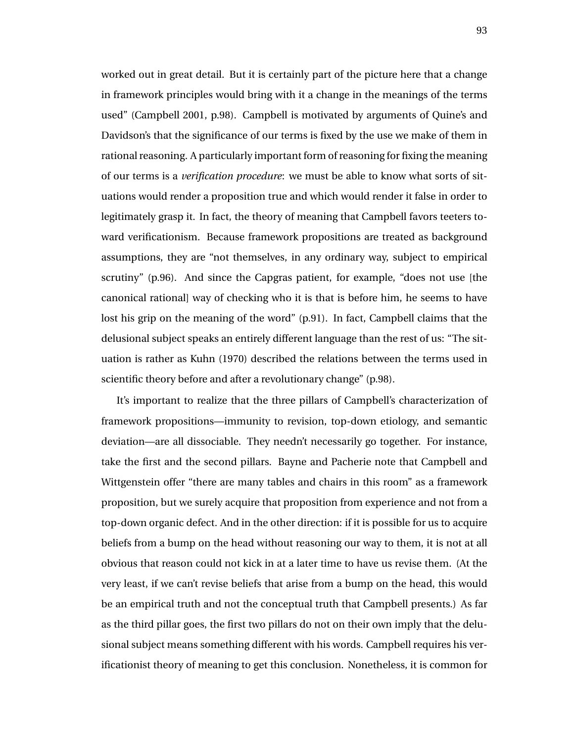worked out in great detail. But it is certainly part of the picture here that a change in framework principles would bring with it a change in the meanings of the terms used" (Campbell 2001, p.98). Campbell is motivated by arguments of Quine's and Davidson's that the significance of our terms is fixed by the use we make of them in rational reasoning. A particularly important form of reasoning for fixing the meaning of our terms is a *verification procedure*: we must be able to know what sorts of situations would render a proposition true and which would render it false in order to legitimately grasp it. In fact, the theory of meaning that Campbell favors teeters toward verificationism. Because framework propositions are treated as background assumptions, they are "not themselves, in any ordinary way, subject to empirical scrutiny" (p.96). And since the Capgras patient, for example, "does not use [the canonical rational] way of checking who it is that is before him, he seems to have lost his grip on the meaning of the word" (p.91). In fact, Campbell claims that the delusional subject speaks an entirely different language than the rest of us: "The situation is rather as Kuhn (1970) described the relations between the terms used in scientific theory before and after a revolutionary change" (p.98).

It's important to realize that the three pillars of Campbell's characterization of framework propositions—immunity to revision, top-down etiology, and semantic deviation—are all dissociable. They needn't necessarily go together. For instance, take the first and the second pillars. Bayne and Pacherie note that Campbell and Wittgenstein offer "there are many tables and chairs in this room" as a framework proposition, but we surely acquire that proposition from experience and not from a top-down organic defect. And in the other direction: if it is possible for us to acquire beliefs from a bump on the head without reasoning our way to them, it is not at all obvious that reason could not kick in at a later time to have us revise them. (At the very least, if we can't revise beliefs that arise from a bump on the head, this would be an empirical truth and not the conceptual truth that Campbell presents.) As far as the third pillar goes, the first two pillars do not on their own imply that the delusional subject means something different with his words. Campbell requires his verificationist theory of meaning to get this conclusion. Nonetheless, it is common for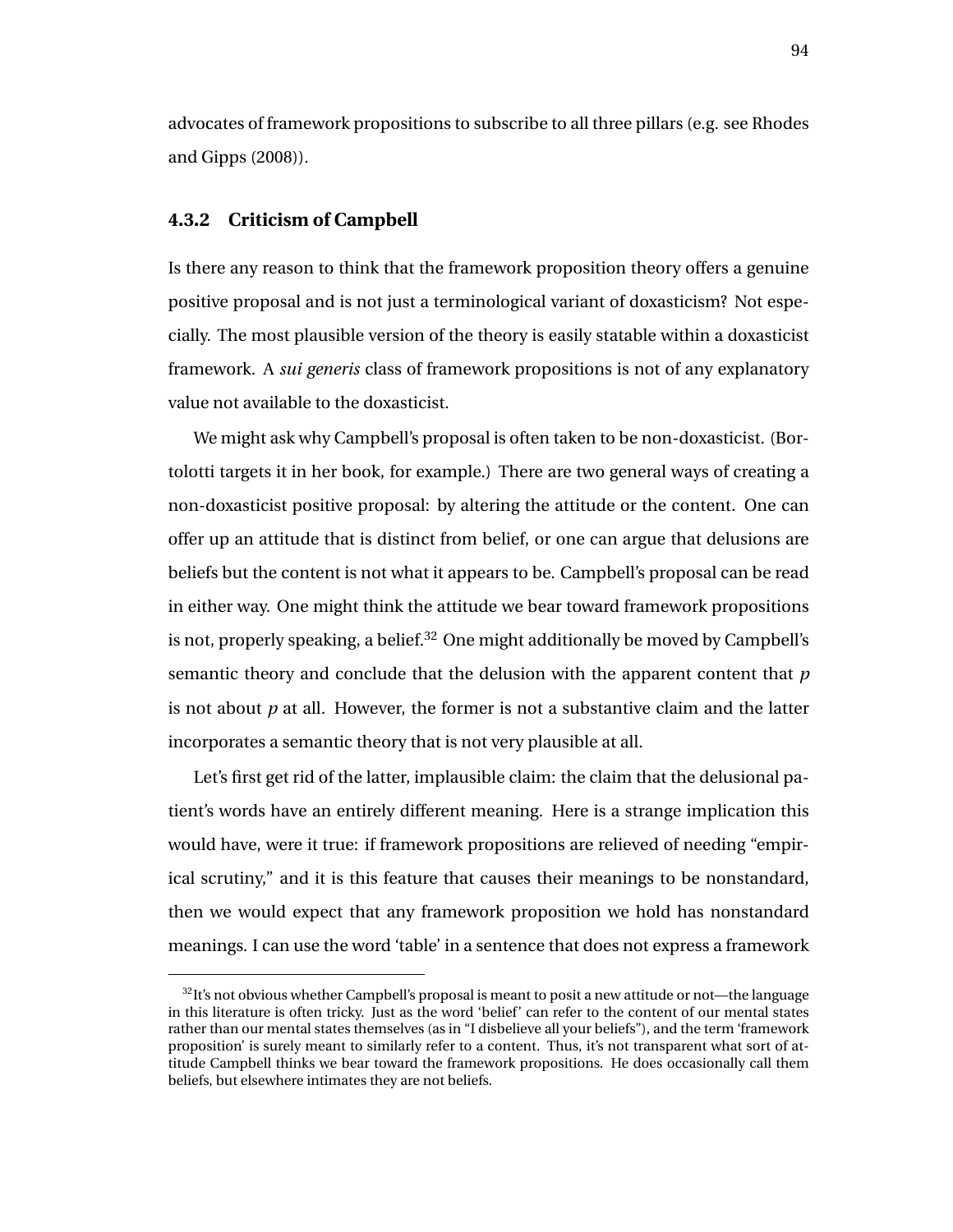advocates of framework propositions to subscribe to all three pillars (e.g. see Rhodes and Gipps (2008)).

### 4.3.2 Criticism of Campbell

Is there any reason to think that the framework proposition theory offers a genuine positive proposal and is not just a terminological variant of doxasticism? Not especially. The most plausible version of the theory is easily statable within a doxasticist framework. A *sui generis* class of framework propositions is not of any explanatory value not available to the doxasticist.

We might ask why Campbell's proposal is often taken to be non-doxasticist. (Bortolotti targets it in her book, for example.) There are two general ways of creating a non-doxasticist positive proposal: by altering the attitude or the content. One can offer up an attitude that is distinct from belief, or one can argue that delusions are beliefs but the content is not what it appears to be. Campbell's proposal can be read in either way. One might think the attitude we bear toward framework propositions is not, properly speaking, a belief.[32] One might additionally be moved by Campbell's semantic theory and conclude that the delusion with the apparent content that *p* is not about *p* at all. However, the former is not a substantive claim and the latter incorporates a semantic theory that is not very plausible at all.

Let's first get rid of the latter, implausible claim: the claim that the delusional patient's words have an entirely different meaning. Here is a strange implication this would have, were it true: if framework propositions are relieved of needing "empirical scrutiny," and it is this feature that causes their meanings to be nonstandard, then we would expect that any framework proposition we hold has nonstandard meanings. I can use the word 'table' in a sentence that does not express a framework

[32] It's not obvious whether Campbell's proposal is meant to posit a new attitude or not—the language in this literature is often tricky. Just as the word 'belief' can refer to the content of our mental states rather than our mental states themselves (as in "I disbelieve all your beliefs"), and the term 'framework proposition' is surely meant to similarly refer to a content. Thus, it's not transparent what sort of attitude Campbell thinks we bear toward the framework propositions. He does occasionally call them beliefs, but elsewhere intimates they are not beliefs.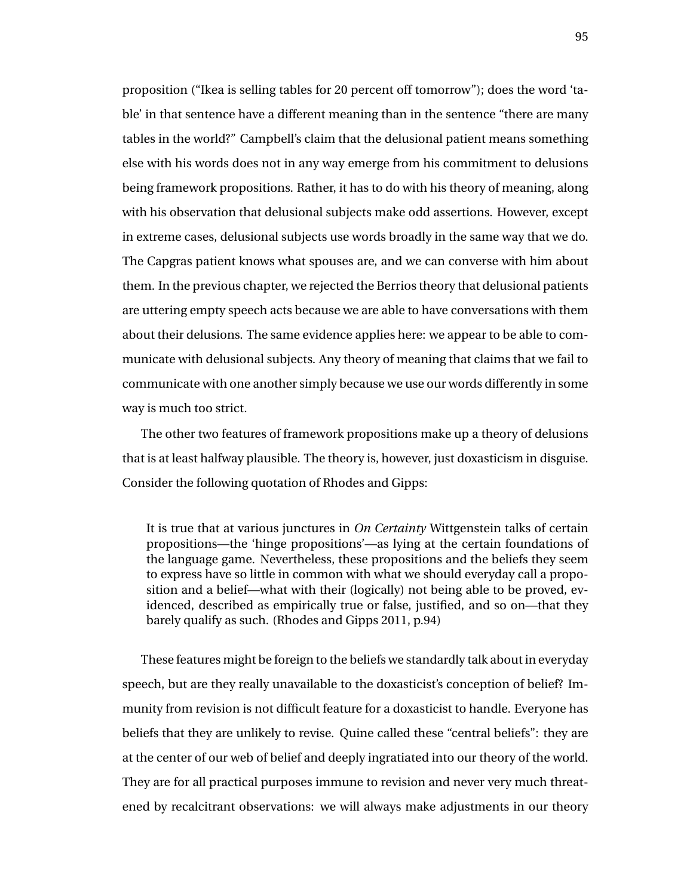proposition ("Ikea is selling tables for 20 percent off tomorrow"); does the word 'table' in that sentence have a different meaning than in the sentence "there are many tables in the world?" Campbell's claim that the delusional patient means something else with his words does not in any way emerge from his commitment to delusions being framework propositions. Rather, it has to do with his theory of meaning, along with his observation that delusional subjects make odd assertions. However, except in extreme cases, delusional subjects use words broadly in the same way that we do. The Capgras patient knows what spouses are, and we can converse with him about them. In the previous chapter, we rejected the Berrios theory that delusional patients are uttering empty speech acts because we are able to have conversations with them about their delusions. The same evidence applies here: we appear to be able to communicate with delusional subjects. Any theory of meaning that claims that we fail to communicate with one another simply because we use our words differently in some way is much too strict.

The other two features of framework propositions make up a theory of delusions that is at least halfway plausible. The theory is, however, just doxasticism in disguise. Consider the following quotation of Rhodes and Gipps:

> It is true that at various junctures in *On Certainty* Wittgenstein talks of certain propositions—the 'hinge propositions'—as lying at the certain foundations of the language game. Nevertheless, these propositions and the beliefs they seem to express have so little in common with what we should everyday call a proposition and a belief—what with their (logically) not being able to be proved, evidenced, described as empirically true or false, justified, and so on—that they barely qualify as such. (Rhodes and Gipps 2011, p.94)

These features might be foreign to the beliefs we standardly talk about in everyday speech, but are they really unavailable to the doxasticist's conception of belief? Immunity from revision is not difficult feature for a doxasticist to handle. Everyone has beliefs that they are unlikely to revise. Quine called these "central beliefs": they are at the center of our web of belief and deeply ingratiated into our theory of the world. They are for all practical purposes immune to revision and never very much threatened by recalcitrant observations: we will always make adjustments in our theory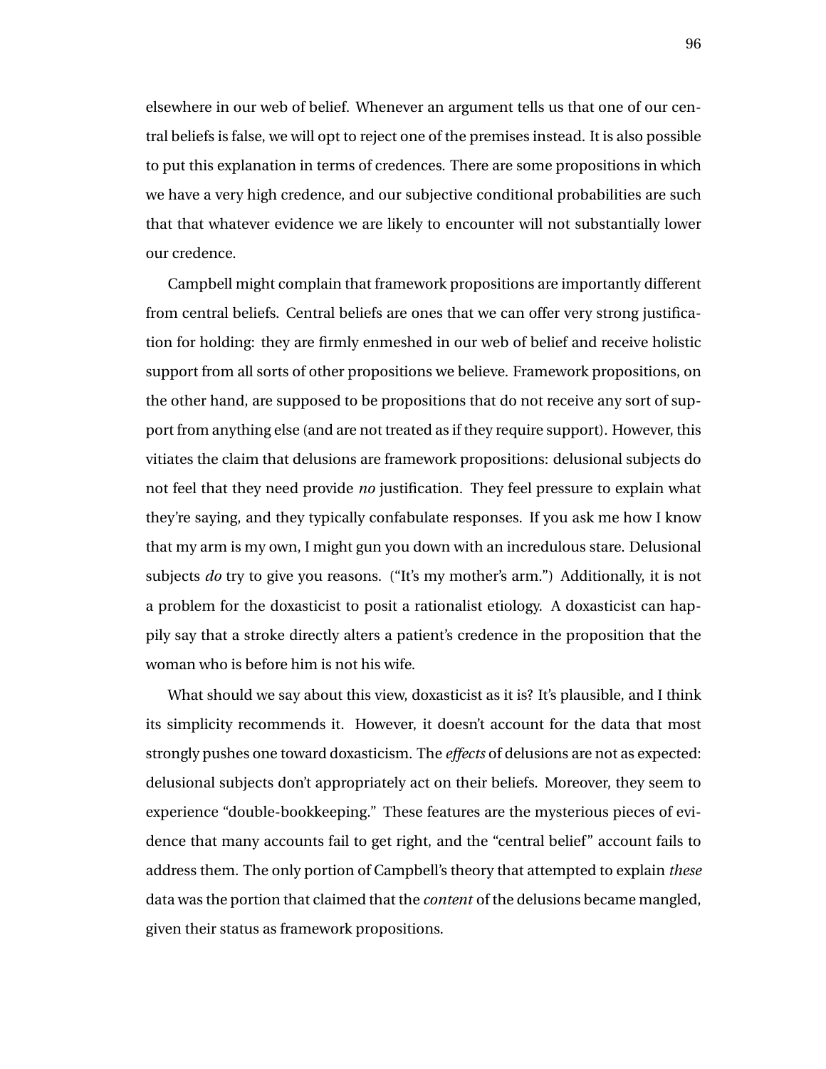elsewhere in our web of belief. Whenever an argument tells us that one of our central beliefs is false, we will opt to reject one of the premises instead. It is also possible to put this explanation in terms of credences. There are some propositions in which we have a very high credence, and our subjective conditional probabilities are such that that whatever evidence we are likely to encounter will not substantially lower our credence.

Campbell might complain that framework propositions are importantly different from central beliefs. Central beliefs are ones that we can offer very strong justification for holding: they are firmly enmeshed in our web of belief and receive holistic support from all sorts of other propositions we believe. Framework propositions, on the other hand, are supposed to be propositions that do not receive any sort of support from anything else (and are not treated as if they require support). However, this vitiates the claim that delusions are framework propositions: delusional subjects do not feel that they need provide *no* justification. They feel pressure to explain what they're saying, and they typically confabulate responses. If you ask me how I know that my arm is my own, I might gun you down with an incredulous stare. Delusional subjects *do* try to give you reasons. ("It's my mother's arm.") Additionally, it is not a problem for the doxasticist to posit a rationalist etiology. A doxasticist can happily say that a stroke directly alters a patient's credence in the proposition that the woman who is before him is not his wife.

What should we say about this view, doxasticist as it is? It's plausible, and I think its simplicity recommends it. However, it doesn't account for the data that most strongly pushes one toward doxasticism. The *effects* of delusions are not as expected: delusional subjects don't appropriately act on their beliefs. Moreover, they seem to experience "double-bookkeeping." These features are the mysterious pieces of evidence that many accounts fail to get right, and the "central belief" account fails to address them. The only portion of Campbell's theory that attempted to explain *these* data was the portion that claimed that the *content* of the delusions became mangled, given their status as framework propositions.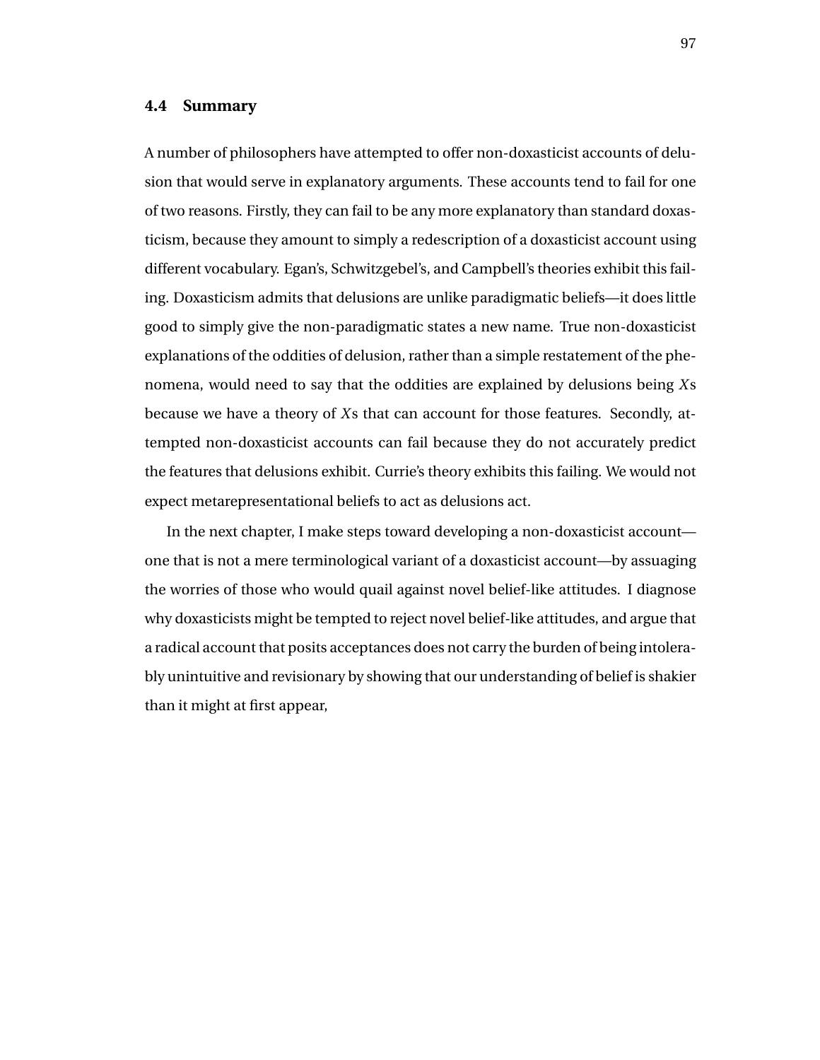## 4.4 Summary

A number of philosophers have attempted to offer non-doxasticist accounts of delusion that would serve in explanatory arguments. These accounts tend to fail for one of two reasons. Firstly, they can fail to be any more explanatory than standard doxasticism, because they amount to simply a redescription of a doxasticist account using different vocabulary. Egan's, Schwitzgebel's, and Campbell's theories exhibit this failing. Doxasticism admits that delusions are unlike paradigmatic beliefs—it does little good to simply give the non-paradigmatic states a new name. True non-doxasticist explanations of the oddities of delusion, rather than a simple restatement of the phenomena, would need to say that the oddities are explained by delusions being *X*s because we have a theory of *X*s that can account for those features. Secondly, attempted non-doxasticist accounts can fail because they do not accurately predict the features that delusions exhibit. Currie's theory exhibits this failing. We would not expect metarepresentational beliefs to act as delusions act.

In the next chapter, I make steps toward developing a non-doxasticist account—one that is not a mere terminological variant of a doxasticist account—by assuaging the worries of those who would quail against novel belief-like attitudes. I diagnose why doxasticists might be tempted to reject novel belief-like attitudes, and argue that a radical account that posits acceptances does not carry the burden of being intolerably unintuitive and revisionary by showing that our understanding of belief is shakier than it might at first appear,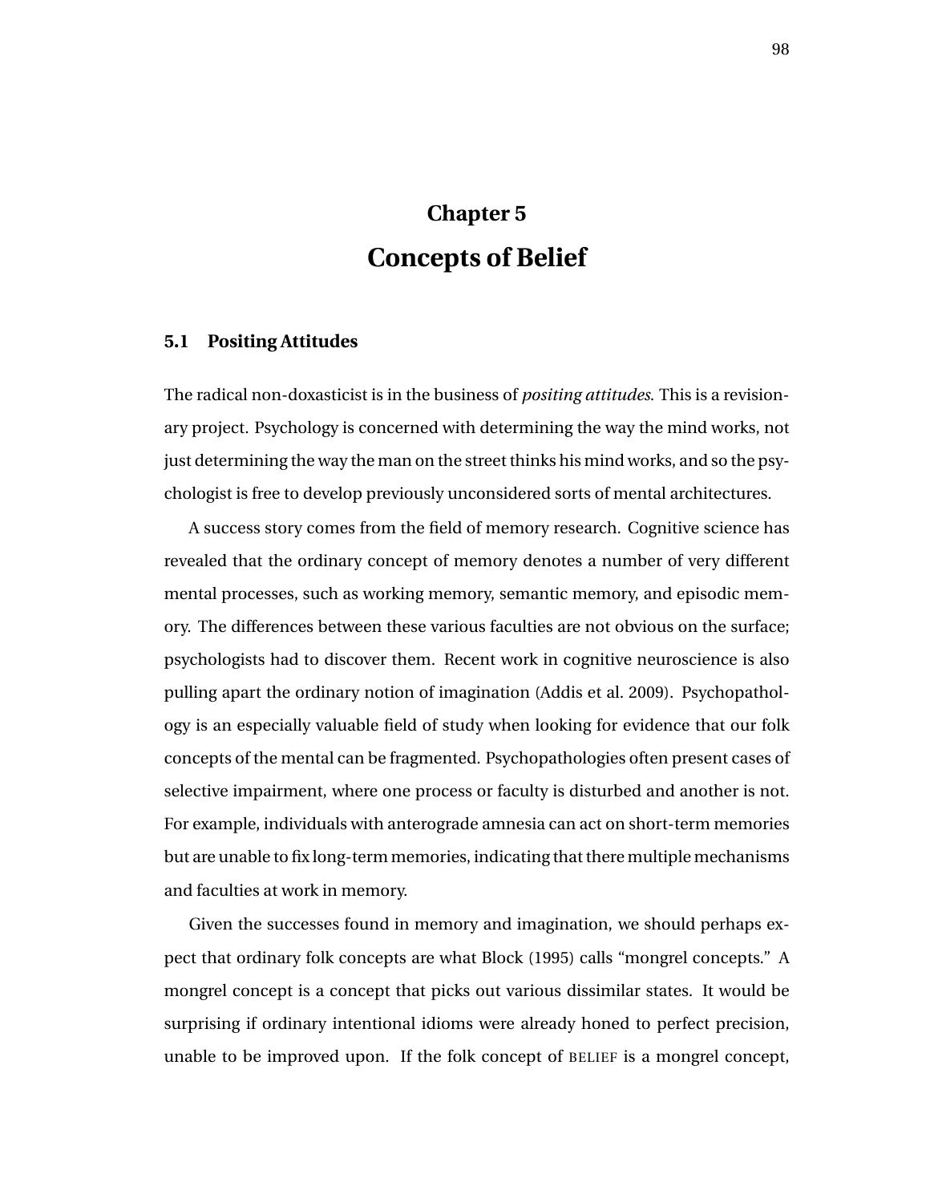# Chapter 5

# Concepts of Belief

## 5.1 Positing Attitudes

The radical non-doxasticist is in the business of *positing attitudes*. This is a revisionary project. Psychology is concerned with determining the way the mind works, not just determining the way the man on the street thinks his mind works, and so the psychologist is free to develop previously unconsidered sorts of mental architectures.

A success story comes from the field of memory research. Cognitive science has revealed that the ordinary concept of memory denotes a number of very different mental processes, such as working memory, semantic memory, and episodic memory. The differences between these various faculties are not obvious on the surface; psychologists had to discover them. Recent work in cognitive neuroscience is also pulling apart the ordinary notion of imagination (Addis et al. 2009). Psychopathology is an especially valuable field of study when looking for evidence that our folk concepts of the mental can be fragmented. Psychopathologies often present cases of selective impairment, where one process or faculty is disturbed and another is not. For example, individuals with anterograde amnesia can act on short-term memories but are unable to fix long-term memories, indicating that there multiple mechanisms and faculties at work in memory.

Given the successes found in memory and imagination, we should perhaps expect that ordinary folk concepts are what Block (1995) calls "mongrel concepts." A mongrel concept is a concept that picks out various dissimilar states. It would be surprising if ordinary intentional idioms were already honed to perfect precision, unable to be improved upon. If the folk concept of BELIEF is a mongrel concept,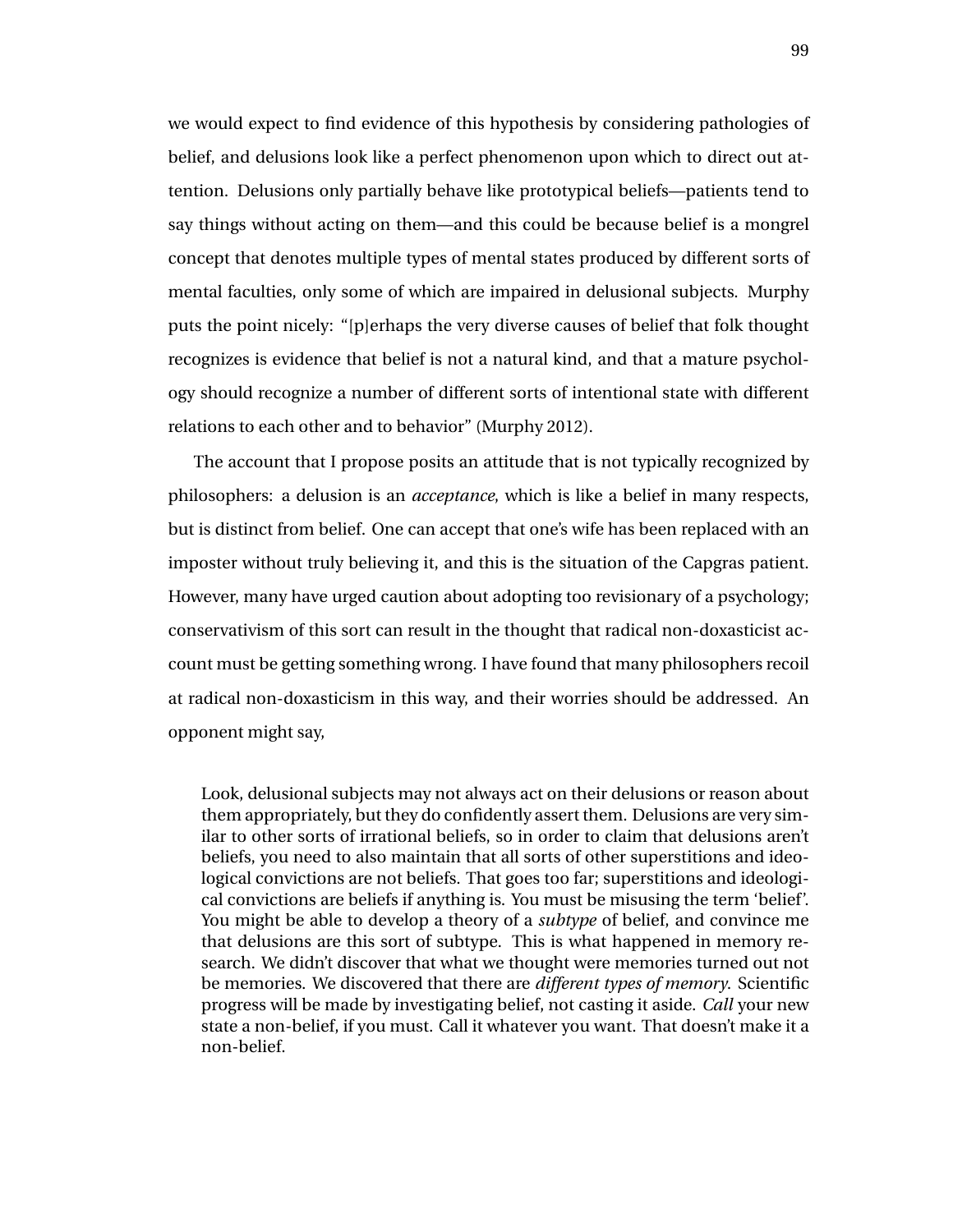we would expect to find evidence of this hypothesis by considering pathologies of belief, and delusions look like a perfect phenomenon upon which to direct out attention. Delusions only partially behave like prototypical beliefs—patients tend to say things without acting on them—and this could be because belief is a mongrel concept that denotes multiple types of mental states produced by different sorts of mental faculties, only some of which are impaired in delusional subjects. Murphy puts the point nicely: "[p]erhaps the very diverse causes of belief that folk thought recognizes is evidence that belief is not a natural kind, and that a mature psychology should recognize a number of different sorts of intentional state with different relations to each other and to behavior" (Murphy 2012).

The account that I propose posits an attitude that is not typically recognized by philosophers: a delusion is an *acceptance*, which is like a belief in many respects, but is distinct from belief. One can accept that one's wife has been replaced with an imposter without truly believing it, and this is the situation of the Capgras patient. However, many have urged caution about adopting too revisionary of a psychology; conservativism of this sort can result in the thought that radical non-doxasticist account must be getting something wrong. I have found that many philosophers recoil at radical non-doxasticism in this way, and their worries should be addressed. An opponent might say,

> Look, delusional subjects may not always act on their delusions or reason about them appropriately, but they do confidently assert them. Delusions are very similar to other sorts of irrational beliefs, so in order to claim that delusions aren't beliefs, you need to also maintain that all sorts of other superstitions and ideological convictions are not beliefs. That goes too far; superstitions and ideological convictions are beliefs if anything is. You must be misusing the term 'belief'. You might be able to develop a theory of a *subtype* of belief, and convince me that delusions are this sort of subtype. This is what happened in memory research. We didn't discover that what we thought were memories turned out not be memories. We discovered that there are *different types of memory*. Scientific progress will be made by investigating belief, not casting it aside. *Call* your new state a non-belief, if you must. Call it whatever you want. That doesn't make it a non-belief.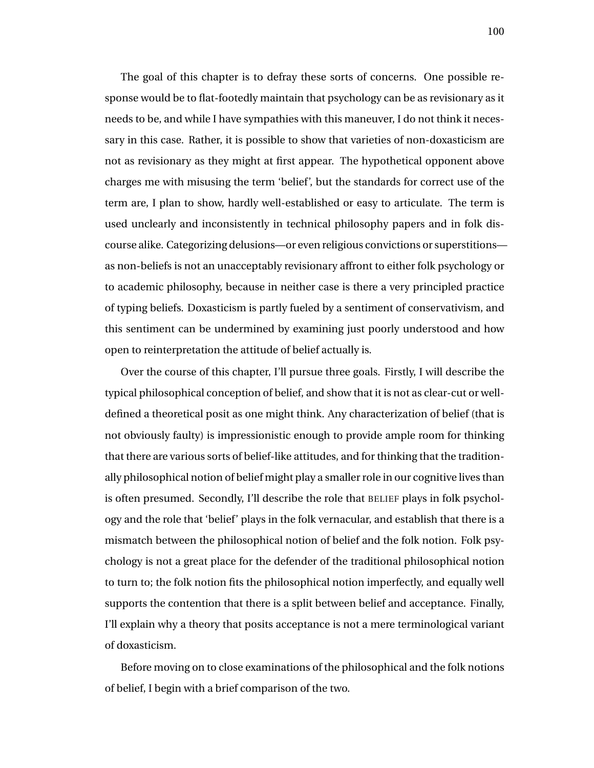The goal of this chapter is to defray these sorts of concerns. One possible response would be to flat-footedly maintain that psychology can be as revisionary as it needs to be, and while I have sympathies with this maneuver, I do not think it necessary in this case. Rather, it is possible to show that varieties of non-doxasticism are not as revisionary as they might at first appear. The hypothetical opponent above charges me with misusing the term 'belief', but the standards for correct use of the term are, I plan to show, hardly well-established or easy to articulate. The term is used unclearly and inconsistently in technical philosophy papers and in folk discourse alike. Categorizing delusions—or even religious convictions or superstitions—as non-beliefs is not an unacceptably revisionary affront to either folk psychology or to academic philosophy, because in neither case is there a very principled practice of typing beliefs. Doxasticism is partly fueled by a sentiment of conservativism, and this sentiment can be undermined by examining just poorly understood and how open to reinterpretation the attitude of belief actually is.

Over the course of this chapter, I'll pursue three goals. Firstly, I will describe the typical philosophical conception of belief, and show that it is not as clear-cut or well-defined a theoretical posit as one might think. Any characterization of belief (that is not obviously faulty) is impressionistic enough to provide ample room for thinking that there are various sorts of belief-like attitudes, and for thinking that the traditionally philosophical notion of belief might play a smaller role in our cognitive lives than is often presumed. Secondly, I'll describe the role that BELIEF plays in folk psychology and the role that 'belief' plays in the folk vernacular, and establish that there is a mismatch between the philosophical notion of belief and the folk notion. Folk psychology is not a great place for the defender of the traditional philosophical notion to turn to; the folk notion fits the philosophical notion imperfectly, and equally well supports the contention that there is a split between belief and acceptance. Finally, I'll explain why a theory that posits acceptance is not a mere terminological variant of doxasticism.

Before moving on to close examinations of the philosophical and the folk notions of belief, I begin with a brief comparison of the two.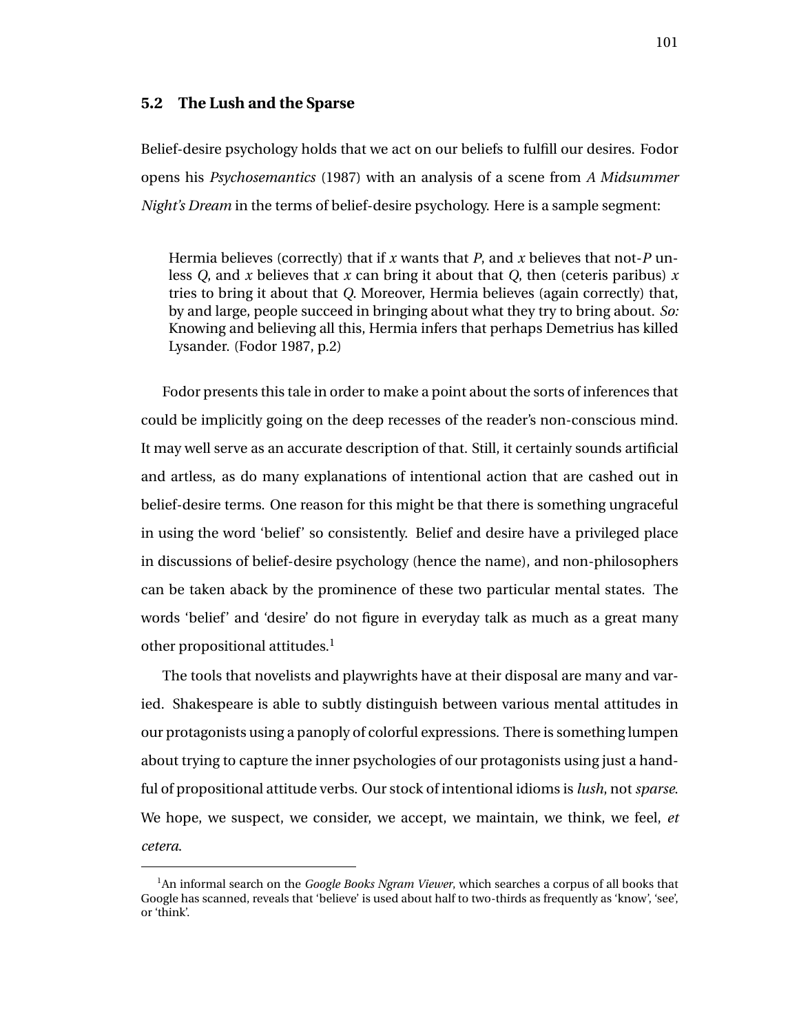## 5.2 The Lush and the Sparse

Belief-desire psychology holds that we act on our beliefs to fulfill our desires. Fodor opens his *Psychosemantics* (1987) with an analysis of a scene from *A Midsummer Night's Dream* in the terms of belief-desire psychology. Here is a sample segment:

> Hermia believes (correctly) that if *x* wants that *P*, and *x* believes that not-*P* unless *Q*, and *x* believes that *x* can bring it about that *Q*, then (ceteris paribus) *x* tries to bring it about that *Q*. Moreover, Hermia believes (again correctly) that, by and large, people succeed in bringing about what they try to bring about. *So:* Knowing and believing all this, Hermia infers that perhaps Demetrius has killed Lysander. (Fodor 1987, p.2)

Fodor presents this tale in order to make a point about the sorts of inferences that could be implicitly going on the deep recesses of the reader's non-conscious mind. It may well serve as an accurate description of that. Still, it certainly sounds artificial and artless, as do many explanations of intentional action that are cashed out in belief-desire terms. One reason for this might be that there is something ungraceful in using the word 'belief' so consistently. Belief and desire have a privileged place in discussions of belief-desire psychology (hence the name), and non-philosophers can be taken aback by the prominence of these two particular mental states. The words 'belief' and 'desire' do not figure in everyday talk as much as a great many other propositional attitudes.[1]

The tools that novelists and playwrights have at their disposal are many and varied. Shakespeare is able to subtly distinguish between various mental attitudes in our protagonists using a panoply of colorful expressions. There is something lumpen about trying to capture the inner psychologies of our protagonists using just a handful of propositional attitude verbs. Our stock of intentional idioms is *lush*, not *sparse*. We hope, we suspect, we consider, we accept, we maintain, we think, we feel, *et cetera*.

[1] An informal search on the *Google Books Ngram Viewer*, which searches a corpus of all books that Google has scanned, reveals that 'believe' is used about half to two-thirds as frequently as 'know', 'see', or 'think'.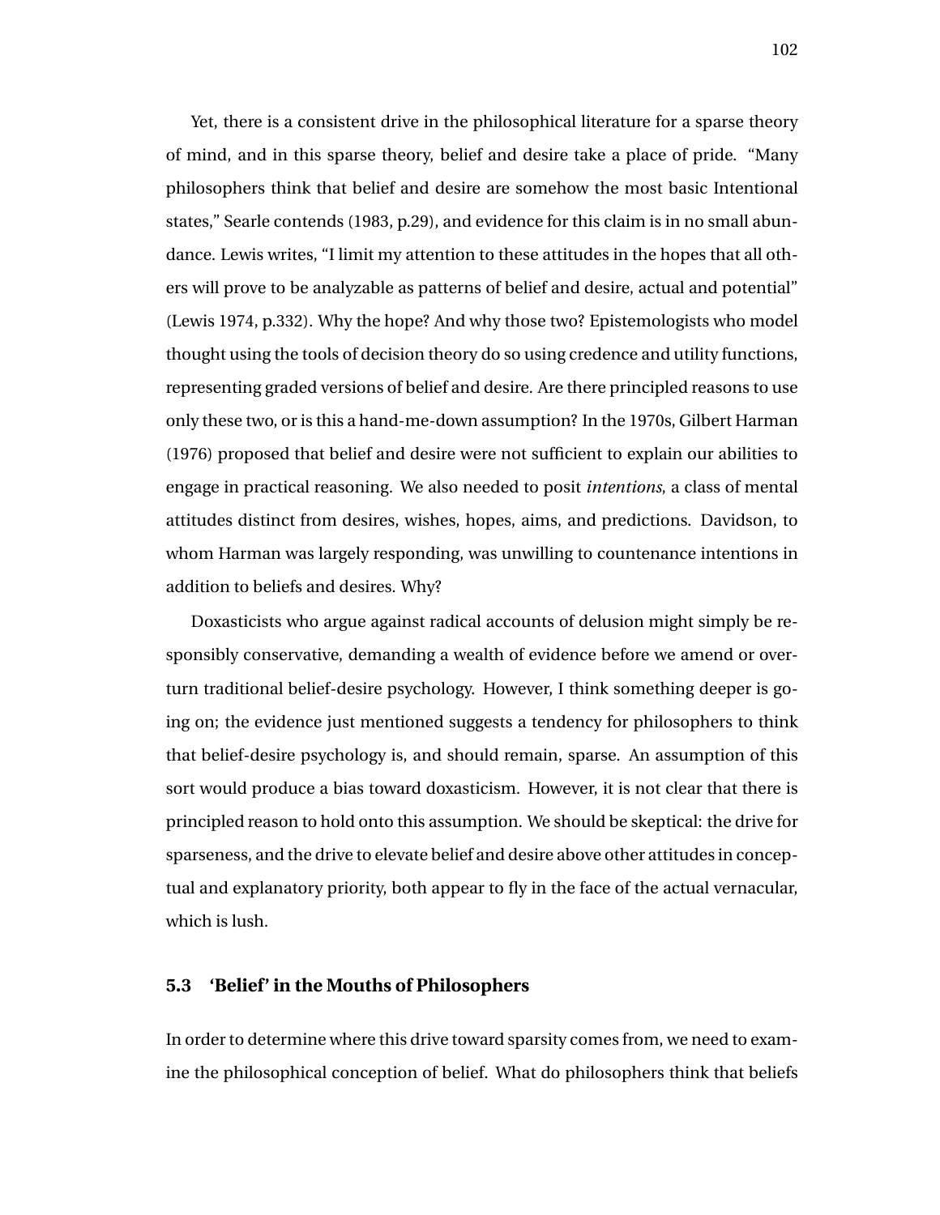Yet, there is a consistent drive in the philosophical literature for a sparse theory of mind, and in this sparse theory, belief and desire take a place of pride. “Many philosophers think that belief and desire are somehow the most basic Intentional states,” Searle contends (1983, p.29), and evidence for this claim is in no small abundance. Lewis writes, “I limit my attention to these attitudes in the hopes that all others will prove to be analyzable as patterns of belief and desire, actual and potential” (Lewis 1974, p.332). Why the hope? And why those two? Epistemologists who model thought using the tools of decision theory do so using credence and utility functions, representing graded versions of belief and desire. Are there principled reasons to use only these two, or is this a hand-me-down assumption? In the 1970s, Gilbert Harman (1976) proposed that belief and desire were not sufficient to explain our abilities to engage in practical reasoning. We also needed to posit *intentions*, a class of mental attitudes distinct from desires, wishes, hopes, aims, and predictions. Davidson, to whom Harman was largely responding, was unwilling to countenance intentions in addition to beliefs and desires. Why?

Doxasticists who argue against radical accounts of delusion might simply be responsibly conservative, demanding a wealth of evidence before we amend or overturn traditional belief-desire psychology. However, I think something deeper is going on; the evidence just mentioned suggests a tendency for philosophers to think that belief-desire psychology is, and should remain, sparse. An assumption of this sort would produce a bias toward doxasticism. However, it is not clear that there is principled reason to hold onto this assumption. We should be skeptical: the drive for sparseness, and the drive to elevate belief and desire above other attitudes in conceptual and explanatory priority, both appear to fly in the face of the actual vernacular, which is lush.

### 5.3 ‘Belief’ in the Mouths of Philosophers

In order to determine where this drive toward sparsity comes from, we need to examine the philosophical conception of belief. What do philosophers think that beliefs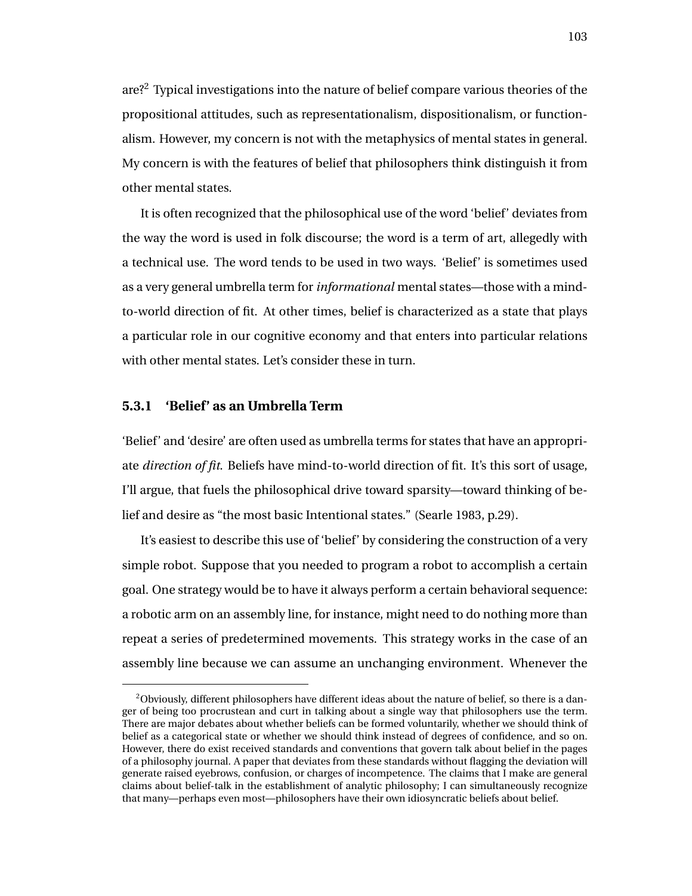are?[2] Typical investigations into the nature of belief compare various theories of the propositional attitudes, such as representationalism, dispositionalism, or functionalism. However, my concern is not with the metaphysics of mental states in general. My concern is with the features of belief that philosophers think distinguish it from other mental states.

It is often recognized that the philosophical use of the word 'belief' deviates from the way the word is used in folk discourse; the word is a term of art, allegedly with a technical use. The word tends to be used in two ways. 'Belief' is sometimes used as a very general umbrella term for *informational* mental states—those with a mind-to-world direction of fit. At other times, belief is characterized as a state that plays a particular role in our cognitive economy and that enters into particular relations with other mental states. Let's consider these in turn.

### 5.3.1 'Belief' as an Umbrella Term

'Belief' and 'desire' are often used as umbrella terms for states that have an appropriate *direction of fit*. Beliefs have mind-to-world direction of fit. It's this sort of usage, I'll argue, that fuels the philosophical drive toward sparsity—toward thinking of belief and desire as "the most basic Intentional states." (Searle 1983, p.29).

It's easiest to describe this use of 'belief' by considering the construction of a very simple robot. Suppose that you needed to program a robot to accomplish a certain goal. One strategy would be to have it always perform a certain behavioral sequence: a robotic arm on an assembly line, for instance, might need to do nothing more than repeat a series of predetermined movements. This strategy works in the case of an assembly line because we can assume an unchanging environment. Whenever the

[2] Obviously, different philosophers have different ideas about the nature of belief, so there is a danger of being too procrustean and curt in talking about a single way that philosophers use the term. There are major debates about whether beliefs can be formed voluntarily, whether we should think of belief as a categorical state or whether we should think instead of degrees of confidence, and so on. However, there do exist received standards and conventions that govern talk about belief in the pages of a philosophy journal. A paper that deviates from these standards without flagging the deviation will generate raised eyebrows, confusion, or charges of incompetence. The claims that I make are general claims about belief-talk in the establishment of analytic philosophy; I can simultaneously recognize that many—perhaps even most—philosophers have their own idiosyncratic beliefs about belief.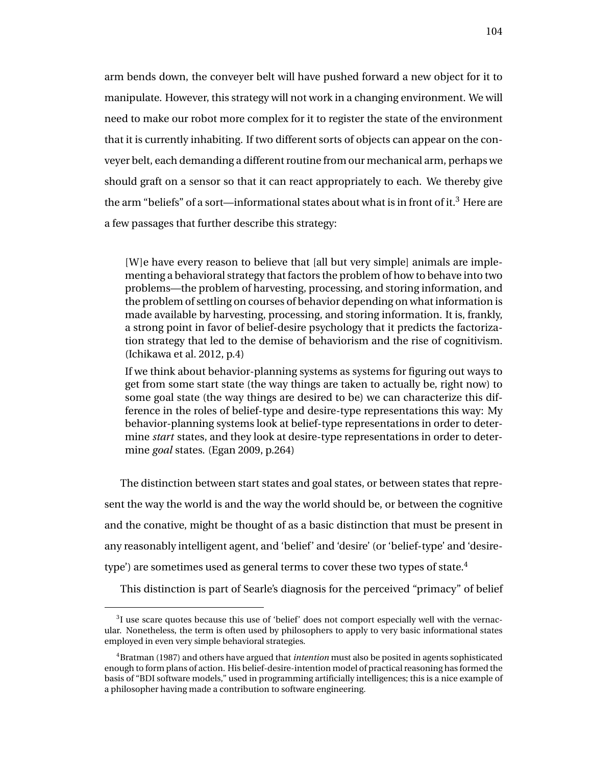arm bends down, the conveyer belt will have pushed forward a new object for it to manipulate. However, this strategy will not work in a changing environment. We will need to make our robot more complex for it to register the state of the environment that it is currently inhabiting. If two different sorts of objects can appear on the conveyer belt, each demanding a different routine from our mechanical arm, perhaps we should graft on a sensor so that it can react appropriately to each. We thereby give the arm "beliefs" of a sort—informational states about what is in front of it.[3] Here are a few passages that further describe this strategy:

> [W]e have every reason to believe that [all but very simple] animals are implementing a behavioral strategy that factors the problem of how to behave into two problems—the problem of harvesting, processing, and storing information, and the problem of settling on courses of behavior depending on what information is made available by harvesting, processing, and storing information. It is, frankly, a strong point in favor of belief-desire psychology that it predicts the factorization strategy that led to the demise of behaviorism and the rise of cognitivism. (Ichikawa et al. 2012, p.4)
>
> If we think about behavior-planning systems as systems for figuring out ways to get from some start state (the way things are taken to actually be, right now) to some goal state (the way things are desired to be) we can characterize this difference in the roles of belief-type and desire-type representations this way: My behavior-planning systems look at belief-type representations in order to determine *start* states, and they look at desire-type representations in order to determine *goal* states. (Egan 2009, p.264)

The distinction between start states and goal states, or between states that represent the way the world is and the way the world should be, or between the cognitive and the conative, might be thought of as a basic distinction that must be present in any reasonably intelligent agent, and 'belief' and 'desire' (or 'belief-type' and 'desire-type') are sometimes used as general terms to cover these two types of state.[4]

This distinction is part of Searle's diagnosis for the perceived "primacy" of belief

---

[3] I use scare quotes because this use of 'belief' does not comport especially well with the vernacular. Nonetheless, the term is often used by philosophers to apply to very basic informational states employed in even very simple behavioral strategies.

[4] Bratman (1987) and others have argued that *intention* must also be posited in agents sophisticated enough to form plans of action. His belief-desire-intention model of practical reasoning has formed the basis of "BDI software models," used in programming artificially intelligences; this is a nice example of a philosopher having made a contribution to software engineering.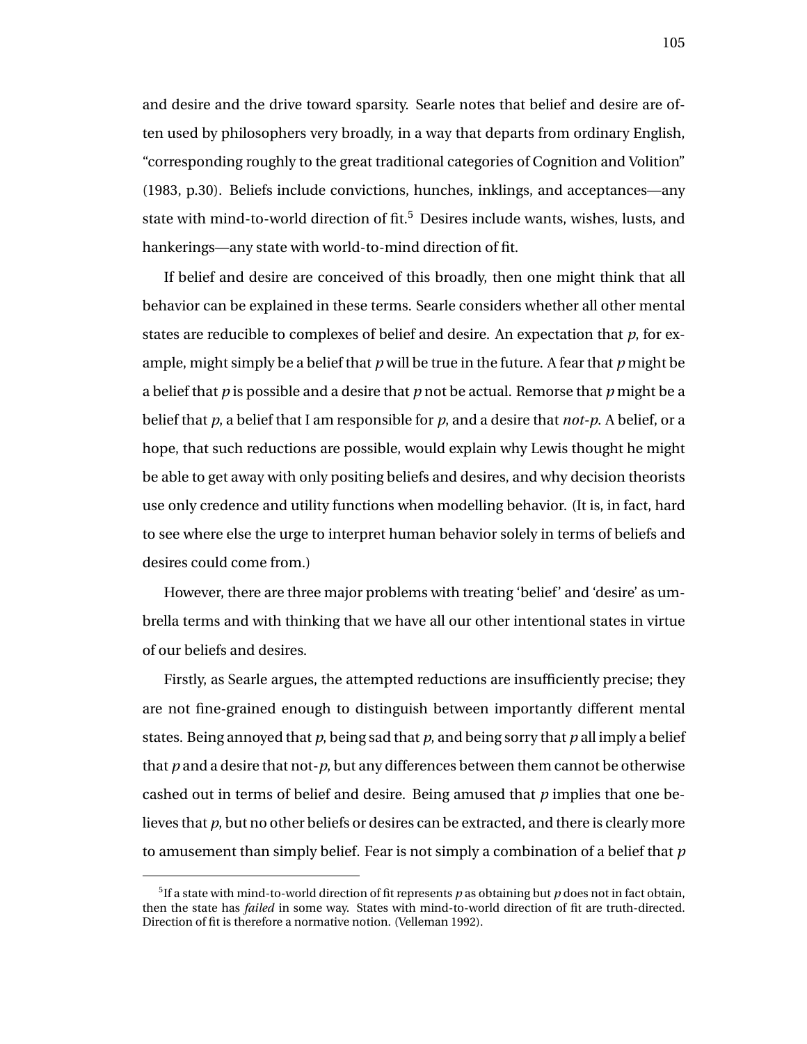and desire and the drive toward sparsity. Searle notes that belief and desire are often used by philosophers very broadly, in a way that departs from ordinary English, "corresponding roughly to the great traditional categories of Cognition and Volition" (1983, p.30). Beliefs include convictions, hunches, inklings, and acceptances—any state with mind-to-world direction of fit.[5] Desires include wants, wishes, lusts, and hankerings—any state with world-to-mind direction of fit.

If belief and desire are conceived of this broadly, then one might think that all behavior can be explained in these terms. Searle considers whether all other mental states are reducible to complexes of belief and desire. An expectation that *p*, for example, might simply be a belief that *p* will be true in the future. A fear that *p* might be a belief that *p* is possible and a desire that *p* not be actual. Remorse that *p* might be a belief that *p*, a belief that I am responsible for *p*, and a desire that *not-p*. A belief, or a hope, that such reductions are possible, would explain why Lewis thought he might be able to get away with only positing beliefs and desires, and why decision theorists use only credence and utility functions when modelling behavior. (It is, in fact, hard to see where else the urge to interpret human behavior solely in terms of beliefs and desires could come from.)

However, there are three major problems with treating 'belief' and 'desire' as umbrella terms and with thinking that we have all our other intentional states in virtue of our beliefs and desires.

Firstly, as Searle argues, the attempted reductions are insufficiently precise; they are not fine-grained enough to distinguish between importantly different mental states. Being annoyed that *p*, being sad that *p*, and being sorry that *p* all imply a belief that *p* and a desire that not-*p*, but any differences between them cannot be otherwise cashed out in terms of belief and desire. Being amused that *p* implies that one believes that *p*, but no other beliefs or desires can be extracted, and there is clearly more to amusement than simply belief. Fear is not simply a combination of a belief that *p*

---

[5] If a state with mind-to-world direction of fit represents *p* as obtaining but *p* does not in fact obtain, then the state has *failed* in some way. States with mind-to-world direction of fit are truth-directed. Direction of fit is therefore a normative notion. (Velleman 1992).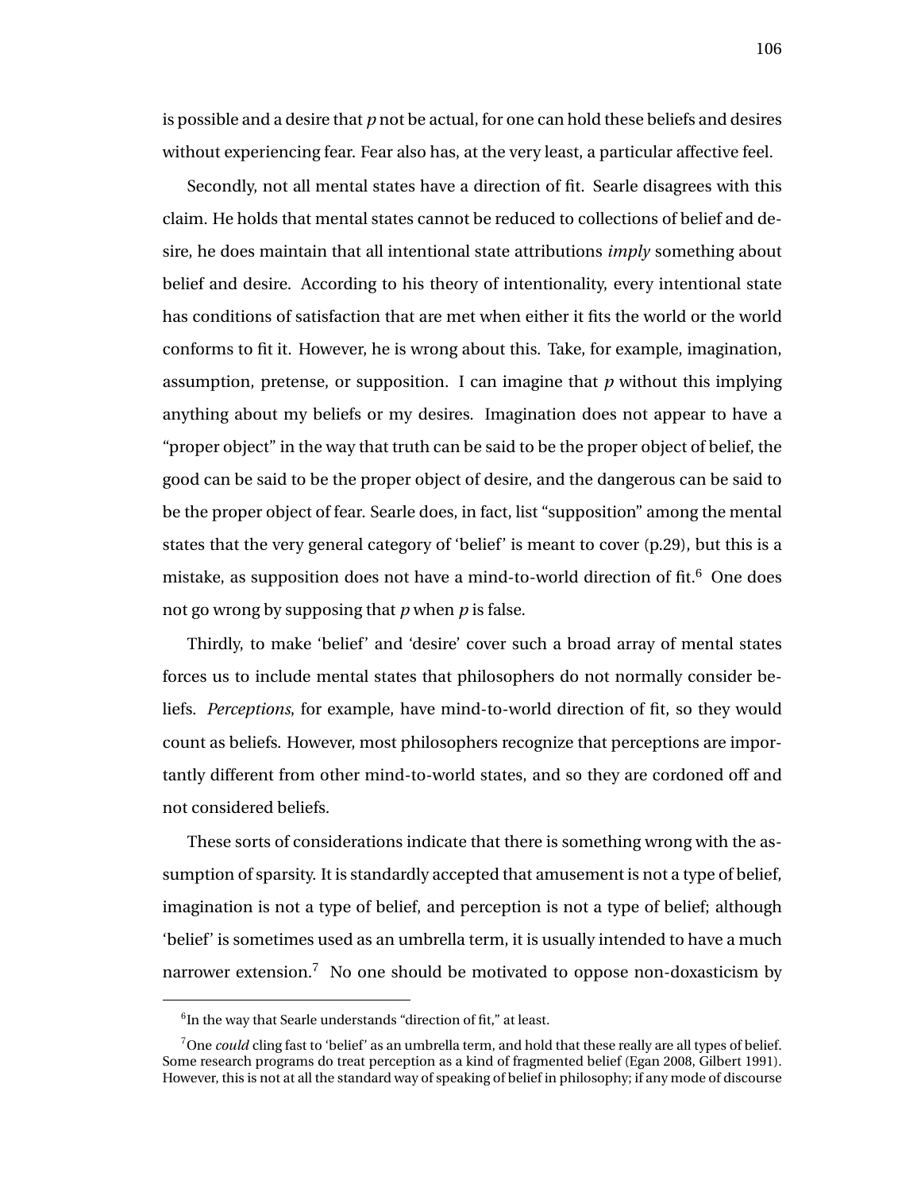is possible and a desire that *p* not be actual, for one can hold these beliefs and desires without experiencing fear. Fear also has, at the very least, a particular affective feel.

Secondly, not all mental states have a direction of fit. Searle disagrees with this claim. He holds that mental states cannot be reduced to collections of belief and desire, he does maintain that all intentional state attributions *imply* something about belief and desire. According to his theory of intentionality, every intentional state has conditions of satisfaction that are met when either it fits the world or the world conforms to fit it. However, he is wrong about this. Take, for example, imagination, assumption, pretense, or supposition. I can imagine that *p* without this implying anything about my beliefs or my desires. Imagination does not appear to have a "proper object" in the way that truth can be said to be the proper object of belief, the good can be said to be the proper object of desire, and the dangerous can be said to be the proper object of fear. Searle does, in fact, list "supposition" among the mental states that the very general category of 'belief' is meant to cover (p.29), but this is a mistake, as supposition does not have a mind-to-world direction of fit.[6] One does not go wrong by supposing that *p* when *p* is false.

Thirdly, to make 'belief' and 'desire' cover such a broad array of mental states forces us to include mental states that philosophers do not normally consider beliefs. *Perceptions*, for example, have mind-to-world direction of fit, so they would count as beliefs. However, most philosophers recognize that perceptions are importantly different from other mind-to-world states, and so they are cordoned off and not considered beliefs.

These sorts of considerations indicate that there is something wrong with the assumption of sparsity. It is standardly accepted that amusement is not a type of belief, imagination is not a type of belief, and perception is not a type of belief; although 'belief' is sometimes used as an umbrella term, it is usually intended to have a much narrower extension.[7] No one should be motivated to oppose non-doxasticism by

[6]In the way that Searle understands "direction of fit," at least.

[7]One *could* cling fast to 'belief' as an umbrella term, and hold that these really are all types of belief. Some research programs do treat perception as a kind of fragmented belief (Egan 2008, Gilbert 1991). However, this is not at all the standard way of speaking of belief in philosophy; if any mode of discourse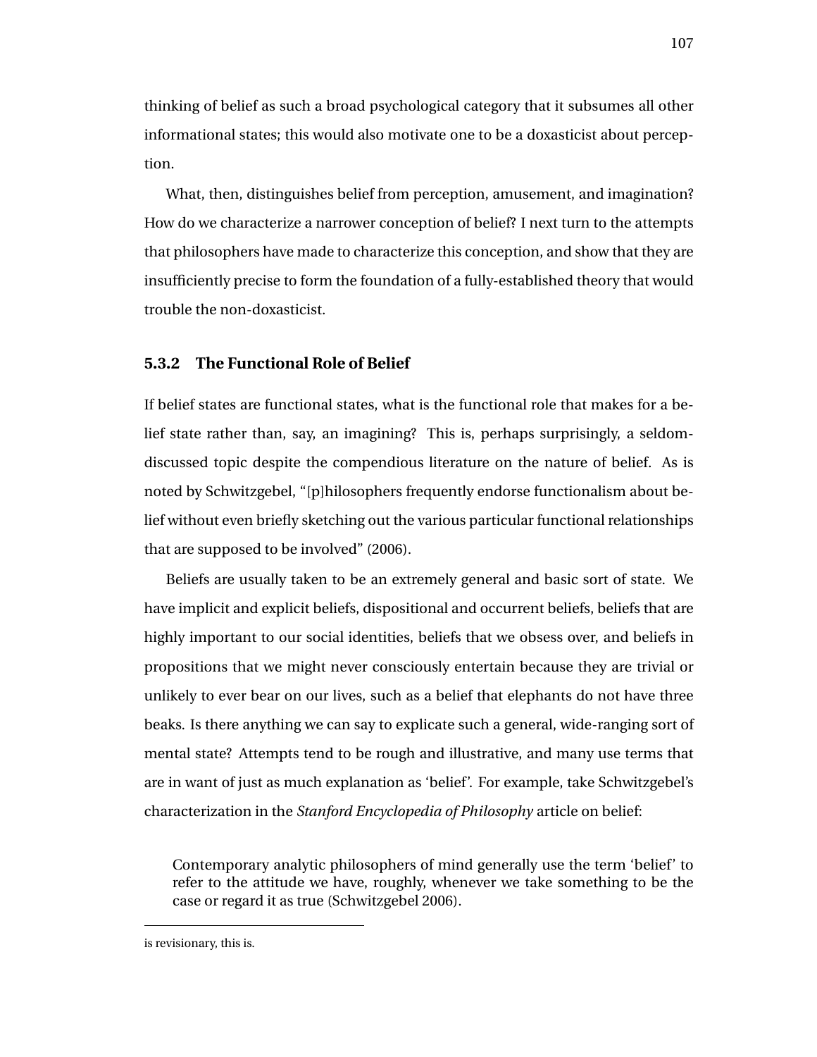thinking of belief as such a broad psychological category that it subsumes all other informational states; this would also motivate one to be a doxasticist about perception.

What, then, distinguishes belief from perception, amusement, and imagination? How do we characterize a narrower conception of belief? I next turn to the attempts that philosophers have made to characterize this conception, and show that they are insufficiently precise to form the foundation of a fully-established theory that would trouble the non-doxasticist.

### 5.3.2 The Functional Role of Belief

If belief states are functional states, what is the functional role that makes for a belief state rather than, say, an imagining? This is, perhaps surprisingly, a seldom-discussed topic despite the compendious literature on the nature of belief. As is noted by Schwitzgebel, "[p]hilosophers frequently endorse functionalism about belief without even briefly sketching out the various particular functional relationships that are supposed to be involved" (2006).

Beliefs are usually taken to be an extremely general and basic sort of state. We have implicit and explicit beliefs, dispositional and occurrent beliefs, beliefs that are highly important to our social identities, beliefs that we obsess over, and beliefs in propositions that we might never consciously entertain because they are trivial or unlikely to ever bear on our lives, such as a belief that elephants do not have three beaks. Is there anything we can say to explicate such a general, wide-ranging sort of mental state? Attempts tend to be rough and illustrative, and many use terms that are in want of just as much explanation as 'belief'. For example, take Schwitzgebel's characterization in the *Stanford Encyclopedia of Philosophy* article on belief:

> Contemporary analytic philosophers of mind generally use the term 'belief' to refer to the attitude we have, roughly, whenever we take something to be the case or regard it as true (Schwitzgebel 2006).

---

is revisionary, this is.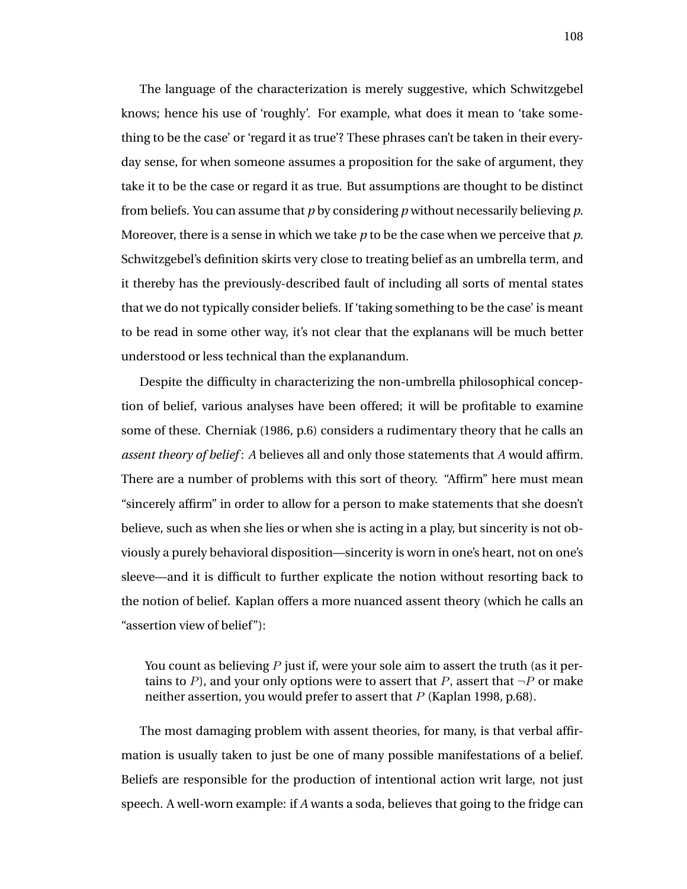The language of the characterization is merely suggestive, which Schwitzgebel knows; hence his use of 'roughly'. For example, what does it mean to 'take something to be the case' or 'regard it as true'? These phrases can't be taken in their everyday sense, for when someone assumes a proposition for the sake of argument, they take it to be the case or regard it as true. But assumptions are thought to be distinct from beliefs. You can assume that *p* by considering *p* without necessarily believing *p*. Moreover, there is a sense in which we take *p* to be the case when we perceive that *p*. Schwitzgebel's definition skirts very close to treating belief as an umbrella term, and it thereby has the previously-described fault of including all sorts of mental states that we do not typically consider beliefs. If 'taking something to be the case' is meant to be read in some other way, it's not clear that the explanans will be much better understood or less technical than the explanandum.

Despite the difficulty in characterizing the non-umbrella philosophical conception of belief, various analyses have been offered; it will be profitable to examine some of these. Cherniak (1986, p.6) considers a rudimentary theory that he calls an *assent theory of belief*: *A* believes all and only those statements that *A* would affirm. There are a number of problems with this sort of theory. "Affirm" here must mean "sincerely affirm" in order to allow for a person to make statements that she doesn't believe, such as when she lies or when she is acting in a play, but sincerity is not obviously a purely behavioral disposition—sincerity is worn in one's heart, not on one's sleeve—and it is difficult to further explicate the notion without resorting back to the notion of belief. Kaplan offers a more nuanced assent theory (which he calls an "assertion view of belief"):

> You count as believing $P$ just if, were your sole aim to assert the truth (as it pertains to $P$), and your only options were to assert that $P$, assert that $\neg P$ or make neither assertion, you would prefer to assert that $P$ (Kaplan 1998, p.68).

The most damaging problem with assent theories, for many, is that verbal affirmation is usually taken to just be one of many possible manifestations of a belief. Beliefs are responsible for the production of intentional action writ large, not just speech. A well-worn example: if *A* wants a soda, believes that going to the fridge can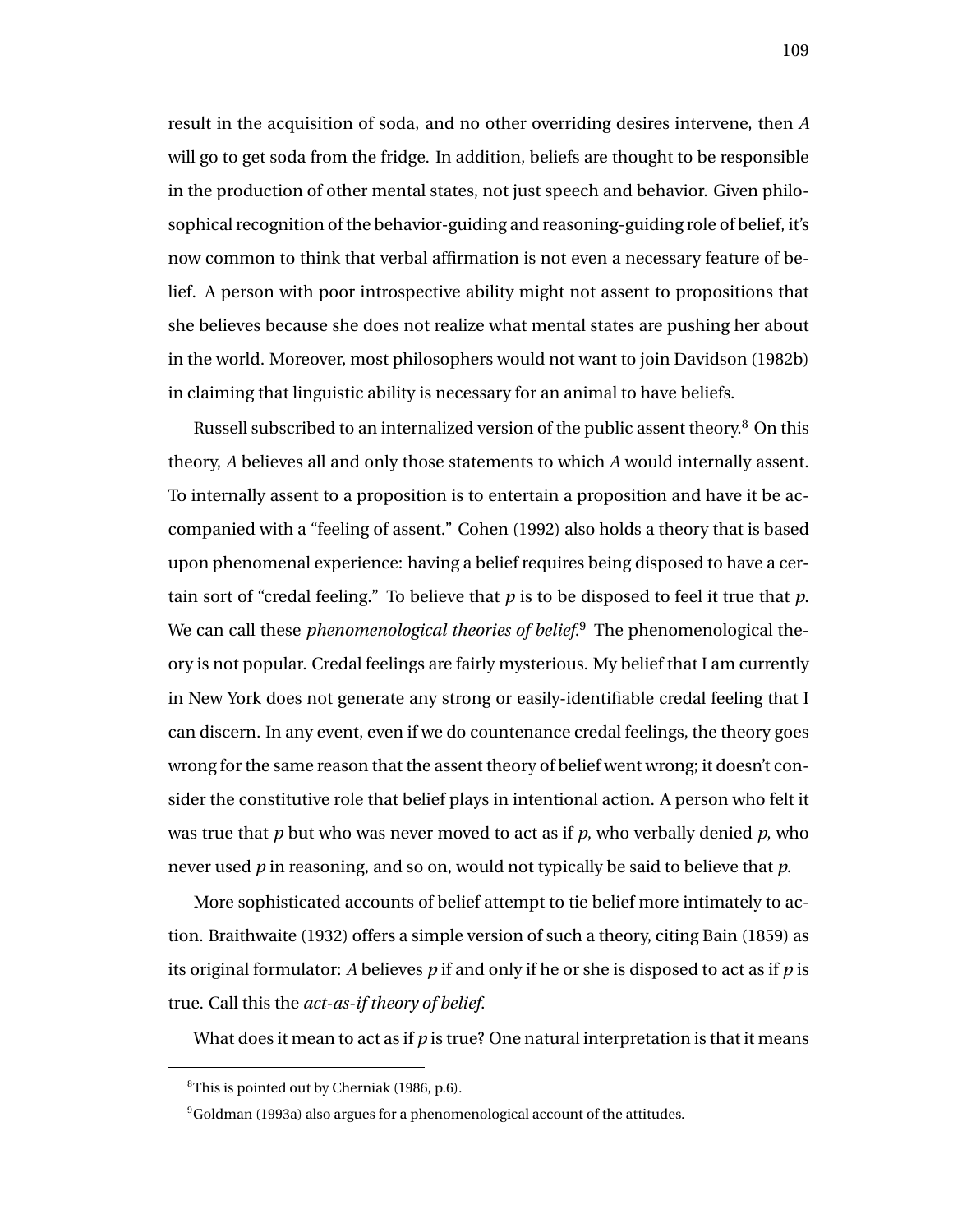result in the acquisition of soda, and no other overriding desires intervene, then *A* will go to get soda from the fridge. In addition, beliefs are thought to be responsible in the production of other mental states, not just speech and behavior. Given philosophical recognition of the behavior-guiding and reasoning-guiding role of belief, it's now common to think that verbal affirmation is not even a necessary feature of belief. A person with poor introspective ability might not assent to propositions that she believes because she does not realize what mental states are pushing her about in the world. Moreover, most philosophers would not want to join Davidson (1982b) in claiming that linguistic ability is necessary for an animal to have beliefs.

Russell subscribed to an internalized version of the public assent theory.[8] On this theory, *A* believes all and only those statements to which *A* would internally assent. To internally assent to a proposition is to entertain a proposition and have it be accompanied with a "feeling of assent." Cohen (1992) also holds a theory that is based upon phenomenal experience: having a belief requires being disposed to have a certain sort of "credal feeling." To believe that *p* is to be disposed to feel it true that *p*. We can call these *phenomenological theories of belief*.[9] The phenomenological theory is not popular. Credal feelings are fairly mysterious. My belief that I am currently in New York does not generate any strong or easily-identifiable credal feeling that I can discern. In any event, even if we do countenance credal feelings, the theory goes wrong for the same reason that the assent theory of belief went wrong; it doesn't consider the constitutive role that belief plays in intentional action. A person who felt it was true that *p* but who was never moved to act as if *p*, who verbally denied *p*, who never used *p* in reasoning, and so on, would not typically be said to believe that *p*.

More sophisticated accounts of belief attempt to tie belief more intimately to action. Braithwaite (1932) offers a simple version of such a theory, citing Bain (1859) as its original formulator: *A* believes *p* if and only if he or she is disposed to act as if *p* is true. Call this the *act-as-if theory of belief*.

What does it mean to act as if *p* is true? One natural interpretation is that it means

[8] This is pointed out by Cherniak (1986, p.6).

[9] Goldman (1993a) also argues for a phenomenological account of the attitudes.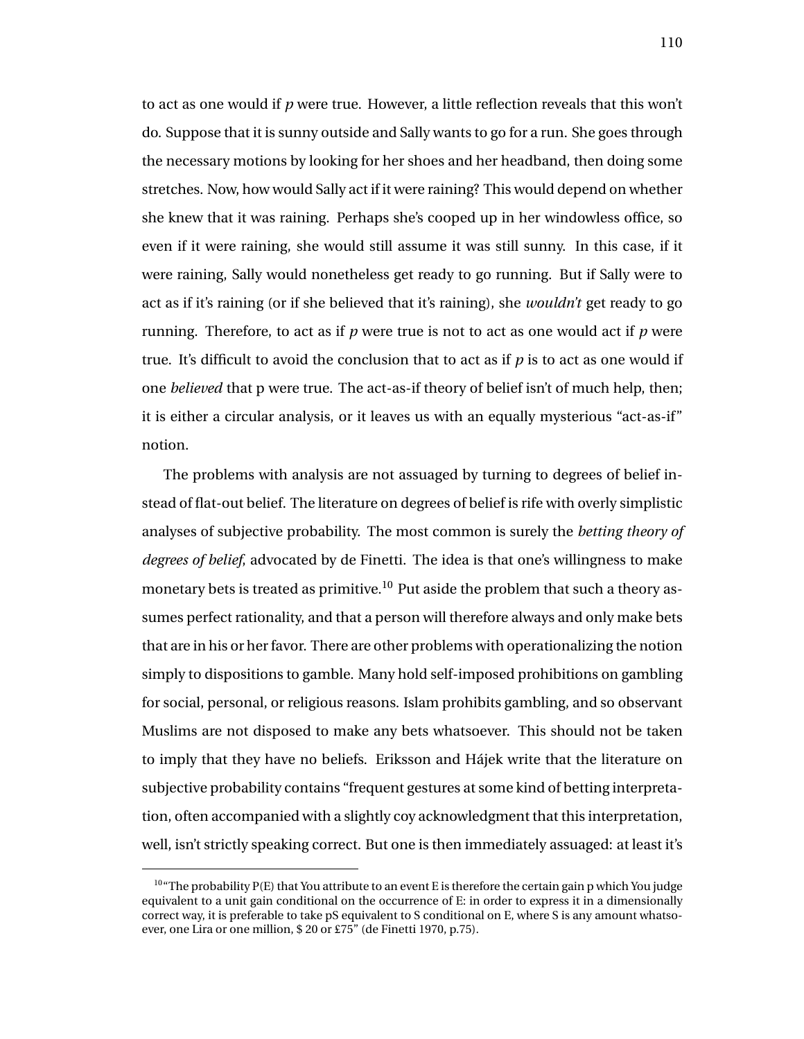to act as one would if *p* were true. However, a little reflection reveals that this won't do. Suppose that it is sunny outside and Sally wants to go for a run. She goes through the necessary motions by looking for her shoes and her headband, then doing some stretches. Now, how would Sally act if it were raining? This would depend on whether she knew that it was raining. Perhaps she's cooped up in her windowless office, so even if it were raining, she would still assume it was still sunny. In this case, if it were raining, Sally would nonetheless get ready to go running. But if Sally were to act as if it's raining (or if she believed that it's raining), she *wouldn't* get ready to go running. Therefore, to act as if *p* were true is not to act as one would act if *p* were true. It's difficult to avoid the conclusion that to act as if *p* is to act as one would if one *believed* that p were true. The act-as-if theory of belief isn't of much help, then; it is either a circular analysis, or it leaves us with an equally mysterious "act-as-if" notion.

The problems with analysis are not assuaged by turning to degrees of belief instead of flat-out belief. The literature on degrees of belief is rife with overly simplistic analyses of subjective probability. The most common is surely the *betting theory of degrees of belief*, advocated by de Finetti. The idea is that one's willingness to make monetary bets is treated as primitive.[10] Put aside the problem that such a theory assumes perfect rationality, and that a person will therefore always and only make bets that are in his or her favor. There are other problems with operationalizing the notion simply to dispositions to gamble. Many hold self-imposed prohibitions on gambling for social, personal, or religious reasons. Islam prohibits gambling, and so observant Muslims are not disposed to make any bets whatsoever. This should not be taken to imply that they have no beliefs. Eriksson and Hájek write that the literature on subjective probability contains "frequent gestures at some kind of betting interpretation, often accompanied with a slightly coy acknowledgment that this interpretation, well, isn't strictly speaking correct. But one is then immediately assuaged: at least it's

[10] "The probability P(E) that You attribute to an event E is therefore the certain gain p which You judge equivalent to a unit gain conditional on the occurrence of E: in order to express it in a dimensionally correct way, it is preferable to take pS equivalent to S conditional on E, where S is any amount whatsoever, one Lira or one million, $ 20 or £75" (de Finetti 1970, p.75).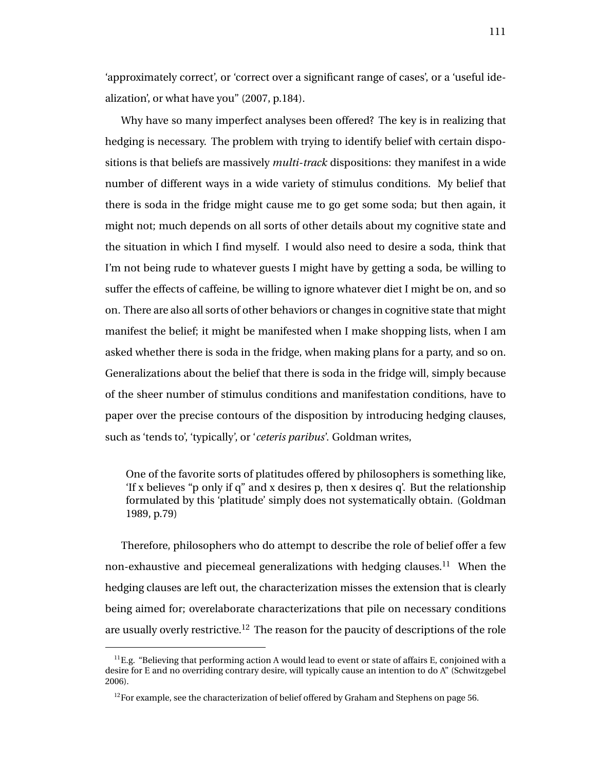'approximately correct', or 'correct over a significant range of cases', or a 'useful idealization', or what have you" (2007, p.184).

Why have so many imperfect analyses been offered? The key is in realizing that hedging is necessary. The problem with trying to identify belief with certain dispositions is that beliefs are massively *multi-track* dispositions: they manifest in a wide number of different ways in a wide variety of stimulus conditions. My belief that there is soda in the fridge might cause me to go get some soda; but then again, it might not; much depends on all sorts of other details about my cognitive state and the situation in which I find myself. I would also need to desire a soda, think that I'm not being rude to whatever guests I might have by getting a soda, be willing to suffer the effects of caffeine, be willing to ignore whatever diet I might be on, and so on. There are also all sorts of other behaviors or changes in cognitive state that might manifest the belief; it might be manifested when I make shopping lists, when I am asked whether there is soda in the fridge, when making plans for a party, and so on. Generalizations about the belief that there is soda in the fridge will, simply because of the sheer number of stimulus conditions and manifestation conditions, have to paper over the precise contours of the disposition by introducing hedging clauses, such as 'tends to', 'typically', or '*ceteris paribus*'. Goldman writes,

> One of the favorite sorts of platitudes offered by philosophers is something like, 'If x believes "p only if q" and x desires p, then x desires q'. But the relationship formulated by this 'platitude' simply does not systematically obtain. (Goldman 1989, p.79)

Therefore, philosophers who do attempt to describe the role of belief offer a few non-exhaustive and piecemeal generalizations with hedging clauses.[11] When the hedging clauses are left out, the characterization misses the extension that is clearly being aimed for; overelaborate characterizations that pile on necessary conditions are usually overly restrictive.[12] The reason for the paucity of descriptions of the role

---

[11] E.g. "Believing that performing action A would lead to event or state of affairs E, conjoined with a desire for E and no overriding contrary desire, will typically cause an intention to do A" (Schwitzgebel 2006).

[12] For example, see the characterization of belief offered by Graham and Stephens on page 56.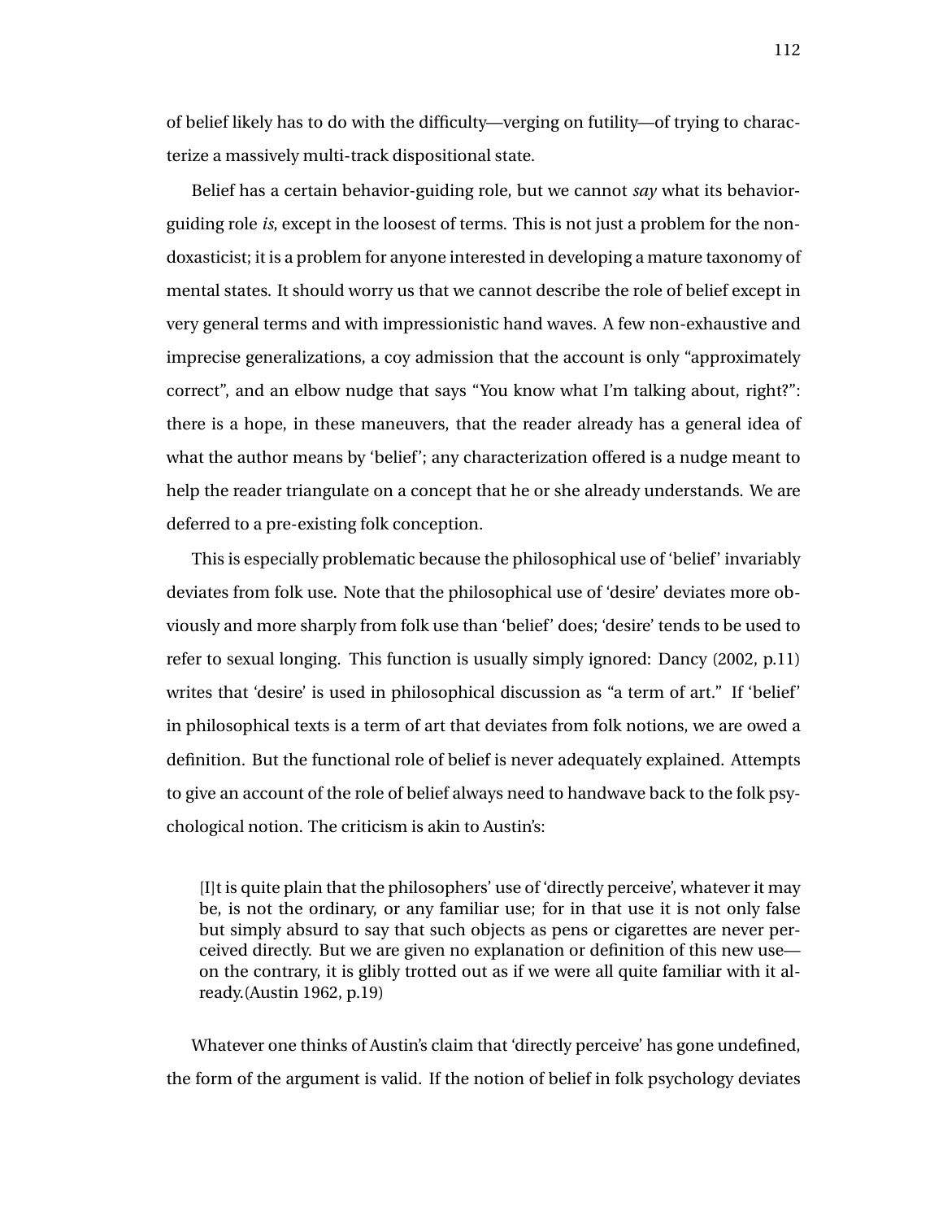of belief likely has to do with the difficulty—verging on futility—of trying to characterize a massively multi-track dispositional state.

Belief has a certain behavior-guiding role, but we cannot *say* what its behavior-guiding role *is*, except in the loosest of terms. This is not just a problem for the non-doxasticist; it is a problem for anyone interested in developing a mature taxonomy of mental states. It should worry us that we cannot describe the role of belief except in very general terms and with impressionistic hand waves. A few non-exhaustive and imprecise generalizations, a coy admission that the account is only "approximately correct", and an elbow nudge that says "You know what I'm talking about, right?": there is a hope, in these maneuvers, that the reader already has a general idea of what the author means by 'belief'; any characterization offered is a nudge meant to help the reader triangulate on a concept that he or she already understands. We are deferred to a pre-existing folk conception.

This is especially problematic because the philosophical use of 'belief' invariably deviates from folk use. Note that the philosophical use of 'desire' deviates more obviously and more sharply from folk use than 'belief' does; 'desire' tends to be used to refer to sexual longing. This function is usually simply ignored: Dancy (2002, p.11) writes that 'desire' is used in philosophical discussion as "a term of art." If 'belief' in philosophical texts is a term of art that deviates from folk notions, we are owed a definition. But the functional role of belief is never adequately explained. Attempts to give an account of the role of belief always need to handwave back to the folk psychological notion. The criticism is akin to Austin's:

> [I]t is quite plain that the philosophers' use of 'directly perceive', whatever it may be, is not the ordinary, or any familiar use; for in that use it is not only false but simply absurd to say that such objects as pens or cigarettes are never perceived directly. But we are given no explanation or definition of this new use—on the contrary, it is glibly trotted out as if we were all quite familiar with it already.(Austin 1962, p.19)

Whatever one thinks of Austin's claim that 'directly perceive' has gone undefined, the form of the argument is valid. If the notion of belief in folk psychology deviates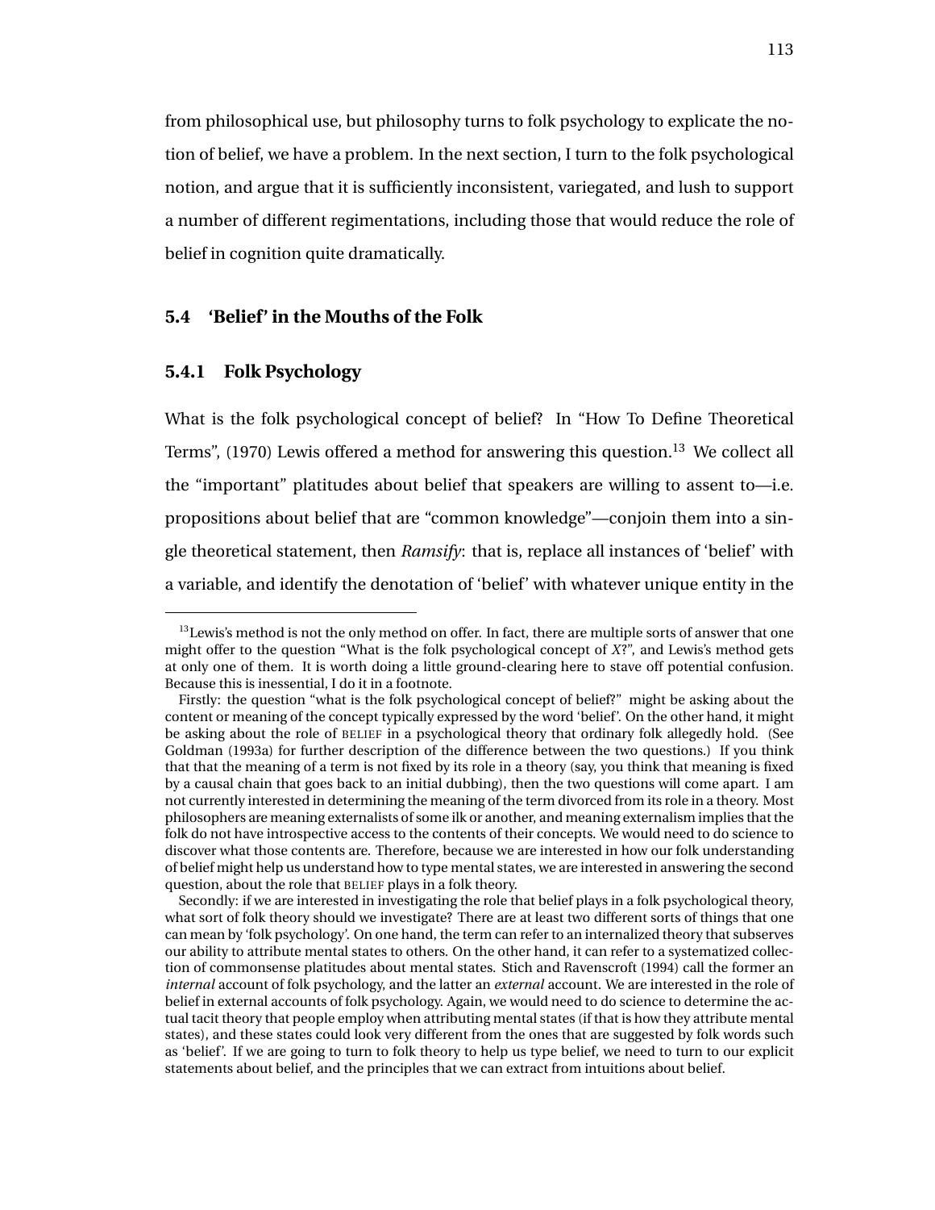from philosophical use, but philosophy turns to folk psychology to explicate the notion of belief, we have a problem. In the next section, I turn to the folk psychological notion, and argue that it is sufficiently inconsistent, variegated, and lush to support a number of different regimentations, including those that would reduce the role of belief in cognition quite dramatically.

## 5.4 'Belief' in the Mouths of the Folk

### 5.4.1 Folk Psychology

What is the folk psychological concept of belief? In "How To Define Theoretical Terms", (1970) Lewis offered a method for answering this question.[13] We collect all the "important" platitudes about belief that speakers are willing to assent to—i.e. propositions about belief that are "common knowledge"—conjoin them into a single theoretical statement, then *Ramsify*: that is, replace all instances of 'belief' with a variable, and identify the denotation of 'belief' with whatever unique entity in the

[13] Lewis's method is not the only method on offer. In fact, there are multiple sorts of answer that one might offer to the question "What is the folk psychological concept of *X*?", and Lewis's method gets at only one of them. It is worth doing a little ground-clearing here to stave off potential confusion. Because this is inessential, I do it in a footnote.

Firstly: the question "what is the folk psychological concept of belief?" might be asking about the content or meaning of the concept typically expressed by the word 'belief'. On the other hand, it might be asking about the role of BELIEF in a psychological theory that ordinary folk allegedly hold. (See Goldman (1993a) for further description of the difference between the two questions.) If you think that that the meaning of a term is not fixed by its role in a theory (say, you think that meaning is fixed by a causal chain that goes back to an initial dubbing), then the two questions will come apart. I am not currently interested in determining the meaning of the term divorced from its role in a theory. Most philosophers are meaning externalists of some ilk or another, and meaning externalism implies that the folk do not have introspective access to the contents of their concepts. We would need to do science to discover what those contents are. Therefore, because we are interested in how our folk understanding of belief might help us understand how to type mental states, we are interested in answering the second question, about the role that BELIEF plays in a folk theory.

Secondly: if we are interested in investigating the role that belief plays in a folk psychological theory, what sort of folk theory should we investigate? There are at least two different sorts of things that one can mean by 'folk psychology'. On one hand, the term can refer to an internalized theory that subserves our ability to attribute mental states to others. On the other hand, it can refer to a systematized collection of commonsense platitudes about mental states. Stich and Ravenscroft (1994) call the former an *internal* account of folk psychology, and the latter an *external* account. We are interested in the role of belief in external accounts of folk psychology. Again, we would need to do science to determine the actual tacit theory that people employ when attributing mental states (if that is how they attribute mental states), and these states could look very different from the ones that are suggested by folk words such as 'belief'. If we are going to turn to folk theory to help us type belief, we need to turn to our explicit statements about belief, and the principles that we can extract from intuitions about belief.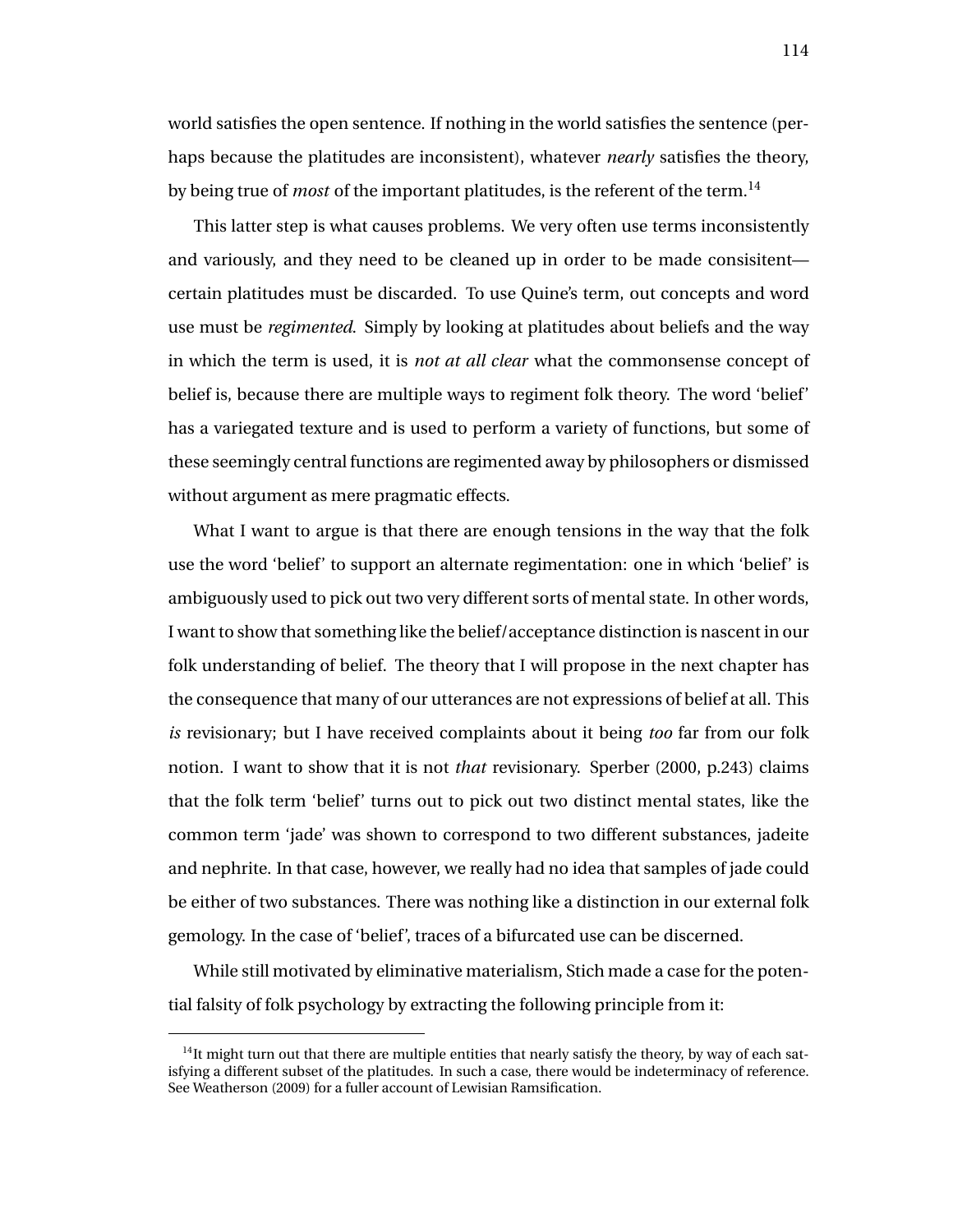world satisfies the open sentence. If nothing in the world satisfies the sentence (perhaps because the platitudes are inconsistent), whatever *nearly* satisfies the theory, by being true of *most* of the important platitudes, is the referent of the term.[14]

This latter step is what causes problems. We very often use terms inconsistently and variously, and they need to be cleaned up in order to be made consisitent—certain platitudes must be discarded. To use Quine's term, out concepts and word use must be *regimented*. Simply by looking at platitudes about beliefs and the way in which the term is used, it is *not at all clear* what the commonsense concept of belief is, because there are multiple ways to regiment folk theory. The word 'belief' has a variegated texture and is used to perform a variety of functions, but some of these seemingly central functions are regimented away by philosophers or dismissed without argument as mere pragmatic effects.

What I want to argue is that there are enough tensions in the way that the folk use the word 'belief' to support an alternate regimentation: one in which 'belief' is ambiguously used to pick out two very different sorts of mental state. In other words, I want to show that something like the belief/acceptance distinction is nascent in our folk understanding of belief. The theory that I will propose in the next chapter has the consequence that many of our utterances are not expressions of belief at all. This *is* revisionary; but I have received complaints about it being *too* far from our folk notion. I want to show that it is not *that* revisionary. Sperber (2000, p.243) claims that the folk term 'belief' turns out to pick out two distinct mental states, like the common term 'jade' was shown to correspond to two different substances, jadeite and nephrite. In that case, however, we really had no idea that samples of jade could be either of two substances. There was nothing like a distinction in our external folk gemology. In the case of 'belief', traces of a bifurcated use can be discerned.

While still motivated by eliminative materialism, Stich made a case for the potential falsity of folk psychology by extracting the following principle from it:

[14] It might turn out that there are multiple entities that nearly satisfy the theory, by way of each satisfying a different subset of the platitudes. In such a case, there would be indeterminacy of reference. See Weatherson (2009) for a fuller account of Lewisian Ramsification.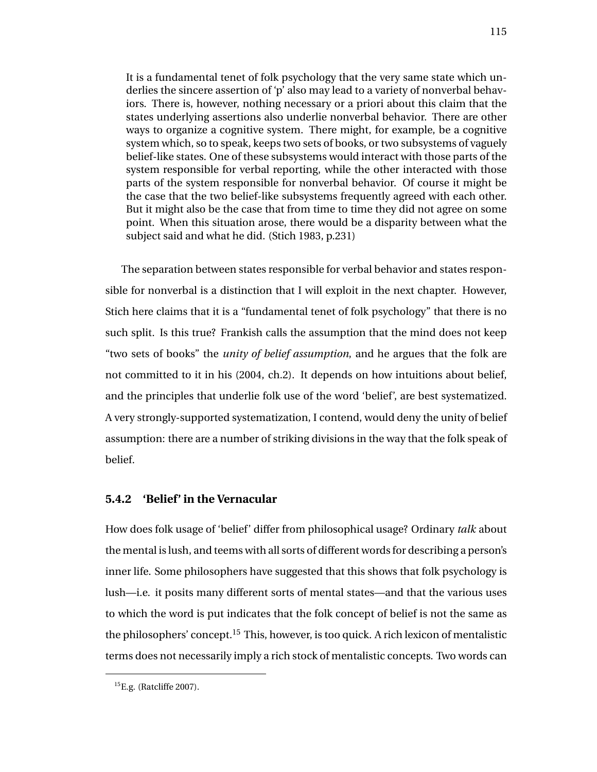> It is a fundamental tenet of folk psychology that the very same state which underlies the sincere assertion of 'p' also may lead to a variety of nonverbal behaviors. There is, however, nothing necessary or a priori about this claim that the states underlying assertions also underlie nonverbal behavior. There are other ways to organize a cognitive system. There might, for example, be a cognitive system which, so to speak, keeps two sets of books, or two subsystems of vaguely belief-like states. One of these subsystems would interact with those parts of the system responsible for verbal reporting, while the other interacted with those parts of the system responsible for nonverbal behavior. Of course it might be the case that the two belief-like subsystems frequently agreed with each other. But it might also be the case that from time to time they did not agree on some point. When this situation arose, there would be a disparity between what the subject said and what he did. (Stich 1983, p.231)

The separation between states responsible for verbal behavior and states responsible for nonverbal is a distinction that I will exploit in the next chapter. However, Stich here claims that it is a "fundamental tenet of folk psychology" that there is no such split. Is this true? Frankish calls the assumption that the mind does not keep "two sets of books" the *unity of belief assumption*, and he argues that the folk are not committed to it in his (2004, ch.2). It depends on how intuitions about belief, and the principles that underlie folk use of the word 'belief', are best systematized. A very strongly-supported systematization, I contend, would deny the unity of belief assumption: there are a number of striking divisions in the way that the folk speak of belief.

### 5.4.2 'Belief' in the Vernacular

How does folk usage of 'belief' differ from philosophical usage? Ordinary *talk* about the mental is lush, and teems with all sorts of different words for describing a person's inner life. Some philosophers have suggested that this shows that folk psychology is lush—i.e. it posits many different sorts of mental states—and that the various uses to which the word is put indicates that the folk concept of belief is not the same as the philosophers' concept.[15] This, however, is too quick. A rich lexicon of mentalistic terms does not necessarily imply a rich stock of mentalistic concepts. Two words can

[15] E.g. (Ratcliffe 2007).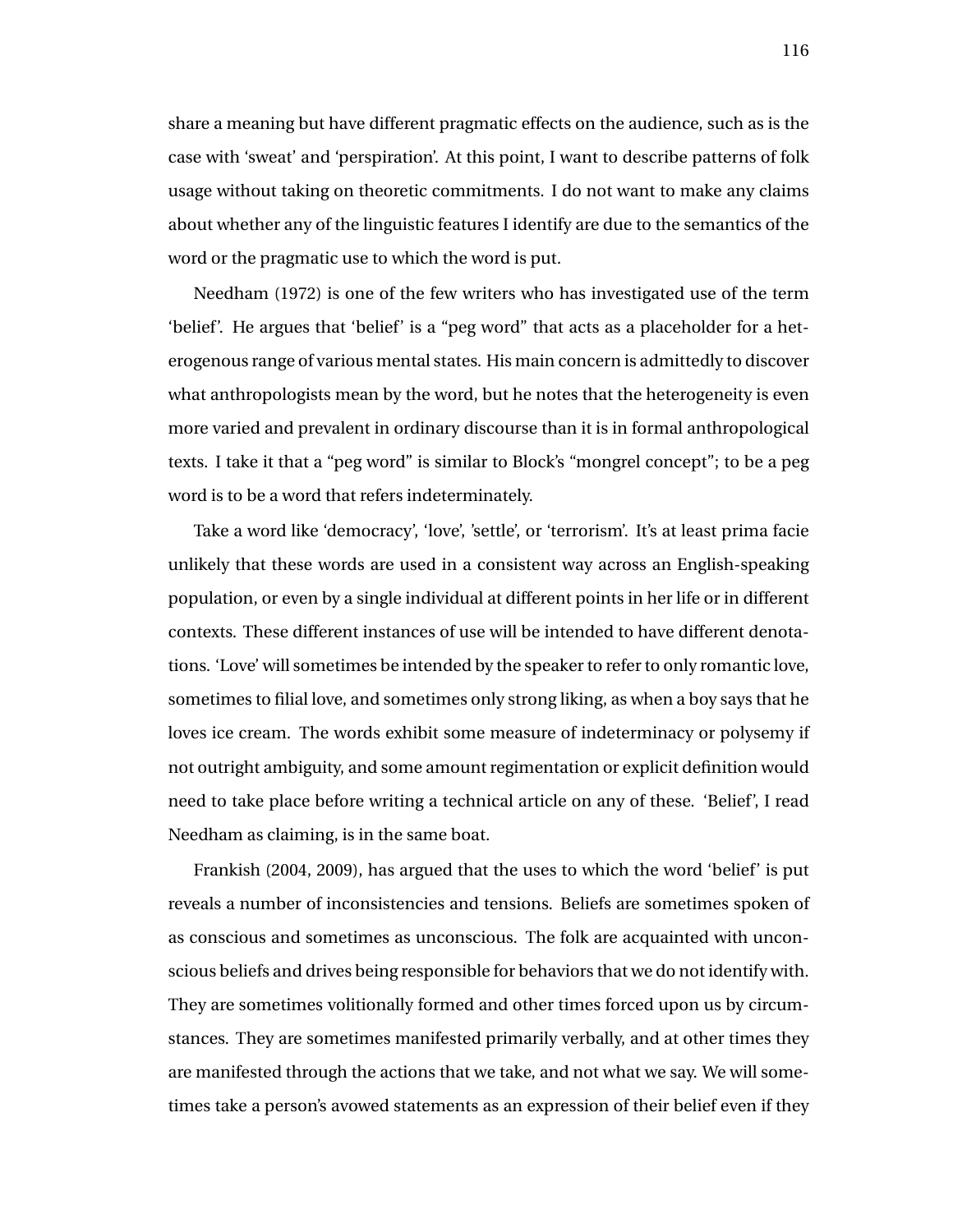share a meaning but have different pragmatic effects on the audience, such as is the case with 'sweat' and 'perspiration'. At this point, I want to describe patterns of folk usage without taking on theoretic commitments. I do not want to make any claims about whether any of the linguistic features I identify are due to the semantics of the word or the pragmatic use to which the word is put.

Needham (1972) is one of the few writers who has investigated use of the term 'belief'. He argues that 'belief' is a "peg word" that acts as a placeholder for a heterogenous range of various mental states. His main concern is admittedly to discover what anthropologists mean by the word, but he notes that the heterogeneity is even more varied and prevalent in ordinary discourse than it is in formal anthropological texts. I take it that a "peg word" is similar to Block's "mongrel concept"; to be a peg word is to be a word that refers indeterminately.

Take a word like 'democracy', 'love', 'settle', or 'terrorism'. It's at least prima facie unlikely that these words are used in a consistent way across an English-speaking population, or even by a single individual at different points in her life or in different contexts. These different instances of use will be intended to have different denotations. 'Love' will sometimes be intended by the speaker to refer to only romantic love, sometimes to filial love, and sometimes only strong liking, as when a boy says that he loves ice cream. The words exhibit some measure of indeterminacy or polysemy if not outright ambiguity, and some amount regimentation or explicit definition would need to take place before writing a technical article on any of these. 'Belief', I read Needham as claiming, is in the same boat.

Frankish (2004, 2009), has argued that the uses to which the word 'belief' is put reveals a number of inconsistencies and tensions. Beliefs are sometimes spoken of as conscious and sometimes as unconscious. The folk are acquainted with unconscious beliefs and drives being responsible for behaviors that we do not identify with. They are sometimes volitionally formed and other times forced upon us by circumstances. They are sometimes manifested primarily verbally, and at other times they are manifested through the actions that we take, and not what we say. We will sometimes take a person's avowed statements as an expression of their belief even if they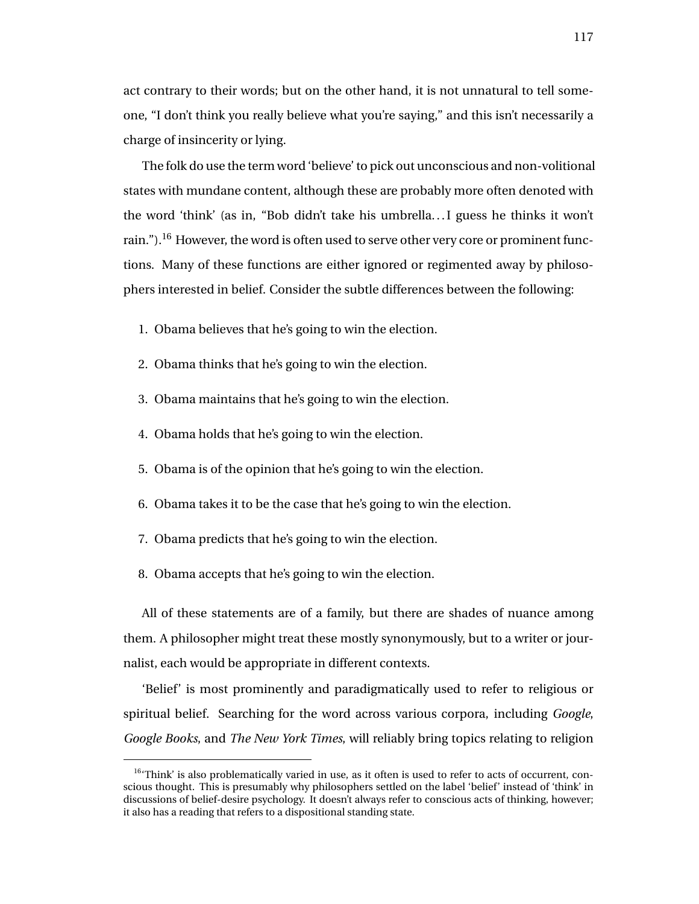act contrary to their words; but on the other hand, it is not unnatural to tell someone, “I don’t think you really believe what you’re saying,” and this isn’t necessarily a charge of insincerity or lying.

The folk do use the term word ‘believe’ to pick out unconscious and non-volitional states with mundane content, although these are probably more often denoted with the word ‘think’ (as in, “Bob didn’t take his umbrella…I guess he thinks it won’t rain.”).[16] However, the word is often used to serve other very core or prominent functions. Many of these functions are either ignored or regimented away by philosophers interested in belief. Consider the subtle differences between the following:

1. Obama believes that he’s going to win the election.
2. Obama thinks that he’s going to win the election.
3. Obama maintains that he’s going to win the election.
4. Obama holds that he’s going to win the election.
5. Obama is of the opinion that he’s going to win the election.
6. Obama takes it to be the case that he’s going to win the election.
7. Obama predicts that he’s going to win the election.
8. Obama accepts that he’s going to win the election.

All of these statements are of a family, but there are shades of nuance among them. A philosopher might treat these mostly synonymously, but to a writer or journalist, each would be appropriate in different contexts.

‘Belief’ is most prominently and paradigmatically used to refer to religious or spiritual belief. Searching for the word across various corpora, including *Google*, *Google Books*, and *The New York Times*, will reliably bring topics relating to religion

[16]‘Think’ is also problematically varied in use, as it often is used to refer to acts of occurrent, conscious thought. This is presumably why philosophers settled on the label ‘belief’ instead of ‘think’ in discussions of belief-desire psychology. It doesn’t always refer to conscious acts of thinking, however; it also has a reading that refers to a dispositional standing state.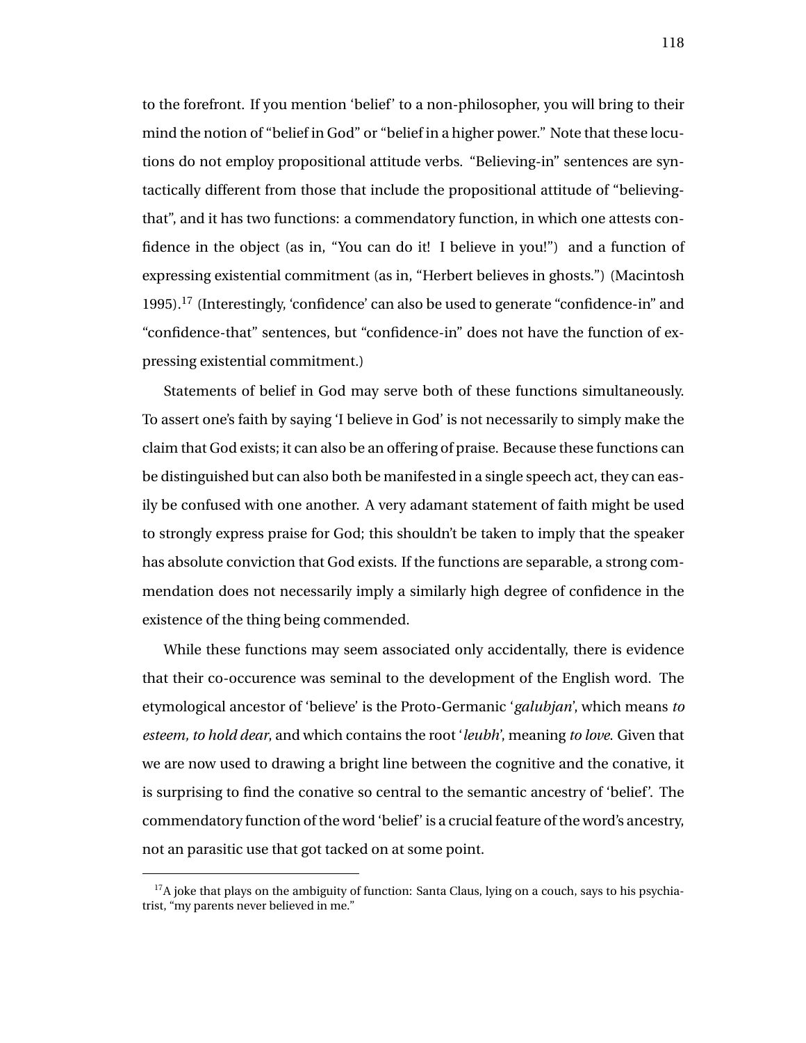to the forefront. If you mention 'belief' to a non-philosopher, you will bring to their mind the notion of "belief in God" or "belief in a higher power." Note that these locutions do not employ propositional attitude verbs. "Believing-in" sentences are syntactically different from those that include the propositional attitude of "believing-that", and it has two functions: a commendatory function, in which one attests confidence in the object (as in, "You can do it! I believe in you!") and a function of expressing existential commitment (as in, "Herbert believes in ghosts.") (Macintosh 1995).[17] (Interestingly, 'confidence' can also be used to generate "confidence-in" and "confidence-that" sentences, but "confidence-in" does not have the function of expressing existential commitment.)

Statements of belief in God may serve both of these functions simultaneously. To assert one's faith by saying 'I believe in God' is not necessarily to simply make the claim that God exists; it can also be an offering of praise. Because these functions can be distinguished but can also both be manifested in a single speech act, they can easily be confused with one another. A very adamant statement of faith might be used to strongly express praise for God; this shouldn't be taken to imply that the speaker has absolute conviction that God exists. If the functions are separable, a strong commendation does not necessarily imply a similarly high degree of confidence in the existence of the thing being commended.

While these functions may seem associated only accidentally, there is evidence that their co-occurence was seminal to the development of the English word. The etymological ancestor of 'believe' is the Proto-Germanic '*galubjan*', which means *to esteem, to hold dear*, and which contains the root '*leubh*', meaning *to love*. Given that we are now used to drawing a bright line between the cognitive and the conative, it is surprising to find the conative so central to the semantic ancestry of 'belief'. The commendatory function of the word 'belief' is a crucial feature of the word's ancestry, not an parasitic use that got tacked on at some point.

---

[17] A joke that plays on the ambiguity of function: Santa Claus, lying on a couch, says to his psychiatrist, "my parents never believed in me."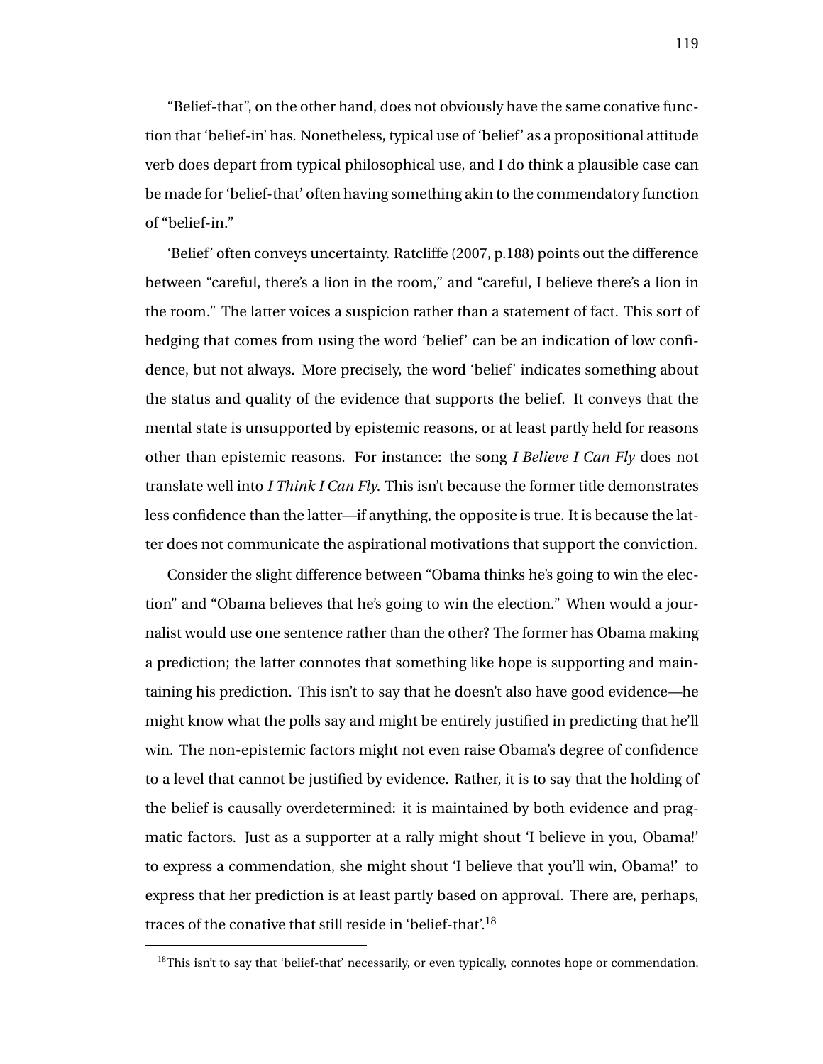"Belief-that", on the other hand, does not obviously have the same conative function that 'belief-in' has. Nonetheless, typical use of 'belief' as a propositional attitude verb does depart from typical philosophical use, and I do think a plausible case can be made for 'belief-that' often having something akin to the commendatory function of "belief-in."

'Belief' often conveys uncertainty. Ratcliffe (2007, p.188) points out the difference between "careful, there's a lion in the room," and "careful, I believe there's a lion in the room." The latter voices a suspicion rather than a statement of fact. This sort of hedging that comes from using the word 'belief' can be an indication of low confidence, but not always. More precisely, the word 'belief' indicates something about the status and quality of the evidence that supports the belief. It conveys that the mental state is unsupported by epistemic reasons, or at least partly held for reasons other than epistemic reasons. For instance: the song *I Believe I Can Fly* does not translate well into *I Think I Can Fly*. This isn't because the former title demonstrates less confidence than the latter—if anything, the opposite is true. It is because the latter does not communicate the aspirational motivations that support the conviction.

Consider the slight difference between "Obama thinks he's going to win the election" and "Obama believes that he's going to win the election." When would a journalist would use one sentence rather than the other? The former has Obama making a prediction; the latter connotes that something like hope is supporting and maintaining his prediction. This isn't to say that he doesn't also have good evidence—he might know what the polls say and might be entirely justified in predicting that he'll win. The non-epistemic factors might not even raise Obama's degree of confidence to a level that cannot be justified by evidence. Rather, it is to say that the holding of the belief is causally overdetermined: it is maintained by both evidence and pragmatic factors. Just as a supporter at a rally might shout 'I believe in you, Obama!' to express a commendation, she might shout 'I believe that you'll win, Obama!' to express that her prediction is at least partly based on approval. There are, perhaps, traces of the conative that still reside in 'belief-that'.[18]

[18]This isn't to say that 'belief-that' necessarily, or even typically, connotes hope or commendation.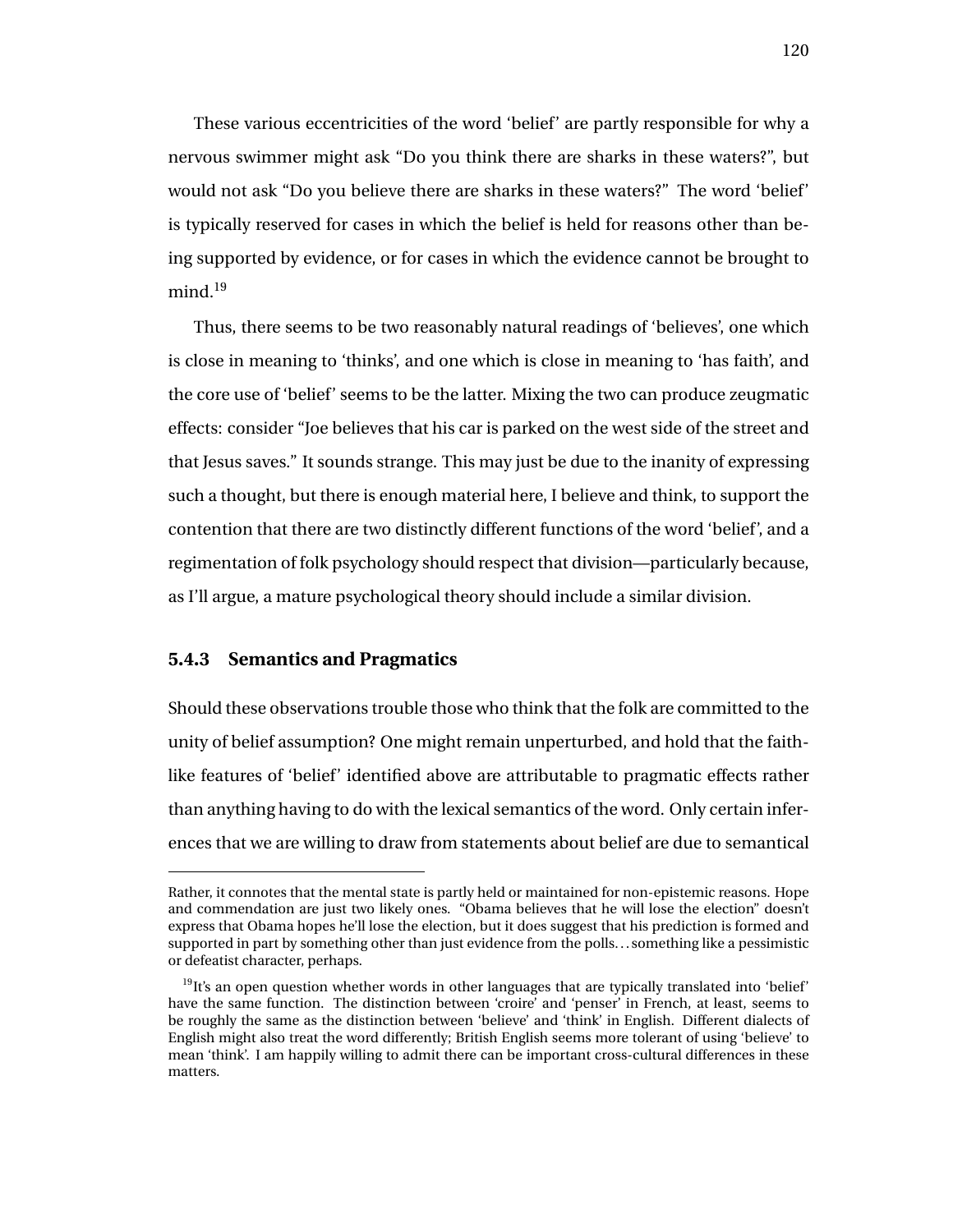These various eccentricities of the word 'belief' are partly responsible for why a nervous swimmer might ask "Do you think there are sharks in these waters?", but would not ask "Do you believe there are sharks in these waters?" The word 'belief' is typically reserved for cases in which the belief is held for reasons other than being supported by evidence, or for cases in which the evidence cannot be brought to mind.[19]

Thus, there seems to be two reasonably natural readings of 'believes', one which is close in meaning to 'thinks', and one which is close in meaning to 'has faith', and the core use of 'belief' seems to be the latter. Mixing the two can produce zeugmatic effects: consider "Joe believes that his car is parked on the west side of the street and that Jesus saves." It sounds strange. This may just be due to the inanity of expressing such a thought, but there is enough material here, I believe and think, to support the contention that there are two distinctly different functions of the word 'belief', and a regimentation of folk psychology should respect that division—particularly because, as I'll argue, a mature psychological theory should include a similar division.

### 5.4.3 Semantics and Pragmatics

Should these observations trouble those who think that the folk are committed to the unity of belief assumption? One might remain unperturbed, and hold that the faith-like features of 'belief' identified above are attributable to pragmatic effects rather than anything having to do with the lexical semantics of the word. Only certain inferences that we are willing to draw from statements about belief are due to semantical

---

Rather, it connotes that the mental state is partly held or maintained for non-epistemic reasons. Hope and commendation are just two likely ones. "Obama believes that he will lose the election" doesn't express that Obama hopes he'll lose the election, but it does suggest that his prediction is formed and supported in part by something other than just evidence from the polls...something like a pessimistic or defeatist character, perhaps.

[19] It's an open question whether words in other languages that are typically translated into 'belief' have the same function. The distinction between 'croire' and 'penser' in French, at least, seems to be roughly the same as the distinction between 'believe' and 'think' in English. Different dialects of English might also treat the word differently; British English seems more tolerant of using 'believe' to mean 'think'. I am happily willing to admit there can be important cross-cultural differences in these matters.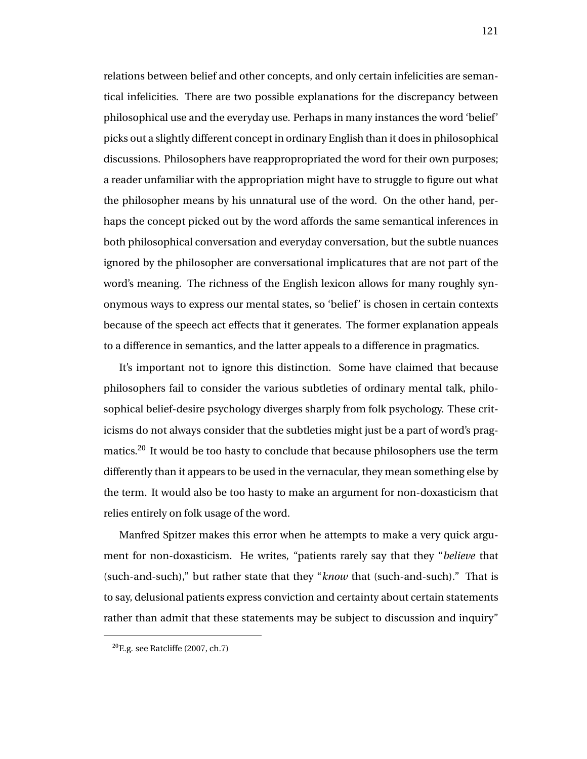relations between belief and other concepts, and only certain infelicities are semantical infelicities. There are two possible explanations for the discrepancy between philosophical use and the everyday use. Perhaps in many instances the word 'belief' picks out a slightly different concept in ordinary English than it does in philosophical discussions. Philosophers have reappropropriated the word for their own purposes; a reader unfamiliar with the appropriation might have to struggle to figure out what the philosopher means by his unnatural use of the word. On the other hand, perhaps the concept picked out by the word affords the same semantical inferences in both philosophical conversation and everyday conversation, but the subtle nuances ignored by the philosopher are conversational implicatures that are not part of the word's meaning. The richness of the English lexicon allows for many roughly synonymous ways to express our mental states, so 'belief' is chosen in certain contexts because of the speech act effects that it generates. The former explanation appeals to a difference in semantics, and the latter appeals to a difference in pragmatics.

It's important not to ignore this distinction. Some have claimed that because philosophers fail to consider the various subtleties of ordinary mental talk, philosophical belief-desire psychology diverges sharply from folk psychology. These criticisms do not always consider that the subtleties might just be a part of word's pragmatics.[20] It would be too hasty to conclude that because philosophers use the term differently than it appears to be used in the vernacular, they mean something else by the term. It would also be too hasty to make an argument for non-doxasticism that relies entirely on folk usage of the word.

Manfred Spitzer makes this error when he attempts to make a very quick argument for non-doxasticism. He writes, "patients rarely say that they "*believe* that (such-and-such)," but rather state that they "*know* that (such-and-such)." That is to say, delusional patients express conviction and certainty about certain statements rather than admit that these statements may be subject to discussion and inquiry"

[20] E.g. see Ratcliffe (2007, ch.7)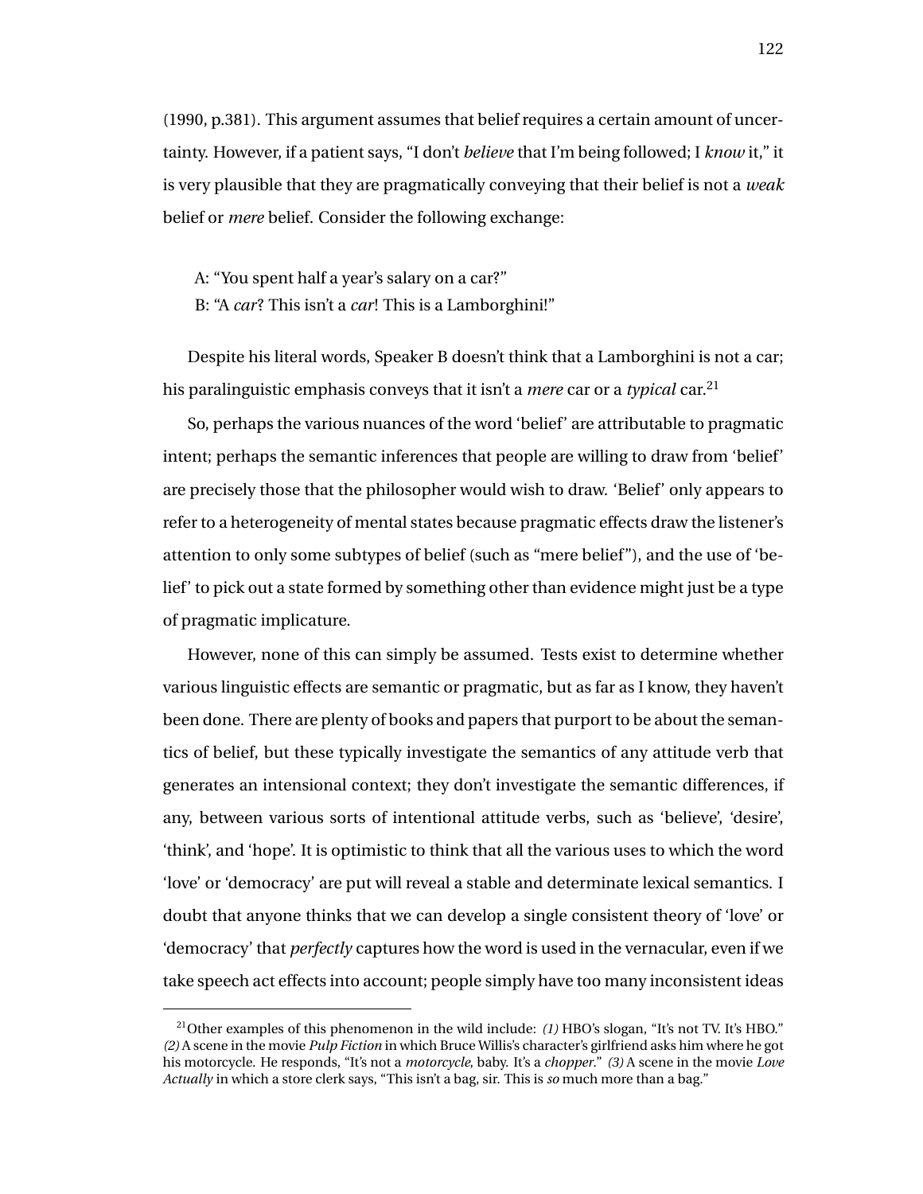(1990, p.381). This argument assumes that belief requires a certain amount of uncertainty. However, if a patient says, "I don't *believe* that I'm being followed; I *know* it," it is very plausible that they are pragmatically conveying that their belief is not a *weak* belief or *mere* belief. Consider the following exchange:

A: "You spent half a year's salary on a car?"
B: "A *car*? This isn't a *car*! This is a Lamborghini!"

Despite his literal words, Speaker B doesn't think that a Lamborghini is not a car; his paralinguistic emphasis conveys that it isn't a *mere* car or a *typical* car.[21]

So, perhaps the various nuances of the word 'belief' are attributable to pragmatic intent; perhaps the semantic inferences that people are willing to draw from 'belief' are precisely those that the philosopher would wish to draw. 'Belief' only appears to refer to a heterogeneity of mental states because pragmatic effects draw the listener's attention to only some subtypes of belief (such as "mere belief"), and the use of 'belief' to pick out a state formed by something other than evidence might just be a type of pragmatic implicature.

However, none of this can simply be assumed. Tests exist to determine whether various linguistic effects are semantic or pragmatic, but as far as I know, they haven't been done. There are plenty of books and papers that purport to be about the semantics of belief, but these typically investigate the semantics of any attitude verb that generates an intensional context; they don't investigate the semantic differences, if any, between various sorts of intentional attitude verbs, such as 'believe', 'desire', 'think', and 'hope'. It is optimistic to think that all the various uses to which the word 'love' or 'democracy' are put will reveal a stable and determinate lexical semantics. I doubt that anyone thinks that we can develop a single consistent theory of 'love' or 'democracy' that *perfectly* captures how the word is used in the vernacular, even if we take speech act effects into account; people simply have too many inconsistent ideas

[21] Other examples of this phenomenon in the wild include: *(1)* HBO's slogan, "It's not TV. It's HBO." *(2)* A scene in the movie *Pulp Fiction* in which Bruce Willis's character's girlfriend asks him where he got his motorcycle. He responds, "It's not a *motorcycle*, baby. It's a *chopper*." *(3)* A scene in the movie *Love Actually* in which a store clerk says, "This isn't a bag, sir. This is *so* much more than a bag."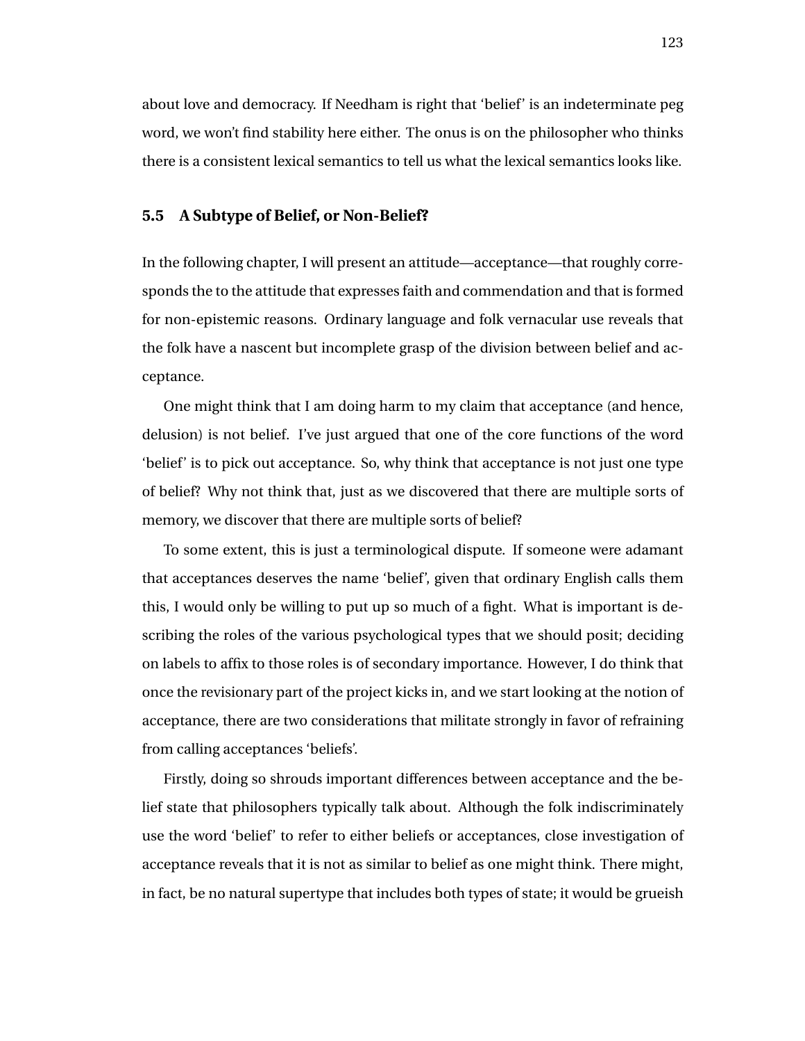about love and democracy. If Needham is right that 'belief' is an indeterminate peg word, we won't find stability here either. The onus is on the philosopher who thinks there is a consistent lexical semantics to tell us what the lexical semantics looks like.

## 5.5 A Subtype of Belief, or Non-Belief?

In the following chapter, I will present an attitude—acceptance—that roughly corresponds the to the attitude that expresses faith and commendation and that is formed for non-epistemic reasons. Ordinary language and folk vernacular use reveals that the folk have a nascent but incomplete grasp of the division between belief and acceptance.

One might think that I am doing harm to my claim that acceptance (and hence, delusion) is not belief. I've just argued that one of the core functions of the word 'belief' is to pick out acceptance. So, why think that acceptance is not just one type of belief? Why not think that, just as we discovered that there are multiple sorts of memory, we discover that there are multiple sorts of belief?

To some extent, this is just a terminological dispute. If someone were adamant that acceptances deserves the name 'belief', given that ordinary English calls them this, I would only be willing to put up so much of a fight. What is important is describing the roles of the various psychological types that we should posit; deciding on labels to affix to those roles is of secondary importance. However, I do think that once the revisionary part of the project kicks in, and we start looking at the notion of acceptance, there are two considerations that militate strongly in favor of refraining from calling acceptances 'beliefs'.

Firstly, doing so shrouds important differences between acceptance and the belief state that philosophers typically talk about. Although the folk indiscriminately use the word 'belief' to refer to either beliefs or acceptances, close investigation of acceptance reveals that it is not as similar to belief as one might think. There might, in fact, be no natural supertype that includes both types of state; it would be grueish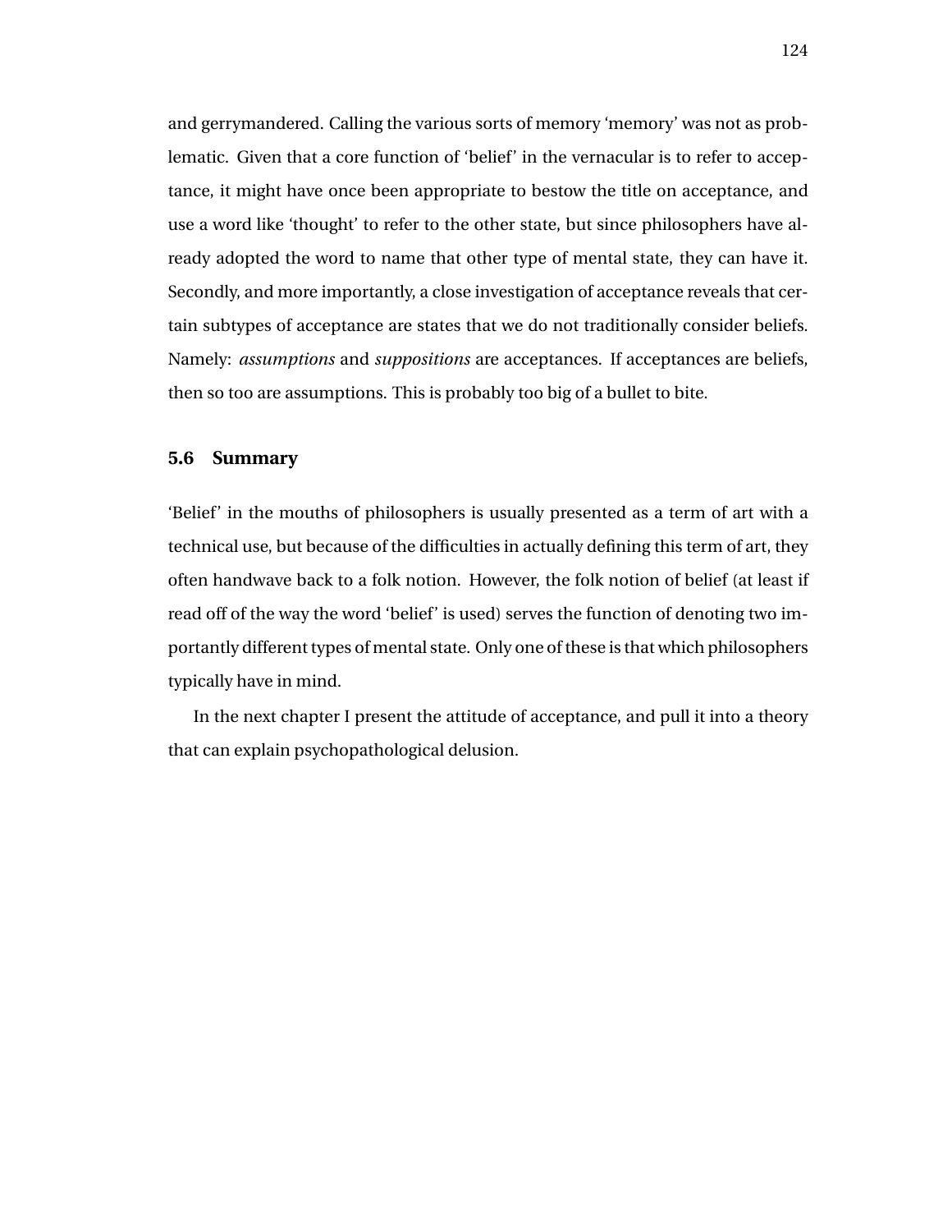and gerrymandered. Calling the various sorts of memory 'memory' was not as problematic. Given that a core function of 'belief' in the vernacular is to refer to acceptance, it might have once been appropriate to bestow the title on acceptance, and use a word like 'thought' to refer to the other state, but since philosophers have already adopted the word to name that other type of mental state, they can have it. Secondly, and more importantly, a close investigation of acceptance reveals that certain subtypes of acceptance are states that we do not traditionally consider beliefs. Namely: *assumptions* and *suppositions* are acceptances. If acceptances are beliefs, then so too are assumptions. This is probably too big of a bullet to bite.

## 5.6 Summary

'Belief' in the mouths of philosophers is usually presented as a term of art with a technical use, but because of the difficulties in actually defining this term of art, they often handwave back to a folk notion. However, the folk notion of belief (at least if read off of the way the word 'belief' is used) serves the function of denoting two importantly different types of mental state. Only one of these is that which philosophers typically have in mind.

In the next chapter I present the attitude of acceptance, and pull it into a theory that can explain psychopathological delusion.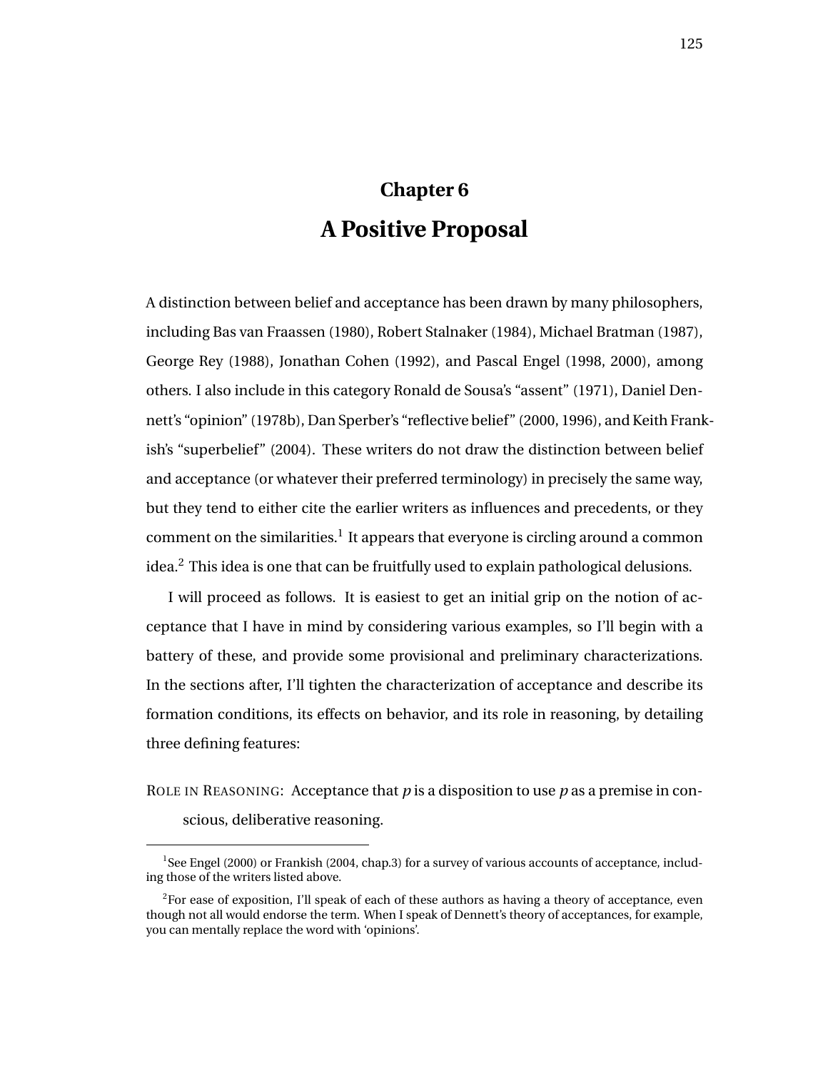# Chapter 6

# A Positive Proposal

A distinction between belief and acceptance has been drawn by many philosophers, including Bas van Fraassen (1980), Robert Stalnaker (1984), Michael Bratman (1987), George Rey (1988), Jonathan Cohen (1992), and Pascal Engel (1998, 2000), among others. I also include in this category Ronald de Sousa's "assent" (1971), Daniel Dennett's "opinion" (1978b), Dan Sperber's "reflective belief" (2000, 1996), and Keith Frankish's "superbelief" (2004). These writers do not draw the distinction between belief and acceptance (or whatever their preferred terminology) in precisely the same way, but they tend to either cite the earlier writers as influences and precedents, or they comment on the similarities.[1] It appears that everyone is circling around a common idea.[2] This idea is one that can be fruitfully used to explain pathological delusions.

I will proceed as follows. It is easiest to get an initial grip on the notion of acceptance that I have in mind by considering various examples, so I'll begin with a battery of these, and provide some provisional and preliminary characterizations. In the sections after, I'll tighten the characterization of acceptance and describe its formation conditions, its effects on behavior, and its role in reasoning, by detailing three defining features:

ROLE IN REASONING: Acceptance that *p* is a disposition to use *p* as a premise in conscious, deliberative reasoning.

---

[1] See Engel (2000) or Frankish (2004, chap.3) for a survey of various accounts of acceptance, including those of the writers listed above.

[2] For ease of exposition, I'll speak of each of these authors as having a theory of acceptance, even though not all would endorse the term. When I speak of Dennett's theory of acceptances, for example, you can mentally replace the word with 'opinions'.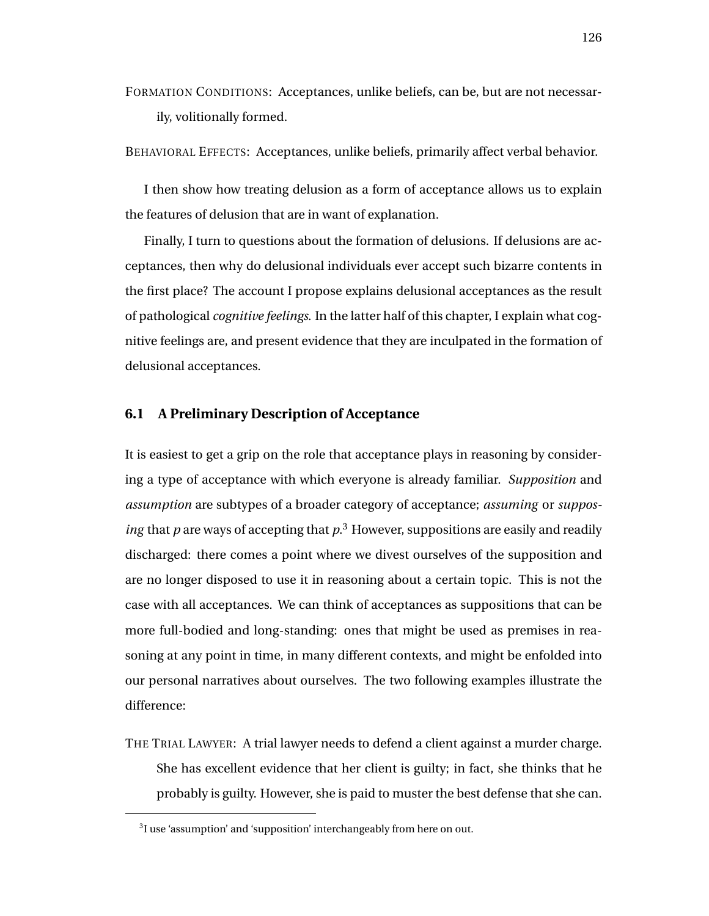FORMATION CONDITIONS: Acceptances, unlike beliefs, can be, but are not necessarily, volitionally formed.

BEHAVIORAL EFFECTS: Acceptances, unlike beliefs, primarily affect verbal behavior.

I then show how treating delusion as a form of acceptance allows us to explain the features of delusion that are in want of explanation.

Finally, I turn to questions about the formation of delusions. If delusions are acceptances, then why do delusional individuals ever accept such bizarre contents in the first place? The account I propose explains delusional acceptances as the result of pathological *cognitive feelings*. In the latter half of this chapter, I explain what cognitive feelings are, and present evidence that they are inculpated in the formation of delusional acceptances.

## 6.1 A Preliminary Description of Acceptance

It is easiest to get a grip on the role that acceptance plays in reasoning by considering a type of acceptance with which everyone is already familiar. *Supposition* and *assumption* are subtypes of a broader category of acceptance; *assuming* or *supposing* that *p* are ways of accepting that *p*.[3] However, suppositions are easily and readily discharged: there comes a point where we divest ourselves of the supposition and are no longer disposed to use it in reasoning about a certain topic. This is not the case with all acceptances. We can think of acceptances as suppositions that can be more full-bodied and long-standing: ones that might be used as premises in reasoning at any point in time, in many different contexts, and might be enfolded into our personal narratives about ourselves. The two following examples illustrate the difference:

THE TRIAL LAWYER: A trial lawyer needs to defend a client against a murder charge. She has excellent evidence that her client is guilty; in fact, she thinks that he probably is guilty. However, she is paid to muster the best defense that she can.

[3] I use 'assumption' and 'supposition' interchangeably from here on out.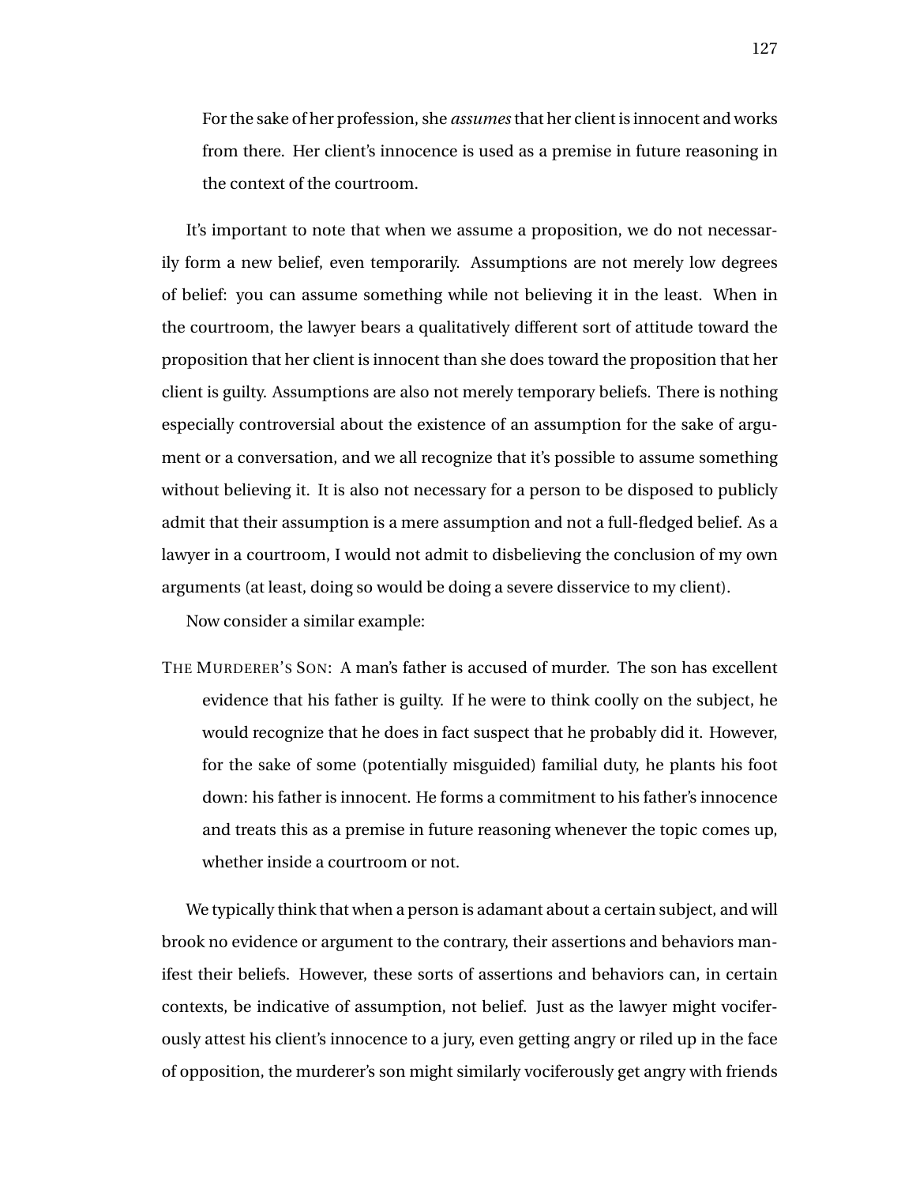For the sake of her profession, she *assumes* that her client is innocent and works from there. Her client's innocence is used as a premise in future reasoning in the context of the courtroom.

It's important to note that when we assume a proposition, we do not necessarily form a new belief, even temporarily. Assumptions are not merely low degrees of belief: you can assume something while not believing it in the least. When in the courtroom, the lawyer bears a qualitatively different sort of attitude toward the proposition that her client is innocent than she does toward the proposition that her client is guilty. Assumptions are also not merely temporary beliefs. There is nothing especially controversial about the existence of an assumption for the sake of argument or a conversation, and we all recognize that it's possible to assume something without believing it. It is also not necessary for a person to be disposed to publicly admit that their assumption is a mere assumption and not a full-fledged belief. As a lawyer in a courtroom, I would not admit to disbelieving the conclusion of my own arguments (at least, doing so would be doing a severe disservice to my client).

Now consider a similar example:

THE MURDERER'S SON: A man's father is accused of murder. The son has excellent evidence that his father is guilty. If he were to think coolly on the subject, he would recognize that he does in fact suspect that he probably did it. However, for the sake of some (potentially misguided) familial duty, he plants his foot down: his father is innocent. He forms a commitment to his father's innocence and treats this as a premise in future reasoning whenever the topic comes up, whether inside a courtroom or not.

We typically think that when a person is adamant about a certain subject, and will brook no evidence or argument to the contrary, their assertions and behaviors manifest their beliefs. However, these sorts of assertions and behaviors can, in certain contexts, be indicative of assumption, not belief. Just as the lawyer might vociferously attest his client's innocence to a jury, even getting angry or riled up in the face of opposition, the murderer's son might similarly vociferously get angry with friends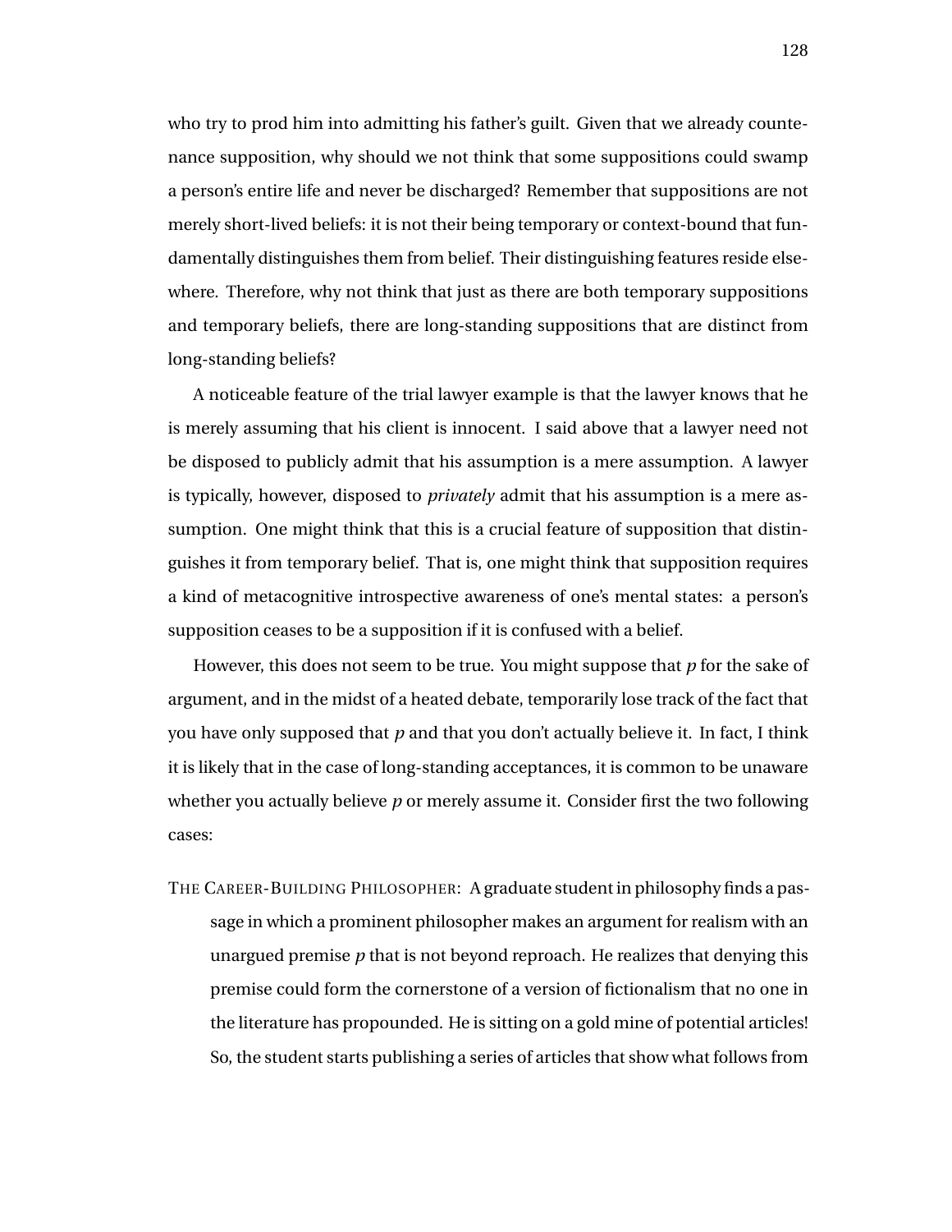who try to prod him into admitting his father's guilt. Given that we already countenance supposition, why should we not think that some suppositions could swamp a person's entire life and never be discharged? Remember that suppositions are not merely short-lived beliefs: it is not their being temporary or context-bound that fundamentally distinguishes them from belief. Their distinguishing features reside elsewhere. Therefore, why not think that just as there are both temporary suppositions and temporary beliefs, there are long-standing suppositions that are distinct from long-standing beliefs?

A noticeable feature of the trial lawyer example is that the lawyer knows that he is merely assuming that his client is innocent. I said above that a lawyer need not be disposed to publicly admit that his assumption is a mere assumption. A lawyer is typically, however, disposed to *privately* admit that his assumption is a mere assumption. One might think that this is a crucial feature of supposition that distinguishes it from temporary belief. That is, one might think that supposition requires a kind of metacognitive introspective awareness of one's mental states: a person's supposition ceases to be a supposition if it is confused with a belief.

However, this does not seem to be true. You might suppose that *p* for the sake of argument, and in the midst of a heated debate, temporarily lose track of the fact that you have only supposed that *p* and that you don't actually believe it. In fact, I think it is likely that in the case of long-standing acceptances, it is common to be unaware whether you actually believe *p* or merely assume it. Consider first the two following cases:

THE CAREER-BUILDING PHILOSOPHER: A graduate student in philosophy finds a passage in which a prominent philosopher makes an argument for realism with an unargued premise *p* that is not beyond reproach. He realizes that denying this premise could form the cornerstone of a version of fictionalism that no one in the literature has propounded. He is sitting on a gold mine of potential articles! So, the student starts publishing a series of articles that show what follows from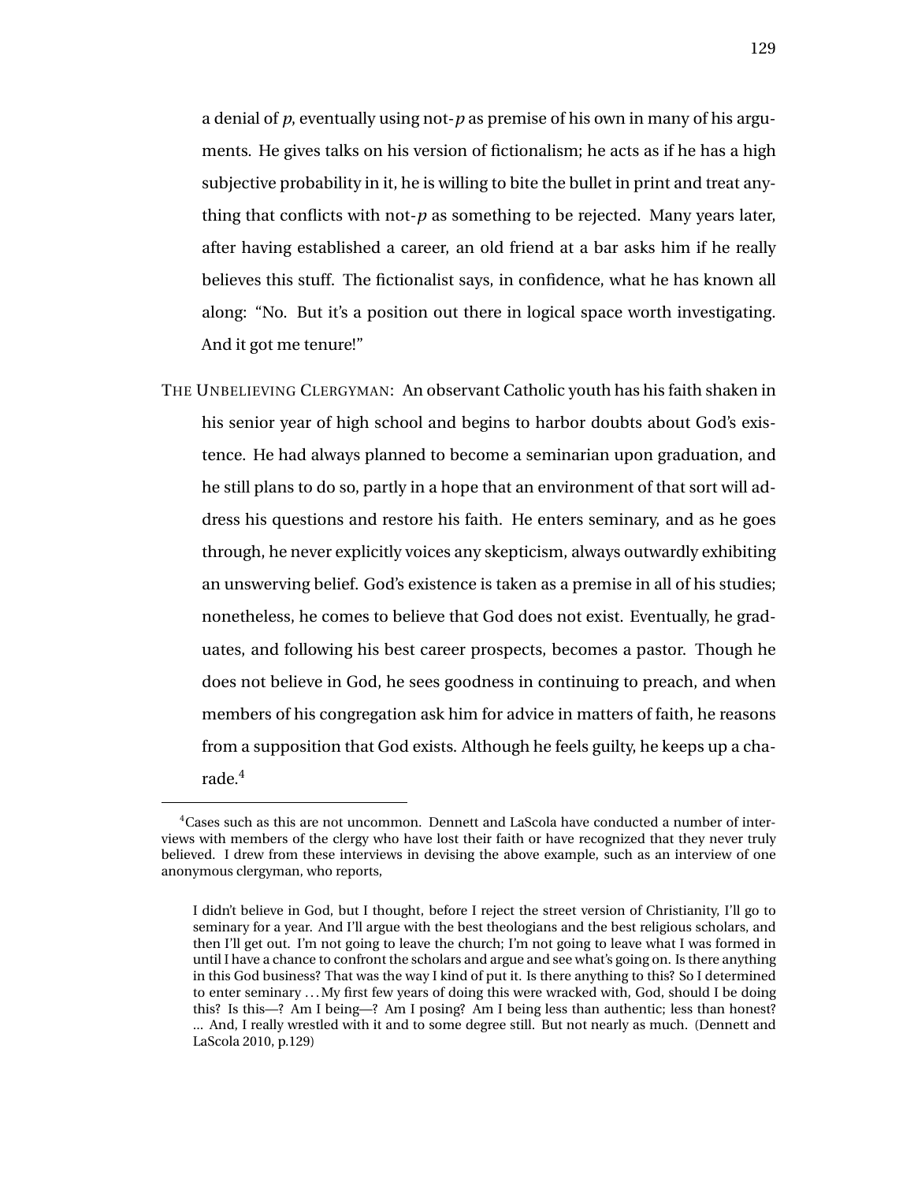a denial of *p*, eventually using not-*p* as premise of his own in many of his arguments. He gives talks on his version of fictionalism; he acts as if he has a high subjective probability in it, he is willing to bite the bullet in print and treat anything that conflicts with not-*p* as something to be rejected. Many years later, after having established a career, an old friend at a bar asks him if he really believes this stuff. The fictionalist says, in confidence, what he has known all along: "No. But it's a position out there in logical space worth investigating. And it got me tenure!"

THE UNBELIEVING CLERGYMAN: An observant Catholic youth has his faith shaken in his senior year of high school and begins to harbor doubts about God's existence. He had always planned to become a seminarian upon graduation, and he still plans to do so, partly in a hope that an environment of that sort will address his questions and restore his faith. He enters seminary, and as he goes through, he never explicitly voices any skepticism, always outwardly exhibiting an unswerving belief. God's existence is taken as a premise in all of his studies; nonetheless, he comes to believe that God does not exist. Eventually, he graduates, and following his best career prospects, becomes a pastor. Though he does not believe in God, he sees goodness in continuing to preach, and when members of his congregation ask him for advice in matters of faith, he reasons from a supposition that God exists. Although he feels guilty, he keeps up a charade.[4]

---

[4] Cases such as this are not uncommon. Dennett and LaScola have conducted a number of interviews with members of the clergy who have lost their faith or have recognized that they never truly believed. I drew from these interviews in devising the above example, such as an interview of one anonymous clergyman, who reports,

> I didn't believe in God, but I thought, before I reject the street version of Christianity, I'll go to seminary for a year. And I'll argue with the best theologians and the best religious scholars, and then I'll get out. I'm not going to leave the church; I'm not going to leave what I was formed in until I have a chance to confront the scholars and argue and see what's going on. Is there anything in this God business? That was the way I kind of put it. Is there anything to this? So I determined to enter seminary ... My first few years of doing this were wracked with, God, should I be doing this? Is this—? Am I being—? Am I posing? Am I being less than authentic; less than honest? ... And, I really wrestled with it and to some degree still. But not nearly as much. (Dennett and LaScola 2010, p.129)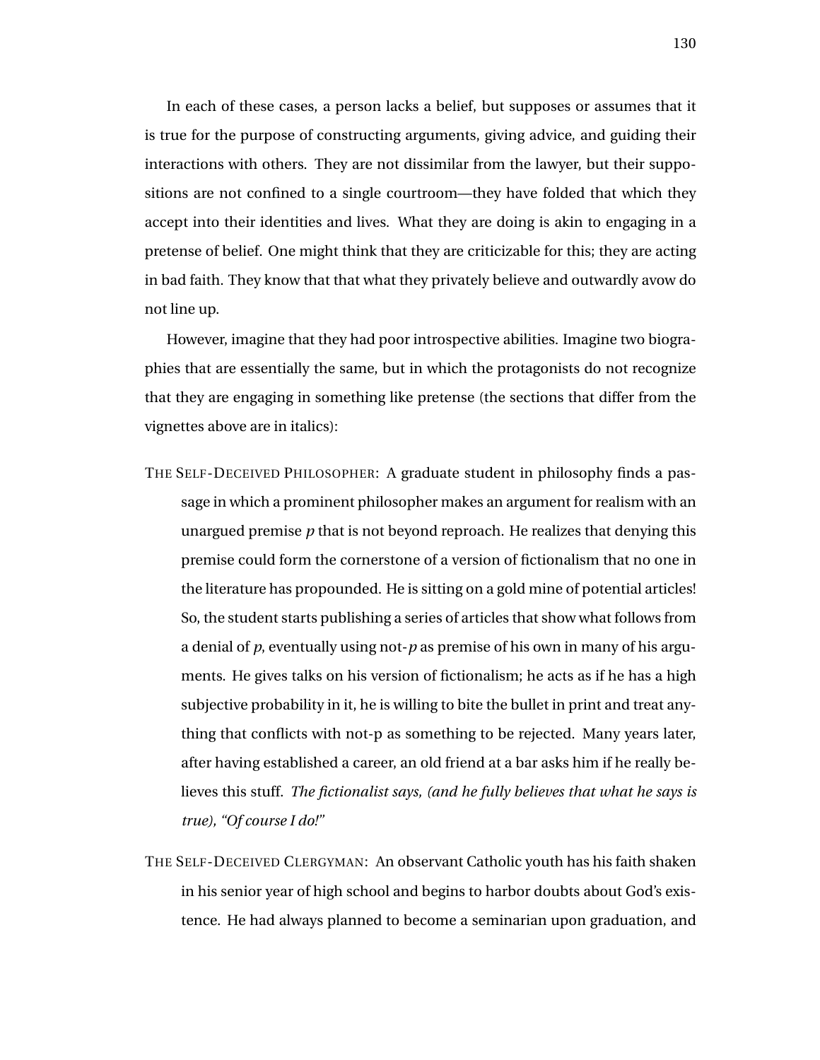In each of these cases, a person lacks a belief, but supposes or assumes that it is true for the purpose of constructing arguments, giving advice, and guiding their interactions with others. They are not dissimilar from the lawyer, but their suppositions are not confined to a single courtroom—they have folded that which they accept into their identities and lives. What they are doing is akin to engaging in a pretense of belief. One might think that they are criticizable for this; they are acting in bad faith. They know that that what they privately believe and outwardly avow do not line up.

However, imagine that they had poor introspective abilities. Imagine two biographies that are essentially the same, but in which the protagonists do not recognize that they are engaging in something like pretense (the sections that differ from the vignettes above are in italics):

THE SELF-DECEIVED PHILOSOPHER: A graduate student in philosophy finds a passage in which a prominent philosopher makes an argument for realism with an unargued premise $p$ that is not beyond reproach. He realizes that denying this premise could form the cornerstone of a version of fictionalism that no one in the literature has propounded. He is sitting on a gold mine of potential articles! So, the student starts publishing a series of articles that show what follows from a denial of $p$, eventually using not-$p$ as premise of his own in many of his arguments. He gives talks on his version of fictionalism; he acts as if he has a high subjective probability in it, he is willing to bite the bullet in print and treat anything that conflicts with not-p as something to be rejected. Many years later, after having established a career, an old friend at a bar asks him if he really believes this stuff. *The fictionalist says, (and he fully believes that what he says is true), "Of course I do!"*

THE SELF-DECEIVED CLERGYMAN: An observant Catholic youth has his faith shaken in his senior year of high school and begins to harbor doubts about God's existence. He had always planned to become a seminarian upon graduation, and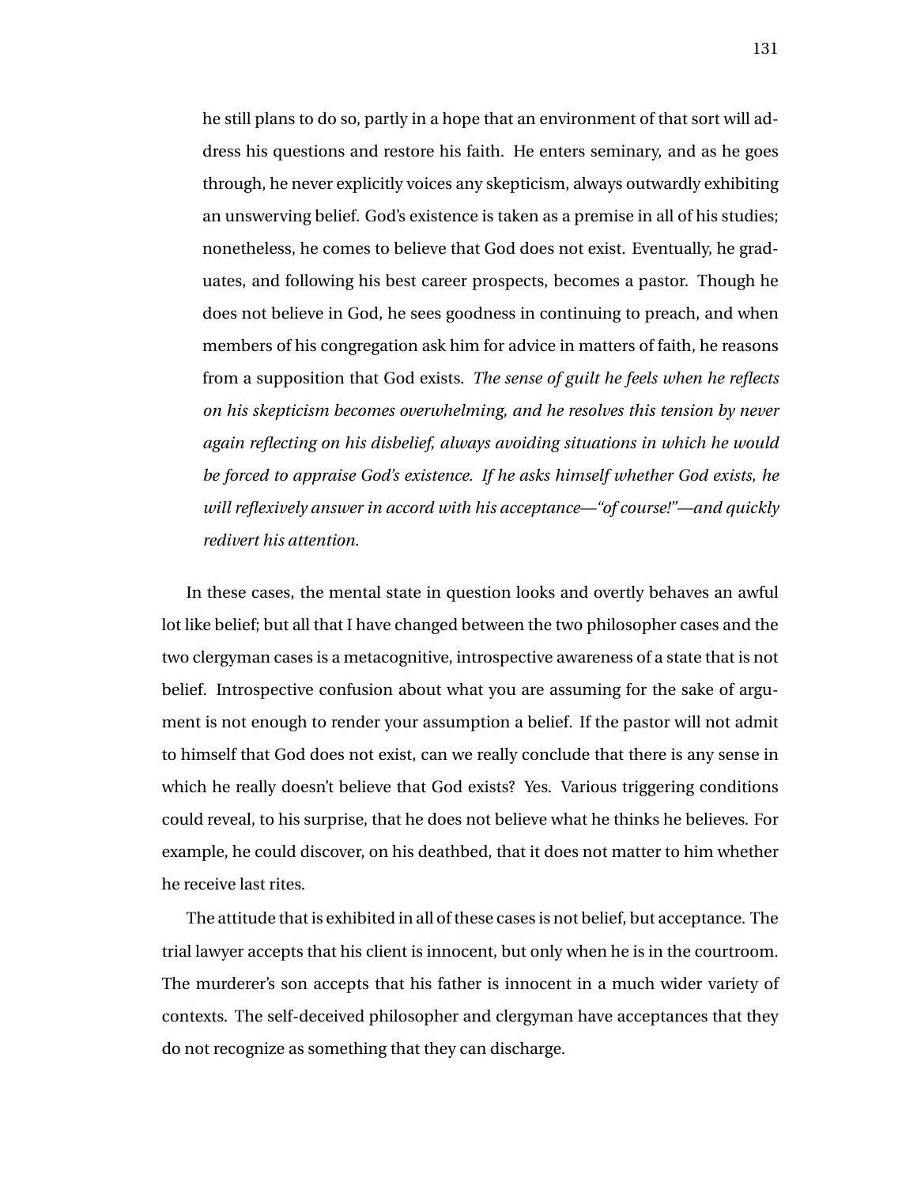> he still plans to do so, partly in a hope that an environment of that sort will address his questions and restore his faith. He enters seminary, and as he goes through, he never explicitly voices any skepticism, always outwardly exhibiting an unswerving belief. God's existence is taken as a premise in all of his studies; nonetheless, he comes to believe that God does not exist. Eventually, he graduates, and following his best career prospects, becomes a pastor. Though he does not believe in God, he sees goodness in continuing to preach, and when members of his congregation ask him for advice in matters of faith, he reasons from a supposition that God exists. *The sense of guilt he feels when he reflects on his skepticism becomes overwhelming, and he resolves this tension by never again reflecting on his disbelief, always avoiding situations in which he would be forced to appraise God's existence. If he asks himself whether God exists, he will reflexively answer in accord with his acceptance—"of course!"—and quickly redivert his attention.*

In these cases, the mental state in question looks and overtly behaves an awful lot like belief; but all that I have changed between the two philosopher cases and the two clergyman cases is a metacognitive, introspective awareness of a state that is not belief. Introspective confusion about what you are assuming for the sake of argument is not enough to render your assumption a belief. If the pastor will not admit to himself that God does not exist, can we really conclude that there is any sense in which he really doesn't believe that God exists? Yes. Various triggering conditions could reveal, to his surprise, that he does not believe what he thinks he believes. For example, he could discover, on his deathbed, that it does not matter to him whether he receive last rites.

The attitude that is exhibited in all of these cases is not belief, but acceptance. The trial lawyer accepts that his client is innocent, but only when he is in the courtroom. The murderer's son accepts that his father is innocent in a much wider variety of contexts. The self-deceived philosopher and clergyman have acceptances that they do not recognize as something that they can discharge.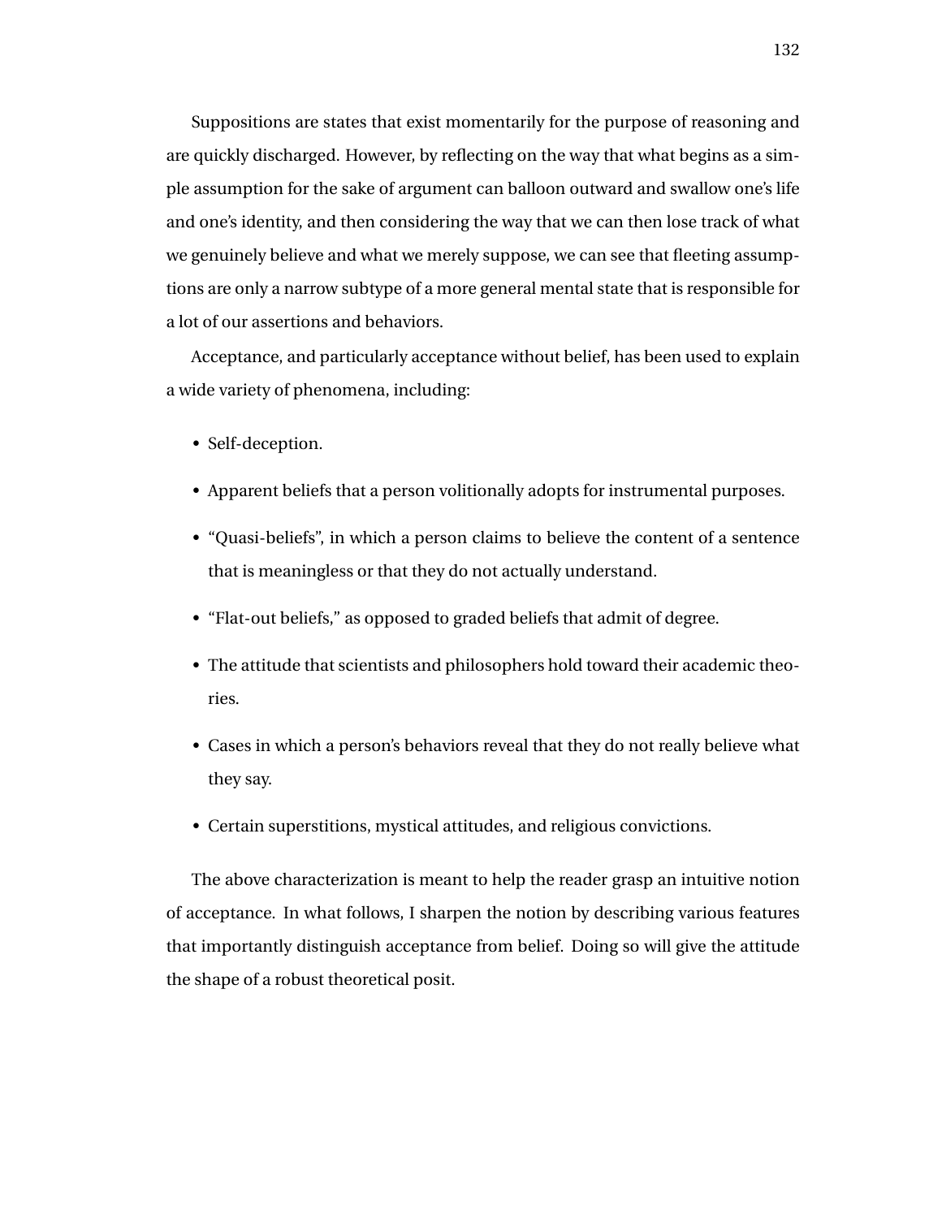Suppositions are states that exist momentarily for the purpose of reasoning and are quickly discharged. However, by reflecting on the way that what begins as a simple assumption for the sake of argument can balloon outward and swallow one's life and one's identity, and then considering the way that we can then lose track of what we genuinely believe and what we merely suppose, we can see that fleeting assumptions are only a narrow subtype of a more general mental state that is responsible for a lot of our assertions and behaviors.

Acceptance, and particularly acceptance without belief, has been used to explain a wide variety of phenomena, including:

- Self-deception.
- Apparent beliefs that a person volitionally adopts for instrumental purposes.
- "Quasi-beliefs", in which a person claims to believe the content of a sentence that is meaningless or that they do not actually understand.
- "Flat-out beliefs," as opposed to graded beliefs that admit of degree.
- The attitude that scientists and philosophers hold toward their academic theories.
- Cases in which a person's behaviors reveal that they do not really believe what they say.
- Certain superstitions, mystical attitudes, and religious convictions.

The above characterization is meant to help the reader grasp an intuitive notion of acceptance. In what follows, I sharpen the notion by describing various features that importantly distinguish acceptance from belief. Doing so will give the attitude the shape of a robust theoretical posit.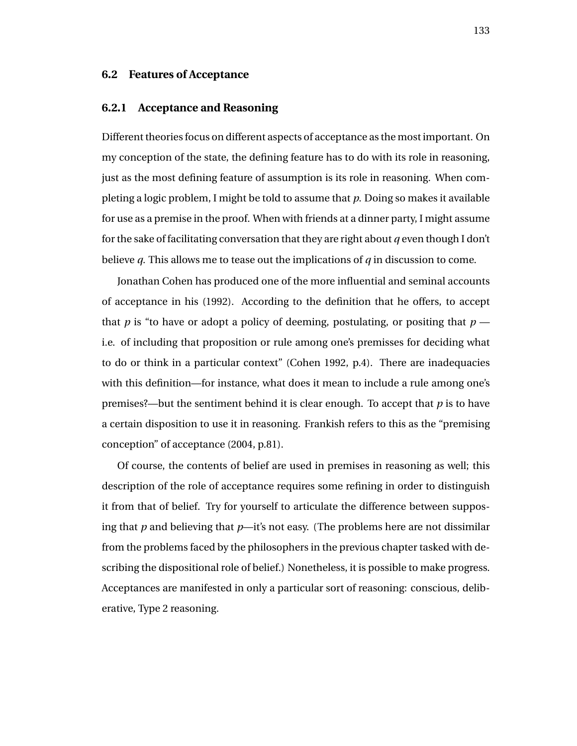## 6.2 Features of Acceptance

### 6.2.1 Acceptance and Reasoning

Different theories focus on different aspects of acceptance as the most important. On my conception of the state, the defining feature has to do with its role in reasoning, just as the most defining feature of assumption is its role in reasoning. When completing a logic problem, I might be told to assume that *p*. Doing so makes it available for use as a premise in the proof. When with friends at a dinner party, I might assume for the sake of facilitating conversation that they are right about *q* even though I don't believe *q*. This allows me to tease out the implications of *q* in discussion to come.

Jonathan Cohen has produced one of the more influential and seminal accounts of acceptance in his (1992). According to the definition that he offers, to accept that *p* is "to have or adopt a policy of deeming, postulating, or positing that *p* — i.e. of including that proposition or rule among one's premisses for deciding what to do or think in a particular context" (Cohen 1992, p.4). There are inadequacies with this definition—for instance, what does it mean to include a rule among one's premises?—but the sentiment behind it is clear enough. To accept that *p* is to have a certain disposition to use it in reasoning. Frankish refers to this as the "premising conception" of acceptance (2004, p.81).

Of course, the contents of belief are used in premises in reasoning as well; this description of the role of acceptance requires some refining in order to distinguish it from that of belief. Try for yourself to articulate the difference between supposing that *p* and believing that *p*—it's not easy. (The problems here are not dissimilar from the problems faced by the philosophers in the previous chapter tasked with describing the dispositional role of belief.) Nonetheless, it is possible to make progress. Acceptances are manifested in only a particular sort of reasoning: conscious, deliberative, Type 2 reasoning.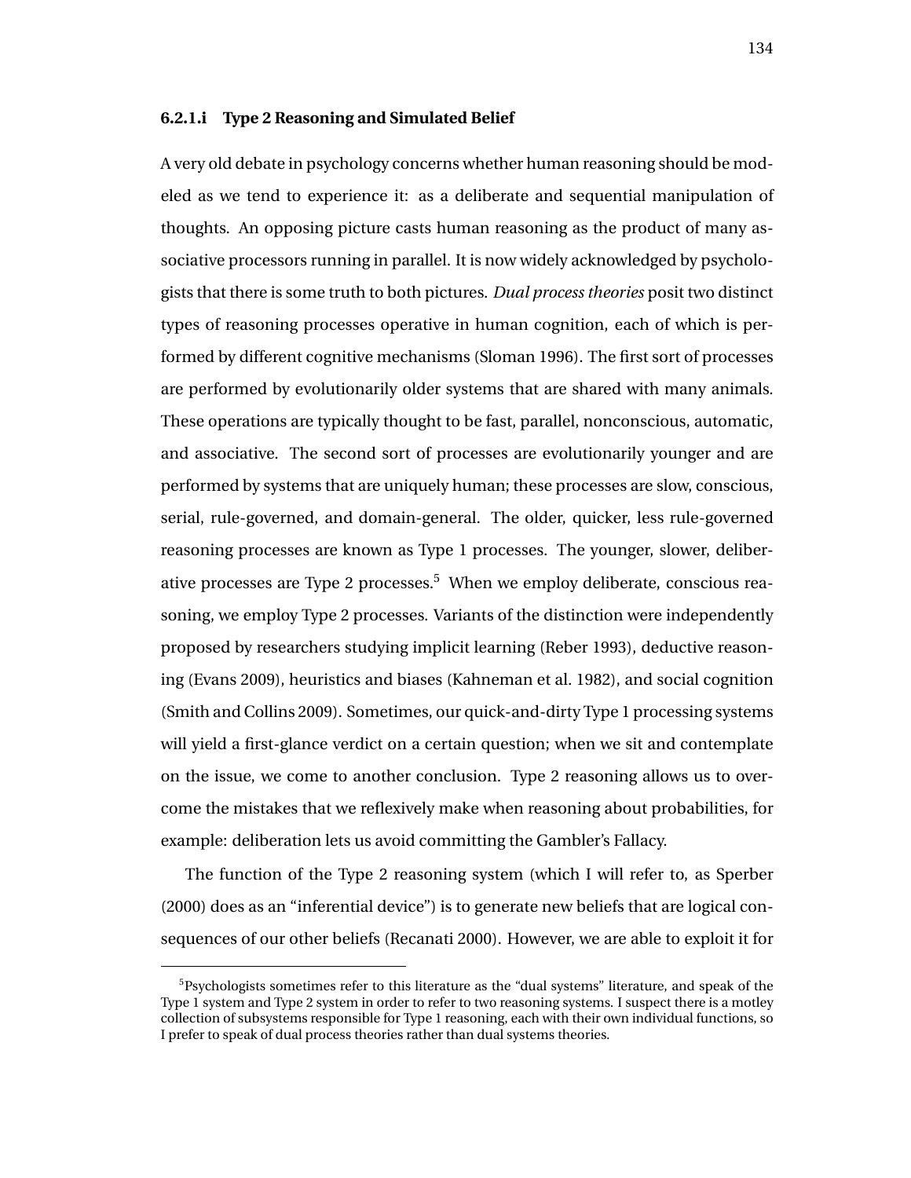#### 6.2.1.i Type 2 Reasoning and Simulated Belief

A very old debate in psychology concerns whether human reasoning should be modeled as we tend to experience it: as a deliberate and sequential manipulation of thoughts. An opposing picture casts human reasoning as the product of many associative processors running in parallel. It is now widely acknowledged by psychologists that there is some truth to both pictures. *Dual process theories* posit two distinct types of reasoning processes operative in human cognition, each of which is performed by different cognitive mechanisms (Sloman 1996). The first sort of processes are performed by evolutionarily older systems that are shared with many animals. These operations are typically thought to be fast, parallel, nonconscious, automatic, and associative. The second sort of processes are evolutionarily younger and are performed by systems that are uniquely human; these processes are slow, conscious, serial, rule-governed, and domain-general. The older, quicker, less rule-governed reasoning processes are known as Type 1 processes. The younger, slower, deliberative processes are Type 2 processes.[5] When we employ deliberate, conscious reasoning, we employ Type 2 processes. Variants of the distinction were independently proposed by researchers studying implicit learning (Reber 1993), deductive reasoning (Evans 2009), heuristics and biases (Kahneman et al. 1982), and social cognition (Smith and Collins 2009). Sometimes, our quick-and-dirty Type 1 processing systems will yield a first-glance verdict on a certain question; when we sit and contemplate on the issue, we come to another conclusion. Type 2 reasoning allows us to overcome the mistakes that we reflexively make when reasoning about probabilities, for example: deliberation lets us avoid committing the Gambler's Fallacy.

The function of the Type 2 reasoning system (which I will refer to, as Sperber (2000) does as an "inferential device") is to generate new beliefs that are logical consequences of our other beliefs (Recanati 2000). However, we are able to exploit it for

[5] Psychologists sometimes refer to this literature as the "dual systems" literature, and speak of the Type 1 system and Type 2 system in order to refer to two reasoning systems. I suspect there is a motley collection of subsystems responsible for Type 1 reasoning, each with their own individual functions, so I prefer to speak of dual process theories rather than dual systems theories.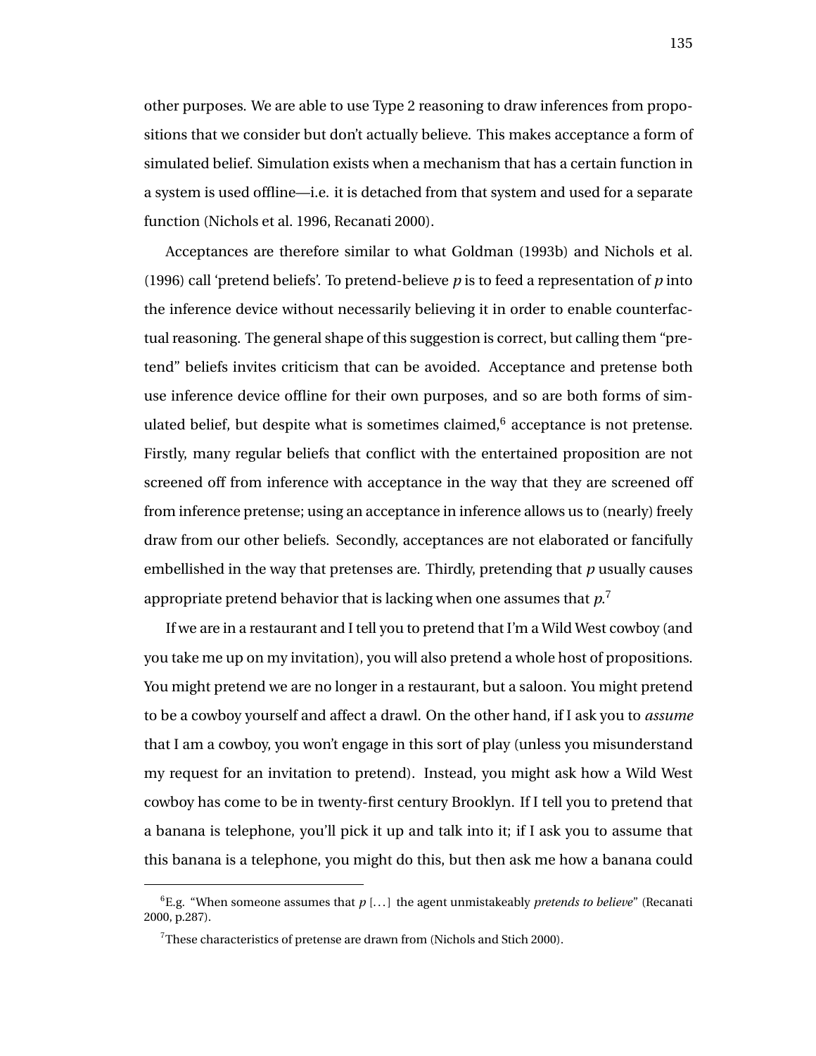other purposes. We are able to use Type 2 reasoning to draw inferences from propositions that we consider but don't actually believe. This makes acceptance a form of simulated belief. Simulation exists when a mechanism that has a certain function in a system is used offline—i.e. it is detached from that system and used for a separate function (Nichols et al. 1996, Recanati 2000).

Acceptances are therefore similar to what Goldman (1993b) and Nichols et al. (1996) call 'pretend beliefs'. To pretend-believe *p* is to feed a representation of *p* into the inference device without necessarily believing it in order to enable counterfactual reasoning. The general shape of this suggestion is correct, but calling them "pretend" beliefs invites criticism that can be avoided. Acceptance and pretense both use inference device offline for their own purposes, and so are both forms of simulated belief, but despite what is sometimes claimed,[6] acceptance is not pretense. Firstly, many regular beliefs that conflict with the entertained proposition are not screened off from inference with acceptance in the way that they are screened off from inference pretense; using an acceptance in inference allows us to (nearly) freely draw from our other beliefs. Secondly, acceptances are not elaborated or fancifully embellished in the way that pretenses are. Thirdly, pretending that *p* usually causes appropriate pretend behavior that is lacking when one assumes that *p*.[7]

If we are in a restaurant and I tell you to pretend that I'm a Wild West cowboy (and you take me up on my invitation), you will also pretend a whole host of propositions. You might pretend we are no longer in a restaurant, but a saloon. You might pretend to be a cowboy yourself and affect a drawl. On the other hand, if I ask you to *assume* that I am a cowboy, you won't engage in this sort of play (unless you misunderstand my request for an invitation to pretend). Instead, you might ask how a Wild West cowboy has come to be in twenty-first century Brooklyn. If I tell you to pretend that a banana is telephone, you'll pick it up and talk into it; if I ask you to assume that this banana is a telephone, you might do this, but then ask me how a banana could

[6] E.g. "When someone assumes that *p* [...] the agent unmistakeably *pretends to believe*" (Recanati 2000, p.287).

[7] These characteristics of pretense are drawn from (Nichols and Stich 2000).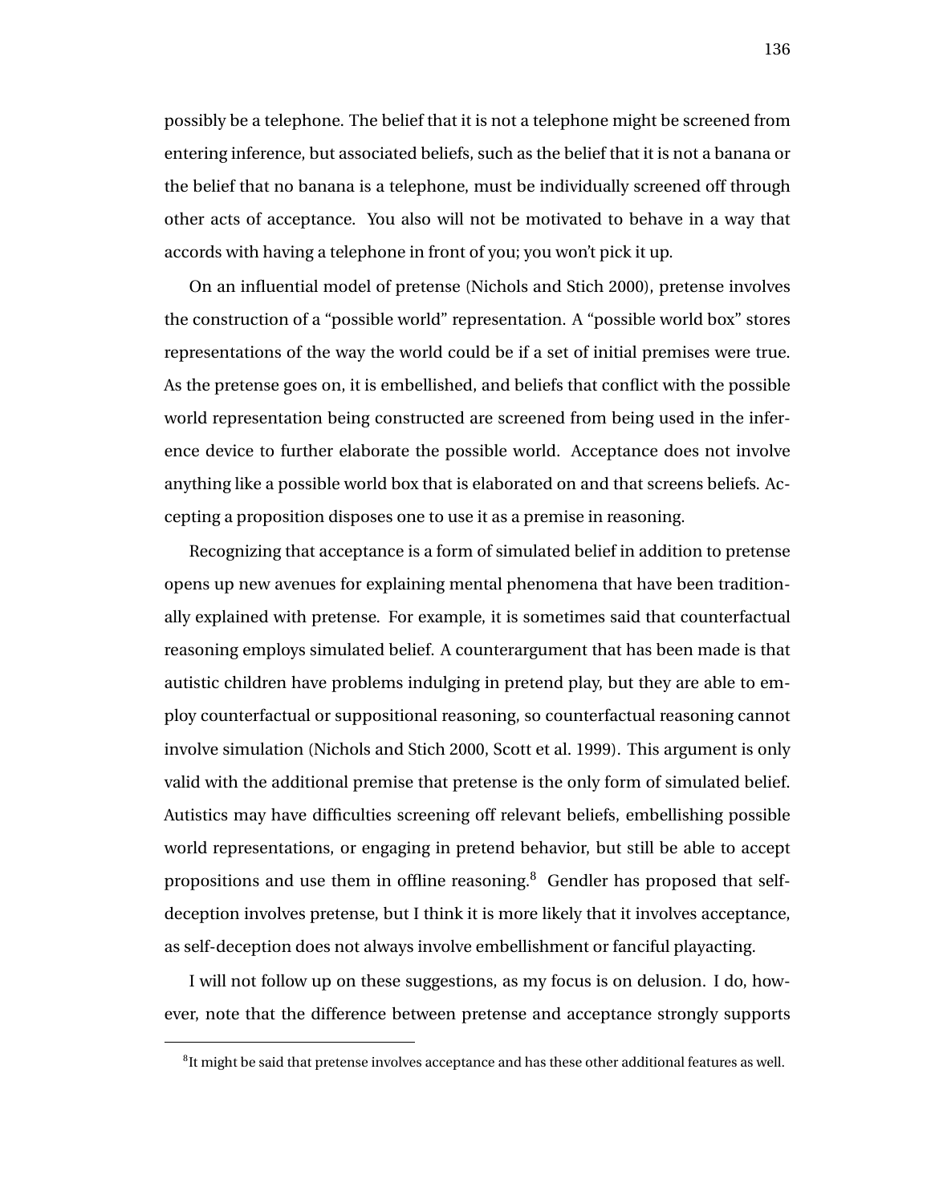possibly be a telephone. The belief that it is not a telephone might be screened from entering inference, but associated beliefs, such as the belief that it is not a banana or the belief that no banana is a telephone, must be individually screened off through other acts of acceptance. You also will not be motivated to behave in a way that accords with having a telephone in front of you; you won't pick it up.

On an influential model of pretense (Nichols and Stich 2000), pretense involves the construction of a "possible world" representation. A "possible world box" stores representations of the way the world could be if a set of initial premises were true. As the pretense goes on, it is embellished, and beliefs that conflict with the possible world representation being constructed are screened from being used in the inference device to further elaborate the possible world. Acceptance does not involve anything like a possible world box that is elaborated on and that screens beliefs. Accepting a proposition disposes one to use it as a premise in reasoning.

Recognizing that acceptance is a form of simulated belief in addition to pretense opens up new avenues for explaining mental phenomena that have been traditionally explained with pretense. For example, it is sometimes said that counterfactual reasoning employs simulated belief. A counterargument that has been made is that autistic children have problems indulging in pretend play, but they are able to employ counterfactual or suppositional reasoning, so counterfactual reasoning cannot involve simulation (Nichols and Stich 2000, Scott et al. 1999). This argument is only valid with the additional premise that pretense is the only form of simulated belief. Autistics may have difficulties screening off relevant beliefs, embellishing possible world representations, or engaging in pretend behavior, but still be able to accept propositions and use them in offline reasoning.[8] Gendler has proposed that self-deception involves pretense, but I think it is more likely that it involves acceptance, as self-deception does not always involve embellishment or fanciful playacting.

I will not follow up on these suggestions, as my focus is on delusion. I do, however, note that the difference between pretense and acceptance strongly supports

[8] It might be said that pretense involves acceptance and has these other additional features as well.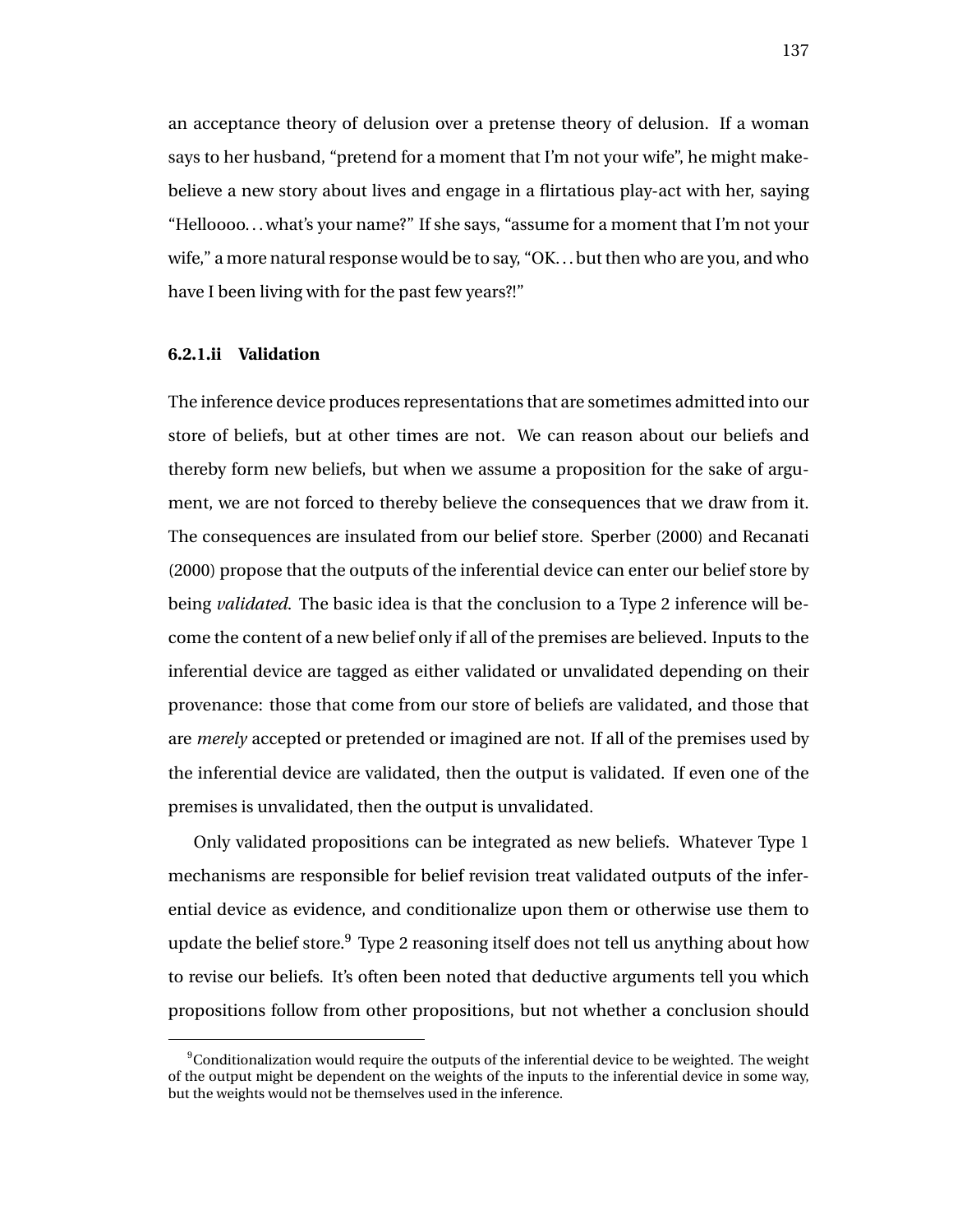an acceptance theory of delusion over a pretense theory of delusion. If a woman says to her husband, "pretend for a moment that I'm not your wife", he might make-believe a new story about lives and engage in a flirtatious play-act with her, saying "Helloooo. . . what's your name?" If she says, "assume for a moment that I'm not your wife," a more natural response would be to say, "OK. . . but then who are you, and who have I been living with for the past few years?!"

### 6.2.1.ii Validation

The inference device produces representations that are sometimes admitted into our store of beliefs, but at other times are not. We can reason about our beliefs and thereby form new beliefs, but when we assume a proposition for the sake of argument, we are not forced to thereby believe the consequences that we draw from it. The consequences are insulated from our belief store. Sperber (2000) and Recanati (2000) propose that the outputs of the inferential device can enter our belief store by being *validated*. The basic idea is that the conclusion to a Type 2 inference will become the content of a new belief only if all of the premises are believed. Inputs to the inferential device are tagged as either validated or unvalidated depending on their provenance: those that come from our store of beliefs are validated, and those that are *merely* accepted or pretended or imagined are not. If all of the premises used by the inferential device are validated, then the output is validated. If even one of the premises is unvalidated, then the output is unvalidated.

Only validated propositions can be integrated as new beliefs. Whatever Type 1 mechanisms are responsible for belief revision treat validated outputs of the inferential device as evidence, and conditionalize upon them or otherwise use them to update the belief store.[9] Type 2 reasoning itself does not tell us anything about how to revise our beliefs. It's often been noted that deductive arguments tell you which propositions follow from other propositions, but not whether a conclusion should

[9]Conditionalization would require the outputs of the inferential device to be weighted. The weight of the output might be dependent on the weights of the inputs to the inferential device in some way, but the weights would not be themselves used in the inference.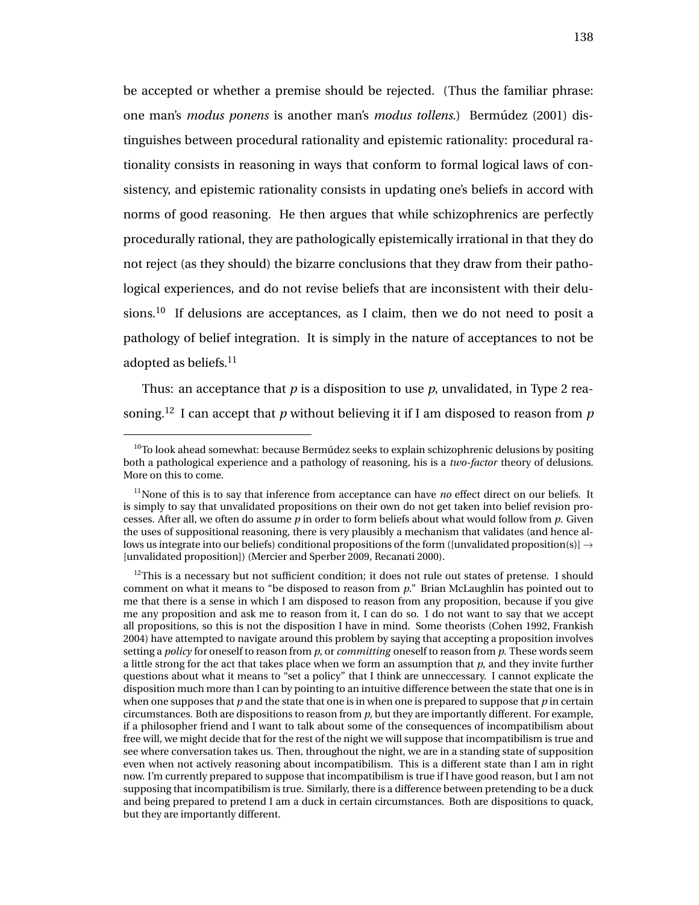be accepted or whether a premise should be rejected. (Thus the familiar phrase: one man's *modus ponens* is another man's *modus tollens*.) Bermúdez (2001) distinguishes between procedural rationality and epistemic rationality: procedural rationality consists in reasoning in ways that conform to formal logical laws of consistency, and epistemic rationality consists in updating one's beliefs in accord with norms of good reasoning. He then argues that while schizophrenics are perfectly procedurally rational, they are pathologically epistemically irrational in that they do not reject (as they should) the bizarre conclusions that they draw from their pathological experiences, and do not revise beliefs that are inconsistent with their delusions.[10] If delusions are acceptances, as I claim, then we do not need to posit a pathology of belief integration. It is simply in the nature of acceptances to not be adopted as beliefs.[11]

Thus: an acceptance that *p* is a disposition to use *p*, unvalidated, in Type 2 reasoning.[12] I can accept that *p* without believing it if I am disposed to reason from *p*

[10] To look ahead somewhat: because Bermúdez seeks to explain schizophrenic delusions by positing both a pathological experience and a pathology of reasoning, his is a *two-factor* theory of delusions. More on this to come.

[11] None of this is to say that inference from acceptance can have *no* effect direct on our beliefs. It is simply to say that unvalidated propositions on their own do not get taken into belief revision processes. After all, we often do assume *p* in order to form beliefs about what would follow from *p*. Given the uses of suppositional reasoning, there is very plausibly a mechanism that validates (and hence allows us integrate into our beliefs) conditional propositions of the form ([unvalidated proposition(s)] → [unvalidated proposition]) (Mercier and Sperber 2009, Recanati 2000).

[12] This is a necessary but not sufficient condition; it does not rule out states of pretense. I should comment on what it means to "be disposed to reason from *p*." Brian McLaughlin has pointed out to me that there is a sense in which I am disposed to reason from any proposition, because if you give me any proposition and ask me to reason from it, I can do so. I do not want to say that we accept all propositions, so this is not the disposition I have in mind. Some theorists (Cohen 1992, Frankish 2004) have attempted to navigate around this problem by saying that accepting a proposition involves setting a *policy* for oneself to reason from *p*, or *committing* oneself to reason from *p*. These words seem a little strong for the act that takes place when we form an assumption that *p*, and they invite further questions about what it means to "set a policy" that I think are unneccessary. I cannot explicate the disposition much more than I can by pointing to an intuitive difference between the state that one is in when one supposes that *p* and the state that one is in when one is prepared to suppose that *p* in certain circumstances. Both are dispositions to reason from *p*, but they are importantly different. For example, if a philosopher friend and I want to talk about some of the consequences of incompatibilism about free will, we might decide that for the rest of the night we will suppose that incompatibilism is true and see where conversation takes us. Then, throughout the night, we are in a standing state of supposition even when not actively reasoning about incompatibilism. This is a different state than I am in right now. I'm currently prepared to suppose that incompatibilism is true if I have good reason, but I am not supposing that incompatibilism is true. Similarly, there is a difference between pretending to be a duck and being prepared to pretend I am a duck in certain circumstances. Both are dispositions to quack, but they are importantly different.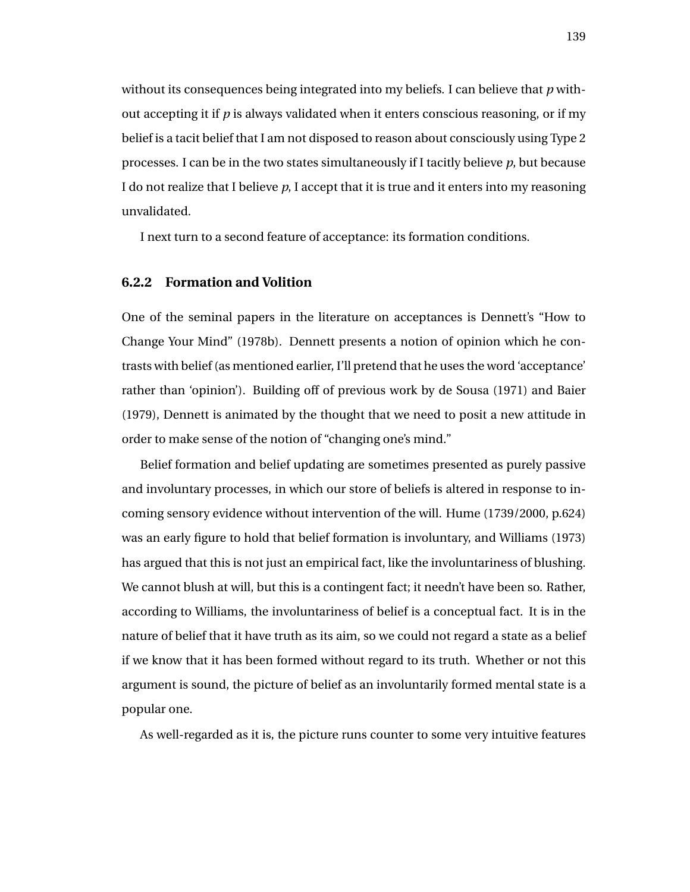without its consequences being integrated into my beliefs. I can believe that *p* without accepting it if *p* is always validated when it enters conscious reasoning, or if my belief is a tacit belief that I am not disposed to reason about consciously using Type 2 processes. I can be in the two states simultaneously if I tacitly believe *p*, but because I do not realize that I believe *p*, I accept that it is true and it enters into my reasoning unvalidated.

I next turn to a second feature of acceptance: its formation conditions.

### 6.2.2 Formation and Volition

One of the seminal papers in the literature on acceptances is Dennett's "How to Change Your Mind" (1978b). Dennett presents a notion of opinion which he contrasts with belief (as mentioned earlier, I'll pretend that he uses the word 'acceptance' rather than 'opinion'). Building off of previous work by de Sousa (1971) and Baier (1979), Dennett is animated by the thought that we need to posit a new attitude in order to make sense of the notion of "changing one's mind."

Belief formation and belief updating are sometimes presented as purely passive and involuntary processes, in which our store of beliefs is altered in response to incoming sensory evidence without intervention of the will. Hume (1739/2000, p.624) was an early figure to hold that belief formation is involuntary, and Williams (1973) has argued that this is not just an empirical fact, like the involuntariness of blushing. We cannot blush at will, but this is a contingent fact; it needn't have been so. Rather, according to Williams, the involuntariness of belief is a conceptual fact. It is in the nature of belief that it have truth as its aim, so we could not regard a state as a belief if we know that it has been formed without regard to its truth. Whether or not this argument is sound, the picture of belief as an involuntarily formed mental state is a popular one.

As well-regarded as it is, the picture runs counter to some very intuitive features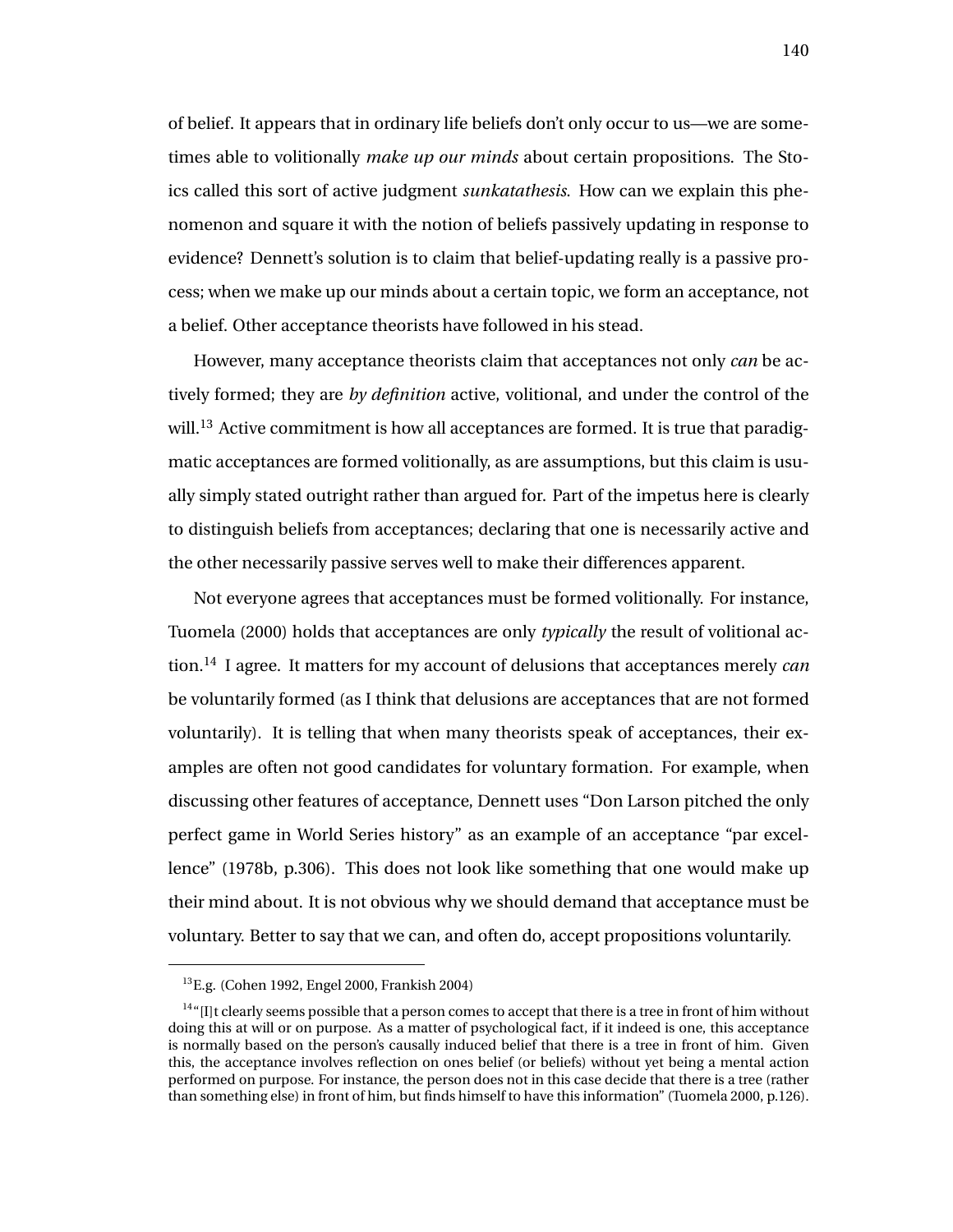of belief. It appears that in ordinary life beliefs don't only occur to us—we are sometimes able to volitionally *make up our minds* about certain propositions. The Stoics called this sort of active judgment *sunkatathesis*. How can we explain this phenomenon and square it with the notion of beliefs passively updating in response to evidence? Dennett's solution is to claim that belief-updating really is a passive process; when we make up our minds about a certain topic, we form an acceptance, not a belief. Other acceptance theorists have followed in his stead.

However, many acceptance theorists claim that acceptances not only *can* be actively formed; they are *by definition* active, volitional, and under the control of the will.[13] Active commitment is how all acceptances are formed. It is true that paradigmatic acceptances are formed volitionally, as are assumptions, but this claim is usually simply stated outright rather than argued for. Part of the impetus here is clearly to distinguish beliefs from acceptances; declaring that one is necessarily active and the other necessarily passive serves well to make their differences apparent.

Not everyone agrees that acceptances must be formed volitionally. For instance, Tuomela (2000) holds that acceptances are only *typically* the result of volitional action.[14] I agree. It matters for my account of delusions that acceptances merely *can* be voluntarily formed (as I think that delusions are acceptances that are not formed voluntarily). It is telling that when many theorists speak of acceptances, their examples are often not good candidates for voluntary formation. For example, when discussing other features of acceptance, Dennett uses "Don Larson pitched the only perfect game in World Series history" as an example of an acceptance "par excellence" (1978b, p.306). This does not look like something that one would make up their mind about. It is not obvious why we should demand that acceptance must be voluntary. Better to say that we can, and often do, accept propositions voluntarily.

---

[13] E.g. (Cohen 1992, Engel 2000, Frankish 2004)

[14] "[I]t clearly seems possible that a person comes to accept that there is a tree in front of him without doing this at will or on purpose. As a matter of psychological fact, if it indeed is one, this acceptance is normally based on the person's causally induced belief that there is a tree in front of him. Given this, the acceptance involves reflection on ones belief (or beliefs) without yet being a mental action performed on purpose. For instance, the person does not in this case decide that there is a tree (rather than something else) in front of him, but finds himself to have this information" (Tuomela 2000, p.126).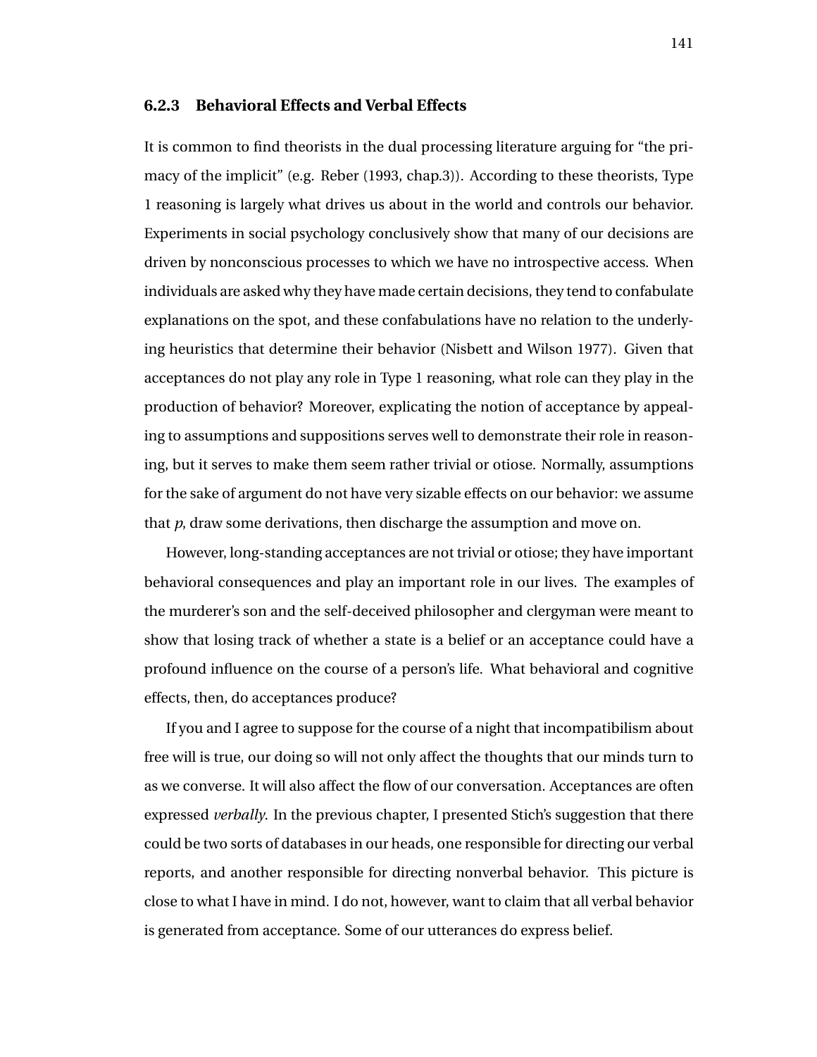### 6.2.3 Behavioral Effects and Verbal Effects

It is common to find theorists in the dual processing literature arguing for "the primacy of the implicit" (e.g. Reber (1993, chap.3)). According to these theorists, Type 1 reasoning is largely what drives us about in the world and controls our behavior. Experiments in social psychology conclusively show that many of our decisions are driven by nonconscious processes to which we have no introspective access. When individuals are asked why they have made certain decisions, they tend to confabulate explanations on the spot, and these confabulations have no relation to the underlying heuristics that determine their behavior (Nisbett and Wilson 1977). Given that acceptances do not play any role in Type 1 reasoning, what role can they play in the production of behavior? Moreover, explicating the notion of acceptance by appealing to assumptions and suppositions serves well to demonstrate their role in reasoning, but it serves to make them seem rather trivial or otiose. Normally, assumptions for the sake of argument do not have very sizable effects on our behavior: we assume that *p*, draw some derivations, then discharge the assumption and move on.

However, long-standing acceptances are not trivial or otiose; they have important behavioral consequences and play an important role in our lives. The examples of the murderer's son and the self-deceived philosopher and clergyman were meant to show that losing track of whether a state is a belief or an acceptance could have a profound influence on the course of a person's life. What behavioral and cognitive effects, then, do acceptances produce?

If you and I agree to suppose for the course of a night that incompatibilism about free will is true, our doing so will not only affect the thoughts that our minds turn to as we converse. It will also affect the flow of our conversation. Acceptances are often expressed *verbally*. In the previous chapter, I presented Stich's suggestion that there could be two sorts of databases in our heads, one responsible for directing our verbal reports, and another responsible for directing nonverbal behavior. This picture is close to what I have in mind. I do not, however, want to claim that all verbal behavior is generated from acceptance. Some of our utterances do express belief.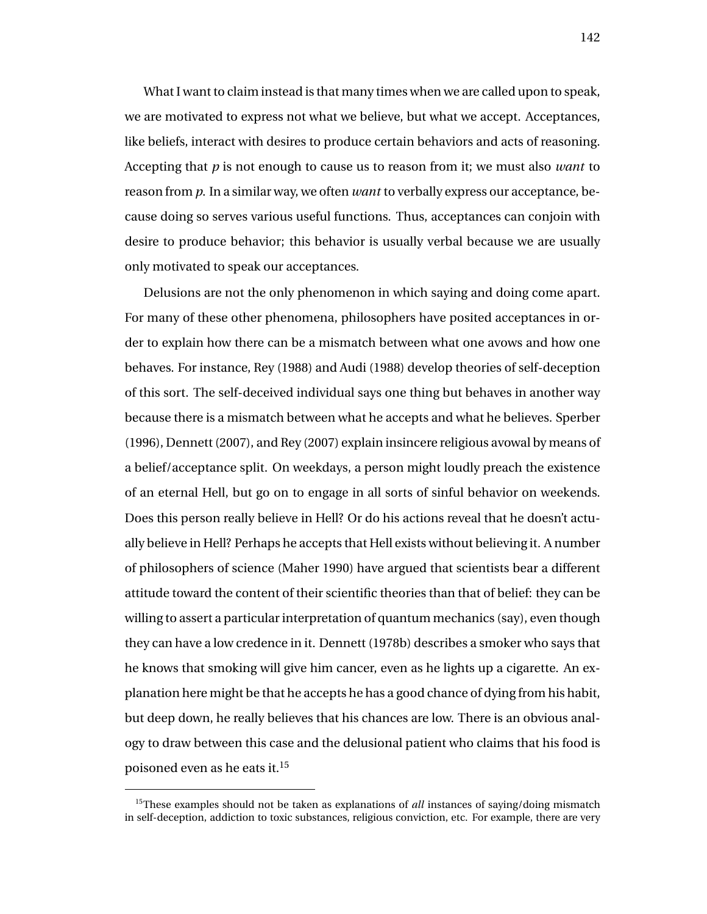What I want to claim instead is that many times when we are called upon to speak, we are motivated to express not what we believe, but what we accept. Acceptances, like beliefs, interact with desires to produce certain behaviors and acts of reasoning. Accepting that $p$ is not enough to cause us to reason from it; we must also *want* to reason from $p$. In a similar way, we often *want* to verbally express our acceptance, because doing so serves various useful functions. Thus, acceptances can conjoin with desire to produce behavior; this behavior is usually verbal because we are usually only motivated to speak our acceptances.

Delusions are not the only phenomenon in which saying and doing come apart. For many of these other phenomena, philosophers have posited acceptances in order to explain how there can be a mismatch between what one avows and how one behaves. For instance, Rey (1988) and Audi (1988) develop theories of self-deception of this sort. The self-deceived individual says one thing but behaves in another way because there is a mismatch between what he accepts and what he believes. Sperber (1996), Dennett (2007), and Rey (2007) explain insincere religious avowal by means of a belief/acceptance split. On weekdays, a person might loudly preach the existence of an eternal Hell, but go on to engage in all sorts of sinful behavior on weekends. Does this person really believe in Hell? Or do his actions reveal that he doesn't actually believe in Hell? Perhaps he accepts that Hell exists without believing it. A number of philosophers of science (Maher 1990) have argued that scientists bear a different attitude toward the content of their scientific theories than that of belief: they can be willing to assert a particular interpretation of quantum mechanics (say), even though they can have a low credence in it. Dennett (1978b) describes a smoker who says that he knows that smoking will give him cancer, even as he lights up a cigarette. An explanation here might be that he accepts he has a good chance of dying from his habit, but deep down, he really believes that his chances are low. There is an obvious analogy to draw between this case and the delusional patient who claims that his food is poisoned even as he eats it.[15]

[15]These examples should not be taken as explanations of *all* instances of saying/doing mismatch in self-deception, addiction to toxic substances, religious conviction, etc. For example, there are very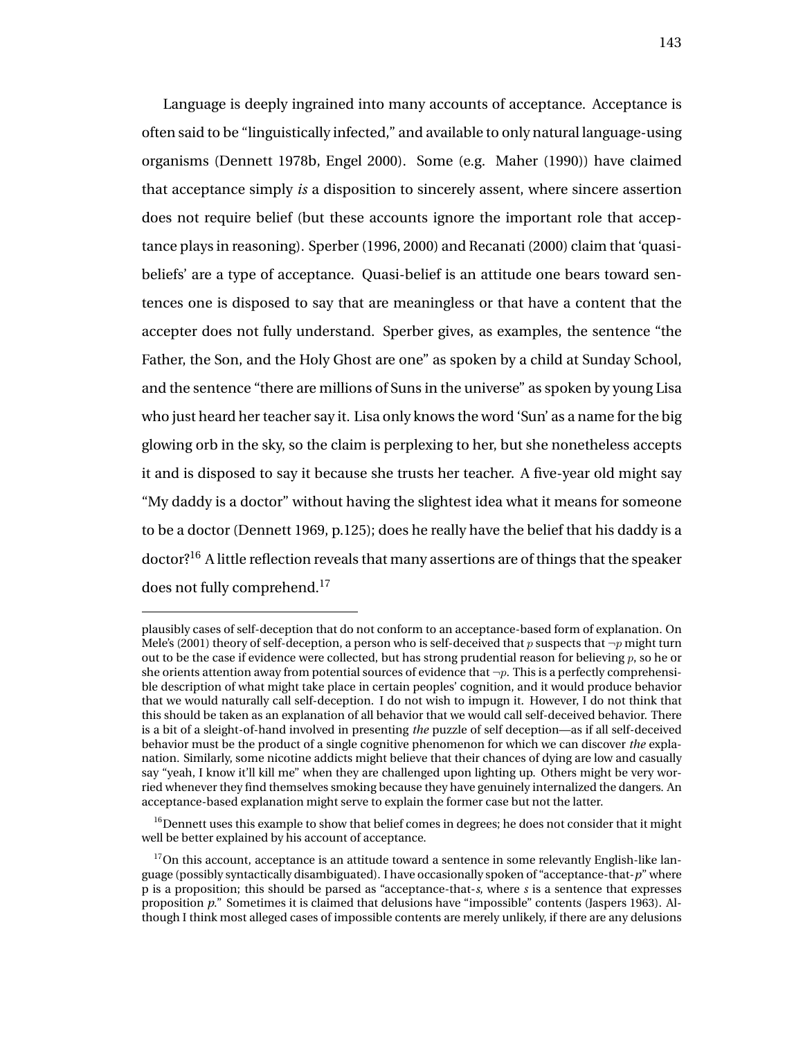Language is deeply ingrained into many accounts of acceptance. Acceptance is often said to be "linguistically infected," and available to only natural language-using organisms (Dennett 1978b, Engel 2000). Some (e.g. Maher (1990)) have claimed that acceptance simply *is* a disposition to sincerely assent, where sincere assertion does not require belief (but these accounts ignore the important role that acceptance plays in reasoning). Sperber (1996, 2000) and Recanati (2000) claim that 'quasi-beliefs' are a type of acceptance. Quasi-belief is an attitude one bears toward sentences one is disposed to say that are meaningless or that have a content that the accepter does not fully understand. Sperber gives, as examples, the sentence "the Father, the Son, and the Holy Ghost are one" as spoken by a child at Sunday School, and the sentence "there are millions of Suns in the universe" as spoken by young Lisa who just heard her teacher say it. Lisa only knows the word 'Sun' as a name for the big glowing orb in the sky, so the claim is perplexing to her, but she nonetheless accepts it and is disposed to say it because she trusts her teacher. A five-year old might say "My daddy is a doctor" without having the slightest idea what it means for someone to be a doctor (Dennett 1969, p.125); does he really have the belief that his daddy is a doctor?[16] A little reflection reveals that many assertions are of things that the speaker does not fully comprehend.[17]

---

plausibly cases of self-deception that do not conform to an acceptance-based form of explanation. On Mele's (2001) theory of self-deception, a person who is self-deceived that $p$ suspects that $\neg p$ might turn out to be the case if evidence were collected, but has strong prudential reason for believing $p$, so he or she orients attention away from potential sources of evidence that $\neg p$. This is a perfectly comprehensible description of what might take place in certain peoples' cognition, and it would produce behavior that we would naturally call self-deception. I do not wish to impugn it. However, I do not think that this should be taken as an explanation of all behavior that we would call self-deceived behavior. There is a bit of a sleight-of-hand involved in presenting *the* puzzle of self deception—as if all self-deceived behavior must be the product of a single cognitive phenomenon for which we can discover *the* explanation. Similarly, some nicotine addicts might believe that their chances of dying are low and casually say "yeah, I know it'll kill me" when they are challenged upon lighting up. Others might be very worried whenever they find themselves smoking because they have genuinely internalized the dangers. An acceptance-based explanation might serve to explain the former case but not the latter.

[16] Dennett uses this example to show that belief comes in degrees; he does not consider that it might well be better explained by his account of acceptance.

[17] On this account, acceptance is an attitude toward a sentence in some relevantly English-like language (possibly syntactically disambiguated). I have occasionally spoken of "acceptance-that-*p*" where p is a proposition; this should be parsed as "acceptance-that-*s*, where *s* is a sentence that expresses proposition *p*." Sometimes it is claimed that delusions have "impossible" contents (Jaspers 1963). Although I think most alleged cases of impossible contents are merely unlikely, if there are any delusions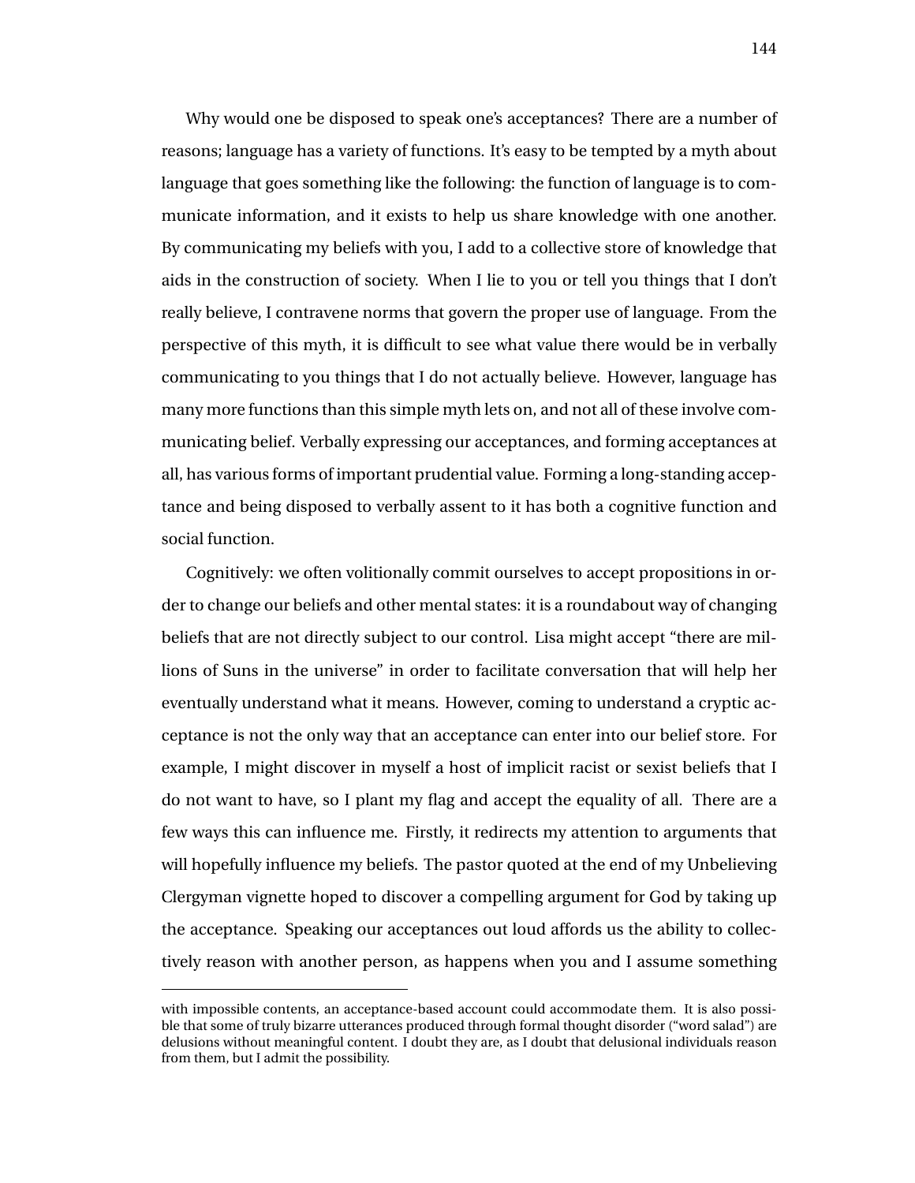Why would one be disposed to speak one's acceptances? There are a number of reasons; language has a variety of functions. It's easy to be tempted by a myth about language that goes something like the following: the function of language is to communicate information, and it exists to help us share knowledge with one another. By communicating my beliefs with you, I add to a collective store of knowledge that aids in the construction of society. When I lie to you or tell you things that I don't really believe, I contravene norms that govern the proper use of language. From the perspective of this myth, it is difficult to see what value there would be in verbally communicating to you things that I do not actually believe. However, language has many more functions than this simple myth lets on, and not all of these involve communicating belief. Verbally expressing our acceptances, and forming acceptances at all, has various forms of important prudential value. Forming a long-standing acceptance and being disposed to verbally assent to it has both a cognitive function and social function.

Cognitively: we often volitionally commit ourselves to accept propositions in order to change our beliefs and other mental states: it is a roundabout way of changing beliefs that are not directly subject to our control. Lisa might accept "there are millions of Suns in the universe" in order to facilitate conversation that will help her eventually understand what it means. However, coming to understand a cryptic acceptance is not the only way that an acceptance can enter into our belief store. For example, I might discover in myself a host of implicit racist or sexist beliefs that I do not want to have, so I plant my flag and accept the equality of all. There are a few ways this can influence me. Firstly, it redirects my attention to arguments that will hopefully influence my beliefs. The pastor quoted at the end of my Unbelieving Clergyman vignette hoped to discover a compelling argument for God by taking up the acceptance. Speaking our acceptances out loud affords us the ability to collectively reason with another person, as happens when you and I assume something

---

with impossible contents, an acceptance-based account could accommodate them. It is also possible that some of truly bizarre utterances produced through formal thought disorder ("word salad") are delusions without meaningful content. I doubt they are, as I doubt that delusional individuals reason from them, but I admit the possibility.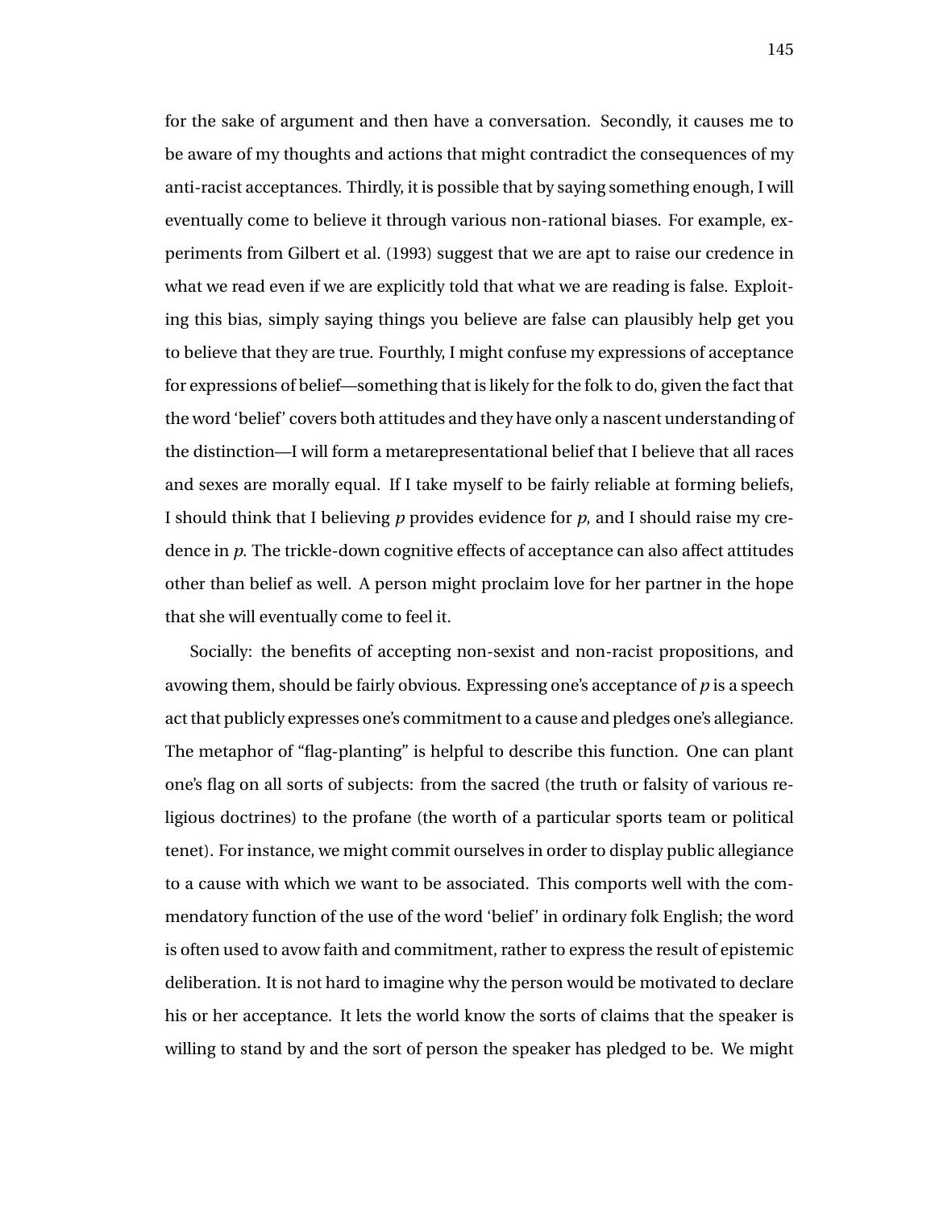for the sake of argument and then have a conversation. Secondly, it causes me to be aware of my thoughts and actions that might contradict the consequences of my anti-racist acceptances. Thirdly, it is possible that by saying something enough, I will eventually come to believe it through various non-rational biases. For example, experiments from Gilbert et al. (1993) suggest that we are apt to raise our credence in what we read even if we are explicitly told that what we are reading is false. Exploiting this bias, simply saying things you believe are false can plausibly help get you to believe that they are true. Fourthly, I might confuse my expressions of acceptance for expressions of belief—something that is likely for the folk to do, given the fact that the word 'belief' covers both attitudes and they have only a nascent understanding of the distinction—I will form a metarepresentational belief that I believe that all races and sexes are morally equal. If I take myself to be fairly reliable at forming beliefs, I should think that I believing *p* provides evidence for *p*, and I should raise my credence in *p*. The trickle-down cognitive effects of acceptance can also affect attitudes other than belief as well. A person might proclaim love for her partner in the hope that she will eventually come to feel it.

Socially: the benefits of accepting non-sexist and non-racist propositions, and avowing them, should be fairly obvious. Expressing one's acceptance of *p* is a speech act that publicly expresses one's commitment to a cause and pledges one's allegiance. The metaphor of "flag-planting" is helpful to describe this function. One can plant one's flag on all sorts of subjects: from the sacred (the truth or falsity of various religious doctrines) to the profane (the worth of a particular sports team or political tenet). For instance, we might commit ourselves in order to display public allegiance to a cause with which we want to be associated. This comports well with the commendatory function of the use of the word 'belief' in ordinary folk English; the word is often used to avow faith and commitment, rather to express the result of epistemic deliberation. It is not hard to imagine why the person would be motivated to declare his or her acceptance. It lets the world know the sorts of claims that the speaker is willing to stand by and the sort of person the speaker has pledged to be. We might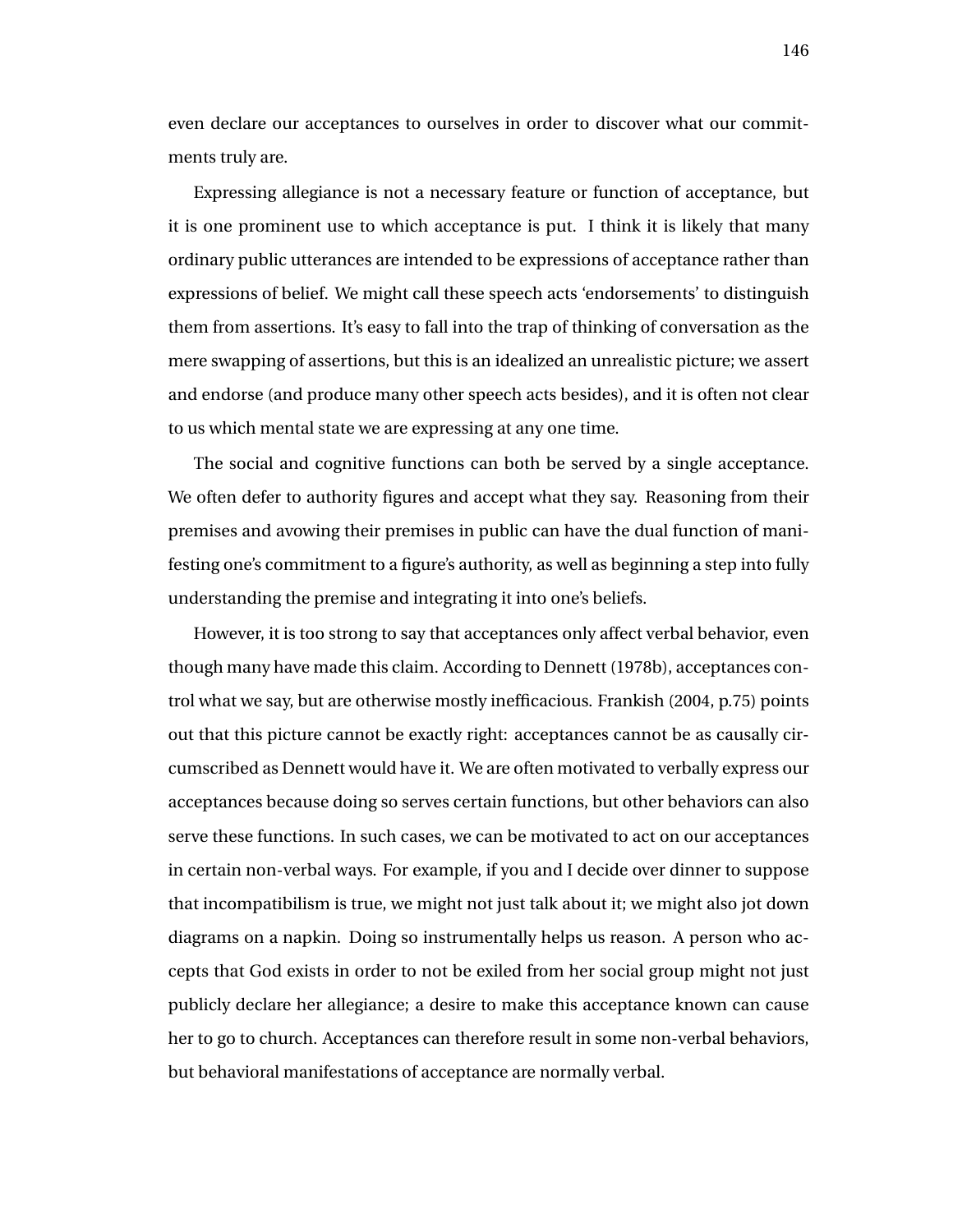even declare our acceptances to ourselves in order to discover what our commitments truly are.

Expressing allegiance is not a necessary feature or function of acceptance, but it is one prominent use to which acceptance is put. I think it is likely that many ordinary public utterances are intended to be expressions of acceptance rather than expressions of belief. We might call these speech acts 'endorsements' to distinguish them from assertions. It's easy to fall into the trap of thinking of conversation as the mere swapping of assertions, but this is an idealized an unrealistic picture; we assert and endorse (and produce many other speech acts besides), and it is often not clear to us which mental state we are expressing at any one time.

The social and cognitive functions can both be served by a single acceptance. We often defer to authority figures and accept what they say. Reasoning from their premises and avowing their premises in public can have the dual function of manifesting one's commitment to a figure's authority, as well as beginning a step into fully understanding the premise and integrating it into one's beliefs.

However, it is too strong to say that acceptances only affect verbal behavior, even though many have made this claim. According to Dennett (1978b), acceptances control what we say, but are otherwise mostly inefficacious. Frankish (2004, p.75) points out that this picture cannot be exactly right: acceptances cannot be as causally circumscribed as Dennett would have it. We are often motivated to verbally express our acceptances because doing so serves certain functions, but other behaviors can also serve these functions. In such cases, we can be motivated to act on our acceptances in certain non-verbal ways. For example, if you and I decide over dinner to suppose that incompatibilism is true, we might not just talk about it; we might also jot down diagrams on a napkin. Doing so instrumentally helps us reason. A person who accepts that God exists in order to not be exiled from her social group might not just publicly declare her allegiance; a desire to make this acceptance known can cause her to go to church. Acceptances can therefore result in some non-verbal behaviors, but behavioral manifestations of acceptance are normally verbal.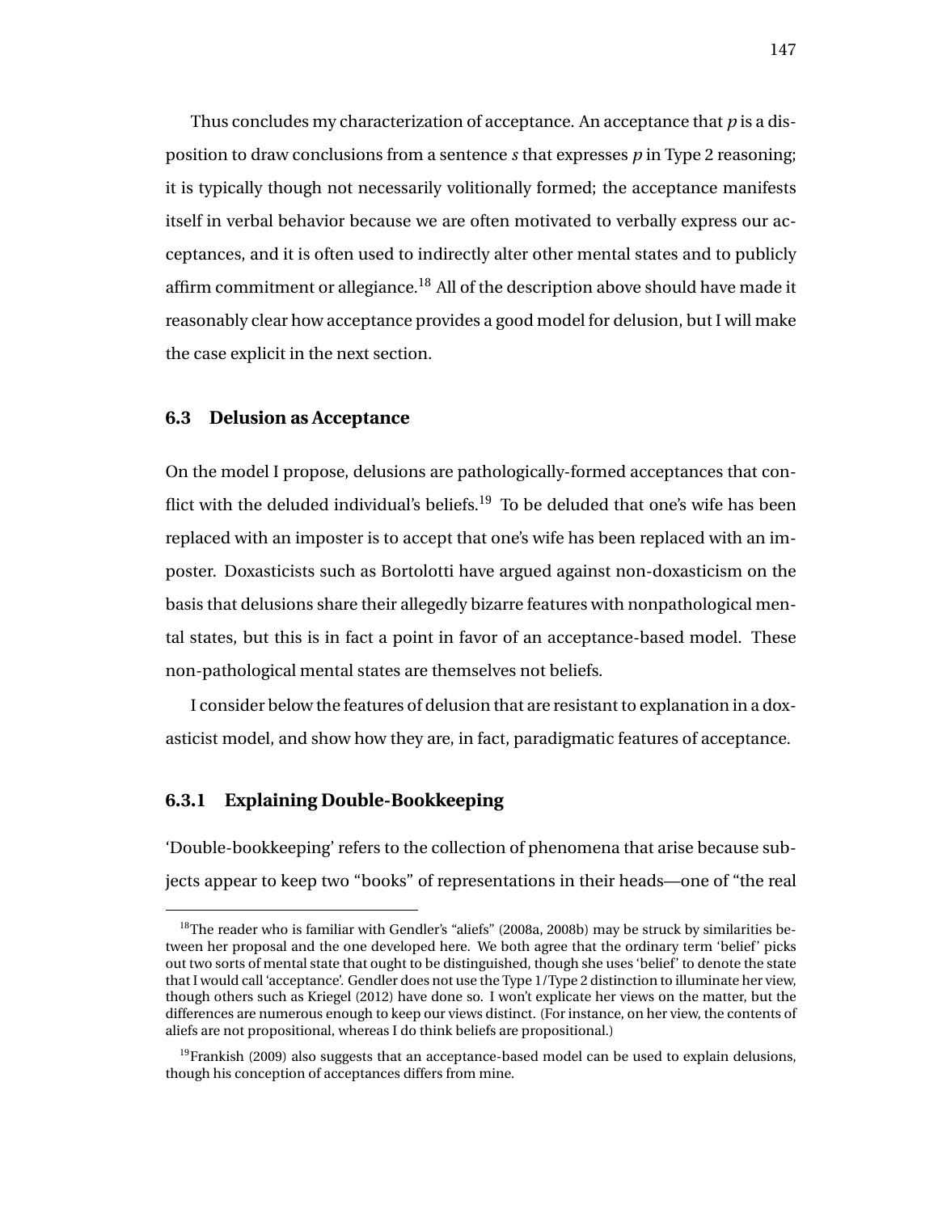Thus concludes my characterization of acceptance. An acceptance that *p* is a disposition to draw conclusions from a sentence *s* that expresses *p* in Type 2 reasoning; it is typically though not necessarily volitionally formed; the acceptance manifests itself in verbal behavior because we are often motivated to verbally express our acceptances, and it is often used to indirectly alter other mental states and to publicly affirm commitment or allegiance.[18] All of the description above should have made it reasonably clear how acceptance provides a good model for delusion, but I will make the case explicit in the next section.

## 6.3 Delusion as Acceptance

On the model I propose, delusions are pathologically-formed acceptances that conflict with the deluded individual's beliefs.[19] To be deluded that one's wife has been replaced with an imposter is to accept that one's wife has been replaced with an imposter. Doxasticists such as Bortolotti have argued against non-doxasticism on the basis that delusions share their allegedly bizarre features with nonpathological mental states, but this is in fact a point in favor of an acceptance-based model. These non-pathological mental states are themselves not beliefs.

I consider below the features of delusion that are resistant to explanation in a doxasticist model, and show how they are, in fact, paradigmatic features of acceptance.

### 6.3.1 Explaining Double-Bookkeeping

'Double-bookkeeping' refers to the collection of phenomena that arise because subjects appear to keep two "books" of representations in their heads—one of "the real

---

[18] The reader who is familiar with Gendler's "aliefs" (2008a, 2008b) may be struck by similarities between her proposal and the one developed here. We both agree that the ordinary term 'belief' picks out two sorts of mental state that ought to be distinguished, though she uses 'belief' to denote the state that I would call 'acceptance'. Gendler does not use the Type 1/Type 2 distinction to illuminate her view, though others such as Kriegel (2012) have done so. I won't explicate her views on the matter, but the differences are numerous enough to keep our views distinct. (For instance, on her view, the contents of aliefs are not propositional, whereas I do think beliefs are propositional.)

[19] Frankish (2009) also suggests that an acceptance-based model can be used to explain delusions, though his conception of acceptances differs from mine.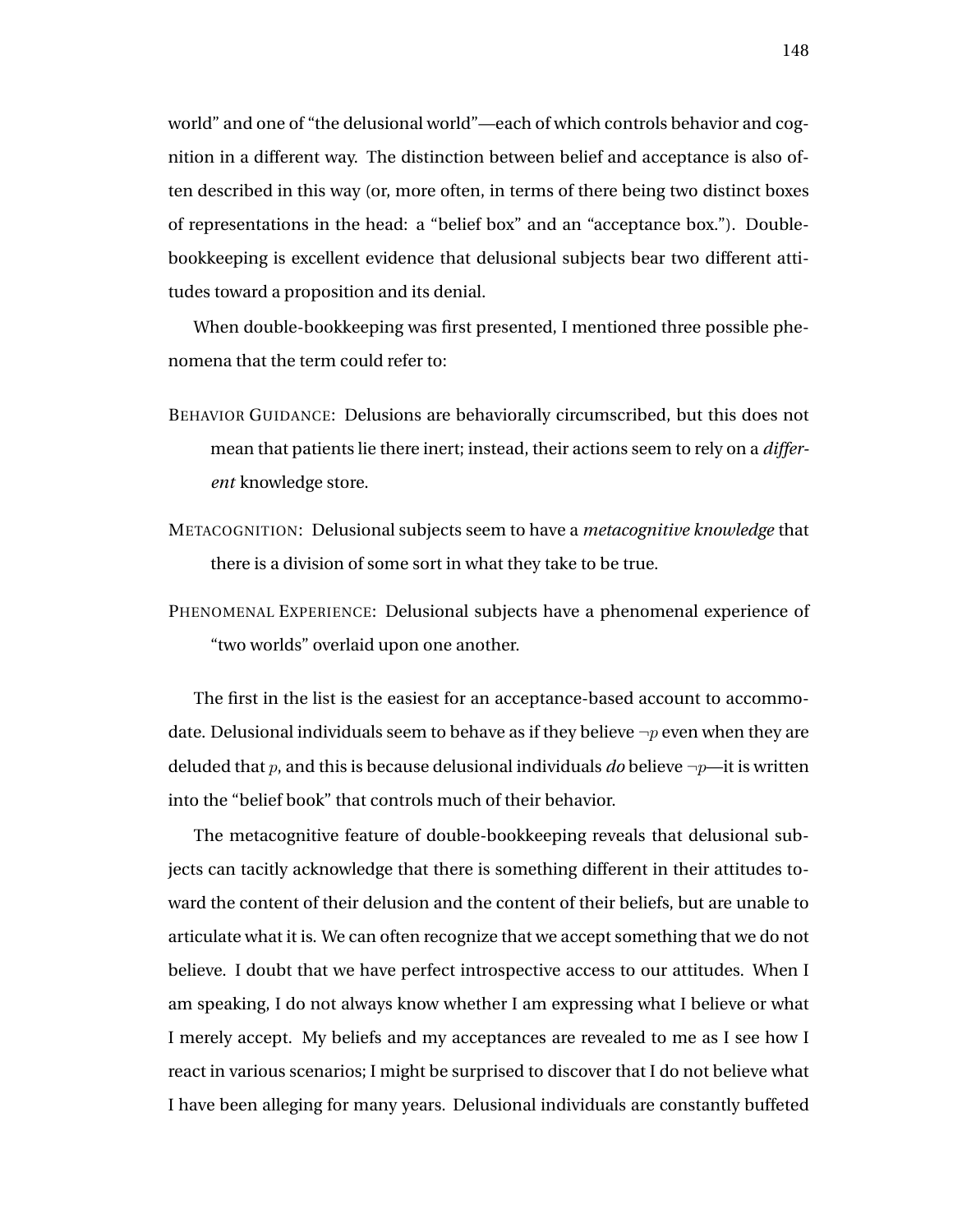world" and one of "the delusional world"—each of which controls behavior and cognition in a different way. The distinction between belief and acceptance is also often described in this way (or, more often, in terms of there being two distinct boxes of representations in the head: a "belief box" and an "acceptance box."). Double-bookkeeping is excellent evidence that delusional subjects bear two different attitudes toward a proposition and its denial.

When double-bookkeeping was first presented, I mentioned three possible phenomena that the term could refer to:

BEHAVIOR GUIDANCE: Delusions are behaviorally circumscribed, but this does not mean that patients lie there inert; instead, their actions seem to rely on a *different* knowledge store.

METACOGNITION: Delusional subjects seem to have a *metacognitive knowledge* that there is a division of some sort in what they take to be true.

PHENOMENAL EXPERIENCE: Delusional subjects have a phenomenal experience of "two worlds" overlaid upon one another.

The first in the list is the easiest for an acceptance-based account to accommodate. Delusional individuals seem to behave as if they believe $\neg p$ even when they are deluded that $p$, and this is because delusional individuals *do* believe $\neg p$—it is written into the "belief book" that controls much of their behavior.

The metacognitive feature of double-bookkeeping reveals that delusional subjects can tacitly acknowledge that there is something different in their attitudes toward the content of their delusion and the content of their beliefs, but are unable to articulate what it is. We can often recognize that we accept something that we do not believe. I doubt that we have perfect introspective access to our attitudes. When I am speaking, I do not always know whether I am expressing what I believe or what I merely accept. My beliefs and my acceptances are revealed to me as I see how I react in various scenarios; I might be surprised to discover that I do not believe what I have been alleging for many years. Delusional individuals are constantly buffeted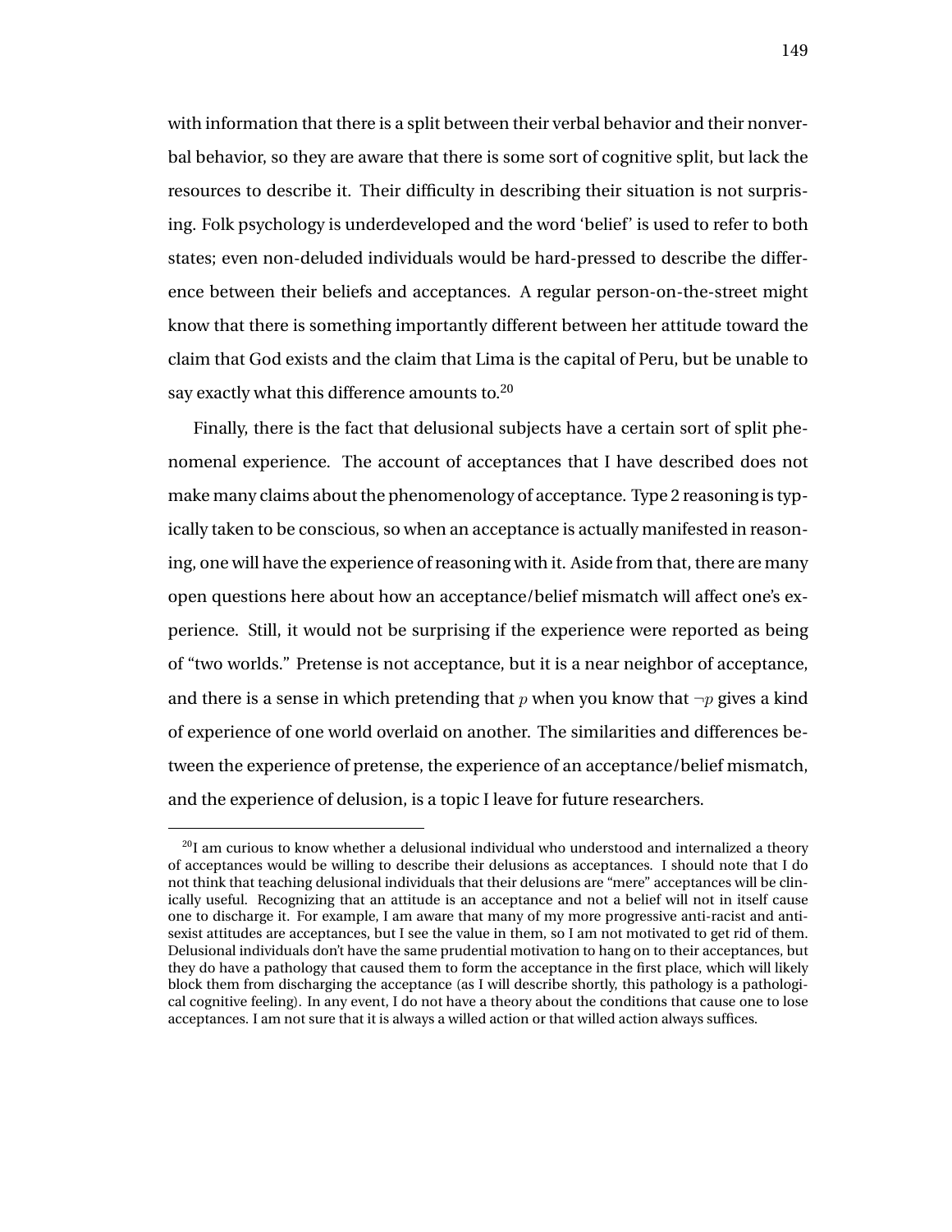with information that there is a split between their verbal behavior and their nonverbal behavior, so they are aware that there is some sort of cognitive split, but lack the resources to describe it. Their difficulty in describing their situation is not surprising. Folk psychology is underdeveloped and the word 'belief' is used to refer to both states; even non-deluded individuals would be hard-pressed to describe the difference between their beliefs and acceptances. A regular person-on-the-street might know that there is something importantly different between her attitude toward the claim that God exists and the claim that Lima is the capital of Peru, but be unable to say exactly what this difference amounts to.[20]

Finally, there is the fact that delusional subjects have a certain sort of split phenomenal experience. The account of acceptances that I have described does not make many claims about the phenomenology of acceptance. Type 2 reasoning is typically taken to be conscious, so when an acceptance is actually manifested in reasoning, one will have the experience of reasoning with it. Aside from that, there are many open questions here about how an acceptance/belief mismatch will affect one's experience. Still, it would not be surprising if the experience were reported as being of "two worlds." Pretense is not acceptance, but it is a near neighbor of acceptance, and there is a sense in which pretending that $p$ when you know that $\neg p$ gives a kind of experience of one world overlaid on another. The similarities and differences between the experience of pretense, the experience of an acceptance/belief mismatch, and the experience of delusion, is a topic I leave for future researchers.

[20] I am curious to know whether a delusional individual who understood and internalized a theory of acceptances would be willing to describe their delusions as acceptances. I should note that I do not think that teaching delusional individuals that their delusions are "mere" acceptances will be clinically useful. Recognizing that an attitude is an acceptance and not a belief will not in itself cause one to discharge it. For example, I am aware that many of my more progressive anti-racist and anti-sexist attitudes are acceptances, but I see the value in them, so I am not motivated to get rid of them. Delusional individuals don't have the same prudential motivation to hang on to their acceptances, but they do have a pathology that caused them to form the acceptance in the first place, which will likely block them from discharging the acceptance (as I will describe shortly, this pathology is a pathological cognitive feeling). In any event, I do not have a theory about the conditions that cause one to lose acceptances. I am not sure that it is always a willed action or that willed action always suffices.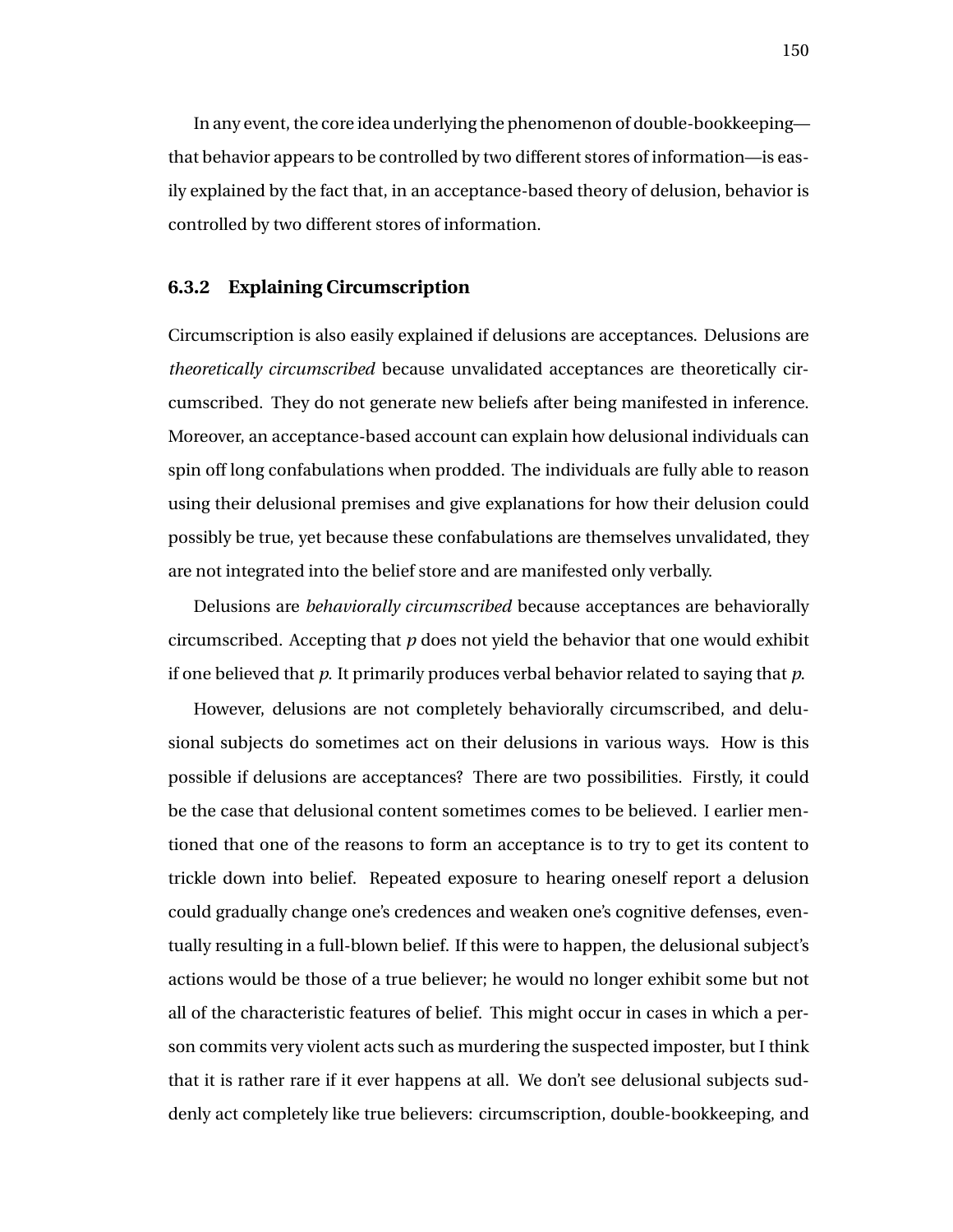In any event, the core idea underlying the phenomenon of double-bookkeeping—that behavior appears to be controlled by two different stores of information—is easily explained by the fact that, in an acceptance-based theory of delusion, behavior is controlled by two different stores of information.

### 6.3.2 Explaining Circumscription

Circumscription is also easily explained if delusions are acceptances. Delusions are *theoretically circumscribed* because unvalidated acceptances are theoretically circumscribed. They do not generate new beliefs after being manifested in inference. Moreover, an acceptance-based account can explain how delusional individuals can spin off long confabulations when prodded. The individuals are fully able to reason using their delusional premises and give explanations for how their delusion could possibly be true, yet because these confabulations are themselves unvalidated, they are not integrated into the belief store and are manifested only verbally.

Delusions are *behaviorally circumscribed* because acceptances are behaviorally circumscribed. Accepting that *p* does not yield the behavior that one would exhibit if one believed that *p*. It primarily produces verbal behavior related to saying that *p*.

However, delusions are not completely behaviorally circumscribed, and delusional subjects do sometimes act on their delusions in various ways. How is this possible if delusions are acceptances? There are two possibilities. Firstly, it could be the case that delusional content sometimes comes to be believed. I earlier mentioned that one of the reasons to form an acceptance is to try to get its content to trickle down into belief. Repeated exposure to hearing oneself report a delusion could gradually change one's credences and weaken one's cognitive defenses, eventually resulting in a full-blown belief. If this were to happen, the delusional subject's actions would be those of a true believer; he would no longer exhibit some but not all of the characteristic features of belief. This might occur in cases in which a person commits very violent acts such as murdering the suspected imposter, but I think that it is rather rare if it ever happens at all. We don't see delusional subjects suddenly act completely like true believers: circumscription, double-bookkeeping, and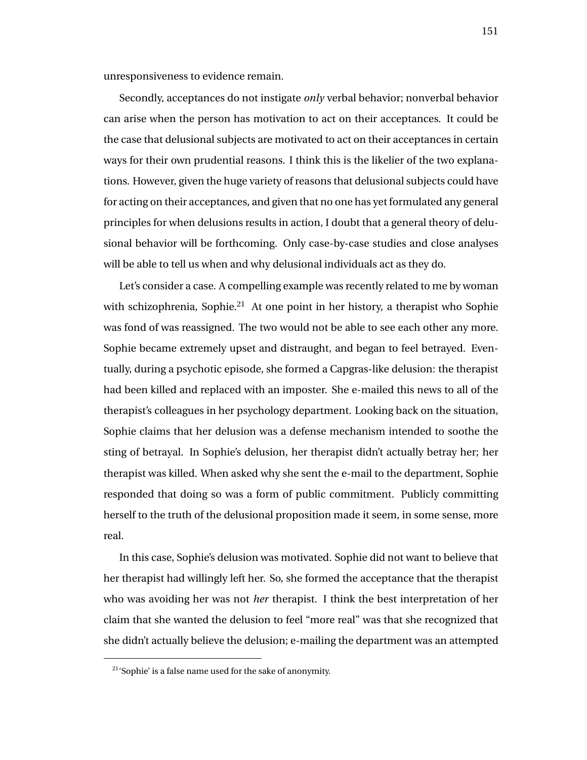unresponsiveness to evidence remain.

Secondly, acceptances do not instigate *only* verbal behavior; nonverbal behavior can arise when the person has motivation to act on their acceptances. It could be the case that delusional subjects are motivated to act on their acceptances in certain ways for their own prudential reasons. I think this is the likelier of the two explanations. However, given the huge variety of reasons that delusional subjects could have for acting on their acceptances, and given that no one has yet formulated any general principles for when delusions results in action, I doubt that a general theory of delusional behavior will be forthcoming. Only case-by-case studies and close analyses will be able to tell us when and why delusional individuals act as they do.

Let's consider a case. A compelling example was recently related to me by woman with schizophrenia, Sophie.[21] At one point in her history, a therapist who Sophie was fond of was reassigned. The two would not be able to see each other any more. Sophie became extremely upset and distraught, and began to feel betrayed. Eventually, during a psychotic episode, she formed a Capgras-like delusion: the therapist had been killed and replaced with an imposter. She e-mailed this news to all of the therapist's colleagues in her psychology department. Looking back on the situation, Sophie claims that her delusion was a defense mechanism intended to soothe the sting of betrayal. In Sophie's delusion, her therapist didn't actually betray her; her therapist was killed. When asked why she sent the e-mail to the department, Sophie responded that doing so was a form of public commitment. Publicly committing herself to the truth of the delusional proposition made it seem, in some sense, more real.

In this case, Sophie's delusion was motivated. Sophie did not want to believe that her therapist had willingly left her. So, she formed the acceptance that the therapist who was avoiding her was not *her* therapist. I think the best interpretation of her claim that she wanted the delusion to feel "more real" was that she recognized that she didn't actually believe the delusion; e-mailing the department was an attempted

[21] 'Sophie' is a false name used for the sake of anonymity.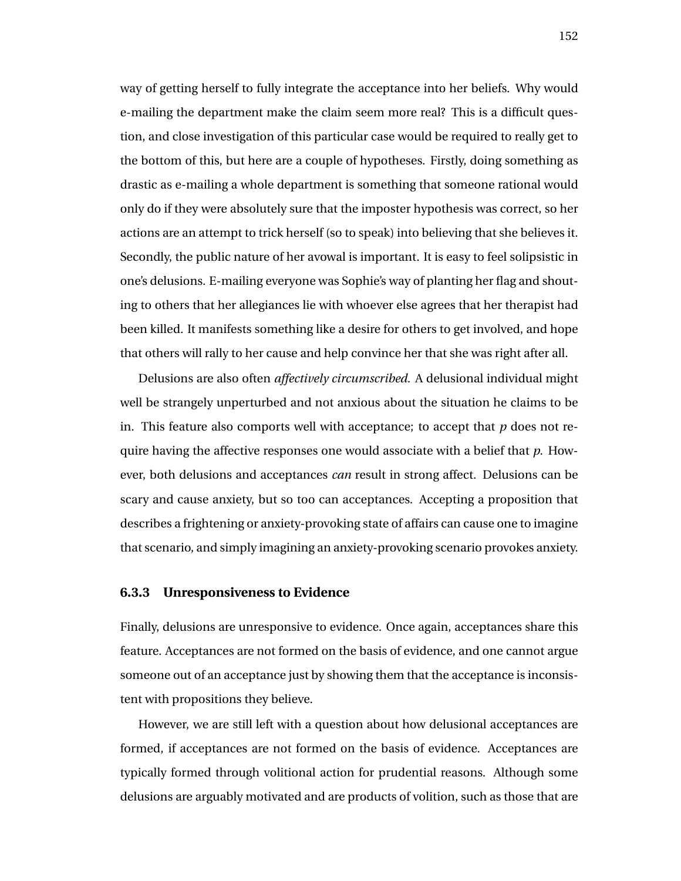way of getting herself to fully integrate the acceptance into her beliefs. Why would e-mailing the department make the claim seem more real? This is a difficult question, and close investigation of this particular case would be required to really get to the bottom of this, but here are a couple of hypotheses. Firstly, doing something as drastic as e-mailing a whole department is something that someone rational would only do if they were absolutely sure that the imposter hypothesis was correct, so her actions are an attempt to trick herself (so to speak) into believing that she believes it. Secondly, the public nature of her avowal is important. It is easy to feel solipsistic in one's delusions. E-mailing everyone was Sophie's way of planting her flag and shouting to others that her allegiances lie with whoever else agrees that her therapist had been killed. It manifests something like a desire for others to get involved, and hope that others will rally to her cause and help convince her that she was right after all.

Delusions are also often *affectively circumscribed*. A delusional individual might well be strangely unperturbed and not anxious about the situation he claims to be in. This feature also comports well with acceptance; to accept that *p* does not require having the affective responses one would associate with a belief that *p*. However, both delusions and acceptances *can* result in strong affect. Delusions can be scary and cause anxiety, but so too can acceptances. Accepting a proposition that describes a frightening or anxiety-provoking state of affairs can cause one to imagine that scenario, and simply imagining an anxiety-provoking scenario provokes anxiety.

### 6.3.3 Unresponsiveness to Evidence

Finally, delusions are unresponsive to evidence. Once again, acceptances share this feature. Acceptances are not formed on the basis of evidence, and one cannot argue someone out of an acceptance just by showing them that the acceptance is inconsistent with propositions they believe.

However, we are still left with a question about how delusional acceptances are formed, if acceptances are not formed on the basis of evidence. Acceptances are typically formed through volitional action for prudential reasons. Although some delusions are arguably motivated and are products of volition, such as those that are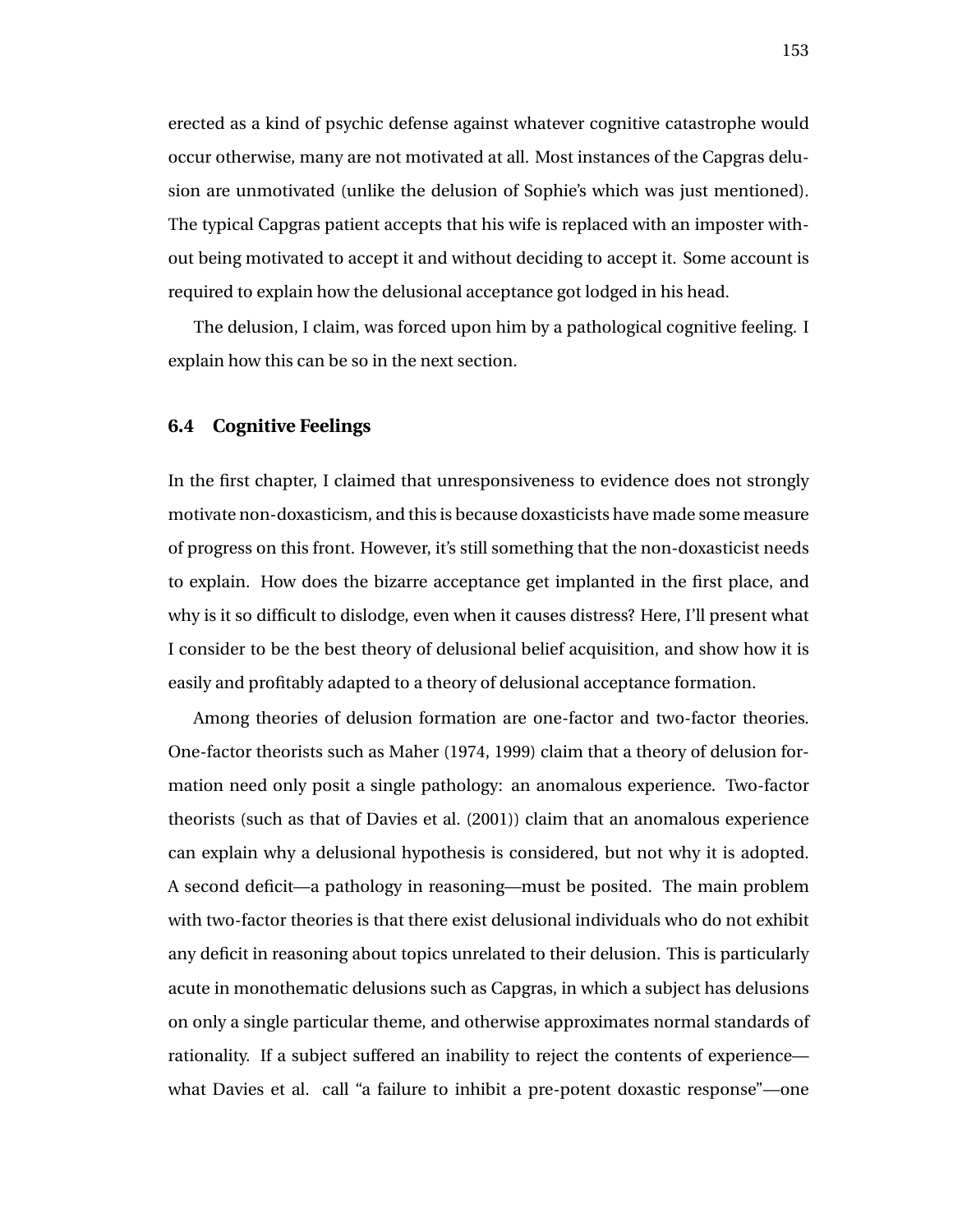erected as a kind of psychic defense against whatever cognitive catastrophe would occur otherwise, many are not motivated at all. Most instances of the Capgras delusion are unmotivated (unlike the delusion of Sophie's which was just mentioned). The typical Capgras patient accepts that his wife is replaced with an imposter without being motivated to accept it and without deciding to accept it. Some account is required to explain how the delusional acceptance got lodged in his head.

The delusion, I claim, was forced upon him by a pathological cognitive feeling. I explain how this can be so in the next section.

## 6.4 Cognitive Feelings

In the first chapter, I claimed that unresponsiveness to evidence does not strongly motivate non-doxasticism, and this is because doxasticists have made some measure of progress on this front. However, it's still something that the non-doxasticist needs to explain. How does the bizarre acceptance get implanted in the first place, and why is it so difficult to dislodge, even when it causes distress? Here, I'll present what I consider to be the best theory of delusional belief acquisition, and show how it is easily and profitably adapted to a theory of delusional acceptance formation.

Among theories of delusion formation are one-factor and two-factor theories. One-factor theorists such as Maher (1974, 1999) claim that a theory of delusion formation need only posit a single pathology: an anomalous experience. Two-factor theorists (such as that of Davies et al. (2001)) claim that an anomalous experience can explain why a delusional hypothesis is considered, but not why it is adopted. A second deficit—a pathology in reasoning—must be posited. The main problem with two-factor theories is that there exist delusional individuals who do not exhibit any deficit in reasoning about topics unrelated to their delusion. This is particularly acute in monothematic delusions such as Capgras, in which a subject has delusions on only a single particular theme, and otherwise approximates normal standards of rationality. If a subject suffered an inability to reject the contents of experience—what Davies et al. call "a failure to inhibit a pre-potent doxastic response"—one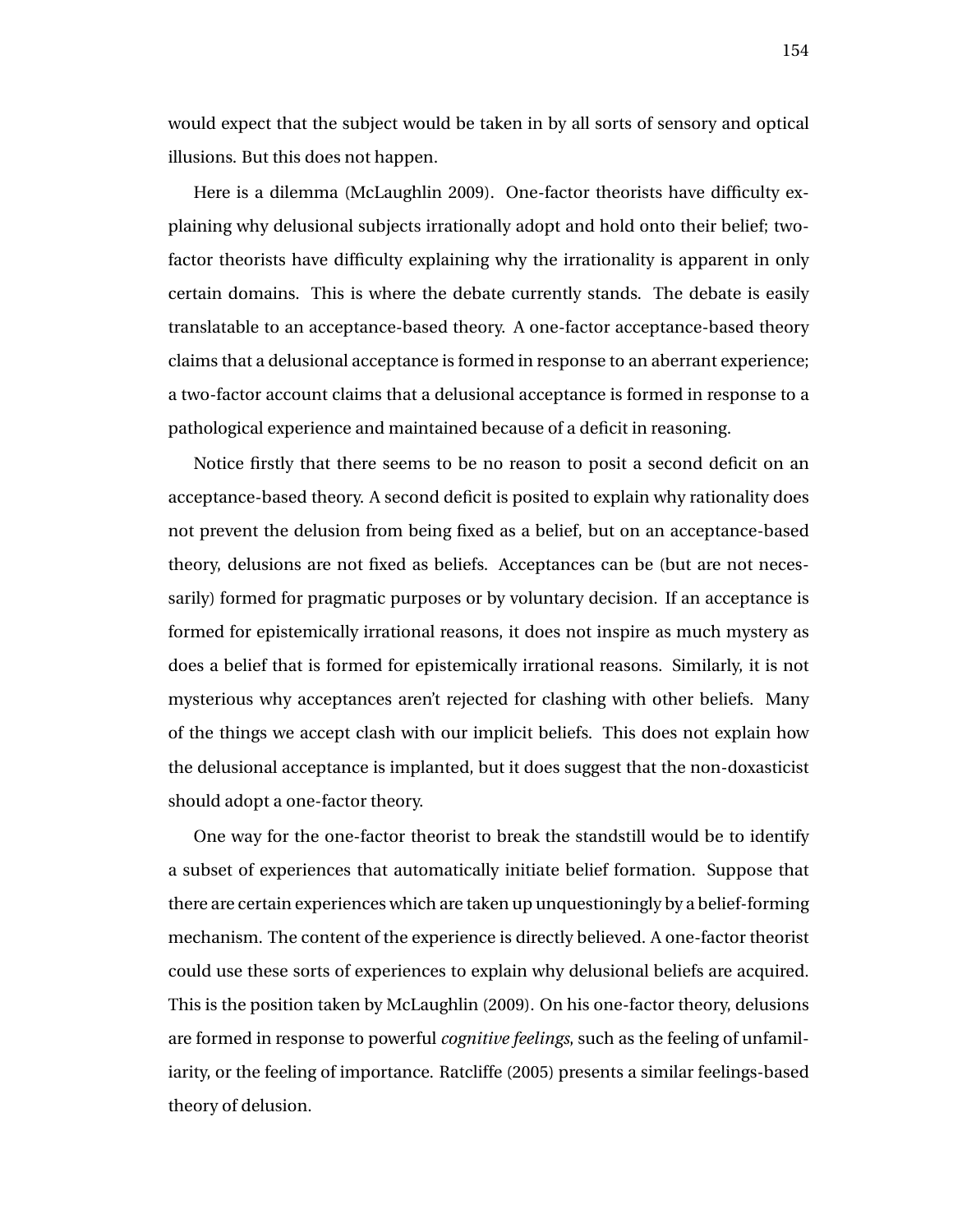would expect that the subject would be taken in by all sorts of sensory and optical illusions. But this does not happen.

Here is a dilemma (McLaughlin 2009). One-factor theorists have difficulty explaining why delusional subjects irrationally adopt and hold onto their belief; two-factor theorists have difficulty explaining why the irrationality is apparent in only certain domains. This is where the debate currently stands. The debate is easily translatable to an acceptance-based theory. A one-factor acceptance-based theory claims that a delusional acceptance is formed in response to an aberrant experience; a two-factor account claims that a delusional acceptance is formed in response to a pathological experience and maintained because of a deficit in reasoning.

Notice firstly that there seems to be no reason to posit a second deficit on an acceptance-based theory. A second deficit is posited to explain why rationality does not prevent the delusion from being fixed as a belief, but on an acceptance-based theory, delusions are not fixed as beliefs. Acceptances can be (but are not necessarily) formed for pragmatic purposes or by voluntary decision. If an acceptance is formed for epistemically irrational reasons, it does not inspire as much mystery as does a belief that is formed for epistemically irrational reasons. Similarly, it is not mysterious why acceptances aren't rejected for clashing with other beliefs. Many of the things we accept clash with our implicit beliefs. This does not explain how the delusional acceptance is implanted, but it does suggest that the non-doxasticist should adopt a one-factor theory.

One way for the one-factor theorist to break the standstill would be to identify a subset of experiences that automatically initiate belief formation. Suppose that there are certain experiences which are taken up unquestioningly by a belief-forming mechanism. The content of the experience is directly believed. A one-factor theorist could use these sorts of experiences to explain why delusional beliefs are acquired. This is the position taken by McLaughlin (2009). On his one-factor theory, delusions are formed in response to powerful *cognitive feelings*, such as the feeling of unfamiliarity, or the feeling of importance. Ratcliffe (2005) presents a similar feelings-based theory of delusion.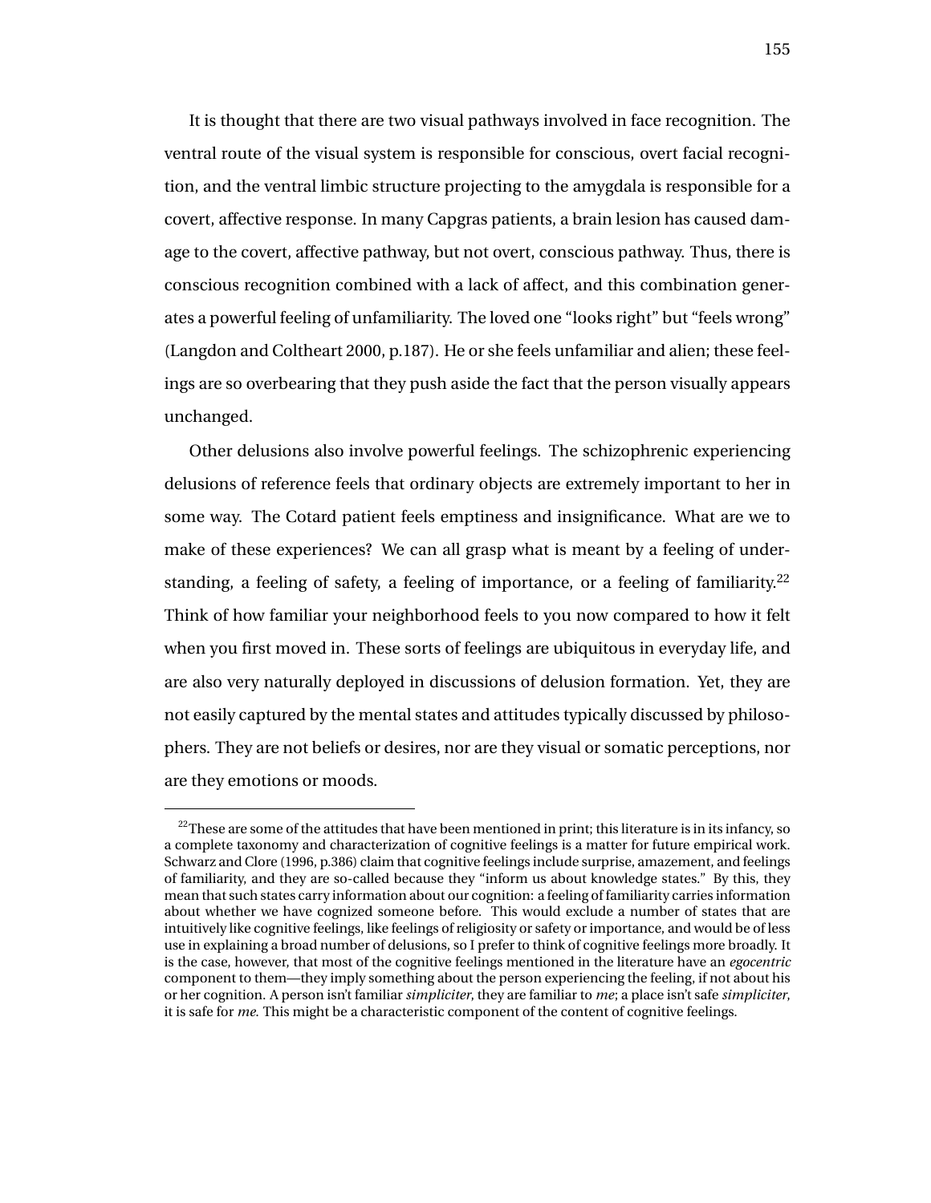It is thought that there are two visual pathways involved in face recognition. The ventral route of the visual system is responsible for conscious, overt facial recognition, and the ventral limbic structure projecting to the amygdala is responsible for a covert, affective response. In many Capgras patients, a brain lesion has caused damage to the covert, affective pathway, but not overt, conscious pathway. Thus, there is conscious recognition combined with a lack of affect, and this combination generates a powerful feeling of unfamiliarity. The loved one "looks right" but "feels wrong" (Langdon and Coltheart 2000, p.187). He or she feels unfamiliar and alien; these feelings are so overbearing that they push aside the fact that the person visually appears unchanged.

Other delusions also involve powerful feelings. The schizophrenic experiencing delusions of reference feels that ordinary objects are extremely important to her in some way. The Cotard patient feels emptiness and insignificance. What are we to make of these experiences? We can all grasp what is meant by a feeling of understanding, a feeling of safety, a feeling of importance, or a feeling of familiarity.[22] Think of how familiar your neighborhood feels to you now compared to how it felt when you first moved in. These sorts of feelings are ubiquitous in everyday life, and are also very naturally deployed in discussions of delusion formation. Yet, they are not easily captured by the mental states and attitudes typically discussed by philosophers. They are not beliefs or desires, nor are they visual or somatic perceptions, nor are they emotions or moods.

[22] These are some of the attitudes that have been mentioned in print; this literature is in its infancy, so a complete taxonomy and characterization of cognitive feelings is a matter for future empirical work. Schwarz and Clore (1996, p.386) claim that cognitive feelings include surprise, amazement, and feelings of familiarity, and they are so-called because they "inform us about knowledge states." By this, they mean that such states carry information about our cognition: a feeling of familiarity carries information about whether we have cognized someone before. This would exclude a number of states that are intuitively like cognitive feelings, like feelings of religiosity or safety or importance, and would be of less use in explaining a broad number of delusions, so I prefer to think of cognitive feelings more broadly. It is the case, however, that most of the cognitive feelings mentioned in the literature have an *egocentric* component to them—they imply something about the person experiencing the feeling, if not about his or her cognition. A person isn't familiar *simpliciter*, they are familiar to *me*; a place isn't safe *simpliciter*, it is safe for *me*. This might be a characteristic component of the content of cognitive feelings.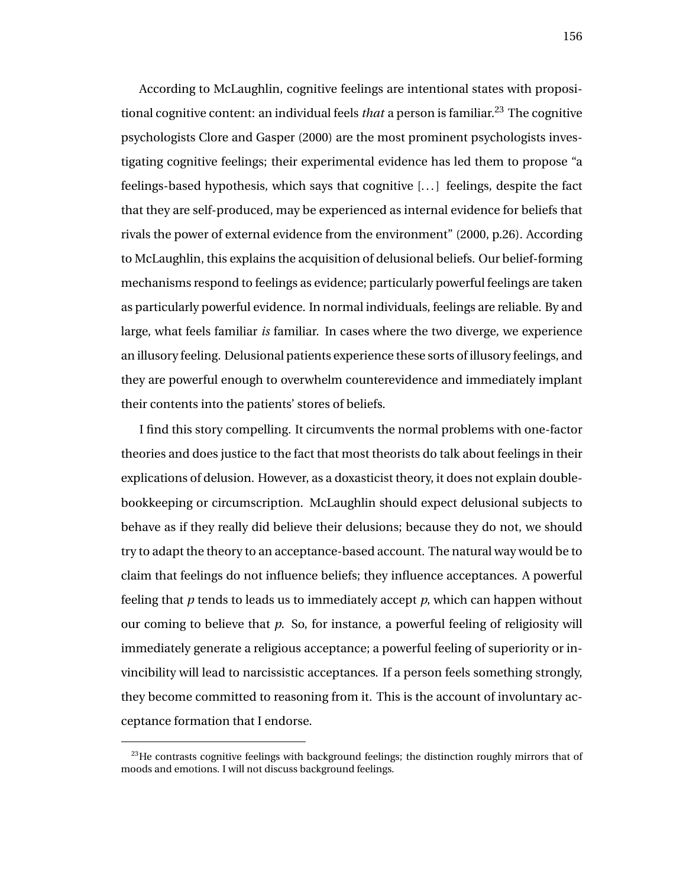According to McLaughlin, cognitive feelings are intentional states with propositional cognitive content: an individual feels *that* a person is familiar.[23] The cognitive psychologists Clore and Gasper (2000) are the most prominent psychologists investigating cognitive feelings; their experimental evidence has led them to propose "a feelings-based hypothesis, which says that cognitive [...] feelings, despite the fact that they are self-produced, may be experienced as internal evidence for beliefs that rivals the power of external evidence from the environment" (2000, p.26). According to McLaughlin, this explains the acquisition of delusional beliefs. Our belief-forming mechanisms respond to feelings as evidence; particularly powerful feelings are taken as particularly powerful evidence. In normal individuals, feelings are reliable. By and large, what feels familiar *is* familiar. In cases where the two diverge, we experience an illusory feeling. Delusional patients experience these sorts of illusory feelings, and they are powerful enough to overwhelm counterevidence and immediately implant their contents into the patients' stores of beliefs.

I find this story compelling. It circumvents the normal problems with one-factor theories and does justice to the fact that most theorists do talk about feelings in their explications of delusion. However, as a doxasticist theory, it does not explain double-bookkeeping or circumscription. McLaughlin should expect delusional subjects to behave as if they really did believe their delusions; because they do not, we should try to adapt the theory to an acceptance-based account. The natural way would be to claim that feelings do not influence beliefs; they influence acceptances. A powerful feeling that *p* tends to leads us to immediately accept *p*, which can happen without our coming to believe that *p*. So, for instance, a powerful feeling of religiosity will immediately generate a religious acceptance; a powerful feeling of superiority or invincibility will lead to narcissistic acceptances. If a person feels something strongly, they become committed to reasoning from it. This is the account of involuntary acceptance formation that I endorse.

[23] He contrasts cognitive feelings with background feelings; the distinction roughly mirrors that of moods and emotions. I will not discuss background feelings.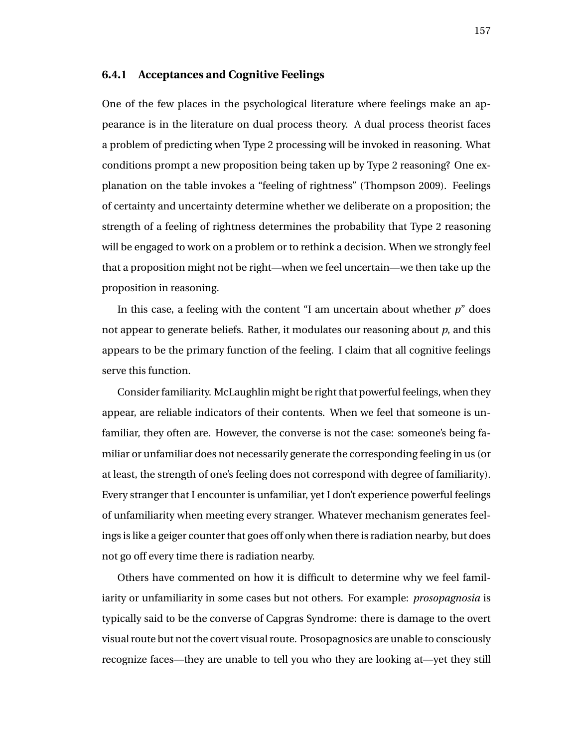### 6.4.1 Acceptances and Cognitive Feelings

One of the few places in the psychological literature where feelings make an appearance is in the literature on dual process theory. A dual process theorist faces a problem of predicting when Type 2 processing will be invoked in reasoning. What conditions prompt a new proposition being taken up by Type 2 reasoning? One explanation on the table invokes a "feeling of rightness" (Thompson 2009). Feelings of certainty and uncertainty determine whether we deliberate on a proposition; the strength of a feeling of rightness determines the probability that Type 2 reasoning will be engaged to work on a problem or to rethink a decision. When we strongly feel that a proposition might not be right—when we feel uncertain—we then take up the proposition in reasoning.

In this case, a feeling with the content "I am uncertain about whether *p*" does not appear to generate beliefs. Rather, it modulates our reasoning about *p*, and this appears to be the primary function of the feeling. I claim that all cognitive feelings serve this function.

Consider familiarity. McLaughlin might be right that powerful feelings, when they appear, are reliable indicators of their contents. When we feel that someone is unfamiliar, they often are. However, the converse is not the case: someone's being familiar or unfamiliar does not necessarily generate the corresponding feeling in us (or at least, the strength of one's feeling does not correspond with degree of familiarity). Every stranger that I encounter is unfamiliar, yet I don't experience powerful feelings of unfamiliarity when meeting every stranger. Whatever mechanism generates feelings is like a geiger counter that goes off only when there is radiation nearby, but does not go off every time there is radiation nearby.

Others have commented on how it is difficult to determine why we feel familiarity or unfamiliarity in some cases but not others. For example: *prosopagnosia* is typically said to be the converse of Capgras Syndrome: there is damage to the overt visual route but not the covert visual route. Prosopagnosics are unable to consciously recognize faces—they are unable to tell you who they are looking at—yet they still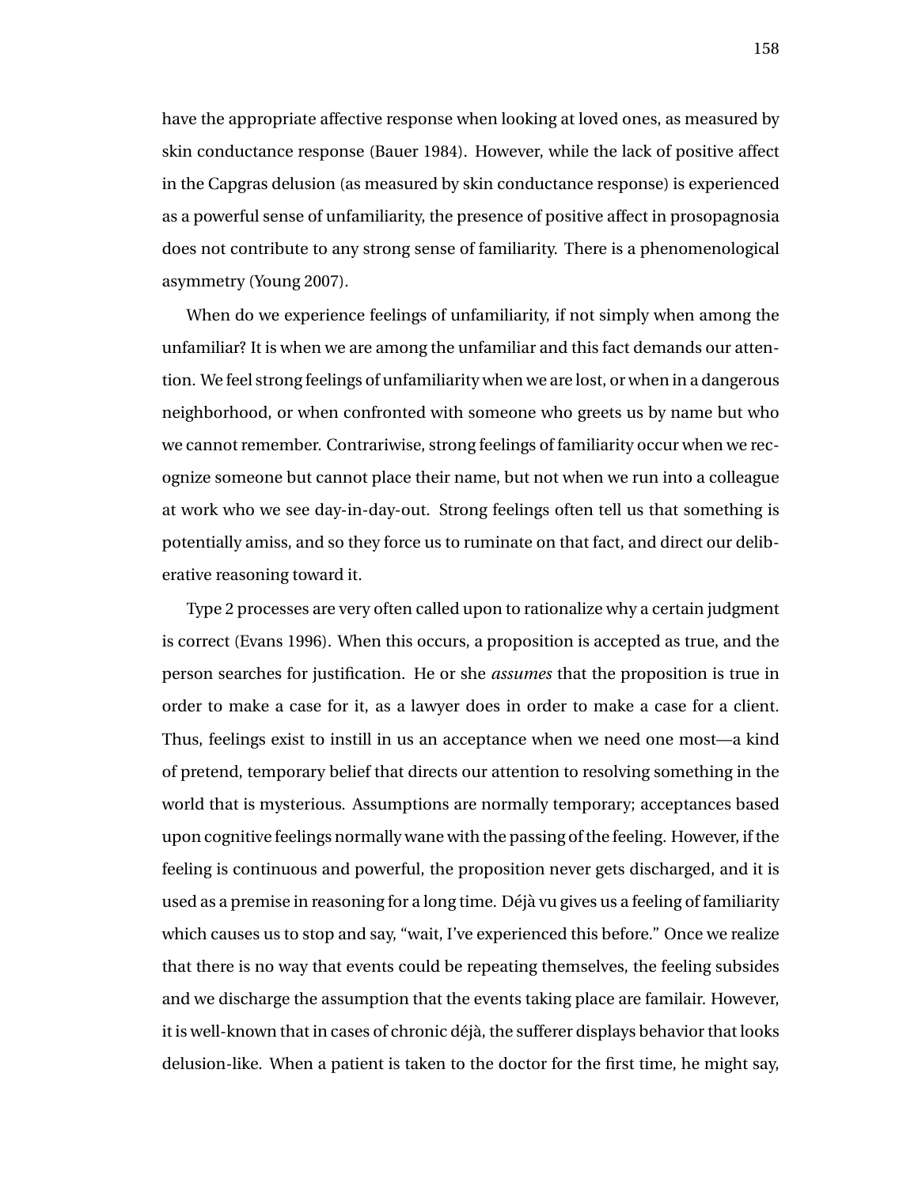have the appropriate affective response when looking at loved ones, as measured by skin conductance response (Bauer 1984). However, while the lack of positive affect in the Capgras delusion (as measured by skin conductance response) is experienced as a powerful sense of unfamiliarity, the presence of positive affect in prosopagnosia does not contribute to any strong sense of familiarity. There is a phenomenological asymmetry (Young 2007).

When do we experience feelings of unfamiliarity, if not simply when among the unfamiliar? It is when we are among the unfamiliar and this fact demands our attention. We feel strong feelings of unfamiliarity when we are lost, or when in a dangerous neighborhood, or when confronted with someone who greets us by name but who we cannot remember. Contrariwise, strong feelings of familiarity occur when we recognize someone but cannot place their name, but not when we run into a colleague at work who we see day-in-day-out. Strong feelings often tell us that something is potentially amiss, and so they force us to ruminate on that fact, and direct our deliberative reasoning toward it.

Type 2 processes are very often called upon to rationalize why a certain judgment is correct (Evans 1996). When this occurs, a proposition is accepted as true, and the person searches for justification. He or she *assumes* that the proposition is true in order to make a case for it, as a lawyer does in order to make a case for a client. Thus, feelings exist to instill in us an acceptance when we need one most—a kind of pretend, temporary belief that directs our attention to resolving something in the world that is mysterious. Assumptions are normally temporary; acceptances based upon cognitive feelings normally wane with the passing of the feeling. However, if the feeling is continuous and powerful, the proposition never gets discharged, and it is used as a premise in reasoning for a long time. Déjà vu gives us a feeling of familiarity which causes us to stop and say, "wait, I've experienced this before." Once we realize that there is no way that events could be repeating themselves, the feeling subsides and we discharge the assumption that the events taking place are familair. However, it is well-known that in cases of chronic déjà, the sufferer displays behavior that looks delusion-like. When a patient is taken to the doctor for the first time, he might say,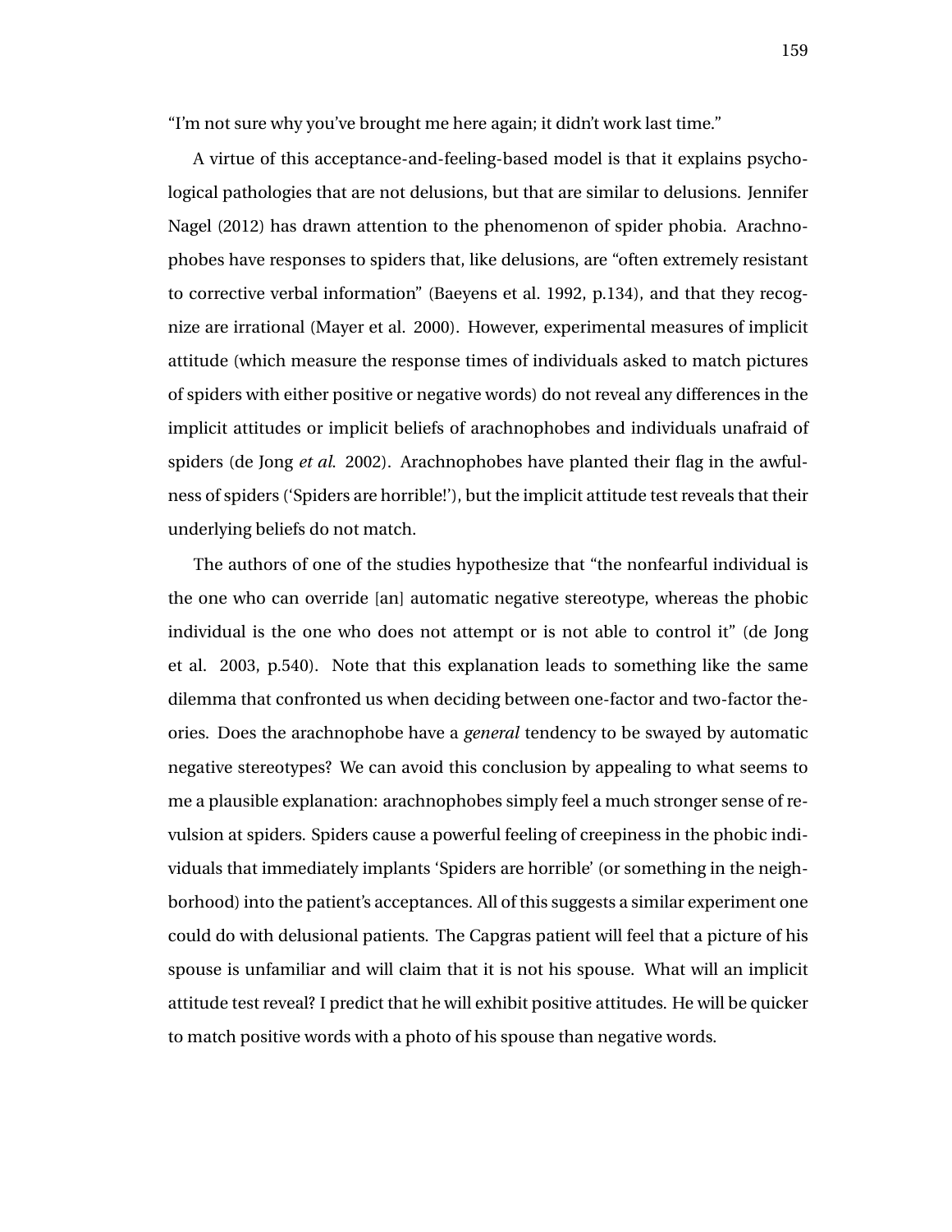"I'm not sure why you've brought me here again; it didn't work last time."

A virtue of this acceptance-and-feeling-based model is that it explains psychological pathologies that are not delusions, but that are similar to delusions. Jennifer Nagel (2012) has drawn attention to the phenomenon of spider phobia. Arachnophobes have responses to spiders that, like delusions, are "often extremely resistant to corrective verbal information" (Baeyens et al. 1992, p.134), and that they recognize are irrational (Mayer et al. 2000). However, experimental measures of implicit attitude (which measure the response times of individuals asked to match pictures of spiders with either positive or negative words) do not reveal any differences in the implicit attitudes or implicit beliefs of arachnophobes and individuals unafraid of spiders (de Jong *et al.* 2002). Arachnophobes have planted their flag in the awfulness of spiders ('Spiders are horrible!'), but the implicit attitude test reveals that their underlying beliefs do not match.

The authors of one of the studies hypothesize that "the nonfearful individual is the one who can override [an] automatic negative stereotype, whereas the phobic individual is the one who does not attempt or is not able to control it" (de Jong et al. 2003, p.540). Note that this explanation leads to something like the same dilemma that confronted us when deciding between one-factor and two-factor theories. Does the arachnophobe have a *general* tendency to be swayed by automatic negative stereotypes? We can avoid this conclusion by appealing to what seems to me a plausible explanation: arachnophobes simply feel a much stronger sense of revulsion at spiders. Spiders cause a powerful feeling of creepiness in the phobic individuals that immediately implants 'Spiders are horrible' (or something in the neighborhood) into the patient's acceptances. All of this suggests a similar experiment one could do with delusional patients. The Capgras patient will feel that a picture of his spouse is unfamiliar and will claim that it is not his spouse. What will an implicit attitude test reveal? I predict that he will exhibit positive attitudes. He will be quicker to match positive words with a photo of his spouse than negative words.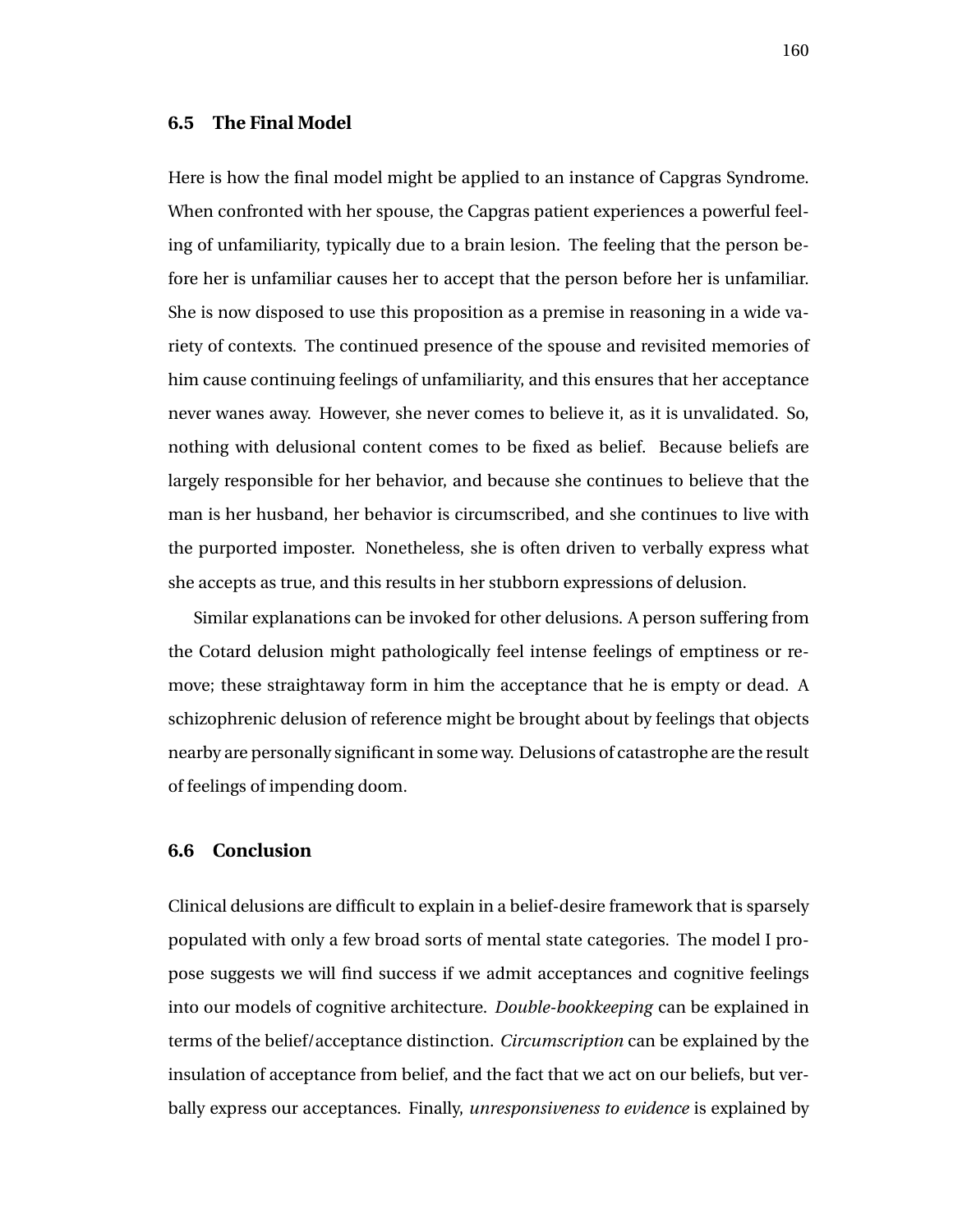## 6.5 The Final Model

Here is how the final model might be applied to an instance of Capgras Syndrome. When confronted with her spouse, the Capgras patient experiences a powerful feeling of unfamiliarity, typically due to a brain lesion. The feeling that the person before her is unfamiliar causes her to accept that the person before her is unfamiliar. She is now disposed to use this proposition as a premise in reasoning in a wide variety of contexts. The continued presence of the spouse and revisited memories of him cause continuing feelings of unfamiliarity, and this ensures that her acceptance never wanes away. However, she never comes to believe it, as it is unvalidated. So, nothing with delusional content comes to be fixed as belief. Because beliefs are largely responsible for her behavior, and because she continues to believe that the man is her husband, her behavior is circumscribed, and she continues to live with the purported imposter. Nonetheless, she is often driven to verbally express what she accepts as true, and this results in her stubborn expressions of delusion.

Similar explanations can be invoked for other delusions. A person suffering from the Cotard delusion might pathologically feel intense feelings of emptiness or remove; these straightaway form in him the acceptance that he is empty or dead. A schizophrenic delusion of reference might be brought about by feelings that objects nearby are personally significant in some way. Delusions of catastrophe are the result of feelings of impending doom.

## 6.6 Conclusion

Clinical delusions are difficult to explain in a belief-desire framework that is sparsely populated with only a few broad sorts of mental state categories. The model I propose suggests we will find success if we admit acceptances and cognitive feelings into our models of cognitive architecture. *Double-bookkeeping* can be explained in terms of the belief/acceptance distinction. *Circumscription* can be explained by the insulation of acceptance from belief, and the fact that we act on our beliefs, but verbally express our acceptances. Finally, *unresponsiveness to evidence* is explained by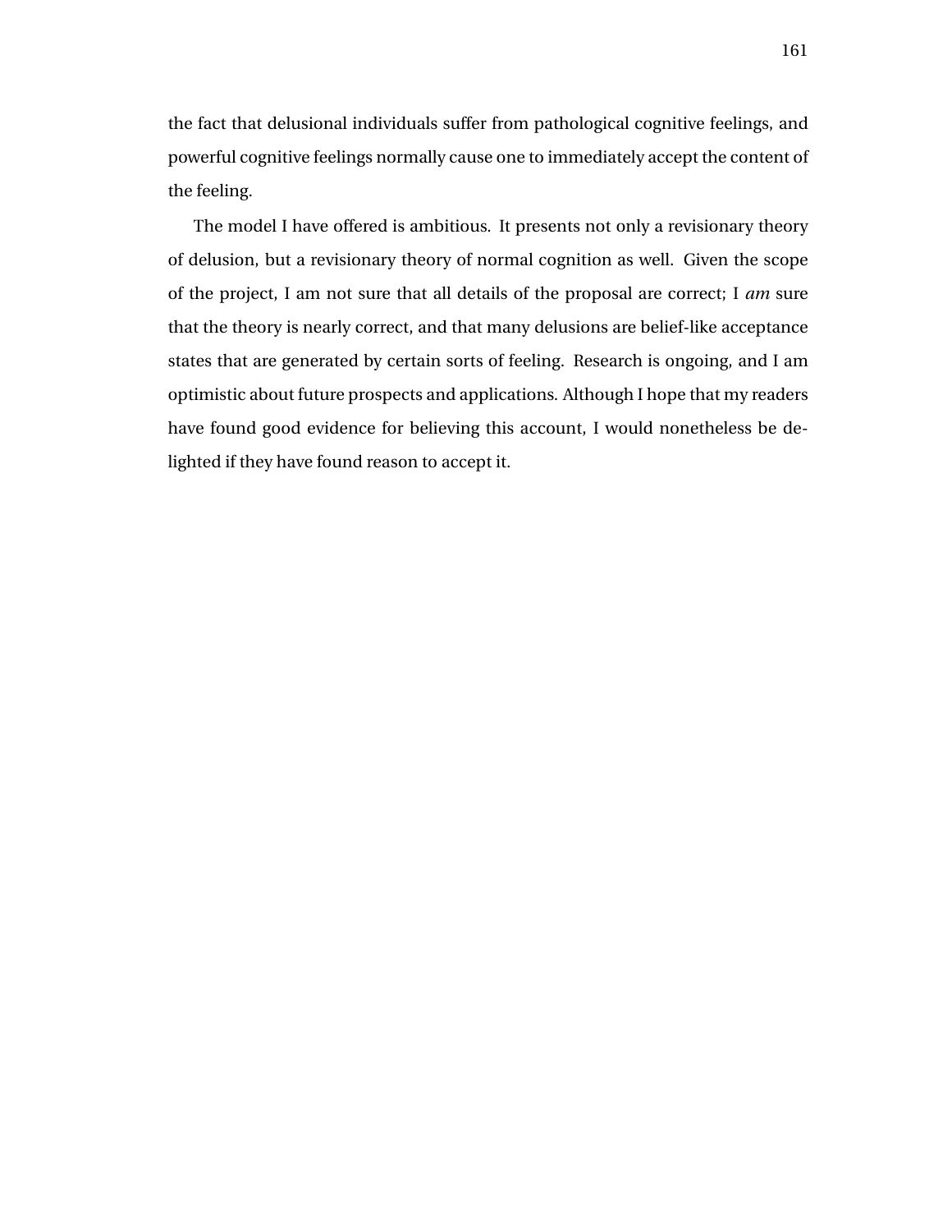the fact that delusional individuals suffer from pathological cognitive feelings, and powerful cognitive feelings normally cause one to immediately accept the content of the feeling.

The model I have offered is ambitious. It presents not only a revisionary theory of delusion, but a revisionary theory of normal cognition as well. Given the scope of the project, I am not sure that all details of the proposal are correct; I *am* sure that the theory is nearly correct, and that many delusions are belief-like acceptance states that are generated by certain sorts of feeling. Research is ongoing, and I am optimistic about future prospects and applications. Although I hope that my readers have found good evidence for believing this account, I would nonetheless be delighted if they have found reason to accept it.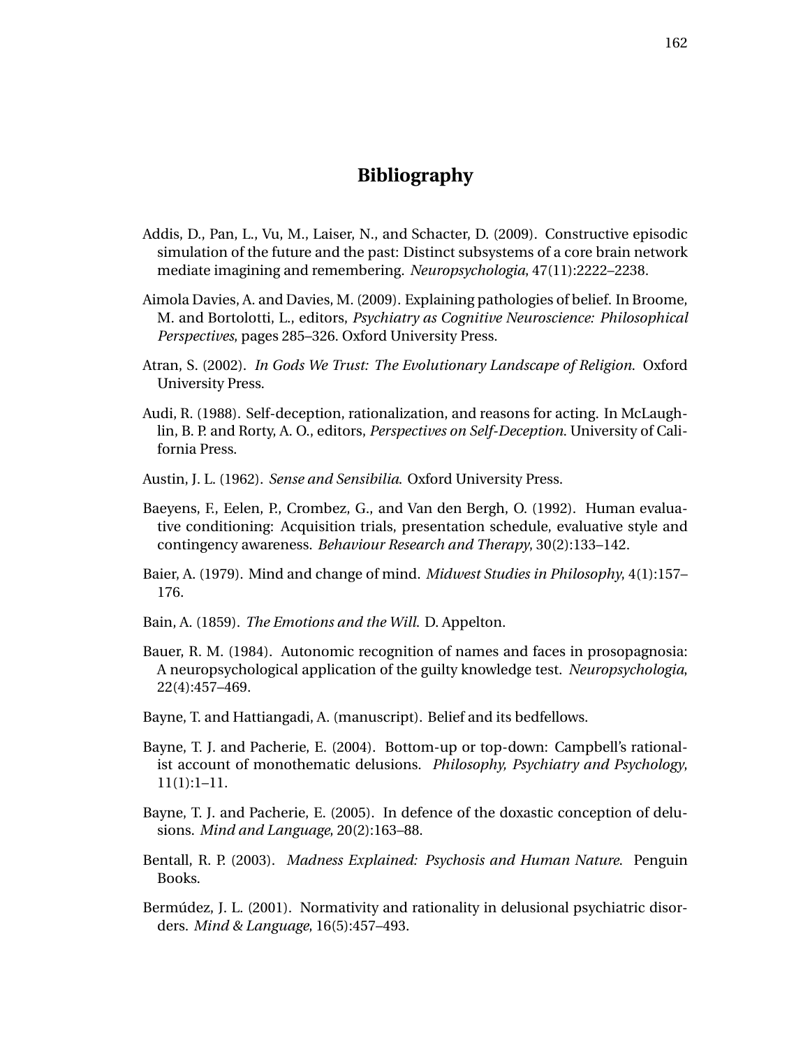# Bibliography

Addis, D., Pan, L., Vu, M., Laiser, N., and Schacter, D. (2009). Constructive episodic simulation of the future and the past: Distinct subsystems of a core brain network mediate imagining and remembering. *Neuropsychologia*, 47(11):2222–2238.

Aimola Davies, A. and Davies, M. (2009). Explaining pathologies of belief. In Broome, M. and Bortolotti, L., editors, *Psychiatry as Cognitive Neuroscience: Philosophical Perspectives*, pages 285–326. Oxford University Press.

Atran, S. (2002). *In Gods We Trust: The Evolutionary Landscape of Religion*. Oxford University Press.

Audi, R. (1988). Self-deception, rationalization, and reasons for acting. In McLaughlin, B. P. and Rorty, A. O., editors, *Perspectives on Self-Deception*. University of California Press.

Austin, J. L. (1962). *Sense and Sensibilia*. Oxford University Press.

Baeyens, F., Eelen, P., Crombez, G., and Van den Bergh, O. (1992). Human evaluative conditioning: Acquisition trials, presentation schedule, evaluative style and contingency awareness. *Behaviour Research and Therapy*, 30(2):133–142.

Baier, A. (1979). Mind and change of mind. *Midwest Studies in Philosophy*, 4(1):157–176.

Bain, A. (1859). *The Emotions and the Will*. D. Appelton.

Bauer, R. M. (1984). Autonomic recognition of names and faces in prosopagnosia: A neuropsychological application of the guilty knowledge test. *Neuropsychologia*, 22(4):457–469.

Bayne, T. and Hattiangadi, A. (manuscript). Belief and its bedfellows.

Bayne, T. J. and Pacherie, E. (2004). Bottom-up or top-down: Campbell's rationalist account of monothematic delusions. *Philosophy, Psychiatry and Psychology*, 11(1):1–11.

Bayne, T. J. and Pacherie, E. (2005). In defence of the doxastic conception of delusions. *Mind and Language*, 20(2):163–88.

Bentall, R. P. (2003). *Madness Explained: Psychosis and Human Nature*. Penguin Books.

Bermúdez, J. L. (2001). Normativity and rationality in delusional psychiatric disorders. *Mind & Language*, 16(5):457–493.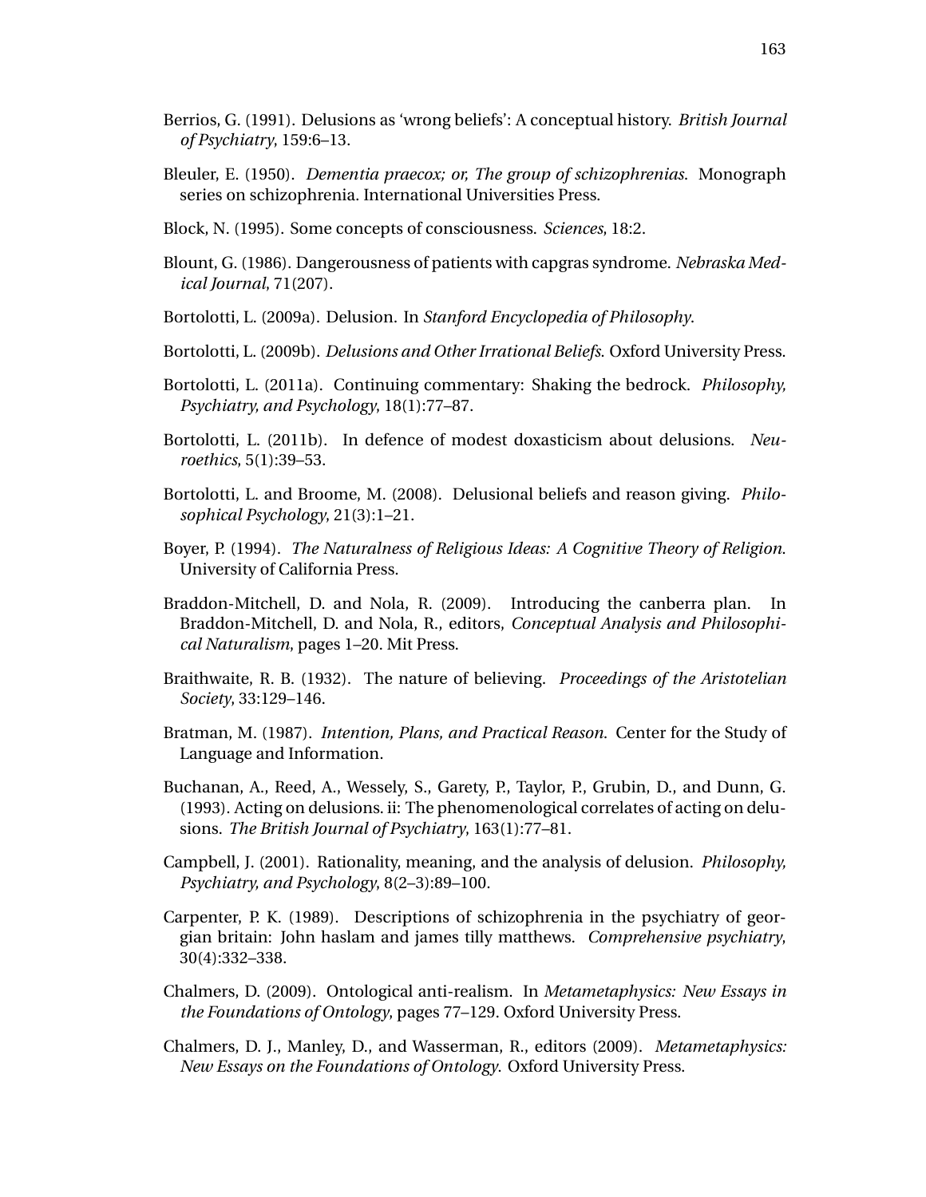Berrios, G. (1991). Delusions as 'wrong beliefs': A conceptual history. *British Journal of Psychiatry*, 159:6–13.

Bleuler, E. (1950). *Dementia praecox; or, The group of schizophrenias*. Monograph series on schizophrenia. International Universities Press.

Block, N. (1995). Some concepts of consciousness. *Sciences*, 18:2.

Blount, G. (1986). Dangerousness of patients with capgras syndrome. *Nebraska Medical Journal*, 71(207).

Bortolotti, L. (2009a). Delusion. In *Stanford Encyclopedia of Philosophy*.

Bortolotti, L. (2009b). *Delusions and Other Irrational Beliefs*. Oxford University Press.

Bortolotti, L. (2011a). Continuing commentary: Shaking the bedrock. *Philosophy, Psychiatry, and Psychology*, 18(1):77–87.

Bortolotti, L. (2011b). In defence of modest doxasticism about delusions. *Neuroethics*, 5(1):39–53.

Bortolotti, L. and Broome, M. (2008). Delusional beliefs and reason giving. *Philosophical Psychology*, 21(3):1–21.

Boyer, P. (1994). *The Naturalness of Religious Ideas: A Cognitive Theory of Religion*. University of California Press.

Braddon-Mitchell, D. and Nola, R. (2009). Introducing the canberra plan. In Braddon-Mitchell, D. and Nola, R., editors, *Conceptual Analysis and Philosophical Naturalism*, pages 1–20. Mit Press.

Braithwaite, R. B. (1932). The nature of believing. *Proceedings of the Aristotelian Society*, 33:129–146.

Bratman, M. (1987). *Intention, Plans, and Practical Reason*. Center for the Study of Language and Information.

Buchanan, A., Reed, A., Wessely, S., Garety, P., Taylor, P., Grubin, D., and Dunn, G. (1993). Acting on delusions. ii: The phenomenological correlates of acting on delusions. *The British Journal of Psychiatry*, 163(1):77–81.

Campbell, J. (2001). Rationality, meaning, and the analysis of delusion. *Philosophy, Psychiatry, and Psychology*, 8(2–3):89–100.

Carpenter, P. K. (1989). Descriptions of schizophrenia in the psychiatry of georgian britain: John haslam and james tilly matthews. *Comprehensive psychiatry*, 30(4):332–338.

Chalmers, D. (2009). Ontological anti-realism. In *Metametaphysics: New Essays in the Foundations of Ontology*, pages 77–129. Oxford University Press.

Chalmers, D. J., Manley, D., and Wasserman, R., editors (2009). *Metametaphysics: New Essays on the Foundations of Ontology*. Oxford University Press.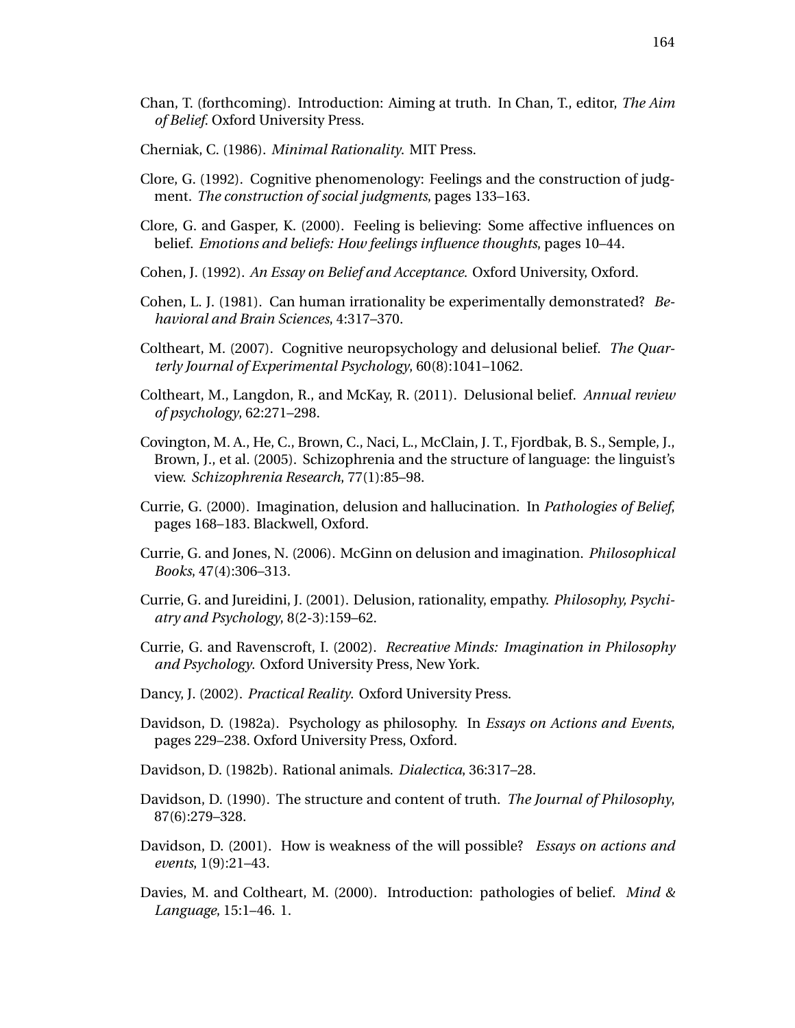Chan, T. (forthcoming). Introduction: Aiming at truth. In Chan, T., editor, *The Aim of Belief.* Oxford University Press.

Cherniak, C. (1986). *Minimal Rationality.* MIT Press.

Clore, G. (1992). Cognitive phenomenology: Feelings and the construction of judgment. *The construction of social judgments*, pages 133–163.

Clore, G. and Gasper, K. (2000). Feeling is believing: Some affective influences on belief. *Emotions and beliefs: How feelings influence thoughts*, pages 10–44.

Cohen, J. (1992). *An Essay on Belief and Acceptance.* Oxford University, Oxford.

Cohen, L. J. (1981). Can human irrationality be experimentally demonstrated? *Behavioral and Brain Sciences*, 4:317–370.

Coltheart, M. (2007). Cognitive neuropsychology and delusional belief. *The Quarterly Journal of Experimental Psychology*, 60(8):1041–1062.

Coltheart, M., Langdon, R., and McKay, R. (2011). Delusional belief. *Annual review of psychology*, 62:271–298.

Covington, M. A., He, C., Brown, C., Naci, L., McClain, J. T., Fjordbak, B. S., Semple, J., Brown, J., et al. (2005). Schizophrenia and the structure of language: the linguist's view. *Schizophrenia Research*, 77(1):85–98.

Currie, G. (2000). Imagination, delusion and hallucination. In *Pathologies of Belief*, pages 168–183. Blackwell, Oxford.

Currie, G. and Jones, N. (2006). McGinn on delusion and imagination. *Philosophical Books*, 47(4):306–313.

Currie, G. and Jureidini, J. (2001). Delusion, rationality, empathy. *Philosophy, Psychiatry and Psychology*, 8(2-3):159–62.

Currie, G. and Ravenscroft, I. (2002). *Recreative Minds: Imagination in Philosophy and Psychology.* Oxford University Press, New York.

Dancy, J. (2002). *Practical Reality.* Oxford University Press.

Davidson, D. (1982a). Psychology as philosophy. In *Essays on Actions and Events*, pages 229–238. Oxford University Press, Oxford.

Davidson, D. (1982b). Rational animals. *Dialectica*, 36:317–28.

Davidson, D. (1990). The structure and content of truth. *The Journal of Philosophy*, 87(6):279–328.

Davidson, D. (2001). How is weakness of the will possible? *Essays on actions and events*, 1(9):21–43.

Davies, M. and Coltheart, M. (2000). Introduction: pathologies of belief. *Mind & Language*, 15:1–46. 1.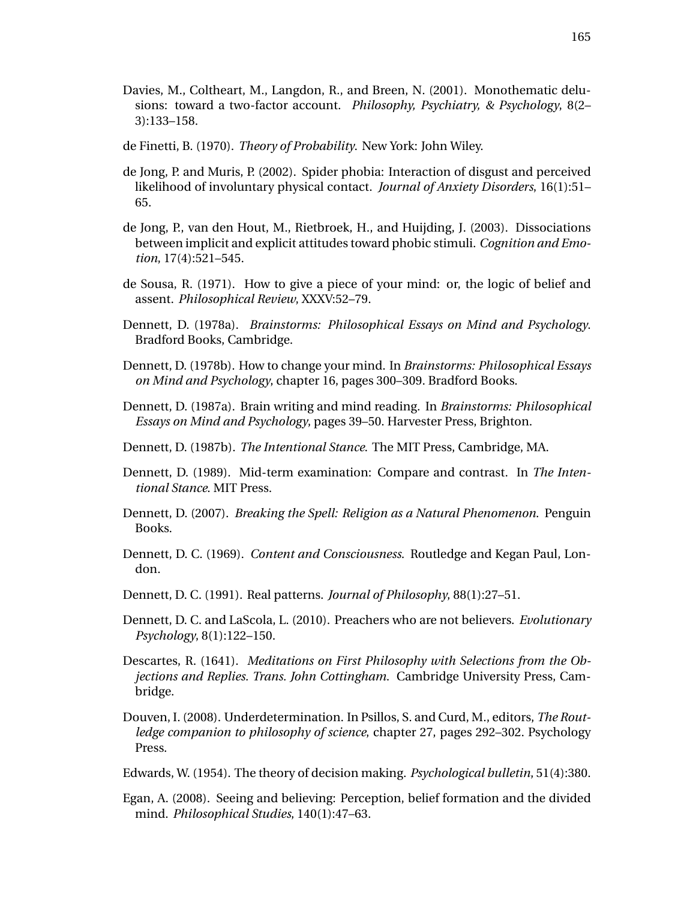Davies, M., Coltheart, M., Langdon, R., and Breen, N. (2001). Monothematic delusions: toward a two-factor account. *Philosophy, Psychiatry, & Psychology*, 8(2–3):133–158.

de Finetti, B. (1970). *Theory of Probability*. New York: John Wiley.

de Jong, P. and Muris, P. (2002). Spider phobia: Interaction of disgust and perceived likelihood of involuntary physical contact. *Journal of Anxiety Disorders*, 16(1):51–65.

de Jong, P., van den Hout, M., Rietbroek, H., and Huijding, J. (2003). Dissociations between implicit and explicit attitudes toward phobic stimuli. *Cognition and Emotion*, 17(4):521–545.

de Sousa, R. (1971). How to give a piece of your mind: or, the logic of belief and assent. *Philosophical Review*, XXXV:52–79.

Dennett, D. (1978a). *Brainstorms: Philosophical Essays on Mind and Psychology*. Bradford Books, Cambridge.

Dennett, D. (1978b). How to change your mind. In *Brainstorms: Philosophical Essays on Mind and Psychology*, chapter 16, pages 300–309. Bradford Books.

Dennett, D. (1987a). Brain writing and mind reading. In *Brainstorms: Philosophical Essays on Mind and Psychology*, pages 39–50. Harvester Press, Brighton.

Dennett, D. (1987b). *The Intentional Stance*. The MIT Press, Cambridge, MA.

Dennett, D. (1989). Mid-term examination: Compare and contrast. In *The Intentional Stance*. MIT Press.

Dennett, D. (2007). *Breaking the Spell: Religion as a Natural Phenomenon*. Penguin Books.

Dennett, D. C. (1969). *Content and Consciousness*. Routledge and Kegan Paul, London.

Dennett, D. C. (1991). Real patterns. *Journal of Philosophy*, 88(1):27–51.

Dennett, D. C. and LaScola, L. (2010). Preachers who are not believers. *Evolutionary Psychology*, 8(1):122–150.

Descartes, R. (1641). *Meditations on First Philosophy with Selections from the Objections and Replies. Trans. John Cottingham.* Cambridge University Press, Cambridge.

Douven, I. (2008). Underdetermination. In Psillos, S. and Curd, M., editors, *The Routledge companion to philosophy of science*, chapter 27, pages 292–302. Psychology Press.

Edwards, W. (1954). The theory of decision making. *Psychological bulletin*, 51(4):380.

Egan, A. (2008). Seeing and believing: Perception, belief formation and the divided mind. *Philosophical Studies*, 140(1):47–63.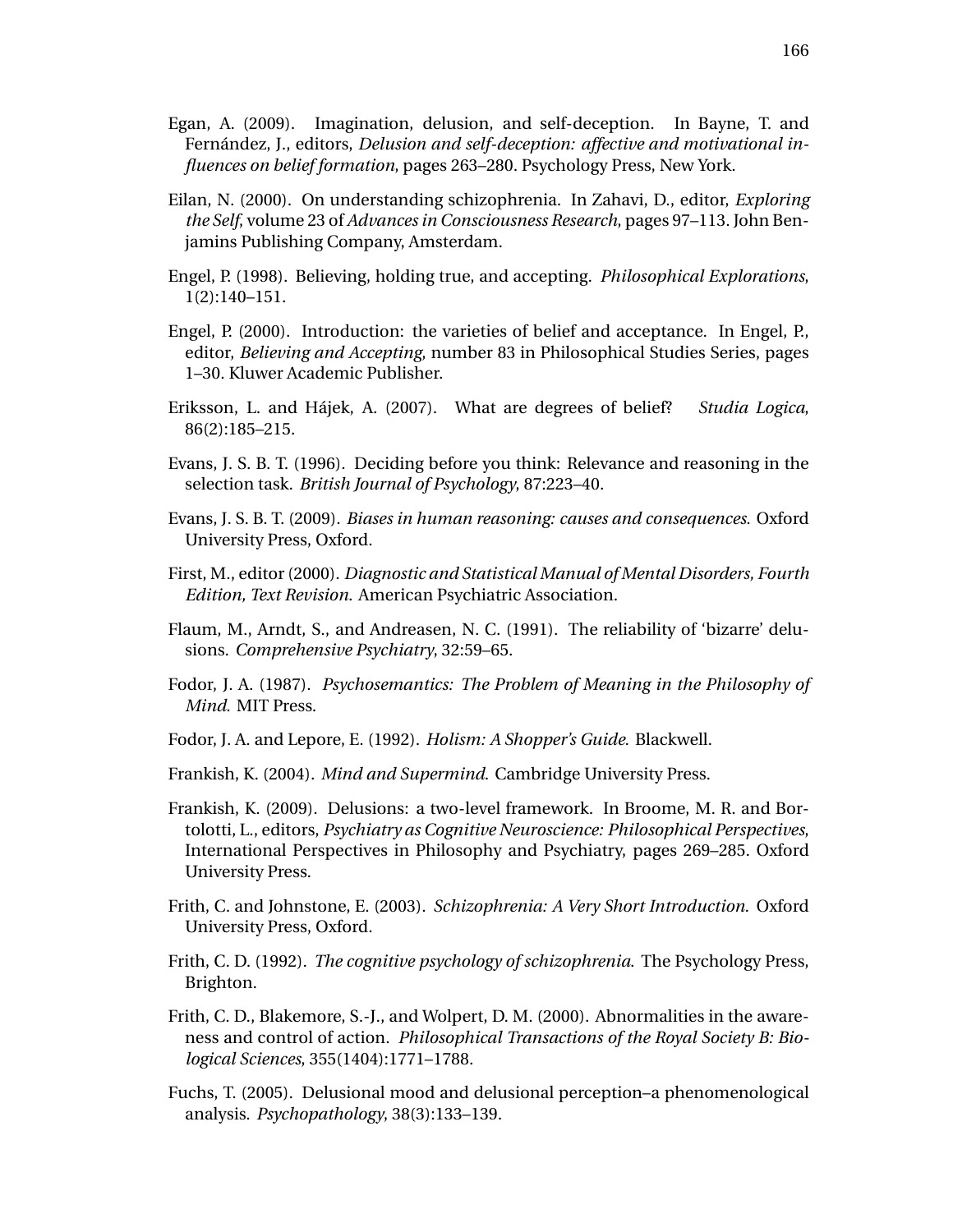Egan, A. (2009). Imagination, delusion, and self-deception. In Bayne, T. and Fernández, J., editors, *Delusion and self-deception: affective and motivational influences on belief formation*, pages 263–280. Psychology Press, New York.

Eilan, N. (2000). On understanding schizophrenia. In Zahavi, D., editor, *Exploring the Self*, volume 23 of *Advances in Consciousness Research*, pages 97–113. John Benjamins Publishing Company, Amsterdam.

Engel, P. (1998). Believing, holding true, and accepting. *Philosophical Explorations*, 1(2):140–151.

Engel, P. (2000). Introduction: the varieties of belief and acceptance. In Engel, P., editor, *Believing and Accepting*, number 83 in Philosophical Studies Series, pages 1–30. Kluwer Academic Publisher.

Eriksson, L. and Hájek, A. (2007). What are degrees of belief? *Studia Logica*, 86(2):185–215.

Evans, J. S. B. T. (1996). Deciding before you think: Relevance and reasoning in the selection task. *British Journal of Psychology*, 87:223–40.

Evans, J. S. B. T. (2009). *Biases in human reasoning: causes and consequences*. Oxford University Press, Oxford.

First, M., editor (2000). *Diagnostic and Statistical Manual of Mental Disorders, Fourth Edition, Text Revision*. American Psychiatric Association.

Flaum, M., Arndt, S., and Andreasen, N. C. (1991). The reliability of 'bizarre' delusions. *Comprehensive Psychiatry*, 32:59–65.

Fodor, J. A. (1987). *Psychosemantics: The Problem of Meaning in the Philosophy of Mind*. MIT Press.

Fodor, J. A. and Lepore, E. (1992). *Holism: A Shopper's Guide*. Blackwell.

Frankish, K. (2004). *Mind and Supermind*. Cambridge University Press.

Frankish, K. (2009). Delusions: a two-level framework. In Broome, M. R. and Bortolotti, L., editors, *Psychiatry as Cognitive Neuroscience: Philosophical Perspectives*, International Perspectives in Philosophy and Psychiatry, pages 269–285. Oxford University Press.

Frith, C. and Johnstone, E. (2003). *Schizophrenia: A Very Short Introduction*. Oxford University Press, Oxford.

Frith, C. D. (1992). *The cognitive psychology of schizophrenia*. The Psychology Press, Brighton.

Frith, C. D., Blakemore, S.-J., and Wolpert, D. M. (2000). Abnormalities in the awareness and control of action. *Philosophical Transactions of the Royal Society B: Biological Sciences*, 355(1404):1771–1788.

Fuchs, T. (2005). Delusional mood and delusional perception–a phenomenological analysis. *Psychopathology*, 38(3):133–139.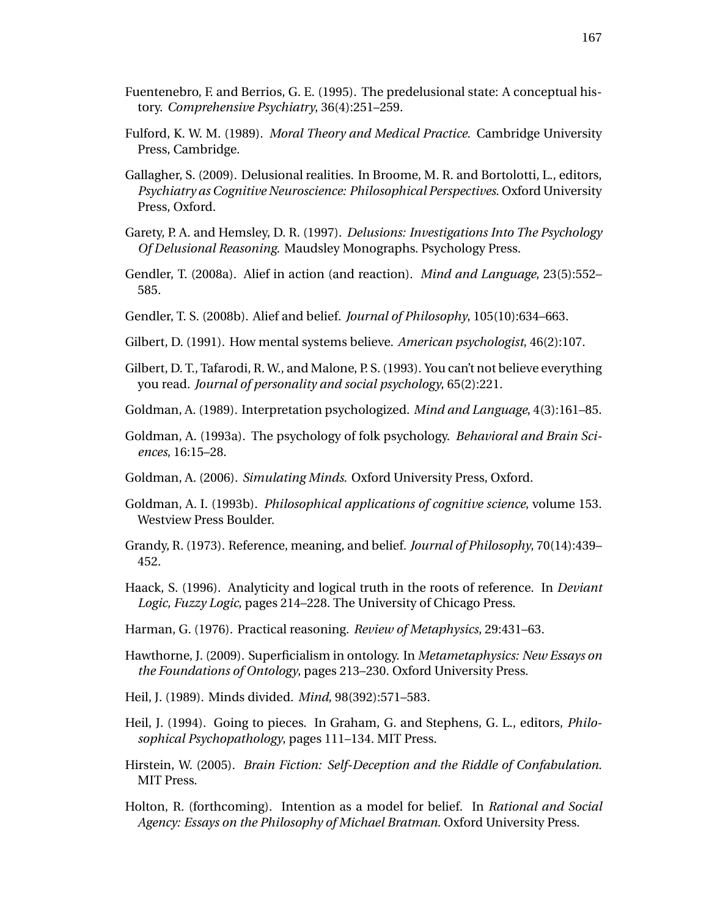Fuentenebro, F. and Berrios, G. E. (1995). The predelusional state: A conceptual history. *Comprehensive Psychiatry*, 36(4):251–259.

Fulford, K. W. M. (1989). *Moral Theory and Medical Practice*. Cambridge University Press, Cambridge.

Gallagher, S. (2009). Delusional realities. In Broome, M. R. and Bortolotti, L., editors, *Psychiatry as Cognitive Neuroscience: Philosophical Perspectives*. Oxford University Press, Oxford.

Garety, P. A. and Hemsley, D. R. (1997). *Delusions: Investigations Into The Psychology Of Delusional Reasoning*. Maudsley Monographs. Psychology Press.

Gendler, T. (2008a). Alief in action (and reaction). *Mind and Language*, 23(5):552–585.

Gendler, T. S. (2008b). Alief and belief. *Journal of Philosophy*, 105(10):634–663.

Gilbert, D. (1991). How mental systems believe. *American psychologist*, 46(2):107.

Gilbert, D. T., Tafarodi, R. W., and Malone, P. S. (1993). You can't not believe everything you read. *Journal of personality and social psychology*, 65(2):221.

Goldman, A. (1989). Interpretation psychologized. *Mind and Language*, 4(3):161–85.

Goldman, A. (1993a). The psychology of folk psychology. *Behavioral and Brain Sciences*, 16:15–28.

Goldman, A. (2006). *Simulating Minds*. Oxford University Press, Oxford.

Goldman, A. I. (1993b). *Philosophical applications of cognitive science*, volume 153. Westview Press Boulder.

Grandy, R. (1973). Reference, meaning, and belief. *Journal of Philosophy*, 70(14):439–452.

Haack, S. (1996). Analyticity and logical truth in the roots of reference. In *Deviant Logic, Fuzzy Logic*, pages 214–228. The University of Chicago Press.

Harman, G. (1976). Practical reasoning. *Review of Metaphysics*, 29:431–63.

Hawthorne, J. (2009). Superficialism in ontology. In *Metametaphysics: New Essays on the Foundations of Ontology*, pages 213–230. Oxford University Press.

Heil, J. (1989). Minds divided. *Mind*, 98(392):571–583.

Heil, J. (1994). Going to pieces. In Graham, G. and Stephens, G. L., editors, *Philosophical Psychopathology*, pages 111–134. MIT Press.

Hirstein, W. (2005). *Brain Fiction: Self-Deception and the Riddle of Confabulation*. MIT Press.

Holton, R. (forthcoming). Intention as a model for belief. In *Rational and Social Agency: Essays on the Philosophy of Michael Bratman*. Oxford University Press.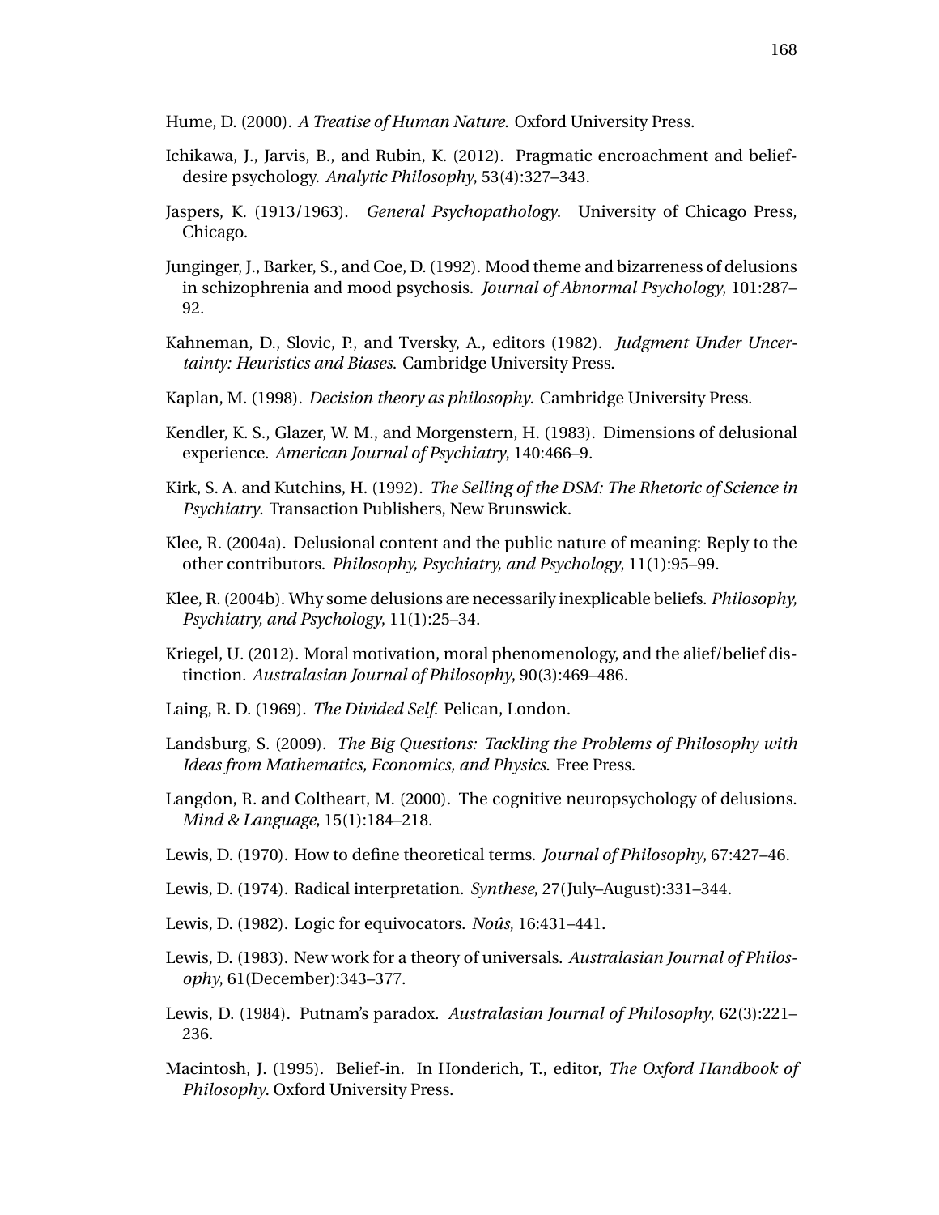Hume, D. (2000). *A Treatise of Human Nature*. Oxford University Press.

Ichikawa, J., Jarvis, B., and Rubin, K. (2012). Pragmatic encroachment and belief-desire psychology. *Analytic Philosophy*, 53(4):327–343.

Jaspers, K. (1913/1963). *General Psychopathology*. University of Chicago Press, Chicago.

Junginger, J., Barker, S., and Coe, D. (1992). Mood theme and bizarreness of delusions in schizophrenia and mood psychosis. *Journal of Abnormal Psychology*, 101:287–92.

Kahneman, D., Slovic, P., and Tversky, A., editors (1982). *Judgment Under Uncertainty: Heuristics and Biases*. Cambridge University Press.

Kaplan, M. (1998). *Decision theory as philosophy*. Cambridge University Press.

Kendler, K. S., Glazer, W. M., and Morgenstern, H. (1983). Dimensions of delusional experience. *American Journal of Psychiatry*, 140:466–9.

Kirk, S. A. and Kutchins, H. (1992). *The Selling of the DSM: The Rhetoric of Science in Psychiatry*. Transaction Publishers, New Brunswick.

Klee, R. (2004a). Delusional content and the public nature of meaning: Reply to the other contributors. *Philosophy, Psychiatry, and Psychology*, 11(1):95–99.

Klee, R. (2004b). Why some delusions are necessarily inexplicable beliefs. *Philosophy, Psychiatry, and Psychology*, 11(1):25–34.

Kriegel, U. (2012). Moral motivation, moral phenomenology, and the alief/belief distinction. *Australasian Journal of Philosophy*, 90(3):469–486.

Laing, R. D. (1969). *The Divided Self*. Pelican, London.

Landsburg, S. (2009). *The Big Questions: Tackling the Problems of Philosophy with Ideas from Mathematics, Economics, and Physics*. Free Press.

Langdon, R. and Coltheart, M. (2000). The cognitive neuropsychology of delusions. *Mind & Language*, 15(1):184–218.

Lewis, D. (1970). How to define theoretical terms. *Journal of Philosophy*, 67:427–46.

Lewis, D. (1974). Radical interpretation. *Synthese*, 27(July–August):331–344.

Lewis, D. (1982). Logic for equivocators. *Noûs*, 16:431–441.

Lewis, D. (1983). New work for a theory of universals. *Australasian Journal of Philosophy*, 61(December):343–377.

Lewis, D. (1984). Putnam's paradox. *Australasian Journal of Philosophy*, 62(3):221–236.

Macintosh, J. (1995). Belief-in. In Honderich, T., editor, *The Oxford Handbook of Philosophy*. Oxford University Press.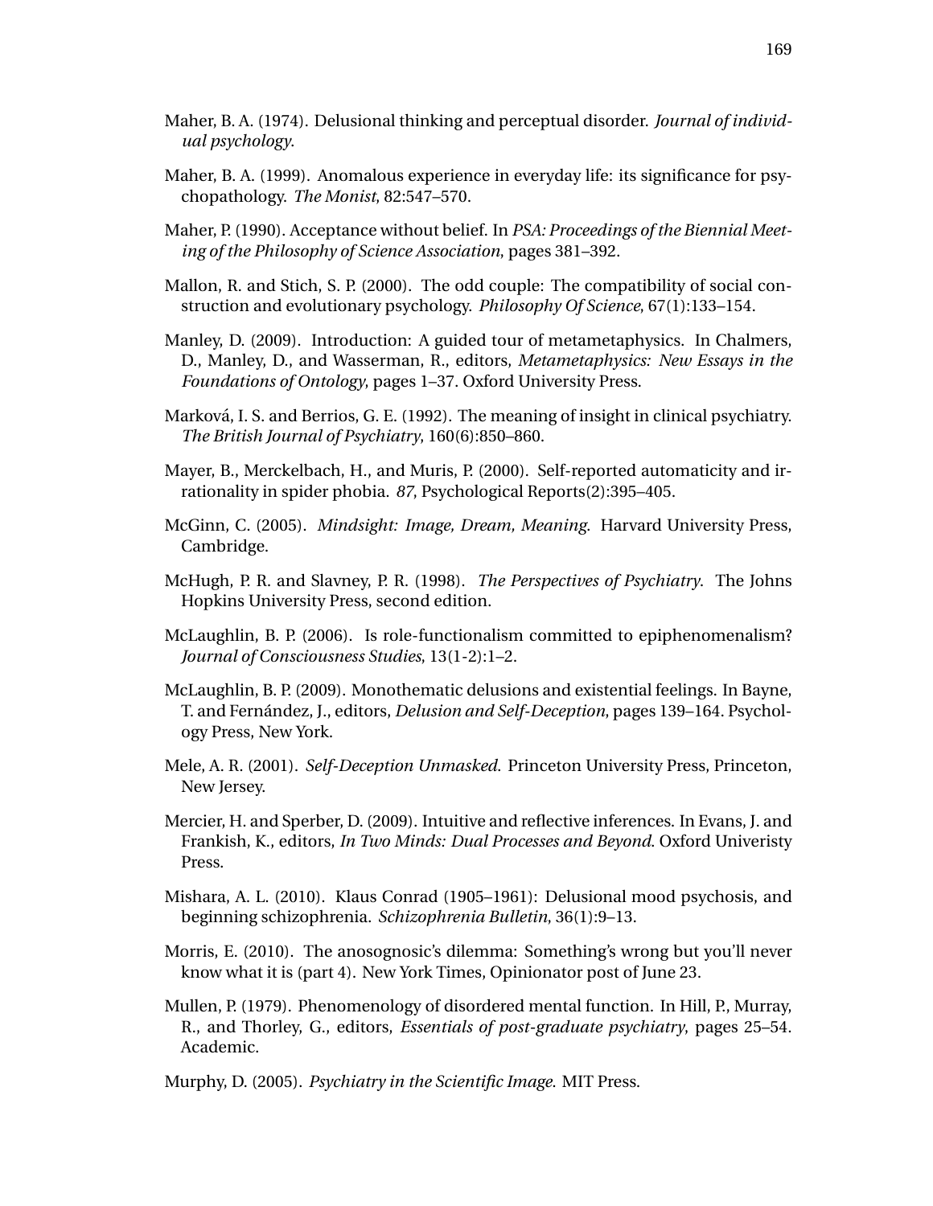Maher, B. A. (1974). Delusional thinking and perceptual disorder. *Journal of individual psychology*.

Maher, B. A. (1999). Anomalous experience in everyday life: its significance for psychopathology. *The Monist*, 82:547–570.

Maher, P. (1990). Acceptance without belief. In *PSA: Proceedings of the Biennial Meeting of the Philosophy of Science Association*, pages 381–392.

Mallon, R. and Stich, S. P. (2000). The odd couple: The compatibility of social construction and evolutionary psychology. *Philosophy Of Science*, 67(1):133–154.

Manley, D. (2009). Introduction: A guided tour of metametaphysics. In Chalmers, D., Manley, D., and Wasserman, R., editors, *Metametaphysics: New Essays in the Foundations of Ontology*, pages 1–37. Oxford University Press.

Marková, I. S. and Berrios, G. E. (1992). The meaning of insight in clinical psychiatry. *The British Journal of Psychiatry*, 160(6):850–860.

Mayer, B., Merckelbach, H., and Muris, P. (2000). Self-reported automaticity and irrationality in spider phobia. *87*, Psychological Reports(2):395–405.

McGinn, C. (2005). *Mindsight: Image, Dream, Meaning*. Harvard University Press, Cambridge.

McHugh, P. R. and Slavney, P. R. (1998). *The Perspectives of Psychiatry*. The Johns Hopkins University Press, second edition.

McLaughlin, B. P. (2006). Is role-functionalism committed to epiphenomenalism? *Journal of Consciousness Studies*, 13(1-2):1–2.

McLaughlin, B. P. (2009). Monothematic delusions and existential feelings. In Bayne, T. and Fernández, J., editors, *Delusion and Self-Deception*, pages 139–164. Psychology Press, New York.

Mele, A. R. (2001). *Self-Deception Unmasked*. Princeton University Press, Princeton, New Jersey.

Mercier, H. and Sperber, D. (2009). Intuitive and reflective inferences. In Evans, J. and Frankish, K., editors, *In Two Minds: Dual Processes and Beyond*. Oxford Univeristy Press.

Mishara, A. L. (2010). Klaus Conrad (1905–1961): Delusional mood psychosis, and beginning schizophrenia. *Schizophrenia Bulletin*, 36(1):9–13.

Morris, E. (2010). The anosognosic's dilemma: Something's wrong but you'll never know what it is (part 4). New York Times, Opinionator post of June 23.

Mullen, P. (1979). Phenomenology of disordered mental function. In Hill, P., Murray, R., and Thorley, G., editors, *Essentials of post-graduate psychiatry*, pages 25–54. Academic.

Murphy, D. (2005). *Psychiatry in the Scientific Image*. MIT Press.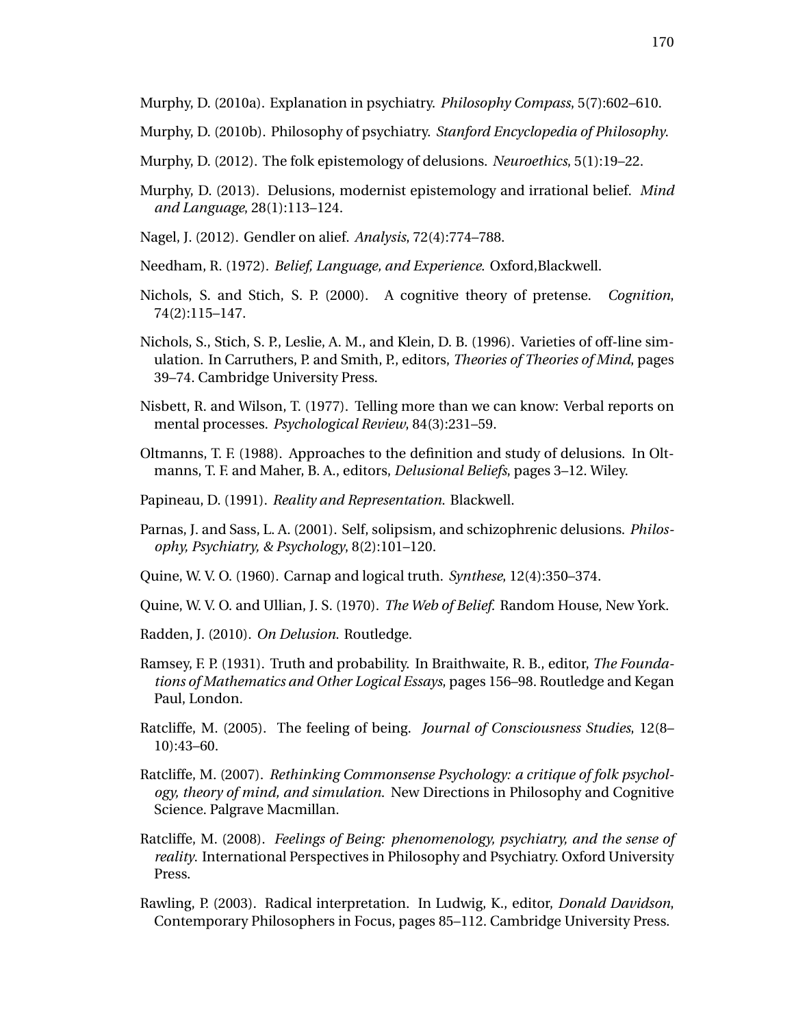Murphy, D. (2010a). Explanation in psychiatry. *Philosophy Compass*, 5(7):602–610.

Murphy, D. (2010b). Philosophy of psychiatry. *Stanford Encyclopedia of Philosophy*.

Murphy, D. (2012). The folk epistemology of delusions. *Neuroethics*, 5(1):19–22.

Murphy, D. (2013). Delusions, modernist epistemology and irrational belief. *Mind and Language*, 28(1):113–124.

Nagel, J. (2012). Gendler on alief. *Analysis*, 72(4):774–788.

Needham, R. (1972). *Belief, Language, and Experience*. Oxford,Blackwell.

Nichols, S. and Stich, S. P. (2000). A cognitive theory of pretense. *Cognition*, 74(2):115–147.

Nichols, S., Stich, S. P., Leslie, A. M., and Klein, D. B. (1996). Varieties of off-line simulation. In Carruthers, P. and Smith, P., editors, *Theories of Theories of Mind*, pages 39–74. Cambridge University Press.

Nisbett, R. and Wilson, T. (1977). Telling more than we can know: Verbal reports on mental processes. *Psychological Review*, 84(3):231–59.

Oltmanns, T. F. (1988). Approaches to the definition and study of delusions. In Oltmanns, T. F. and Maher, B. A., editors, *Delusional Beliefs*, pages 3–12. Wiley.

Papineau, D. (1991). *Reality and Representation*. Blackwell.

Parnas, J. and Sass, L. A. (2001). Self, solipsism, and schizophrenic delusions. *Philosophy, Psychiatry, & Psychology*, 8(2):101–120.

Quine, W. V. O. (1960). Carnap and logical truth. *Synthese*, 12(4):350–374.

Quine, W. V. O. and Ullian, J. S. (1970). *The Web of Belief*. Random House, New York.

Radden, J. (2010). *On Delusion*. Routledge.

Ramsey, F. P. (1931). Truth and probability. In Braithwaite, R. B., editor, *The Foundations of Mathematics and Other Logical Essays*, pages 156–98. Routledge and Kegan Paul, London.

Ratcliffe, M. (2005). The feeling of being. *Journal of Consciousness Studies*, 12(8–10):43–60.

Ratcliffe, M. (2007). *Rethinking Commonsense Psychology: a critique of folk psychology, theory of mind, and simulation*. New Directions in Philosophy and Cognitive Science. Palgrave Macmillan.

Ratcliffe, M. (2008). *Feelings of Being: phenomenology, psychiatry, and the sense of reality*. International Perspectives in Philosophy and Psychiatry. Oxford University Press.

Rawling, P. (2003). Radical interpretation. In Ludwig, K., editor, *Donald Davidson*, Contemporary Philosophers in Focus, pages 85–112. Cambridge University Press.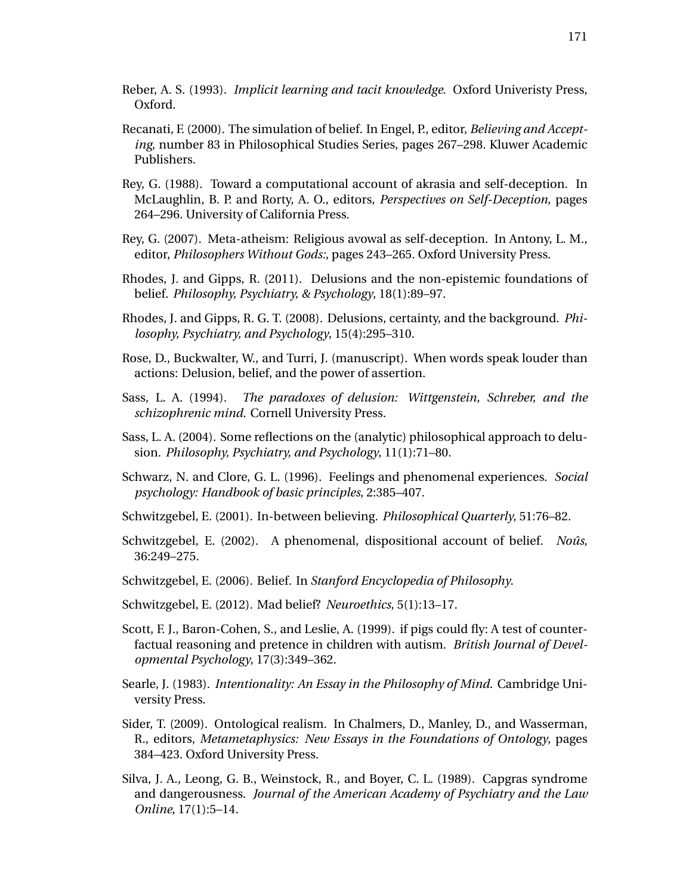Reber, A. S. (1993). *Implicit learning and tacit knowledge*. Oxford Univeristy Press, Oxford.

Recanati, F. (2000). The simulation of belief. In Engel, P., editor, *Believing and Accepting*, number 83 in Philosophical Studies Series, pages 267–298. Kluwer Academic Publishers.

Rey, G. (1988). Toward a computational account of akrasia and self-deception. In McLaughlin, B. P. and Rorty, A. O., editors, *Perspectives on Self-Deception*, pages 264–296. University of California Press.

Rey, G. (2007). Meta-atheism: Religious avowal as self-deception. In Antony, L. M., editor, *Philosophers Without Gods:*, pages 243–265. Oxford University Press.

Rhodes, J. and Gipps, R. (2011). Delusions and the non-epistemic foundations of belief. *Philosophy, Psychiatry, & Psychology*, 18(1):89–97.

Rhodes, J. and Gipps, R. G. T. (2008). Delusions, certainty, and the background. *Philosophy, Psychiatry, and Psychology*, 15(4):295–310.

Rose, D., Buckwalter, W., and Turri, J. (manuscript). When words speak louder than actions: Delusion, belief, and the power of assertion.

Sass, L. A. (1994). *The paradoxes of delusion: Wittgenstein, Schreber, and the schizophrenic mind*. Cornell University Press.

Sass, L. A. (2004). Some reflections on the (analytic) philosophical approach to delusion. *Philosophy, Psychiatry, and Psychology*, 11(1):71–80.

Schwarz, N. and Clore, G. L. (1996). Feelings and phenomenal experiences. *Social psychology: Handbook of basic principles*, 2:385–407.

Schwitzgebel, E. (2001). In-between believing. *Philosophical Quarterly*, 51:76–82.

Schwitzgebel, E. (2002). A phenomenal, dispositional account of belief. *Noûs*, 36:249–275.

Schwitzgebel, E. (2006). Belief. In *Stanford Encyclopedia of Philosophy*.

Schwitzgebel, E. (2012). Mad belief? *Neuroethics*, 5(1):13–17.

Scott, F. J., Baron-Cohen, S., and Leslie, A. (1999). if pigs could fly: A test of counterfactual reasoning and pretence in children with autism. *British Journal of Developmental Psychology*, 17(3):349–362.

Searle, J. (1983). *Intentionality: An Essay in the Philosophy of Mind*. Cambridge University Press.

Sider, T. (2009). Ontological realism. In Chalmers, D., Manley, D., and Wasserman, R., editors, *Metametaphysics: New Essays in the Foundations of Ontology*, pages 384–423. Oxford University Press.

Silva, J. A., Leong, G. B., Weinstock, R., and Boyer, C. L. (1989). Capgras syndrome and dangerousness. *Journal of the American Academy of Psychiatry and the Law Online*, 17(1):5–14.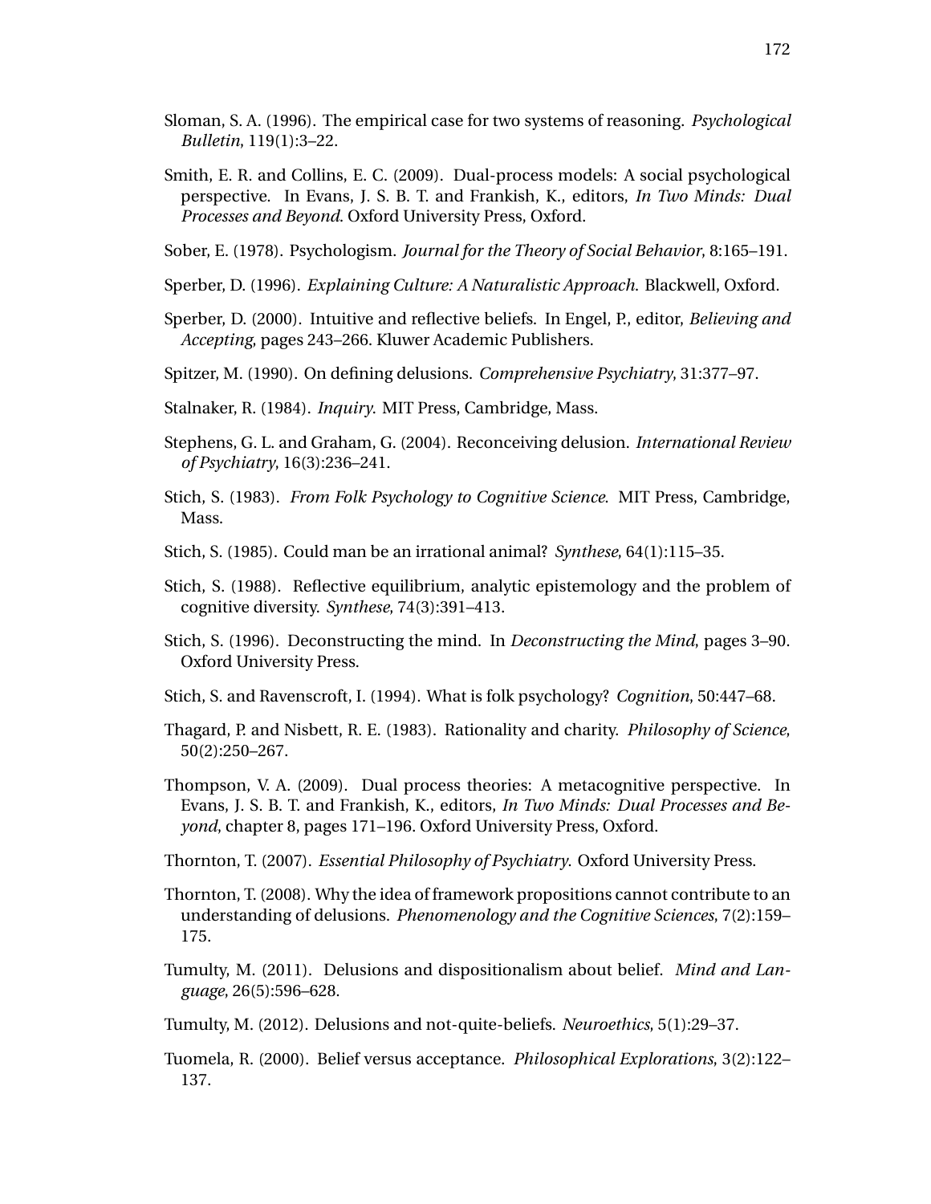Sloman, S. A. (1996). The empirical case for two systems of reasoning. *Psychological Bulletin*, 119(1):3–22.

Smith, E. R. and Collins, E. C. (2009). Dual-process models: A social psychological perspective. In Evans, J. S. B. T. and Frankish, K., editors, *In Two Minds: Dual Processes and Beyond*. Oxford University Press, Oxford.

Sober, E. (1978). Psychologism. *Journal for the Theory of Social Behavior*, 8:165–191.

Sperber, D. (1996). *Explaining Culture: A Naturalistic Approach*. Blackwell, Oxford.

Sperber, D. (2000). Intuitive and reflective beliefs. In Engel, P., editor, *Believing and Accepting*, pages 243–266. Kluwer Academic Publishers.

Spitzer, M. (1990). On defining delusions. *Comprehensive Psychiatry*, 31:377–97.

Stalnaker, R. (1984). *Inquiry*. MIT Press, Cambridge, Mass.

Stephens, G. L. and Graham, G. (2004). Reconceiving delusion. *International Review of Psychiatry*, 16(3):236–241.

Stich, S. (1983). *From Folk Psychology to Cognitive Science*. MIT Press, Cambridge, Mass.

Stich, S. (1985). Could man be an irrational animal? *Synthese*, 64(1):115–35.

Stich, S. (1988). Reflective equilibrium, analytic epistemology and the problem of cognitive diversity. *Synthese*, 74(3):391–413.

Stich, S. (1996). Deconstructing the mind. In *Deconstructing the Mind*, pages 3–90. Oxford University Press.

Stich, S. and Ravenscroft, I. (1994). What is folk psychology? *Cognition*, 50:447–68.

Thagard, P. and Nisbett, R. E. (1983). Rationality and charity. *Philosophy of Science*, 50(2):250–267.

Thompson, V. A. (2009). Dual process theories: A metacognitive perspective. In Evans, J. S. B. T. and Frankish, K., editors, *In Two Minds: Dual Processes and Beyond*, chapter 8, pages 171–196. Oxford University Press, Oxford.

Thornton, T. (2007). *Essential Philosophy of Psychiatry*. Oxford University Press.

Thornton, T. (2008). Why the idea of framework propositions cannot contribute to an understanding of delusions. *Phenomenology and the Cognitive Sciences*, 7(2):159–175.

Tumulty, M. (2011). Delusions and dispositionalism about belief. *Mind and Language*, 26(5):596–628.

Tumulty, M. (2012). Delusions and not-quite-beliefs. *Neuroethics*, 5(1):29–37.

Tuomela, R. (2000). Belief versus acceptance. *Philosophical Explorations*, 3(2):122–137.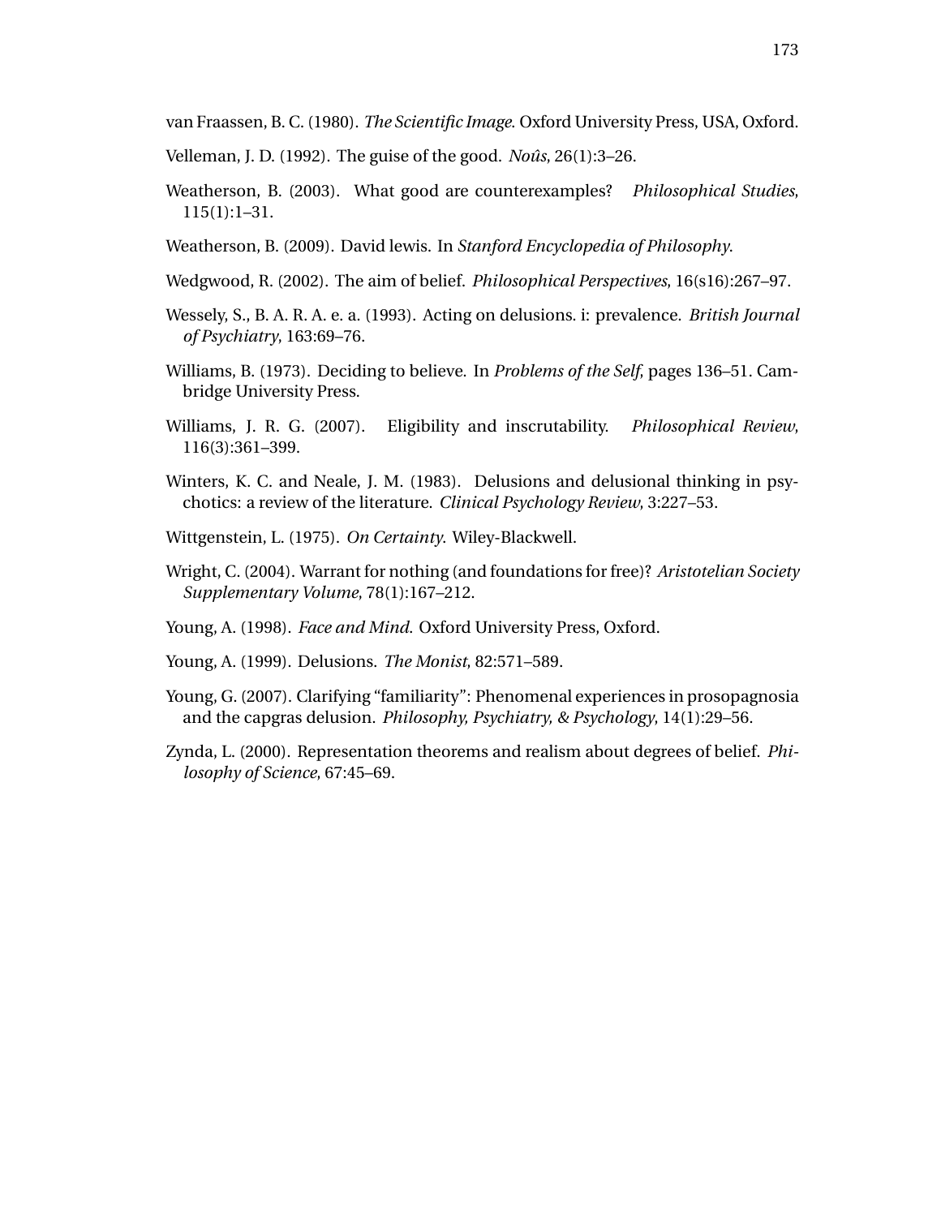van Fraassen, B. C. (1980). *The Scientific Image*. Oxford University Press, USA, Oxford.

Velleman, J. D. (1992). The guise of the good. *Noûs*, 26(1):3–26.

Weatherson, B. (2003). What good are counterexamples? *Philosophical Studies*, 115(1):1–31.

Weatherson, B. (2009). David lewis. In *Stanford Encyclopedia of Philosophy*.

Wedgwood, R. (2002). The aim of belief. *Philosophical Perspectives*, 16(s16):267–97.

Wessely, S., B. A. R. A. e. a. (1993). Acting on delusions. i: prevalence. *British Journal of Psychiatry*, 163:69–76.

Williams, B. (1973). Deciding to believe. In *Problems of the Self*, pages 136–51. Cambridge University Press.

Williams, J. R. G. (2007). Eligibility and inscrutability. *Philosophical Review*, 116(3):361–399.

Winters, K. C. and Neale, J. M. (1983). Delusions and delusional thinking in psychotics: a review of the literature. *Clinical Psychology Review*, 3:227–53.

Wittgenstein, L. (1975). *On Certainty*. Wiley-Blackwell.

Wright, C. (2004). Warrant for nothing (and foundations for free)? *Aristotelian Society Supplementary Volume*, 78(1):167–212.

Young, A. (1998). *Face and Mind*. Oxford University Press, Oxford.

Young, A. (1999). Delusions. *The Monist*, 82:571–589.

Young, G. (2007). Clarifying "familiarity": Phenomenal experiences in prosopagnosia and the capgras delusion. *Philosophy, Psychiatry, & Psychology*, 14(1):29–56.

Zynda, L. (2000). Representation theorems and realism about degrees of belief. *Philosophy of Science*, 67:45–69.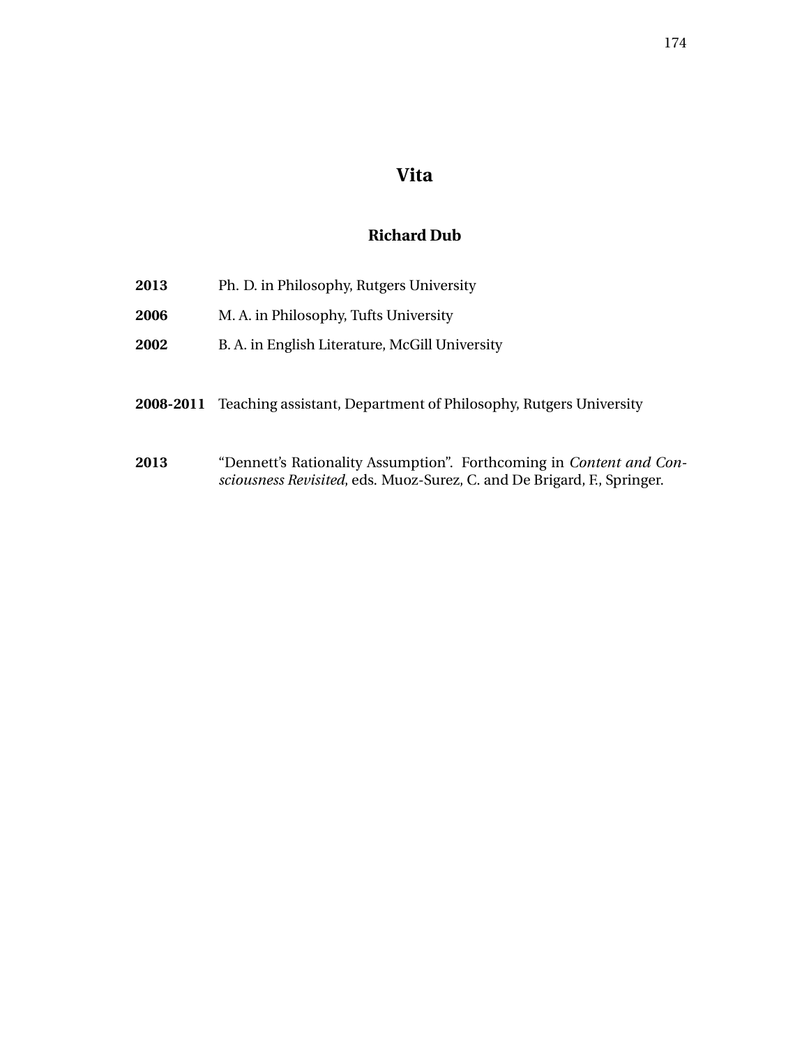# Vita

## Richard Dub

| | |
|---|---|
| **2013** | Ph. D. in Philosophy, Rutgers University |
| **2006** | M. A. in Philosophy, Tufts University |
| **2002** | B. A. in English Literature, McGill University |
| **2008-2011** | Teaching assistant, Department of Philosophy, Rutgers University |
| **2013** | "Dennett's Rationality Assumption". Forthcoming in *Content and Consciousness Revisited*, eds. Muoz-Surez, C. and De Brigard, F., Springer. |